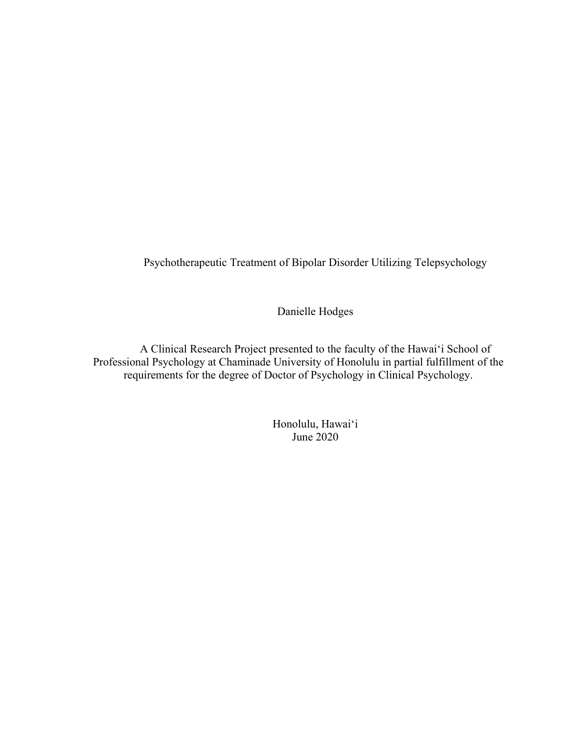# Psychotherapeutic Treatment of Bipolar Disorder Utilizing Telepsychology

Danielle Hodges

A Clinical Research Project presented to the faculty of the Hawai‘i School of Professional Psychology at Chaminade University of Honolulu in partial fulfillment of the requirements for the degree of Doctor of Psychology in Clinical Psychology.

Honolulu, Hawai‘i
June 2020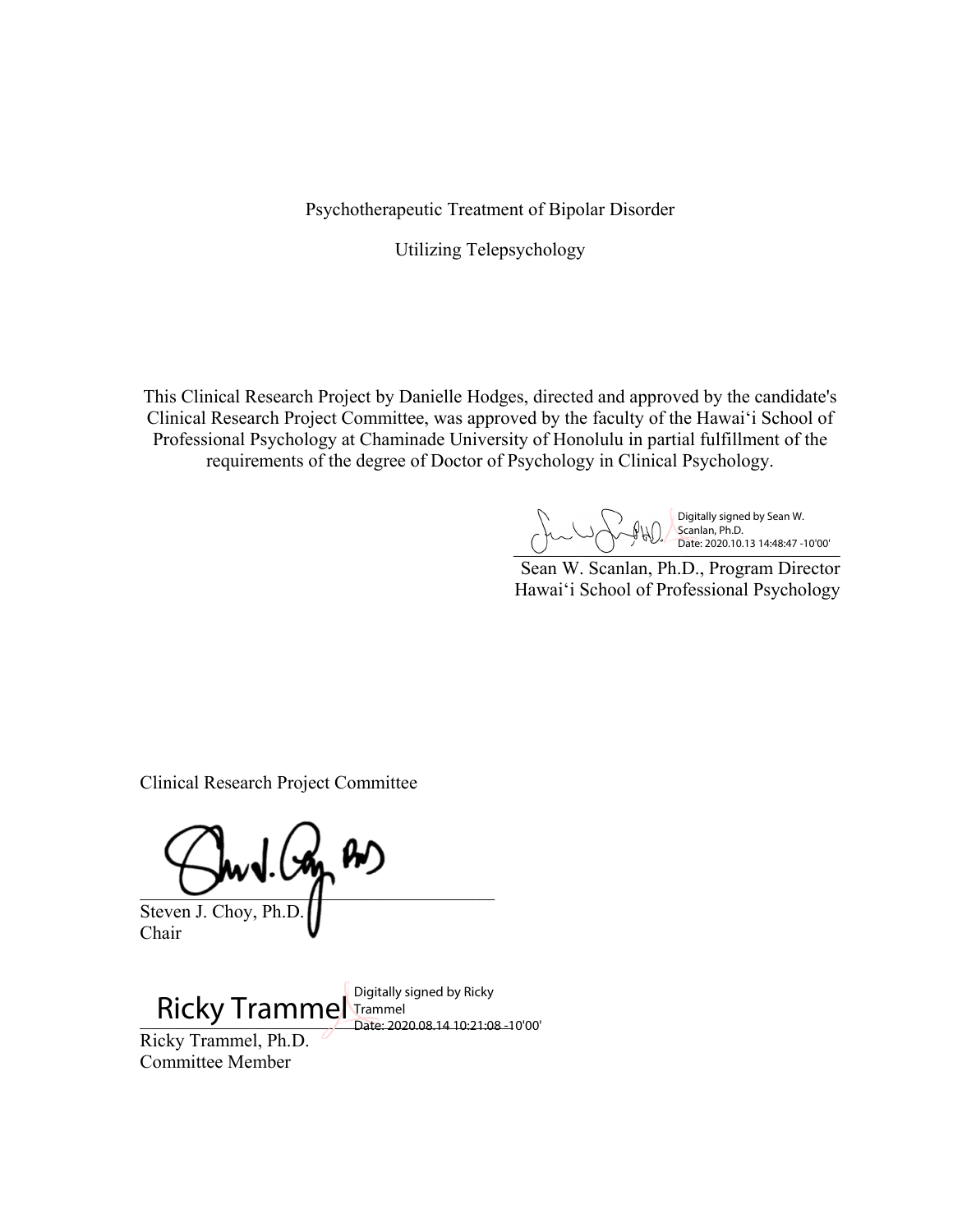Psychotherapeutic Treatment of Bipolar Disorder

Utilizing Telepsychology

This Clinical Research Project by Danielle Hodges, directed and approved by the candidate's Clinical Research Project Committee, was approved by the faculty of the Hawai‘i School of Professional Psychology at Chaminade University of Honolulu in partial fulfillment of the requirements of the degree of Doctor of Psychology in Clinical Psychology.

Digitally signed by Sean W. Scanlan, Ph.D.
Date: 2020.10.13 14:48:47 -10'00'

Sean W. Scanlan, Ph.D., Program Director
Hawai‘i School of Professional Psychology

Clinical Research Project Committee

Steven J. Choy, Ph.D.
Chair

Ricky Trammel
Digitally signed by Ricky Trammel
Date: 2020.08.14 10:21:08 -10'00'

Ricky Trammel, Ph.D.
Committee Member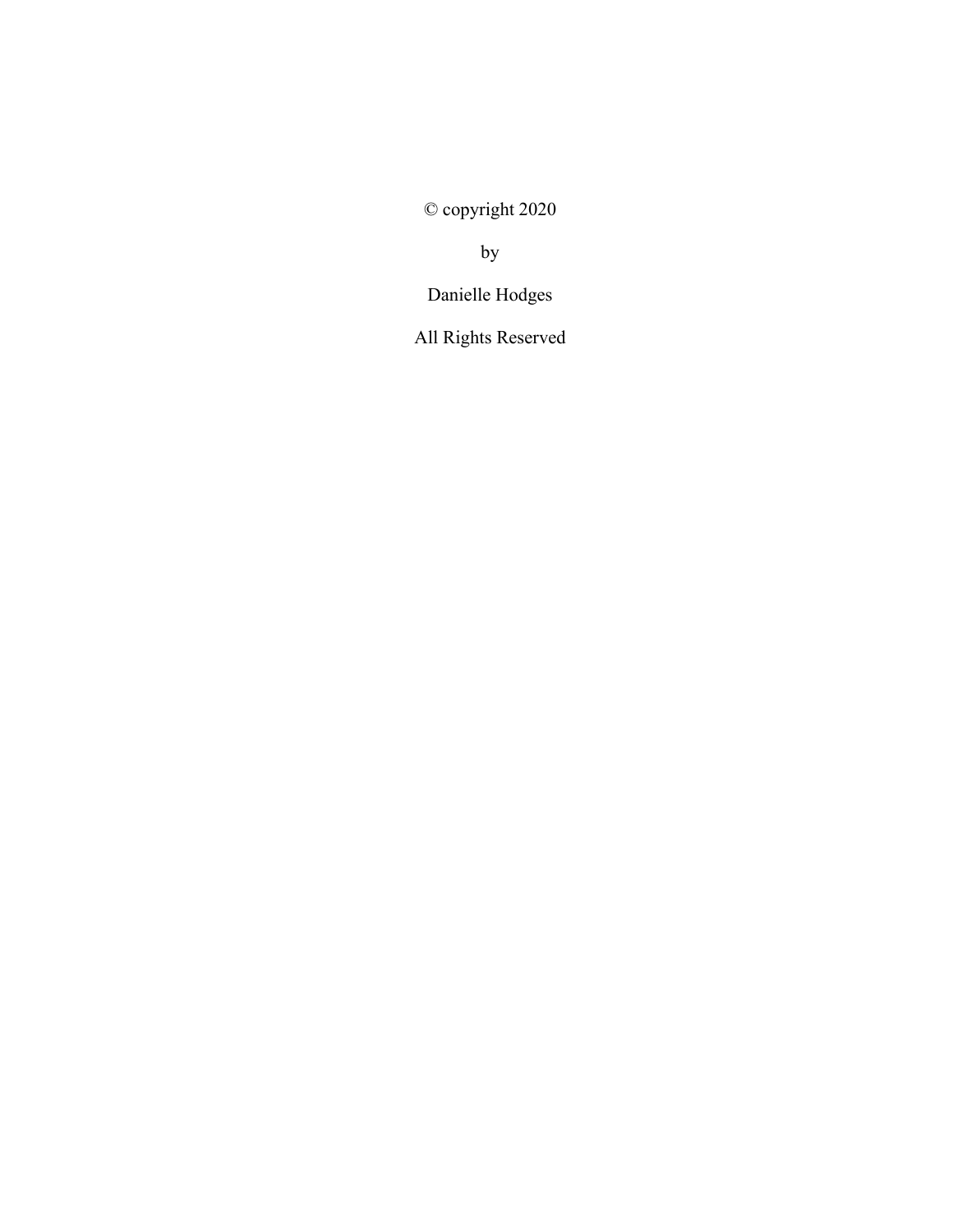© copyright 2020

by

Danielle Hodges

All Rights Reserved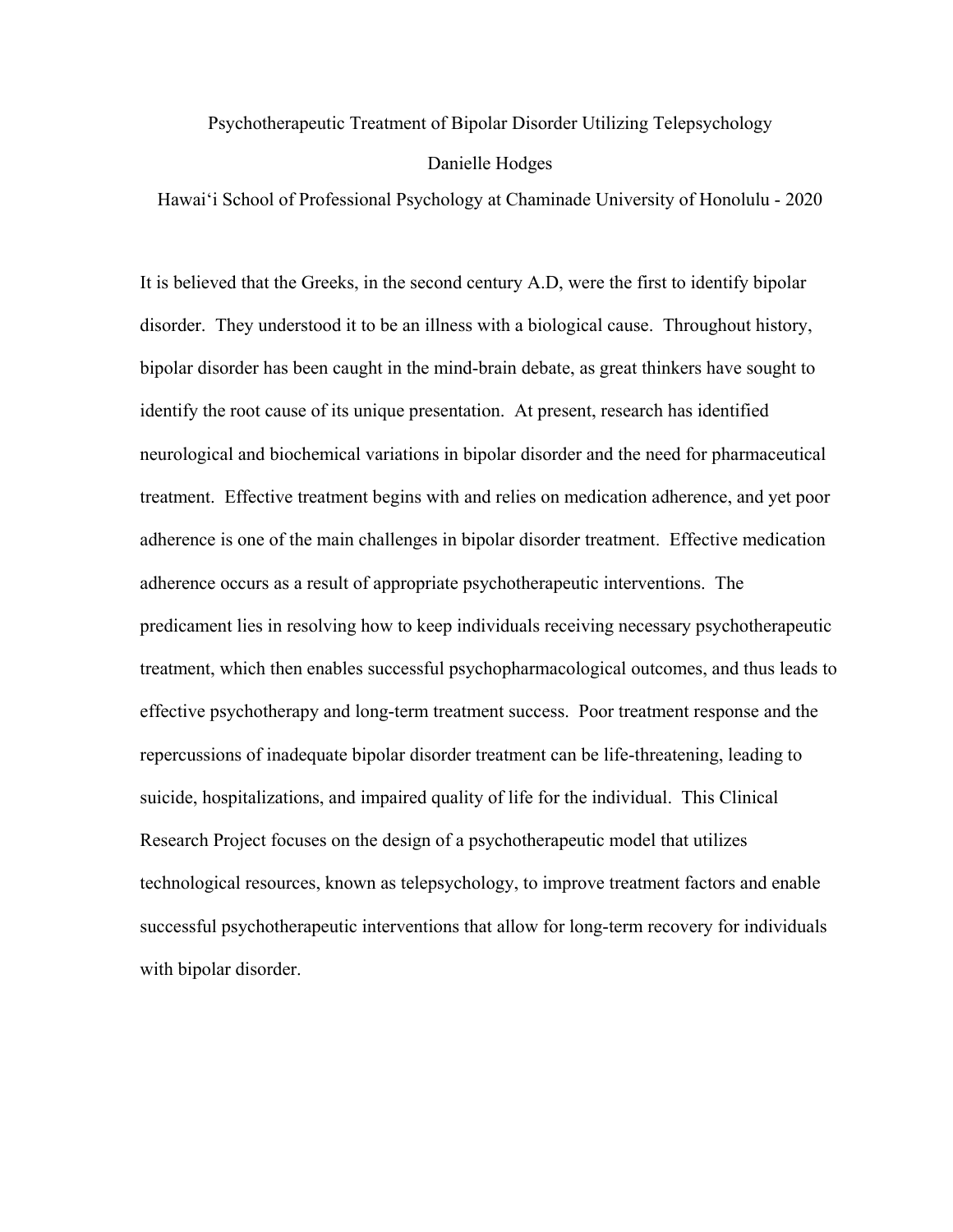Psychotherapeutic Treatment of Bipolar Disorder Utilizing Telepsychology

Danielle Hodges

Hawaiʻi School of Professional Psychology at Chaminade University of Honolulu - 2020

It is believed that the Greeks, in the second century A.D, were the first to identify bipolar disorder. They understood it to be an illness with a biological cause. Throughout history, bipolar disorder has been caught in the mind-brain debate, as great thinkers have sought to identify the root cause of its unique presentation. At present, research has identified neurological and biochemical variations in bipolar disorder and the need for pharmaceutical treatment. Effective treatment begins with and relies on medication adherence, and yet poor adherence is one of the main challenges in bipolar disorder treatment. Effective medication adherence occurs as a result of appropriate psychotherapeutic interventions. The predicament lies in resolving how to keep individuals receiving necessary psychotherapeutic treatment, which then enables successful psychopharmacological outcomes, and thus leads to effective psychotherapy and long-term treatment success. Poor treatment response and the repercussions of inadequate bipolar disorder treatment can be life-threatening, leading to suicide, hospitalizations, and impaired quality of life for the individual. This Clinical Research Project focuses on the design of a psychotherapeutic model that utilizes technological resources, known as telepsychology, to improve treatment factors and enable successful psychotherapeutic interventions that allow for long-term recovery for individuals with bipolar disorder.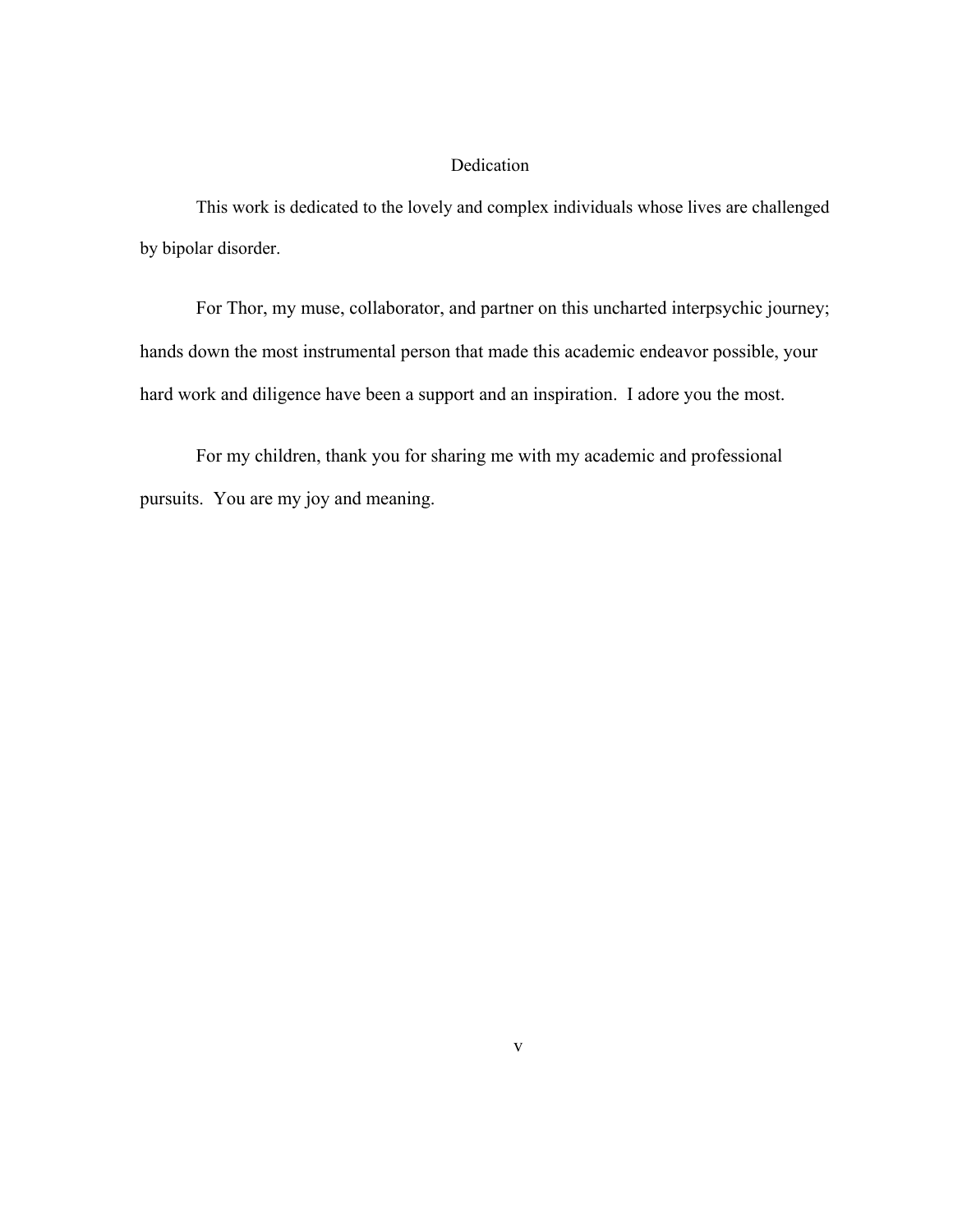# Dedication

This work is dedicated to the lovely and complex individuals whose lives are challenged by bipolar disorder.

For Thor, my muse, collaborator, and partner on this uncharted interpsychic journey; hands down the most instrumental person that made this academic endeavor possible, your hard work and diligence have been a support and an inspiration. I adore you the most.

For my children, thank you for sharing me with my academic and professional pursuits. You are my joy and meaning.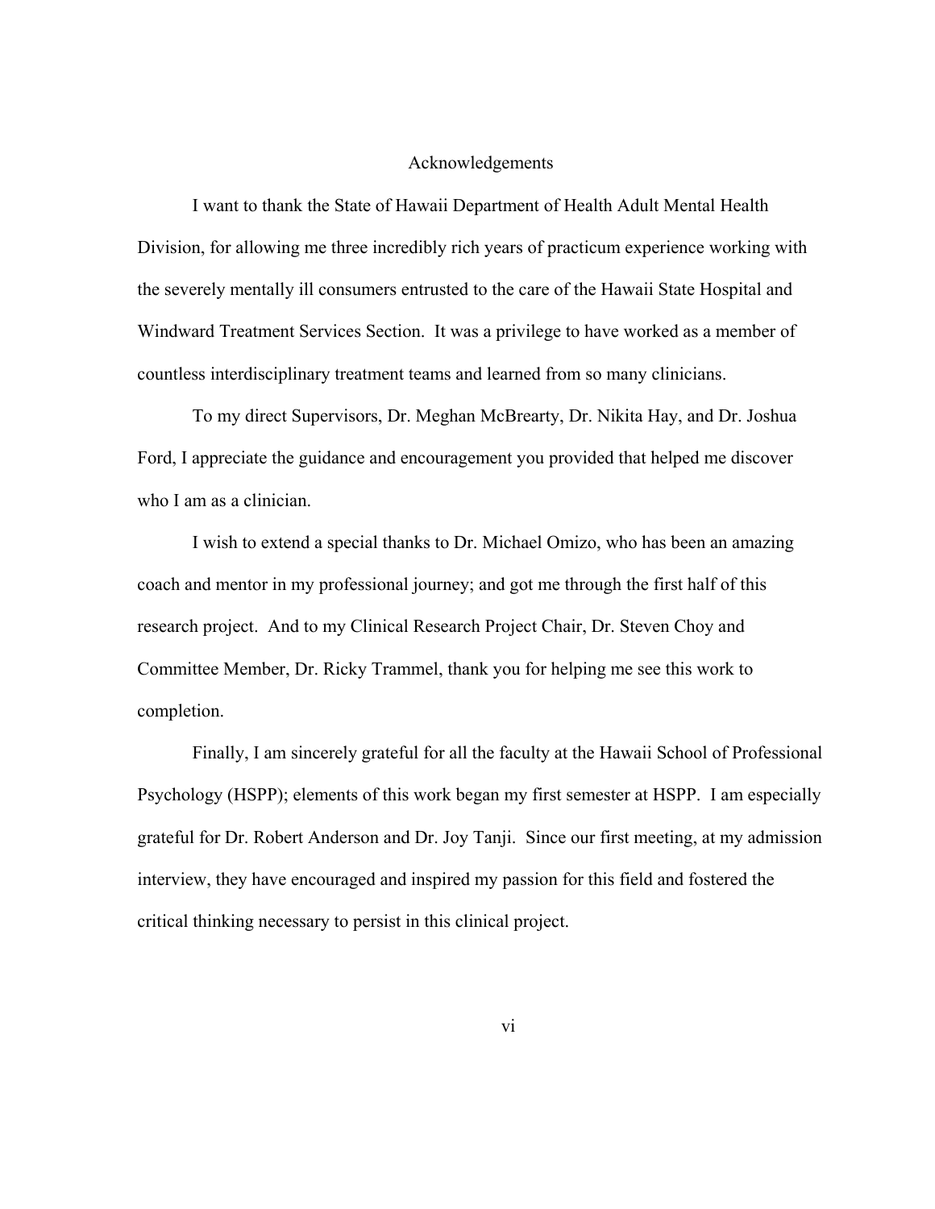# Acknowledgements

I want to thank the State of Hawaii Department of Health Adult Mental Health Division, for allowing me three incredibly rich years of practicum experience working with the severely mentally ill consumers entrusted to the care of the Hawaii State Hospital and Windward Treatment Services Section. It was a privilege to have worked as a member of countless interdisciplinary treatment teams and learned from so many clinicians.

To my direct Supervisors, Dr. Meghan McBrearty, Dr. Nikita Hay, and Dr. Joshua Ford, I appreciate the guidance and encouragement you provided that helped me discover who I am as a clinician.

I wish to extend a special thanks to Dr. Michael Omizo, who has been an amazing coach and mentor in my professional journey; and got me through the first half of this research project. And to my Clinical Research Project Chair, Dr. Steven Choy and Committee Member, Dr. Ricky Trammel, thank you for helping me see this work to completion.

Finally, I am sincerely grateful for all the faculty at the Hawaii School of Professional Psychology (HSPP); elements of this work began my first semester at HSPP. I am especially grateful for Dr. Robert Anderson and Dr. Joy Tanji. Since our first meeting, at my admission interview, they have encouraged and inspired my passion for this field and fostered the critical thinking necessary to persist in this clinical project.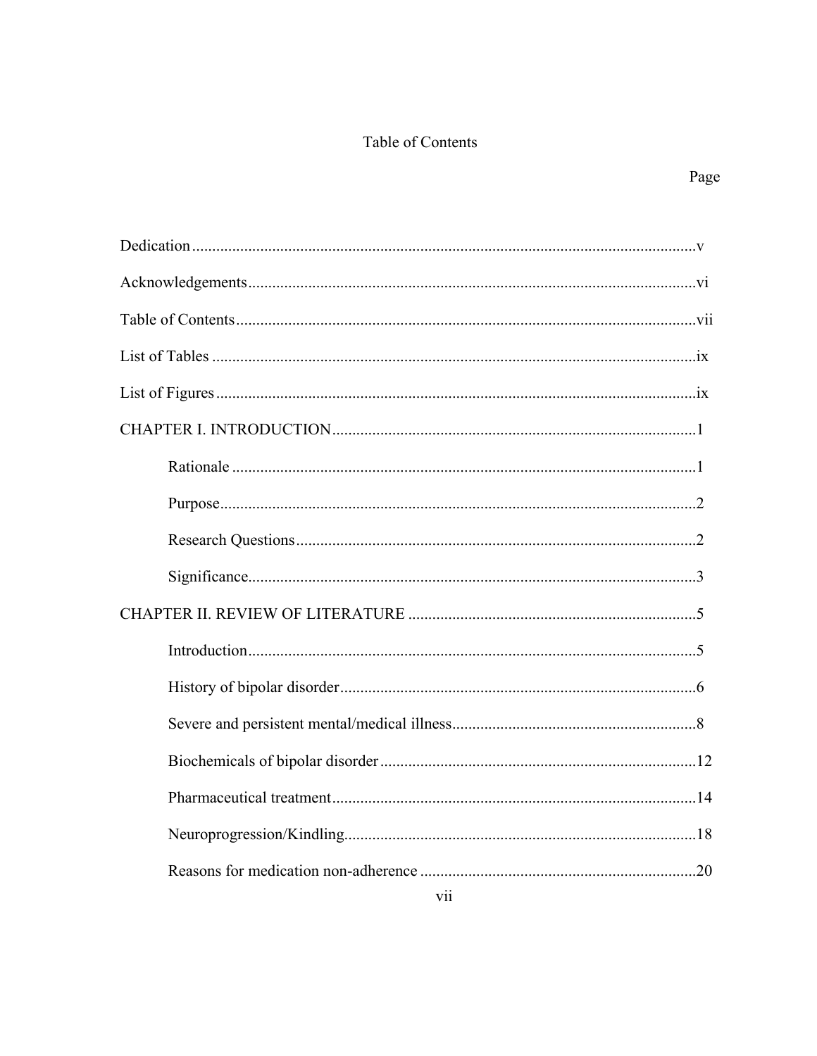# Table of Contents

Page

Dedication .......... v

Acknowledgements .......... vi

Table of Contents .......... vii

List of Tables .......... ix

List of Figures .......... ix

CHAPTER I. INTRODUCTION .......... 1

- Rationale .......... 1
- Purpose .......... 2
- Research Questions .......... 2
- Significance .......... 3

CHAPTER II. REVIEW OF LITERATURE .......... 5

- Introduction .......... 5
- History of bipolar disorder .......... 6
- Severe and persistent mental/medical illness .......... 8
- Biochemicals of bipolar disorder .......... 12
- Pharmaceutical treatment .......... 14
- Neuroprogression/Kindling .......... 18
- Reasons for medication non-adherence .......... 20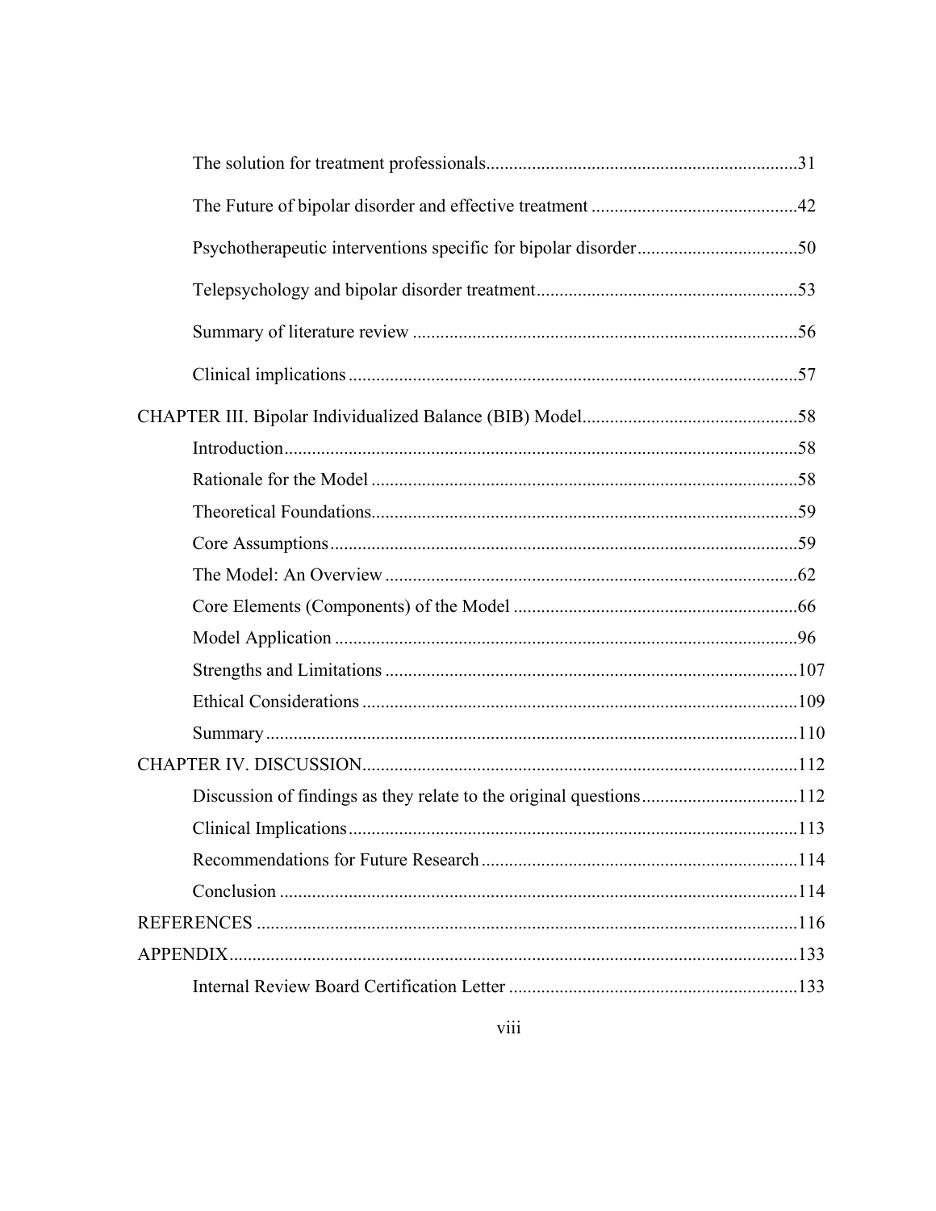The solution for treatment professionals....................................................................31

The Future of bipolar disorder and effective treatment ..............................................42

Psychotherapeutic interventions specific for bipolar disorder....................................50

Telepsychology and bipolar disorder treatment..........................................................53

Summary of literature review .....................................................................................56

Clinical implications ...................................................................................................57

CHAPTER III. Bipolar Individualized Balance (BIB) Model................................................58

Introduction..................................................................................................................58

Rationale for the Model ..............................................................................................58

Theoretical Foundations...............................................................................................59

Core Assumptions........................................................................................................59

The Model: An Overview ............................................................................................62

Core Elements (Components) of the Model ...............................................................66

Model Application .......................................................................................................96

Strengths and Limitations ............................................................................................107

Ethical Considerations .................................................................................................109

Summary ......................................................................................................................110

CHAPTER IV. DISCUSSION.................................................................................................112

Discussion of findings as they relate to the original questions...................................112

Clinical Implications....................................................................................................113

Recommendations for Future Research .......................................................................114

Conclusion ...................................................................................................................114

REFERENCES ........................................................................................................................116

APPENDIX..............................................................................................................................133

Internal Review Board Certification Letter .................................................................133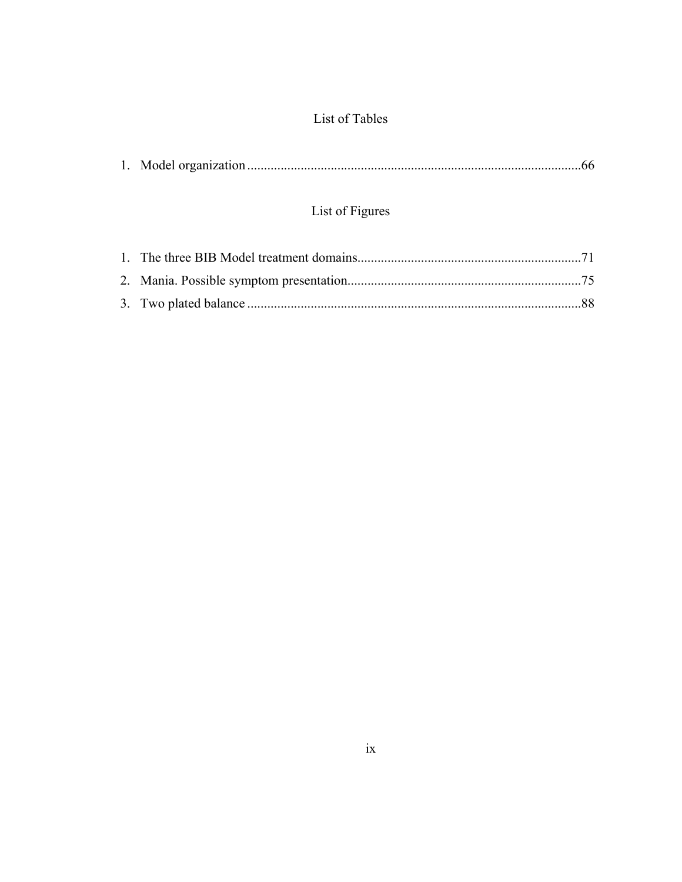## List of Tables

1. Model organization ....................................................................................................66

## List of Figures

1. The three BIB Model treatment domains...................................................................71
2. Mania. Possible symptom presentation......................................................................75
3. Two plated balance ....................................................................................................88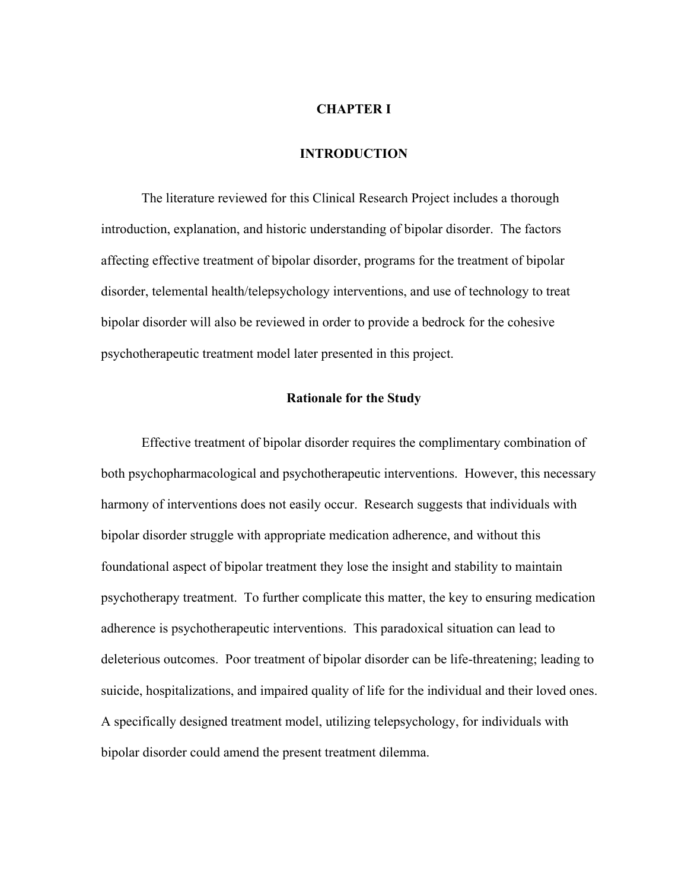# CHAPTER I

# INTRODUCTION

The literature reviewed for this Clinical Research Project includes a thorough introduction, explanation, and historic understanding of bipolar disorder. The factors affecting effective treatment of bipolar disorder, programs for the treatment of bipolar disorder, telemental health/telepsychology interventions, and use of technology to treat bipolar disorder will also be reviewed in order to provide a bedrock for the cohesive psychotherapeutic treatment model later presented in this project.

## Rationale for the Study

Effective treatment of bipolar disorder requires the complimentary combination of both psychopharmacological and psychotherapeutic interventions. However, this necessary harmony of interventions does not easily occur. Research suggests that individuals with bipolar disorder struggle with appropriate medication adherence, and without this foundational aspect of bipolar treatment they lose the insight and stability to maintain psychotherapy treatment. To further complicate this matter, the key to ensuring medication adherence is psychotherapeutic interventions. This paradoxical situation can lead to deleterious outcomes. Poor treatment of bipolar disorder can be life-threatening; leading to suicide, hospitalizations, and impaired quality of life for the individual and their loved ones. A specifically designed treatment model, utilizing telepsychology, for individuals with bipolar disorder could amend the present treatment dilemma.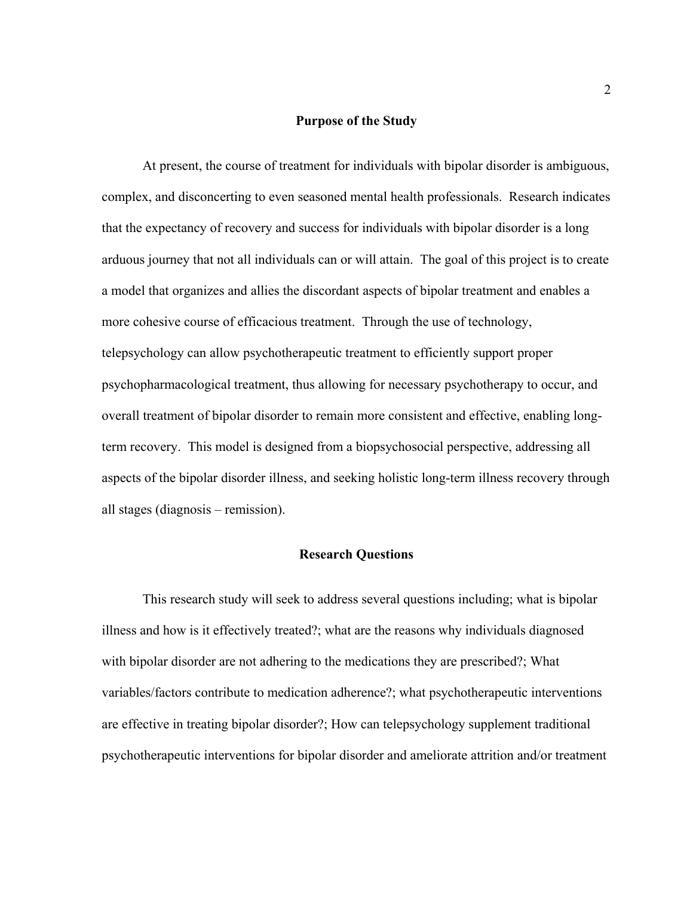## Purpose of the Study

At present, the course of treatment for individuals with bipolar disorder is ambiguous, complex, and disconcerting to even seasoned mental health professionals. Research indicates that the expectancy of recovery and success for individuals with bipolar disorder is a long arduous journey that not all individuals can or will attain. The goal of this project is to create a model that organizes and allies the discordant aspects of bipolar treatment and enables a more cohesive course of efficacious treatment. Through the use of technology, telepsychology can allow psychotherapeutic treatment to efficiently support proper psychopharmacological treatment, thus allowing for necessary psychotherapy to occur, and overall treatment of bipolar disorder to remain more consistent and effective, enabling long-term recovery. This model is designed from a biopsychosocial perspective, addressing all aspects of the bipolar disorder illness, and seeking holistic long-term illness recovery through all stages (diagnosis – remission).

## Research Questions

This research study will seek to address several questions including; what is bipolar illness and how is it effectively treated?; what are the reasons why individuals diagnosed with bipolar disorder are not adhering to the medications they are prescribed?; What variables/factors contribute to medication adherence?; what psychotherapeutic interventions are effective in treating bipolar disorder?; How can telepsychology supplement traditional psychotherapeutic interventions for bipolar disorder and ameliorate attrition and/or treatment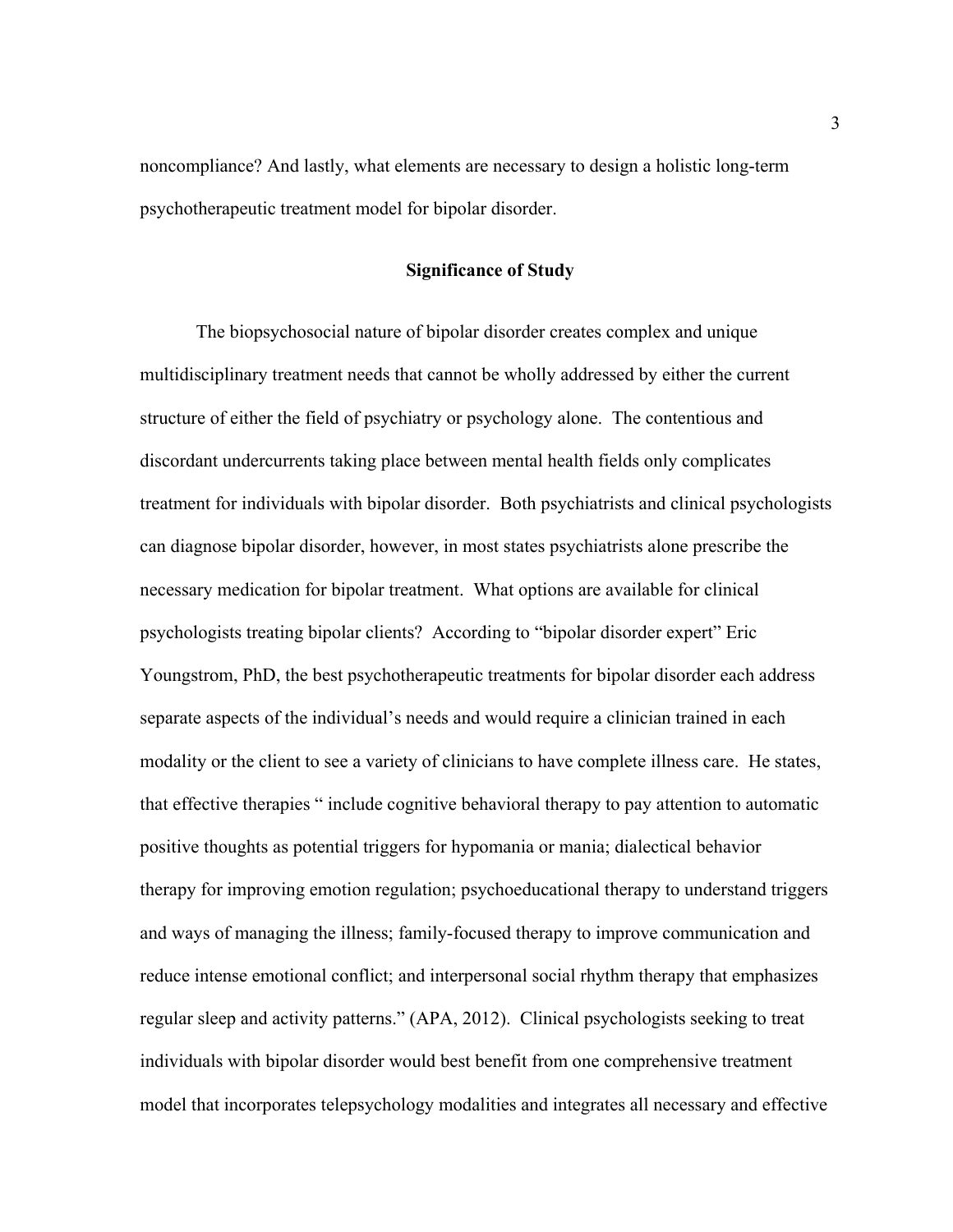noncompliance? And lastly, what elements are necessary to design a holistic long-term psychotherapeutic treatment model for bipolar disorder.

## Significance of Study

The biopsychosocial nature of bipolar disorder creates complex and unique multidisciplinary treatment needs that cannot be wholly addressed by either the current structure of either the field of psychiatry or psychology alone. The contentious and discordant undercurrents taking place between mental health fields only complicates treatment for individuals with bipolar disorder. Both psychiatrists and clinical psychologists can diagnose bipolar disorder, however, in most states psychiatrists alone prescribe the necessary medication for bipolar treatment. What options are available for clinical psychologists treating bipolar clients? According to "bipolar disorder expert" Eric Youngstrom, PhD, the best psychotherapeutic treatments for bipolar disorder each address separate aspects of the individual's needs and would require a clinician trained in each modality or the client to see a variety of clinicians to have complete illness care. He states, that effective therapies " include cognitive behavioral therapy to pay attention to automatic positive thoughts as potential triggers for hypomania or mania; dialectical behavior therapy for improving emotion regulation; psychoeducational therapy to understand triggers and ways of managing the illness; family-focused therapy to improve communication and reduce intense emotional conflict; and interpersonal social rhythm therapy that emphasizes regular sleep and activity patterns." (APA, 2012). Clinical psychologists seeking to treat individuals with bipolar disorder would best benefit from one comprehensive treatment model that incorporates telepsychology modalities and integrates all necessary and effective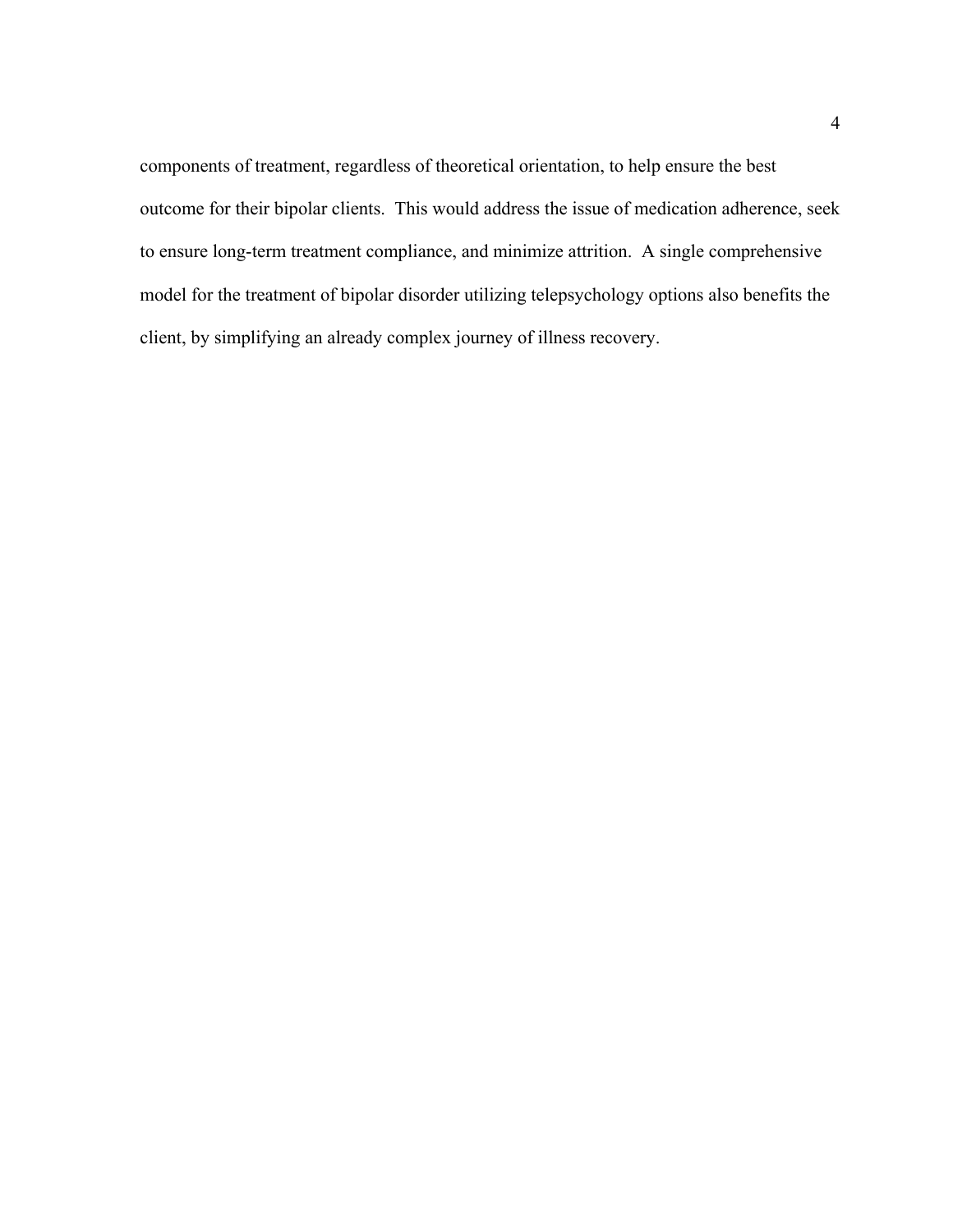components of treatment, regardless of theoretical orientation, to help ensure the best outcome for their bipolar clients. This would address the issue of medication adherence, seek to ensure long-term treatment compliance, and minimize attrition. A single comprehensive model for the treatment of bipolar disorder utilizing telepsychology options also benefits the client, by simplifying an already complex journey of illness recovery.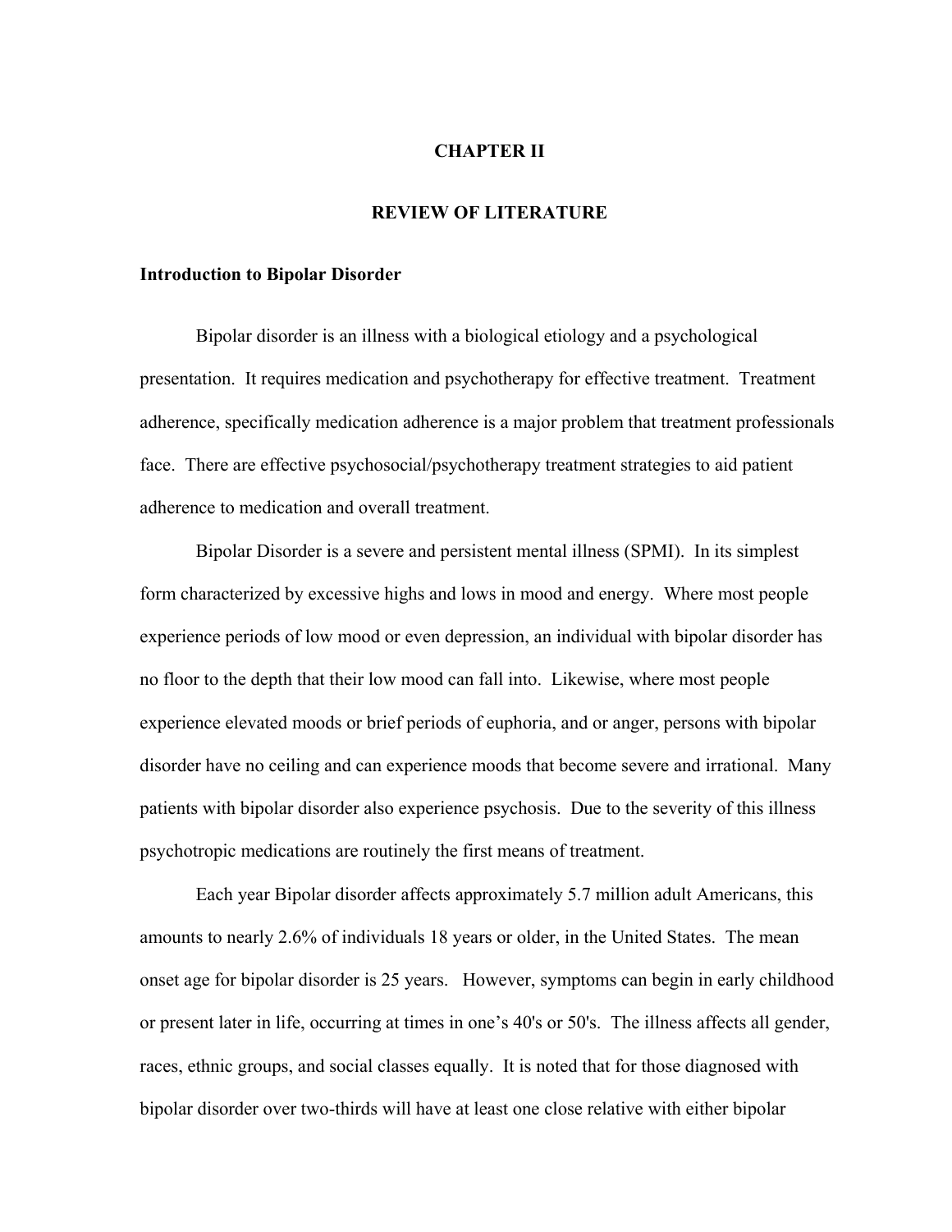# CHAPTER II

# REVIEW OF LITERATURE

## Introduction to Bipolar Disorder

Bipolar disorder is an illness with a biological etiology and a psychological presentation. It requires medication and psychotherapy for effective treatment. Treatment adherence, specifically medication adherence is a major problem that treatment professionals face. There are effective psychosocial/psychotherapy treatment strategies to aid patient adherence to medication and overall treatment.

Bipolar Disorder is a severe and persistent mental illness (SPMI). In its simplest form characterized by excessive highs and lows in mood and energy. Where most people experience periods of low mood or even depression, an individual with bipolar disorder has no floor to the depth that their low mood can fall into. Likewise, where most people experience elevated moods or brief periods of euphoria, and or anger, persons with bipolar disorder have no ceiling and can experience moods that become severe and irrational. Many patients with bipolar disorder also experience psychosis. Due to the severity of this illness psychotropic medications are routinely the first means of treatment.

Each year Bipolar disorder affects approximately 5.7 million adult Americans, this amounts to nearly 2.6% of individuals 18 years or older, in the United States. The mean onset age for bipolar disorder is 25 years. However, symptoms can begin in early childhood or present later in life, occurring at times in one's 40's or 50's. The illness affects all gender, races, ethnic groups, and social classes equally. It is noted that for those diagnosed with bipolar disorder over two-thirds will have at least one close relative with either bipolar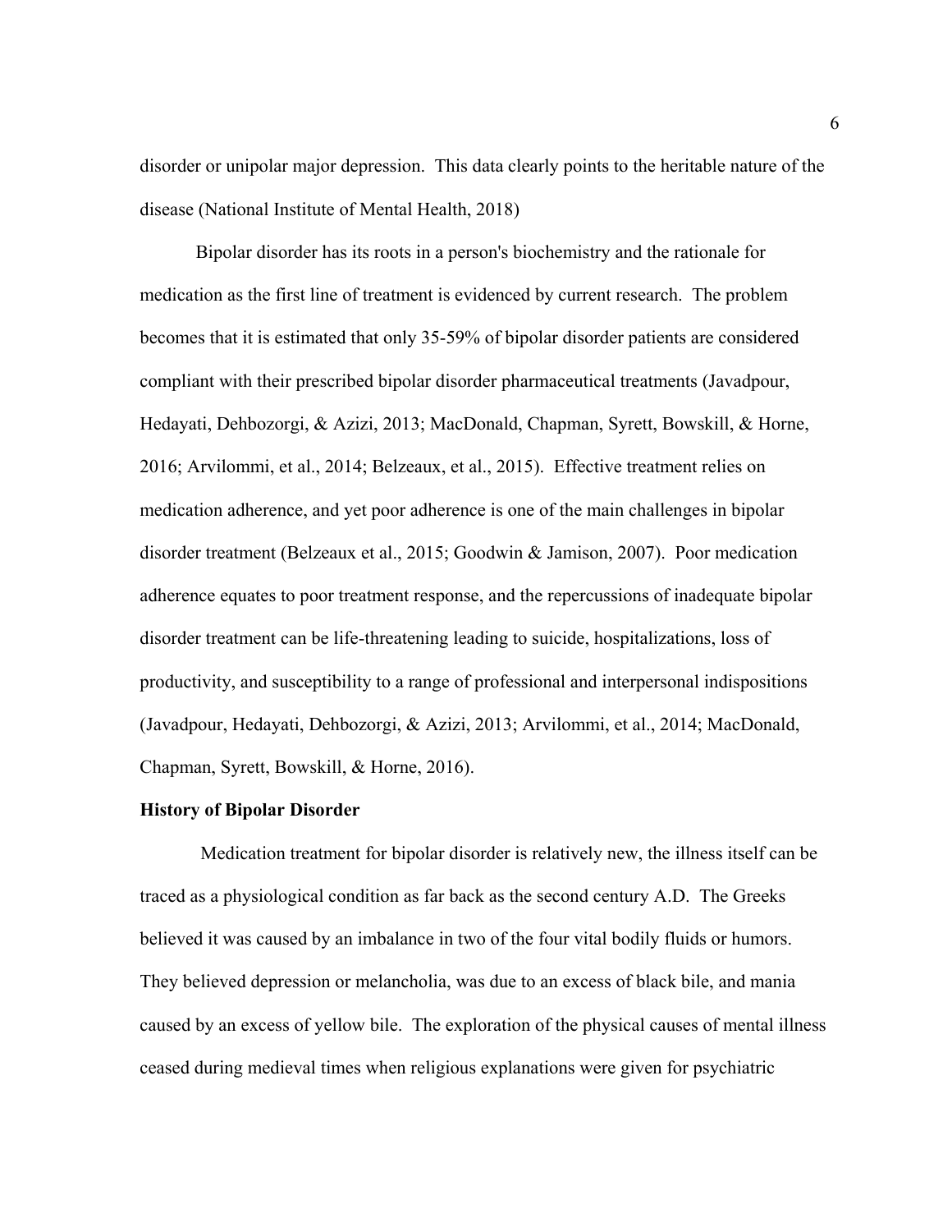disorder or unipolar major depression. This data clearly points to the heritable nature of the disease (National Institute of Mental Health, 2018)

Bipolar disorder has its roots in a person's biochemistry and the rationale for medication as the first line of treatment is evidenced by current research. The problem becomes that it is estimated that only 35-59% of bipolar disorder patients are considered compliant with their prescribed bipolar disorder pharmaceutical treatments (Javadpour, Hedayati, Dehbozorgi, & Azizi, 2013; MacDonald, Chapman, Syrett, Bowskill, & Horne, 2016; Arvilommi, et al., 2014; Belzeaux, et al., 2015). Effective treatment relies on medication adherence, and yet poor adherence is one of the main challenges in bipolar disorder treatment (Belzeaux et al., 2015; Goodwin & Jamison, 2007). Poor medication adherence equates to poor treatment response, and the repercussions of inadequate bipolar disorder treatment can be life-threatening leading to suicide, hospitalizations, loss of productivity, and susceptibility to a range of professional and interpersonal indispositions (Javadpour, Hedayati, Dehbozorgi, & Azizi, 2013; Arvilommi, et al., 2014; MacDonald, Chapman, Syrett, Bowskill, & Horne, 2016).

**History of Bipolar Disorder**

Medication treatment for bipolar disorder is relatively new, the illness itself can be traced as a physiological condition as far back as the second century A.D. The Greeks believed it was caused by an imbalance in two of the four vital bodily fluids or humors. They believed depression or melancholia, was due to an excess of black bile, and mania caused by an excess of yellow bile. The exploration of the physical causes of mental illness ceased during medieval times when religious explanations were given for psychiatric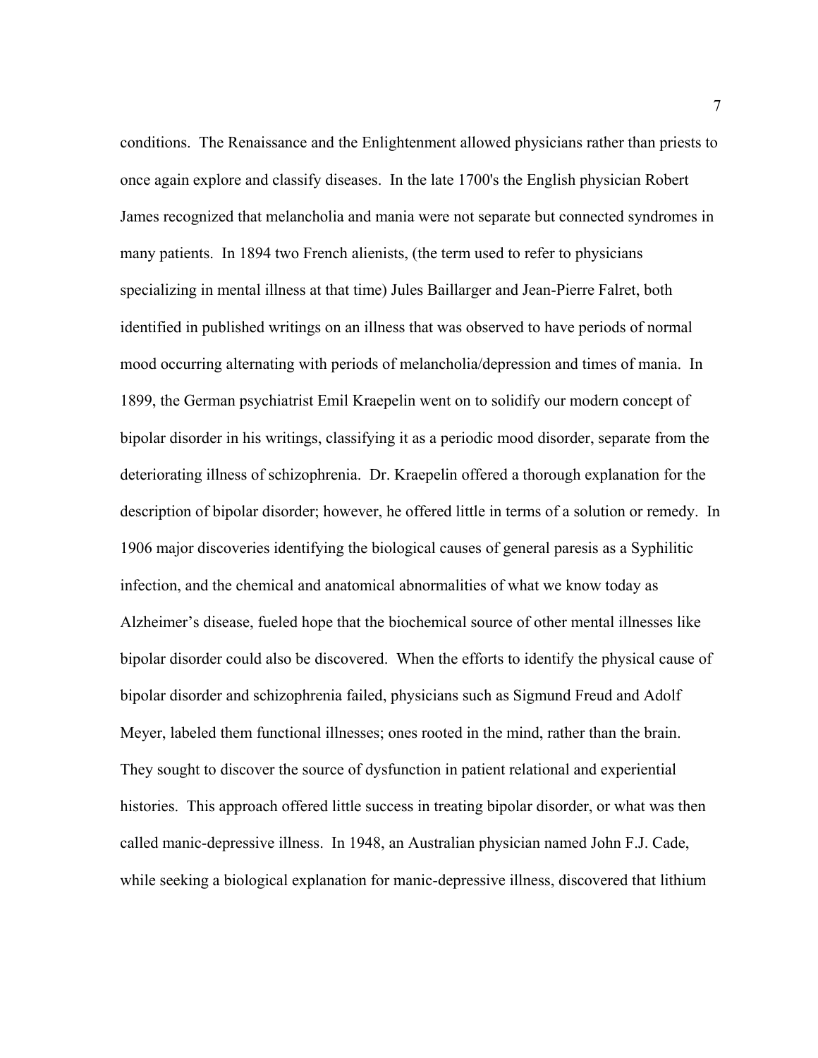conditions. The Renaissance and the Enlightenment allowed physicians rather than priests to once again explore and classify diseases. In the late 1700's the English physician Robert James recognized that melancholia and mania were not separate but connected syndromes in many patients. In 1894 two French alienists, (the term used to refer to physicians specializing in mental illness at that time) Jules Baillarger and Jean-Pierre Falret, both identified in published writings on an illness that was observed to have periods of normal mood occurring alternating with periods of melancholia/depression and times of mania. In 1899, the German psychiatrist Emil Kraepelin went on to solidify our modern concept of bipolar disorder in his writings, classifying it as a periodic mood disorder, separate from the deteriorating illness of schizophrenia. Dr. Kraepelin offered a thorough explanation for the description of bipolar disorder; however, he offered little in terms of a solution or remedy. In 1906 major discoveries identifying the biological causes of general paresis as a Syphilitic infection, and the chemical and anatomical abnormalities of what we know today as Alzheimer's disease, fueled hope that the biochemical source of other mental illnesses like bipolar disorder could also be discovered. When the efforts to identify the physical cause of bipolar disorder and schizophrenia failed, physicians such as Sigmund Freud and Adolf Meyer, labeled them functional illnesses; ones rooted in the mind, rather than the brain. They sought to discover the source of dysfunction in patient relational and experiential histories. This approach offered little success in treating bipolar disorder, or what was then called manic-depressive illness. In 1948, an Australian physician named John F.J. Cade, while seeking a biological explanation for manic-depressive illness, discovered that lithium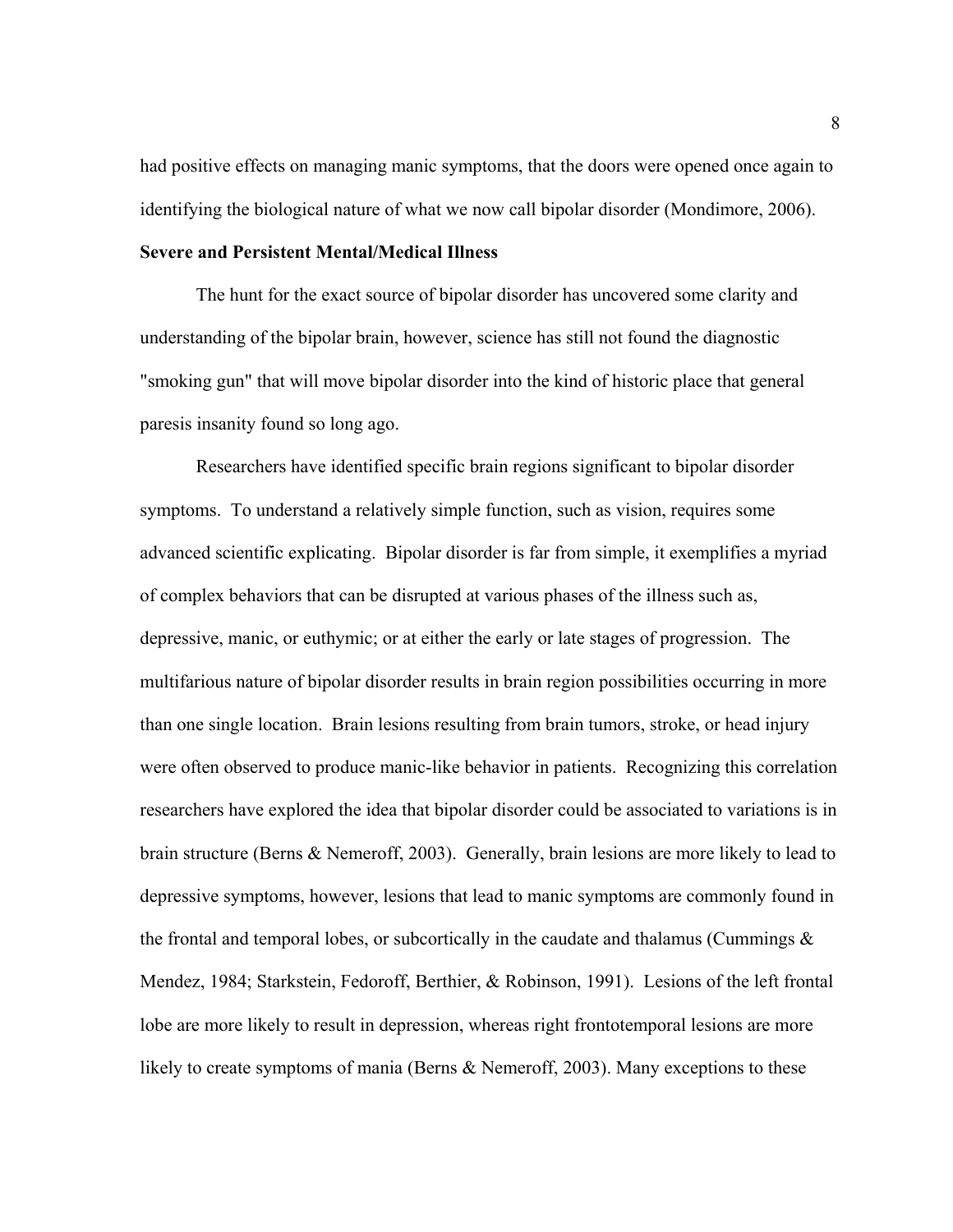had positive effects on managing manic symptoms, that the doors were opened once again to identifying the biological nature of what we now call bipolar disorder (Mondimore, 2006).

**Severe and Persistent Mental/Medical Illness**

The hunt for the exact source of bipolar disorder has uncovered some clarity and understanding of the bipolar brain, however, science has still not found the diagnostic "smoking gun" that will move bipolar disorder into the kind of historic place that general paresis insanity found so long ago.

Researchers have identified specific brain regions significant to bipolar disorder symptoms. To understand a relatively simple function, such as vision, requires some advanced scientific explicating. Bipolar disorder is far from simple, it exemplifies a myriad of complex behaviors that can be disrupted at various phases of the illness such as, depressive, manic, or euthymic; or at either the early or late stages of progression. The multifarious nature of bipolar disorder results in brain region possibilities occurring in more than one single location. Brain lesions resulting from brain tumors, stroke, or head injury were often observed to produce manic-like behavior in patients. Recognizing this correlation researchers have explored the idea that bipolar disorder could be associated to variations is in brain structure (Berns & Nemeroff, 2003). Generally, brain lesions are more likely to lead to depressive symptoms, however, lesions that lead to manic symptoms are commonly found in the frontal and temporal lobes, or subcortically in the caudate and thalamus (Cummings & Mendez, 1984; Starkstein, Fedoroff, Berthier, & Robinson, 1991). Lesions of the left frontal lobe are more likely to result in depression, whereas right frontotemporal lesions are more likely to create symptoms of mania (Berns & Nemeroff, 2003). Many exceptions to these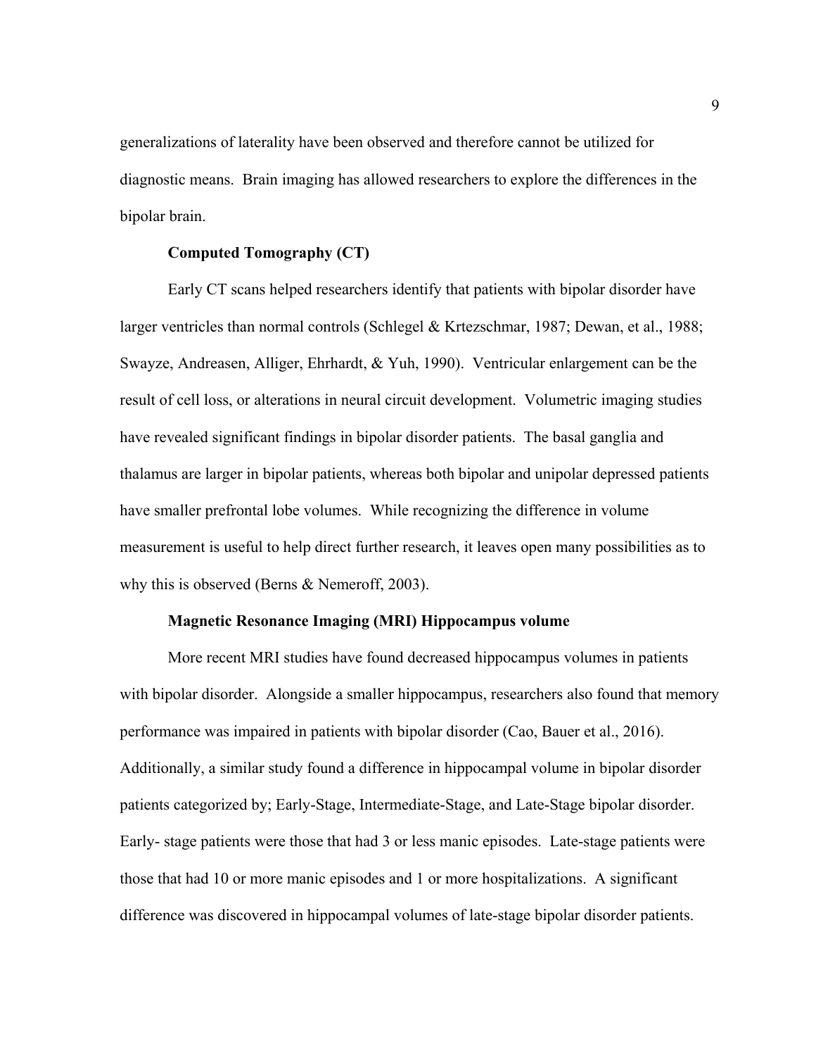generalizations of laterality have been observed and therefore cannot be utilized for diagnostic means. Brain imaging has allowed researchers to explore the differences in the bipolar brain.

### Computed Tomography (CT)

Early CT scans helped researchers identify that patients with bipolar disorder have larger ventricles than normal controls (Schlegel & Krtezschmar, 1987; Dewan, et al., 1988; Swayze, Andreasen, Alliger, Ehrhardt, & Yuh, 1990). Ventricular enlargement can be the result of cell loss, or alterations in neural circuit development. Volumetric imaging studies have revealed significant findings in bipolar disorder patients. The basal ganglia and thalamus are larger in bipolar patients, whereas both bipolar and unipolar depressed patients have smaller prefrontal lobe volumes. While recognizing the difference in volume measurement is useful to help direct further research, it leaves open many possibilities as to why this is observed (Berns & Nemeroff, 2003).

### Magnetic Resonance Imaging (MRI) Hippocampus volume

More recent MRI studies have found decreased hippocampus volumes in patients with bipolar disorder. Alongside a smaller hippocampus, researchers also found that memory performance was impaired in patients with bipolar disorder (Cao, Bauer et al., 2016). Additionally, a similar study found a difference in hippocampal volume in bipolar disorder patients categorized by; Early-Stage, Intermediate-Stage, and Late-Stage bipolar disorder. Early- stage patients were those that had 3 or less manic episodes. Late-stage patients were those that had 10 or more manic episodes and 1 or more hospitalizations. A significant difference was discovered in hippocampal volumes of late-stage bipolar disorder patients.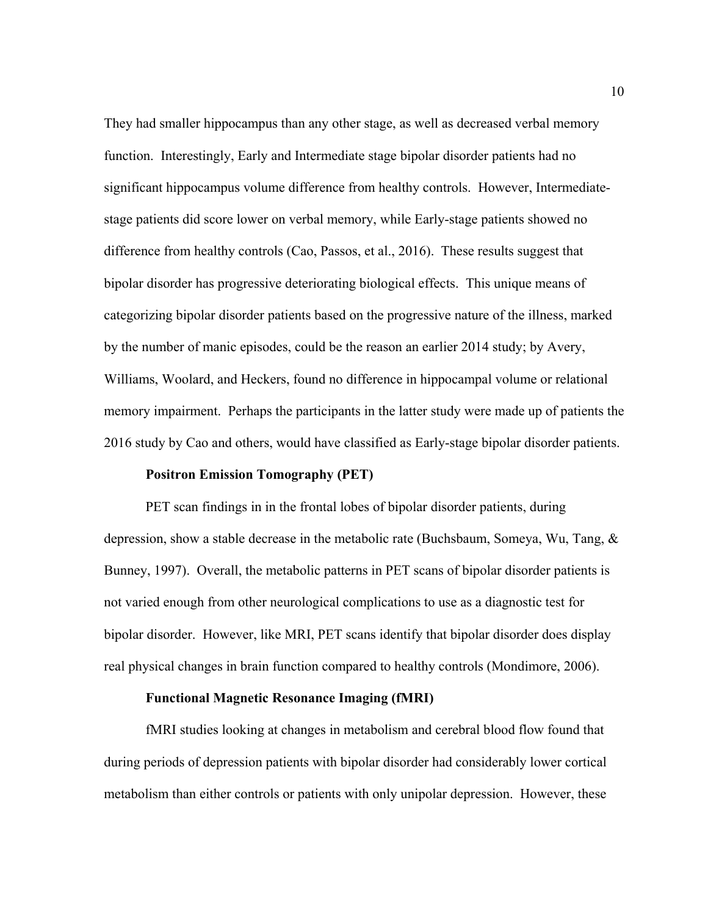They had smaller hippocampus than any other stage, as well as decreased verbal memory function. Interestingly, Early and Intermediate stage bipolar disorder patients had no significant hippocampus volume difference from healthy controls. However, Intermediate-stage patients did score lower on verbal memory, while Early-stage patients showed no difference from healthy controls (Cao, Passos, et al., 2016). These results suggest that bipolar disorder has progressive deteriorating biological effects. This unique means of categorizing bipolar disorder patients based on the progressive nature of the illness, marked by the number of manic episodes, could be the reason an earlier 2014 study; by Avery, Williams, Woolard, and Heckers, found no difference in hippocampal volume or relational memory impairment. Perhaps the participants in the latter study were made up of patients the 2016 study by Cao and others, would have classified as Early-stage bipolar disorder patients.

**Positron Emission Tomography (PET)**

PET scan findings in in the frontal lobes of bipolar disorder patients, during depression, show a stable decrease in the metabolic rate (Buchsbaum, Someya, Wu, Tang, & Bunney, 1997). Overall, the metabolic patterns in PET scans of bipolar disorder patients is not varied enough from other neurological complications to use as a diagnostic test for bipolar disorder. However, like MRI, PET scans identify that bipolar disorder does display real physical changes in brain function compared to healthy controls (Mondimore, 2006).

**Functional Magnetic Resonance Imaging (fMRI)**

fMRI studies looking at changes in metabolism and cerebral blood flow found that during periods of depression patients with bipolar disorder had considerably lower cortical metabolism than either controls or patients with only unipolar depression. However, these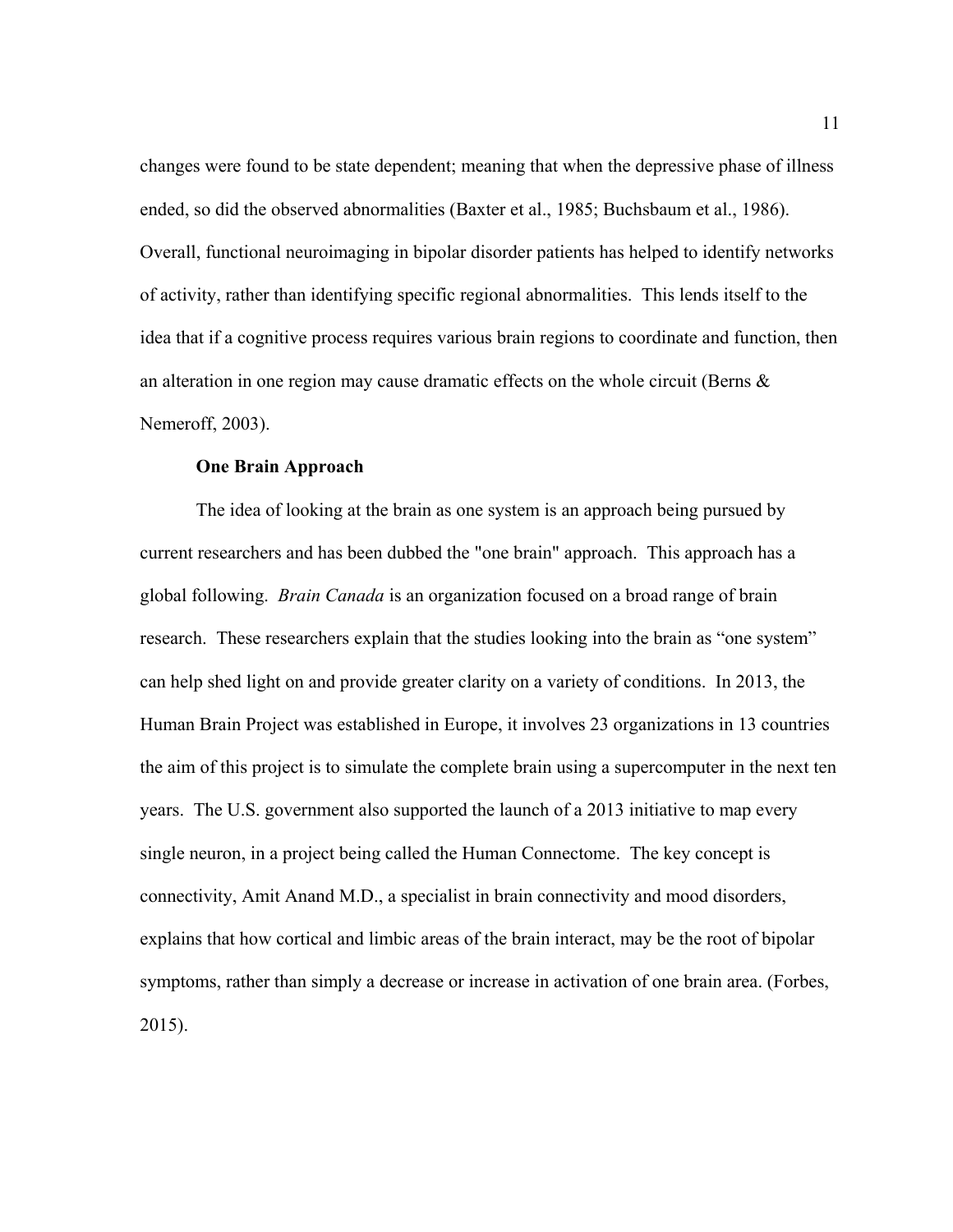changes were found to be state dependent; meaning that when the depressive phase of illness ended, so did the observed abnormalities (Baxter et al., 1985; Buchsbaum et al., 1986). Overall, functional neuroimaging in bipolar disorder patients has helped to identify networks of activity, rather than identifying specific regional abnormalities. This lends itself to the idea that if a cognitive process requires various brain regions to coordinate and function, then an alteration in one region may cause dramatic effects on the whole circuit (Berns & Nemeroff, 2003).

**One Brain Approach**

The idea of looking at the brain as one system is an approach being pursued by current researchers and has been dubbed the "one brain" approach. This approach has a global following. *Brain Canada* is an organization focused on a broad range of brain research. These researchers explain that the studies looking into the brain as "one system" can help shed light on and provide greater clarity on a variety of conditions. In 2013, the Human Brain Project was established in Europe, it involves 23 organizations in 13 countries the aim of this project is to simulate the complete brain using a supercomputer in the next ten years. The U.S. government also supported the launch of a 2013 initiative to map every single neuron, in a project being called the Human Connectome. The key concept is connectivity, Amit Anand M.D., a specialist in brain connectivity and mood disorders, explains that how cortical and limbic areas of the brain interact, may be the root of bipolar symptoms, rather than simply a decrease or increase in activation of one brain area. (Forbes, 2015).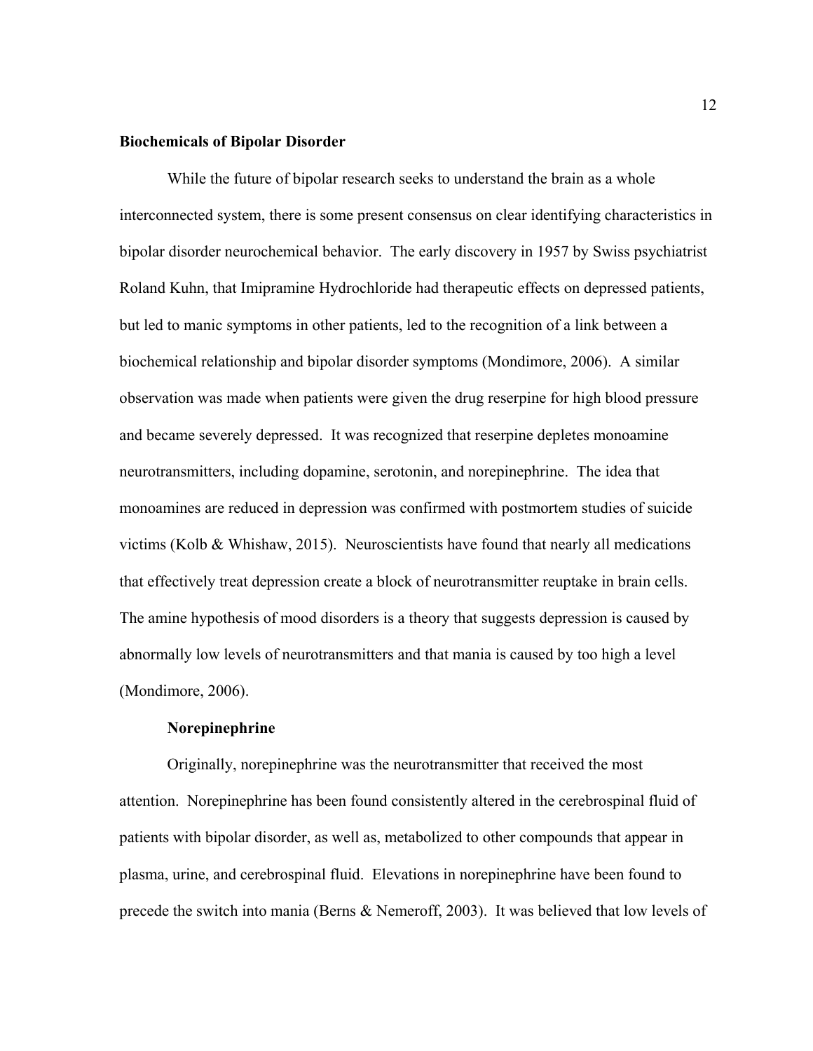## Biochemicals of Bipolar Disorder

While the future of bipolar research seeks to understand the brain as a whole interconnected system, there is some present consensus on clear identifying characteristics in bipolar disorder neurochemical behavior. The early discovery in 1957 by Swiss psychiatrist Roland Kuhn, that Imipramine Hydrochloride had therapeutic effects on depressed patients, but led to manic symptoms in other patients, led to the recognition of a link between a biochemical relationship and bipolar disorder symptoms (Mondimore, 2006). A similar observation was made when patients were given the drug reserpine for high blood pressure and became severely depressed. It was recognized that reserpine depletes monoamine neurotransmitters, including dopamine, serotonin, and norepinephrine. The idea that monoamines are reduced in depression was confirmed with postmortem studies of suicide victims (Kolb & Whishaw, 2015). Neuroscientists have found that nearly all medications that effectively treat depression create a block of neurotransmitter reuptake in brain cells. The amine hypothesis of mood disorders is a theory that suggests depression is caused by abnormally low levels of neurotransmitters and that mania is caused by too high a level (Mondimore, 2006).

### Norepinephrine

Originally, norepinephrine was the neurotransmitter that received the most attention. Norepinephrine has been found consistently altered in the cerebrospinal fluid of patients with bipolar disorder, as well as, metabolized to other compounds that appear in plasma, urine, and cerebrospinal fluid. Elevations in norepinephrine have been found to precede the switch into mania (Berns & Nemeroff, 2003). It was believed that low levels of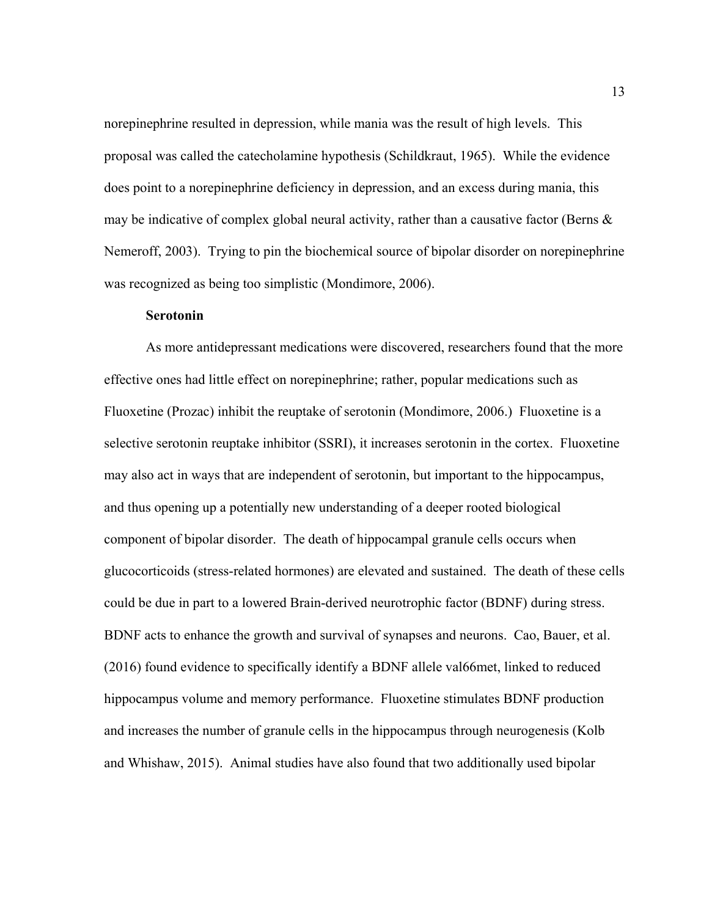norepinephrine resulted in depression, while mania was the result of high levels. This proposal was called the catecholamine hypothesis (Schildkraut, 1965). While the evidence does point to a norepinephrine deficiency in depression, and an excess during mania, this may be indicative of complex global neural activity, rather than a causative factor (Berns & Nemeroff, 2003). Trying to pin the biochemical source of bipolar disorder on norepinephrine was recognized as being too simplistic (Mondimore, 2006).

**Serotonin**

As more antidepressant medications were discovered, researchers found that the more effective ones had little effect on norepinephrine; rather, popular medications such as Fluoxetine (Prozac) inhibit the reuptake of serotonin (Mondimore, 2006.) Fluoxetine is a selective serotonin reuptake inhibitor (SSRI), it increases serotonin in the cortex. Fluoxetine may also act in ways that are independent of serotonin, but important to the hippocampus, and thus opening up a potentially new understanding of a deeper rooted biological component of bipolar disorder. The death of hippocampal granule cells occurs when glucocorticoids (stress-related hormones) are elevated and sustained. The death of these cells could be due in part to a lowered Brain-derived neurotrophic factor (BDNF) during stress. BDNF acts to enhance the growth and survival of synapses and neurons. Cao, Bauer, et al. (2016) found evidence to specifically identify a BDNF allele val66met, linked to reduced hippocampus volume and memory performance. Fluoxetine stimulates BDNF production and increases the number of granule cells in the hippocampus through neurogenesis (Kolb and Whishaw, 2015). Animal studies have also found that two additionally used bipolar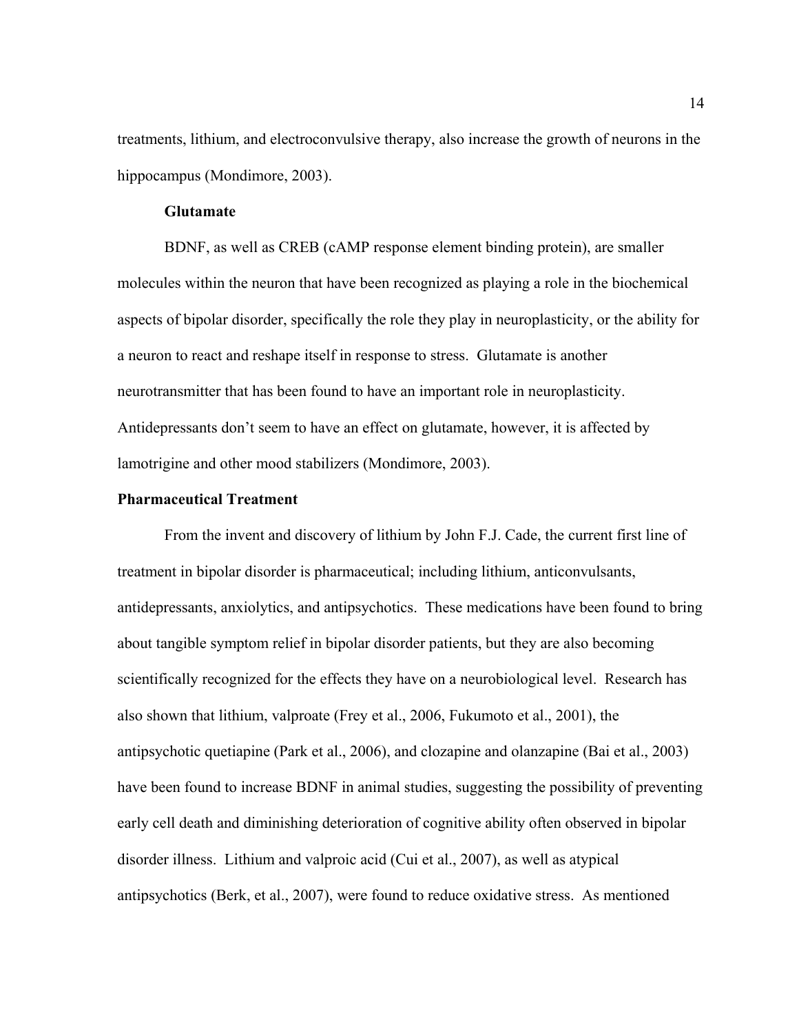treatments, lithium, and electroconvulsive therapy, also increase the growth of neurons in the hippocampus (Mondimore, 2003).

### Glutamate

BDNF, as well as CREB (cAMP response element binding protein), are smaller molecules within the neuron that have been recognized as playing a role in the biochemical aspects of bipolar disorder, specifically the role they play in neuroplasticity, or the ability for a neuron to react and reshape itself in response to stress. Glutamate is another neurotransmitter that has been found to have an important role in neuroplasticity. Antidepressants don't seem to have an effect on glutamate, however, it is affected by lamotrigine and other mood stabilizers (Mondimore, 2003).

## Pharmaceutical Treatment

From the invent and discovery of lithium by John F.J. Cade, the current first line of treatment in bipolar disorder is pharmaceutical; including lithium, anticonvulsants, antidepressants, anxiolytics, and antipsychotics. These medications have been found to bring about tangible symptom relief in bipolar disorder patients, but they are also becoming scientifically recognized for the effects they have on a neurobiological level. Research has also shown that lithium, valproate (Frey et al., 2006, Fukumoto et al., 2001), the antipsychotic quetiapine (Park et al., 2006), and clozapine and olanzapine (Bai et al., 2003) have been found to increase BDNF in animal studies, suggesting the possibility of preventing early cell death and diminishing deterioration of cognitive ability often observed in bipolar disorder illness. Lithium and valproic acid (Cui et al., 2007), as well as atypical antipsychotics (Berk, et al., 2007), were found to reduce oxidative stress. As mentioned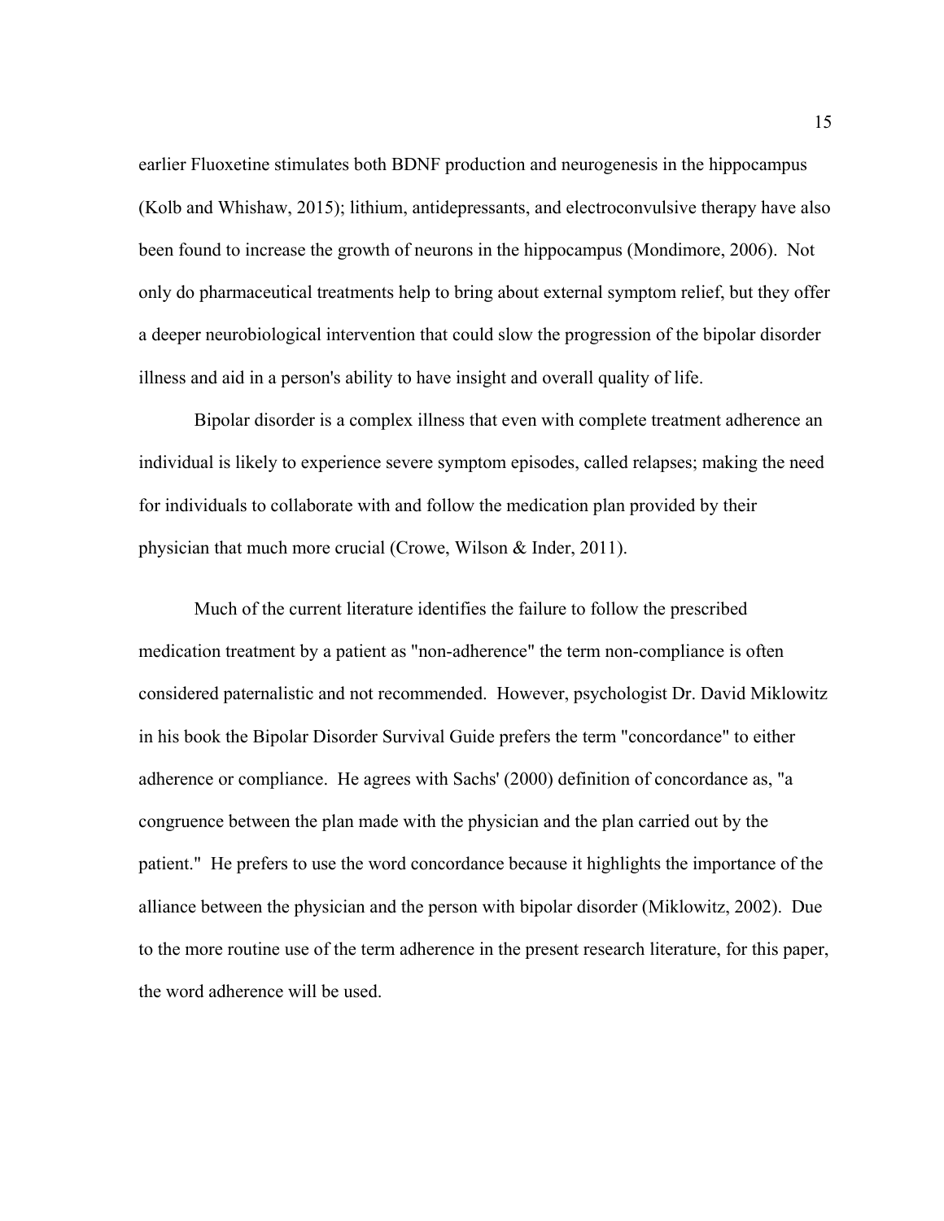earlier Fluoxetine stimulates both BDNF production and neurogenesis in the hippocampus (Kolb and Whishaw, 2015); lithium, antidepressants, and electroconvulsive therapy have also been found to increase the growth of neurons in the hippocampus (Mondimore, 2006). Not only do pharmaceutical treatments help to bring about external symptom relief, but they offer a deeper neurobiological intervention that could slow the progression of the bipolar disorder illness and aid in a person's ability to have insight and overall quality of life.

Bipolar disorder is a complex illness that even with complete treatment adherence an individual is likely to experience severe symptom episodes, called relapses; making the need for individuals to collaborate with and follow the medication plan provided by their physician that much more crucial (Crowe, Wilson & Inder, 2011).

Much of the current literature identifies the failure to follow the prescribed medication treatment by a patient as "non-adherence" the term non-compliance is often considered paternalistic and not recommended. However, psychologist Dr. David Miklowitz in his book the Bipolar Disorder Survival Guide prefers the term "concordance" to either adherence or compliance. He agrees with Sachs' (2000) definition of concordance as, "a congruence between the plan made with the physician and the plan carried out by the patient." He prefers to use the word concordance because it highlights the importance of the alliance between the physician and the person with bipolar disorder (Miklowitz, 2002). Due to the more routine use of the term adherence in the present research literature, for this paper, the word adherence will be used.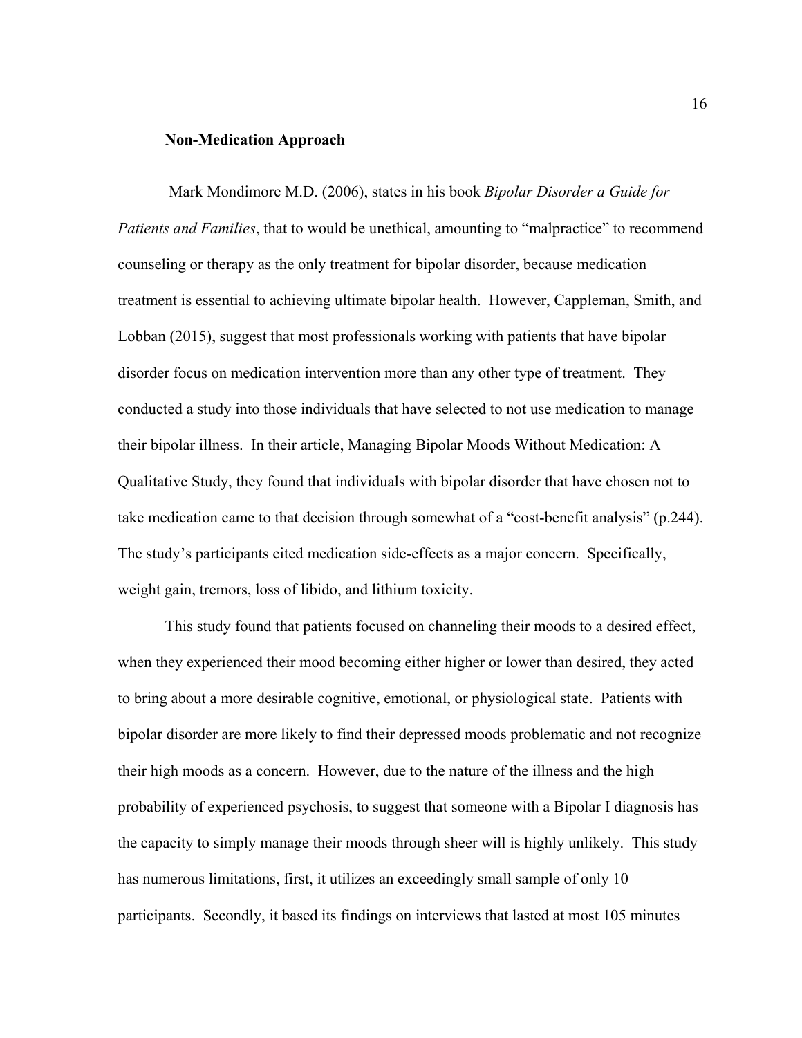### Non-Medication Approach

Mark Mondimore M.D. (2006), states in his book *Bipolar Disorder a Guide for Patients and Families*, that to would be unethical, amounting to "malpractice" to recommend counseling or therapy as the only treatment for bipolar disorder, because medication treatment is essential to achieving ultimate bipolar health. However, Cappleman, Smith, and Lobban (2015), suggest that most professionals working with patients that have bipolar disorder focus on medication intervention more than any other type of treatment. They conducted a study into those individuals that have selected to not use medication to manage their bipolar illness. In their article, Managing Bipolar Moods Without Medication: A Qualitative Study, they found that individuals with bipolar disorder that have chosen not to take medication came to that decision through somewhat of a "cost-benefit analysis" (p.244). The study's participants cited medication side-effects as a major concern. Specifically, weight gain, tremors, loss of libido, and lithium toxicity.

This study found that patients focused on channeling their moods to a desired effect, when they experienced their mood becoming either higher or lower than desired, they acted to bring about a more desirable cognitive, emotional, or physiological state. Patients with bipolar disorder are more likely to find their depressed moods problematic and not recognize their high moods as a concern. However, due to the nature of the illness and the high probability of experienced psychosis, to suggest that someone with a Bipolar I diagnosis has the capacity to simply manage their moods through sheer will is highly unlikely. This study has numerous limitations, first, it utilizes an exceedingly small sample of only 10 participants. Secondly, it based its findings on interviews that lasted at most 105 minutes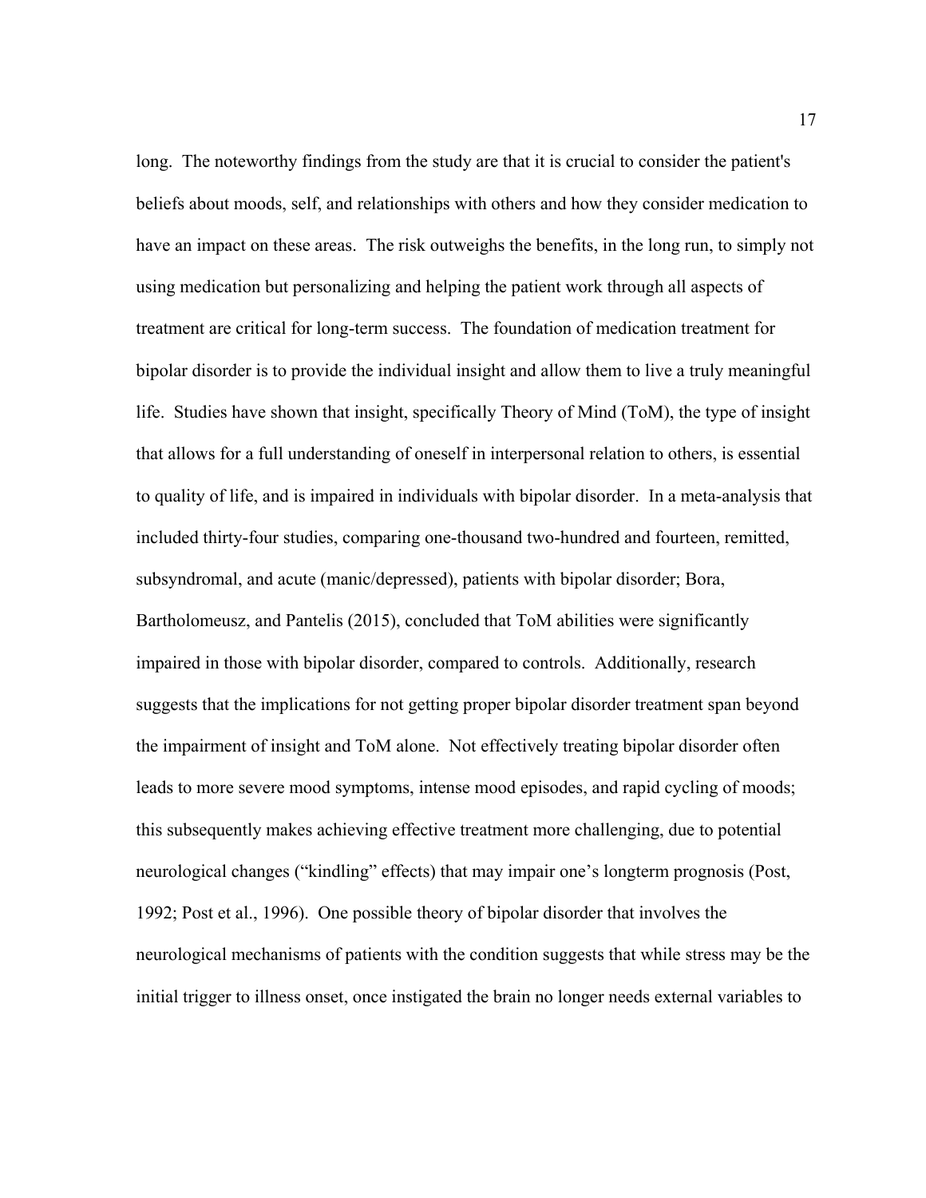long. The noteworthy findings from the study are that it is crucial to consider the patient's beliefs about moods, self, and relationships with others and how they consider medication to have an impact on these areas. The risk outweighs the benefits, in the long run, to simply not using medication but personalizing and helping the patient work through all aspects of treatment are critical for long-term success. The foundation of medication treatment for bipolar disorder is to provide the individual insight and allow them to live a truly meaningful life. Studies have shown that insight, specifically Theory of Mind (ToM), the type of insight that allows for a full understanding of oneself in interpersonal relation to others, is essential to quality of life, and is impaired in individuals with bipolar disorder. In a meta-analysis that included thirty-four studies, comparing one-thousand two-hundred and fourteen, remitted, subsyndromal, and acute (manic/depressed), patients with bipolar disorder; Bora, Bartholomeusz, and Pantelis (2015), concluded that ToM abilities were significantly impaired in those with bipolar disorder, compared to controls. Additionally, research suggests that the implications for not getting proper bipolar disorder treatment span beyond the impairment of insight and ToM alone. Not effectively treating bipolar disorder often leads to more severe mood symptoms, intense mood episodes, and rapid cycling of moods; this subsequently makes achieving effective treatment more challenging, due to potential neurological changes ("kindling" effects) that may impair one's longterm prognosis (Post, 1992; Post et al., 1996). One possible theory of bipolar disorder that involves the neurological mechanisms of patients with the condition suggests that while stress may be the initial trigger to illness onset, once instigated the brain no longer needs external variables to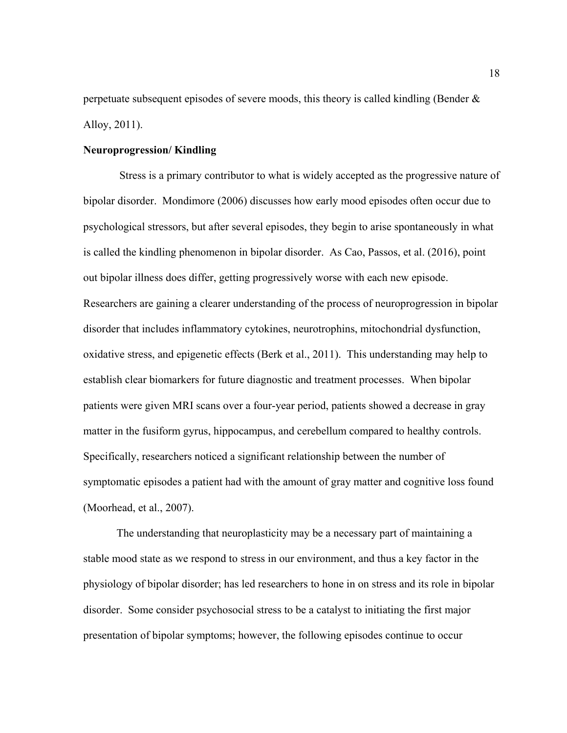perpetuate subsequent episodes of severe moods, this theory is called kindling (Bender & Alloy, 2011).

**Neuroprogression/ Kindling**

Stress is a primary contributor to what is widely accepted as the progressive nature of bipolar disorder. Mondimore (2006) discusses how early mood episodes often occur due to psychological stressors, but after several episodes, they begin to arise spontaneously in what is called the kindling phenomenon in bipolar disorder. As Cao, Passos, et al. (2016), point out bipolar illness does differ, getting progressively worse with each new episode. Researchers are gaining a clearer understanding of the process of neuroprogression in bipolar disorder that includes inflammatory cytokines, neurotrophins, mitochondrial dysfunction, oxidative stress, and epigenetic effects (Berk et al., 2011). This understanding may help to establish clear biomarkers for future diagnostic and treatment processes. When bipolar patients were given MRI scans over a four-year period, patients showed a decrease in gray matter in the fusiform gyrus, hippocampus, and cerebellum compared to healthy controls. Specifically, researchers noticed a significant relationship between the number of symptomatic episodes a patient had with the amount of gray matter and cognitive loss found (Moorhead, et al., 2007).

The understanding that neuroplasticity may be a necessary part of maintaining a stable mood state as we respond to stress in our environment, and thus a key factor in the physiology of bipolar disorder; has led researchers to hone in on stress and its role in bipolar disorder. Some consider psychosocial stress to be a catalyst to initiating the first major presentation of bipolar symptoms; however, the following episodes continue to occur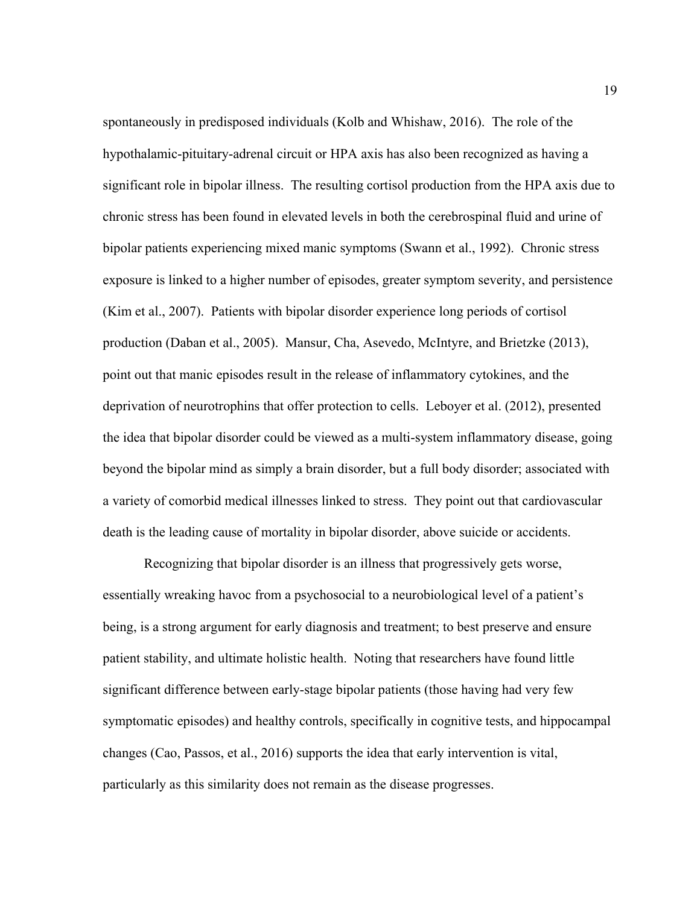spontaneously in predisposed individuals (Kolb and Whishaw, 2016). The role of the hypothalamic-pituitary-adrenal circuit or HPA axis has also been recognized as having a significant role in bipolar illness. The resulting cortisol production from the HPA axis due to chronic stress has been found in elevated levels in both the cerebrospinal fluid and urine of bipolar patients experiencing mixed manic symptoms (Swann et al., 1992). Chronic stress exposure is linked to a higher number of episodes, greater symptom severity, and persistence (Kim et al., 2007). Patients with bipolar disorder experience long periods of cortisol production (Daban et al., 2005). Mansur, Cha, Asevedo, McIntyre, and Brietzke (2013), point out that manic episodes result in the release of inflammatory cytokines, and the deprivation of neurotrophins that offer protection to cells. Leboyer et al. (2012), presented the idea that bipolar disorder could be viewed as a multi-system inflammatory disease, going beyond the bipolar mind as simply a brain disorder, but a full body disorder; associated with a variety of comorbid medical illnesses linked to stress. They point out that cardiovascular death is the leading cause of mortality in bipolar disorder, above suicide or accidents.

Recognizing that bipolar disorder is an illness that progressively gets worse, essentially wreaking havoc from a psychosocial to a neurobiological level of a patient's being, is a strong argument for early diagnosis and treatment; to best preserve and ensure patient stability, and ultimate holistic health. Noting that researchers have found little significant difference between early-stage bipolar patients (those having had very few symptomatic episodes) and healthy controls, specifically in cognitive tests, and hippocampal changes (Cao, Passos, et al., 2016) supports the idea that early intervention is vital, particularly as this similarity does not remain as the disease progresses.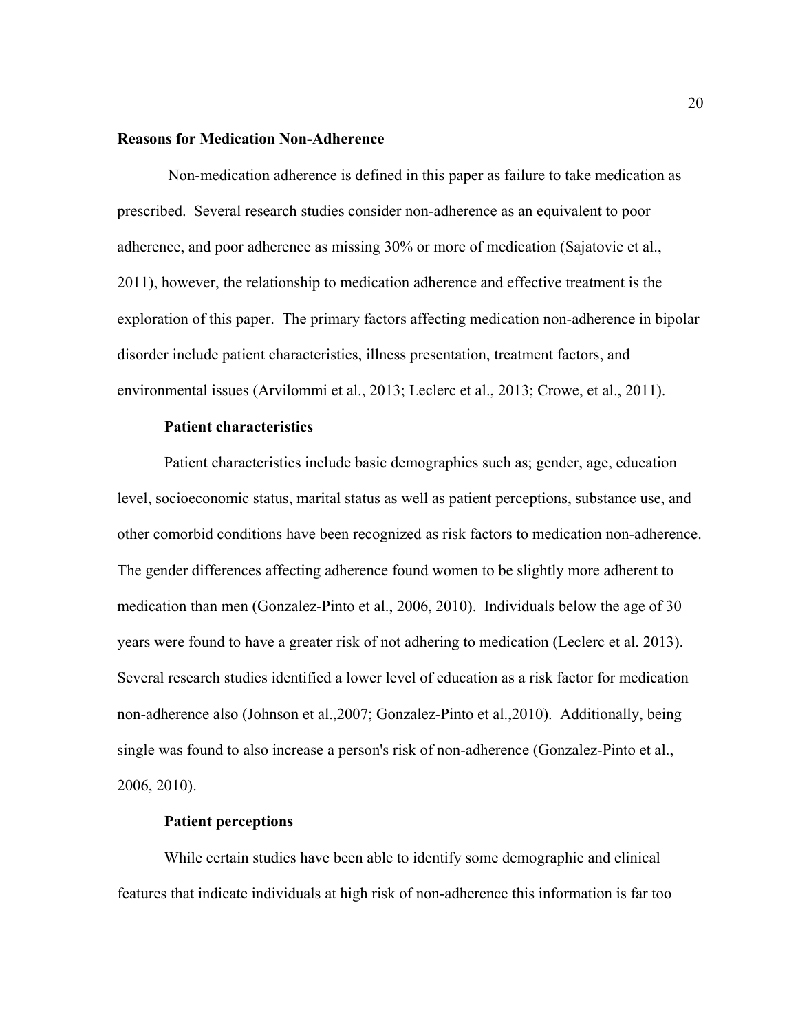## Reasons for Medication Non-Adherence

Non-medication adherence is defined in this paper as failure to take medication as prescribed. Several research studies consider non-adherence as an equivalent to poor adherence, and poor adherence as missing 30% or more of medication (Sajatovic et al., 2011), however, the relationship to medication adherence and effective treatment is the exploration of this paper. The primary factors affecting medication non-adherence in bipolar disorder include patient characteristics, illness presentation, treatment factors, and environmental issues (Arvilommi et al., 2013; Leclerc et al., 2013; Crowe, et al., 2011).

### Patient characteristics

Patient characteristics include basic demographics such as; gender, age, education level, socioeconomic status, marital status as well as patient perceptions, substance use, and other comorbid conditions have been recognized as risk factors to medication non-adherence. The gender differences affecting adherence found women to be slightly more adherent to medication than men (Gonzalez-Pinto et al., 2006, 2010). Individuals below the age of 30 years were found to have a greater risk of not adhering to medication (Leclerc et al. 2013). Several research studies identified a lower level of education as a risk factor for medication non-adherence also (Johnson et al.,2007; Gonzalez-Pinto et al.,2010). Additionally, being single was found to also increase a person's risk of non-adherence (Gonzalez-Pinto et al., 2006, 2010).

### Patient perceptions

While certain studies have been able to identify some demographic and clinical features that indicate individuals at high risk of non-adherence this information is far too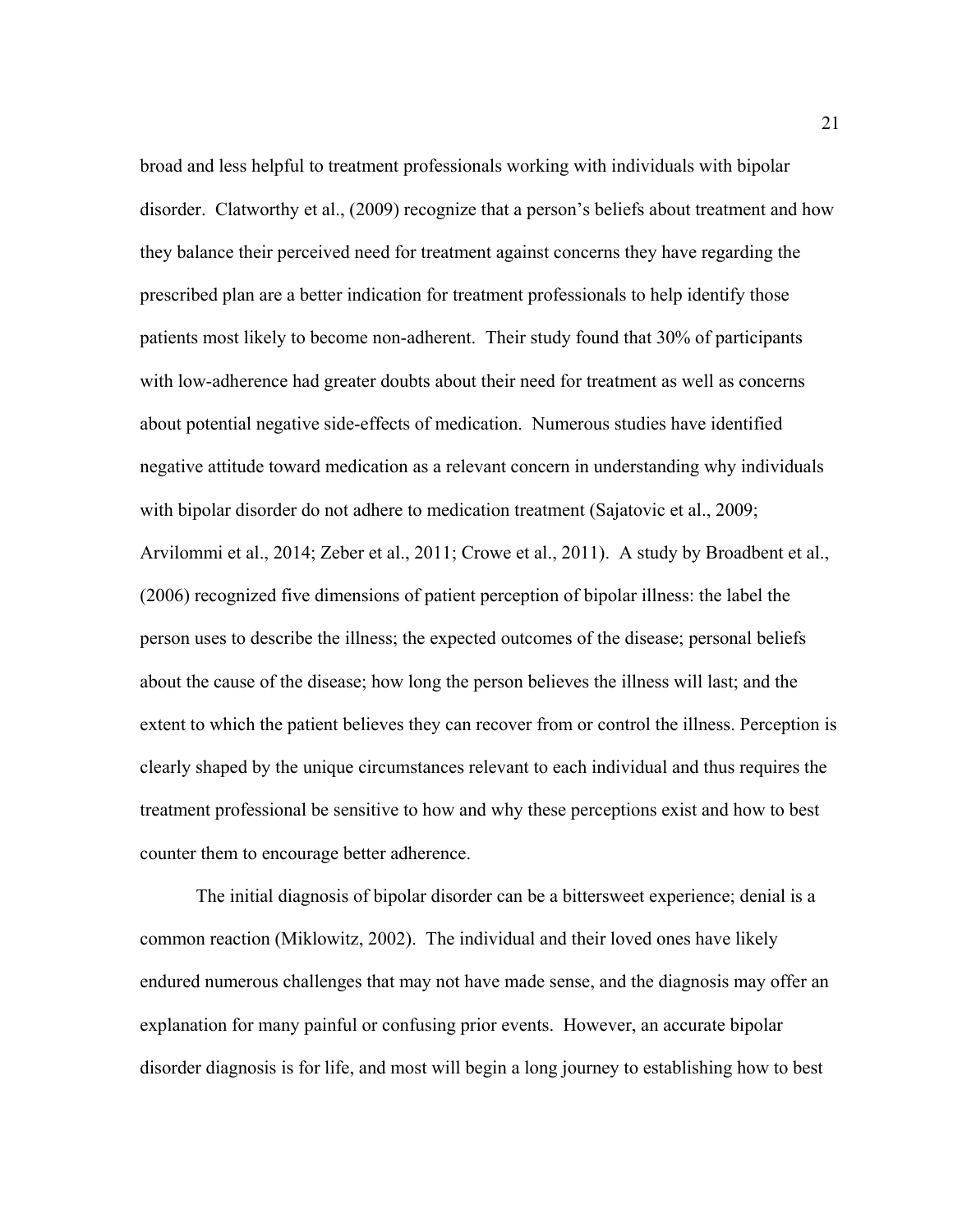broad and less helpful to treatment professionals working with individuals with bipolar disorder. Clatworthy et al., (2009) recognize that a person's beliefs about treatment and how they balance their perceived need for treatment against concerns they have regarding the prescribed plan are a better indication for treatment professionals to help identify those patients most likely to become non-adherent. Their study found that 30% of participants with low-adherence had greater doubts about their need for treatment as well as concerns about potential negative side-effects of medication. Numerous studies have identified negative attitude toward medication as a relevant concern in understanding why individuals with bipolar disorder do not adhere to medication treatment (Sajatovic et al., 2009; Arvilommi et al., 2014; Zeber et al., 2011; Crowe et al., 2011). A study by Broadbent et al., (2006) recognized five dimensions of patient perception of bipolar illness: the label the person uses to describe the illness; the expected outcomes of the disease; personal beliefs about the cause of the disease; how long the person believes the illness will last; and the extent to which the patient believes they can recover from or control the illness. Perception is clearly shaped by the unique circumstances relevant to each individual and thus requires the treatment professional be sensitive to how and why these perceptions exist and how to best counter them to encourage better adherence.

The initial diagnosis of bipolar disorder can be a bittersweet experience; denial is a common reaction (Miklowitz, 2002). The individual and their loved ones have likely endured numerous challenges that may not have made sense, and the diagnosis may offer an explanation for many painful or confusing prior events. However, an accurate bipolar disorder diagnosis is for life, and most will begin a long journey to establishing how to best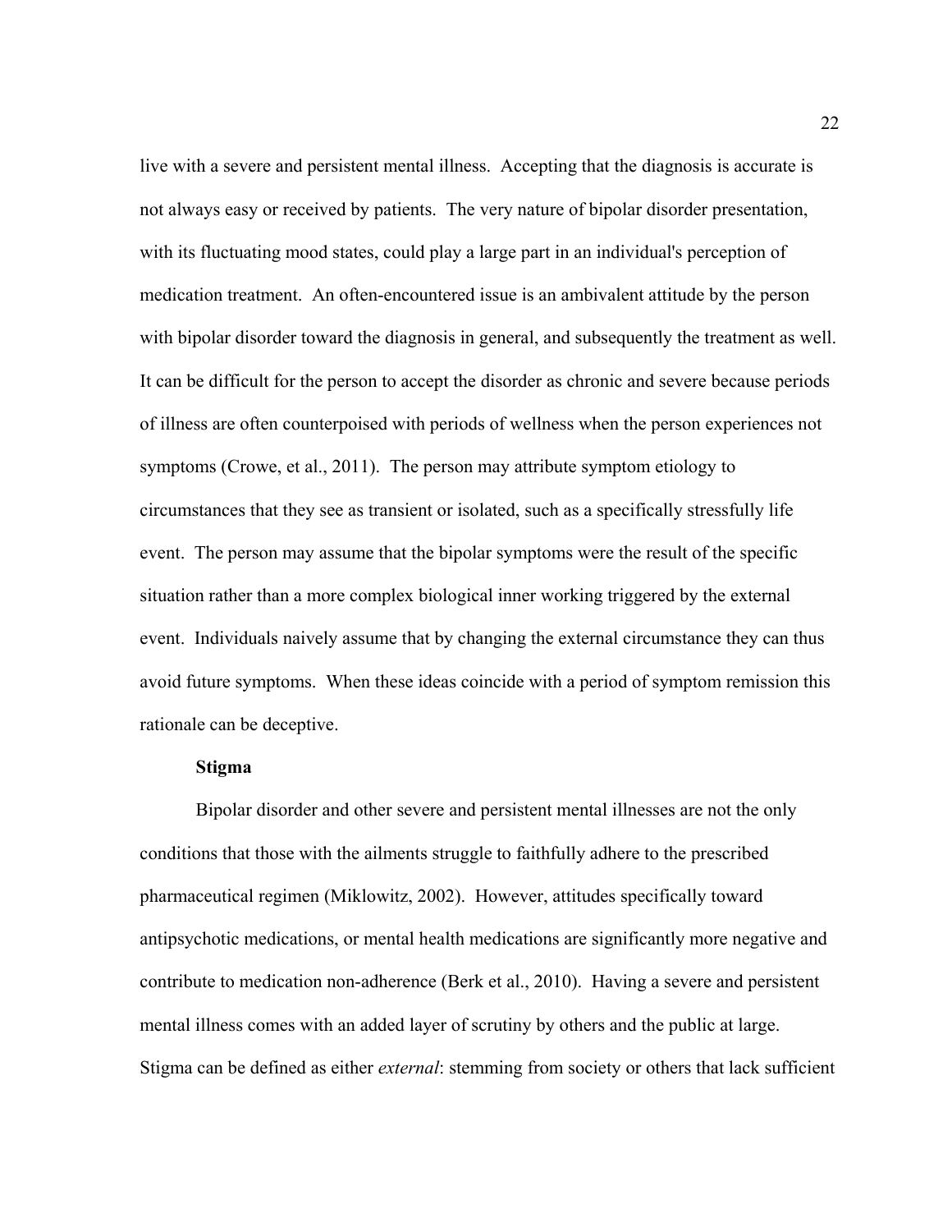live with a severe and persistent mental illness. Accepting that the diagnosis is accurate is not always easy or received by patients. The very nature of bipolar disorder presentation, with its fluctuating mood states, could play a large part in an individual's perception of medication treatment. An often-encountered issue is an ambivalent attitude by the person with bipolar disorder toward the diagnosis in general, and subsequently the treatment as well. It can be difficult for the person to accept the disorder as chronic and severe because periods of illness are often counterpoised with periods of wellness when the person experiences not symptoms (Crowe, et al., 2011). The person may attribute symptom etiology to circumstances that they see as transient or isolated, such as a specifically stressfully life event. The person may assume that the bipolar symptoms were the result of the specific situation rather than a more complex biological inner working triggered by the external event. Individuals naively assume that by changing the external circumstance they can thus avoid future symptoms. When these ideas coincide with a period of symptom remission this rationale can be deceptive.

### Stigma

Bipolar disorder and other severe and persistent mental illnesses are not the only conditions that those with the ailments struggle to faithfully adhere to the prescribed pharmaceutical regimen (Miklowitz, 2002). However, attitudes specifically toward antipsychotic medications, or mental health medications are significantly more negative and contribute to medication non-adherence (Berk et al., 2010). Having a severe and persistent mental illness comes with an added layer of scrutiny by others and the public at large. Stigma can be defined as either *external*: stemming from society or others that lack sufficient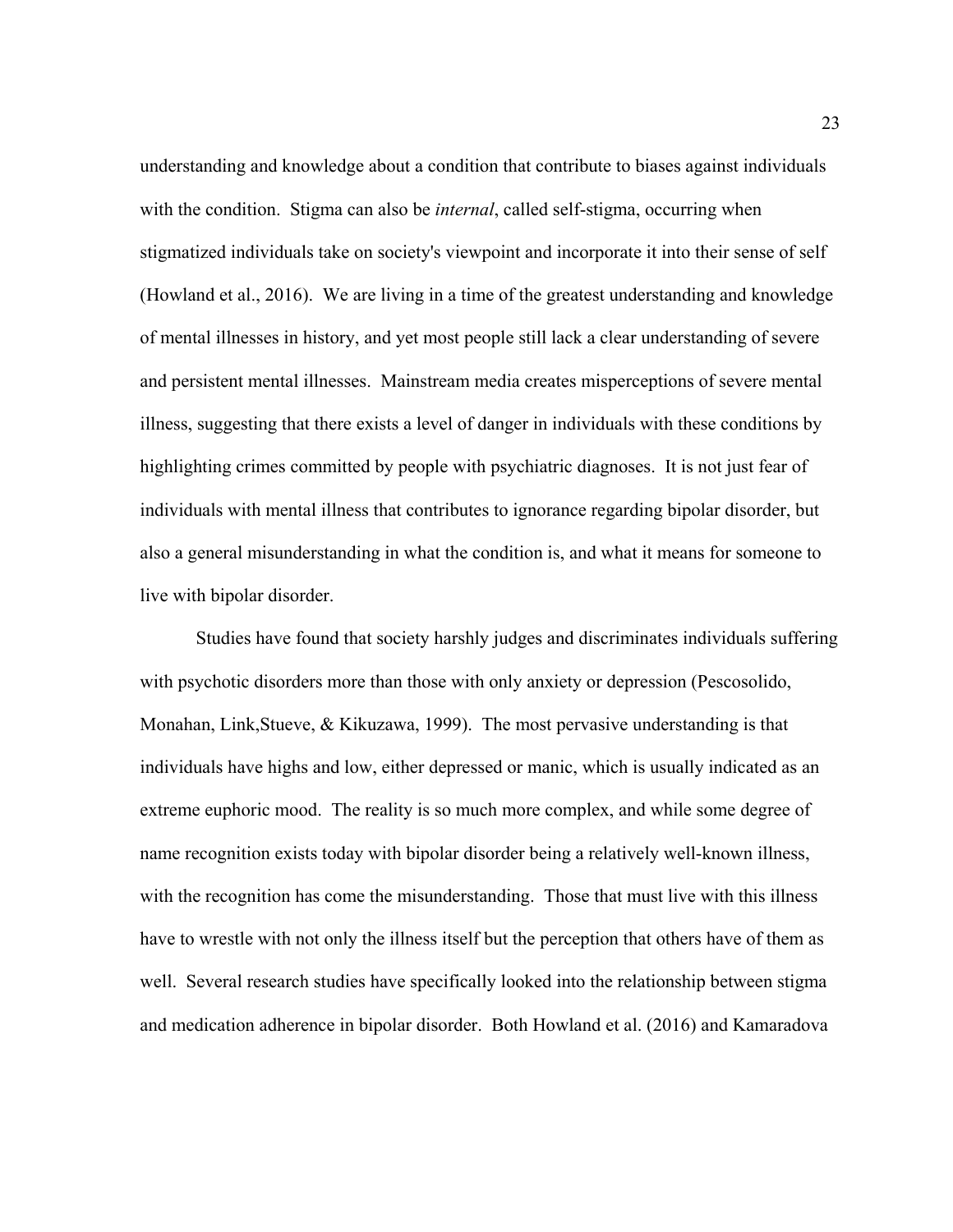understanding and knowledge about a condition that contribute to biases against individuals with the condition. Stigma can also be *internal*, called self-stigma, occurring when stigmatized individuals take on society's viewpoint and incorporate it into their sense of self (Howland et al., 2016). We are living in a time of the greatest understanding and knowledge of mental illnesses in history, and yet most people still lack a clear understanding of severe and persistent mental illnesses. Mainstream media creates misperceptions of severe mental illness, suggesting that there exists a level of danger in individuals with these conditions by highlighting crimes committed by people with psychiatric diagnoses. It is not just fear of individuals with mental illness that contributes to ignorance regarding bipolar disorder, but also a general misunderstanding in what the condition is, and what it means for someone to live with bipolar disorder.

Studies have found that society harshly judges and discriminates individuals suffering with psychotic disorders more than those with only anxiety or depression (Pescosolido, Monahan, Link,Stueve, & Kikuzawa, 1999). The most pervasive understanding is that individuals have highs and low, either depressed or manic, which is usually indicated as an extreme euphoric mood. The reality is so much more complex, and while some degree of name recognition exists today with bipolar disorder being a relatively well-known illness, with the recognition has come the misunderstanding. Those that must live with this illness have to wrestle with not only the illness itself but the perception that others have of them as well. Several research studies have specifically looked into the relationship between stigma and medication adherence in bipolar disorder. Both Howland et al. (2016) and Kamaradova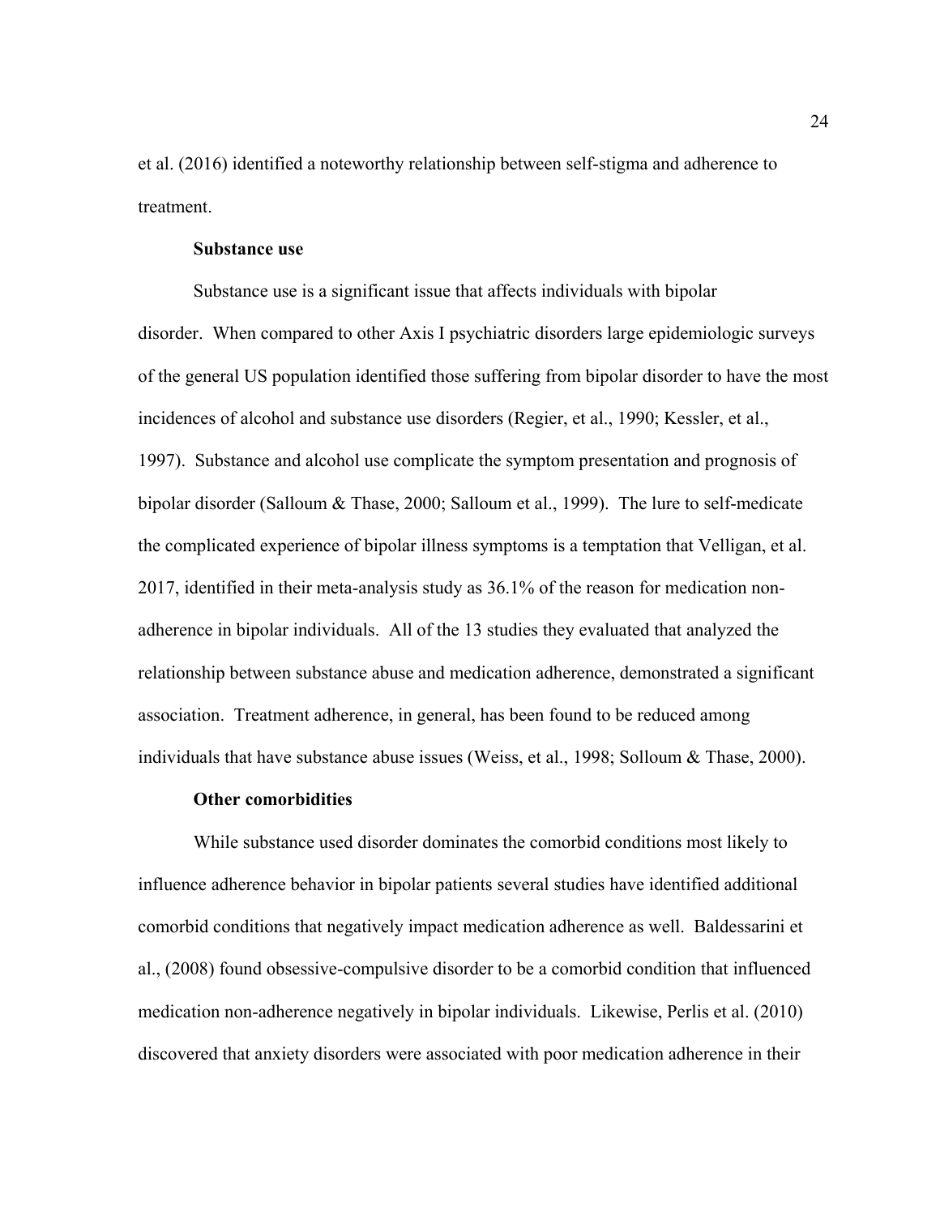et al. (2016) identified a noteworthy relationship between self-stigma and adherence to treatment.

**Substance use**

Substance use is a significant issue that affects individuals with bipolar disorder. When compared to other Axis I psychiatric disorders large epidemiologic surveys of the general US population identified those suffering from bipolar disorder to have the most incidences of alcohol and substance use disorders (Regier, et al., 1990; Kessler, et al., 1997). Substance and alcohol use complicate the symptom presentation and prognosis of bipolar disorder (Salloum & Thase, 2000; Salloum et al., 1999). The lure to self-medicate the complicated experience of bipolar illness symptoms is a temptation that Velligan, et al. 2017, identified in their meta-analysis study as 36.1% of the reason for medication non-adherence in bipolar individuals. All of the 13 studies they evaluated that analyzed the relationship between substance abuse and medication adherence, demonstrated a significant association. Treatment adherence, in general, has been found to be reduced among individuals that have substance abuse issues (Weiss, et al., 1998; Solloum & Thase, 2000).

**Other comorbidities**

While substance used disorder dominates the comorbid conditions most likely to influence adherence behavior in bipolar patients several studies have identified additional comorbid conditions that negatively impact medication adherence as well. Baldessarini et al., (2008) found obsessive-compulsive disorder to be a comorbid condition that influenced medication non-adherence negatively in bipolar individuals. Likewise, Perlis et al. (2010) discovered that anxiety disorders were associated with poor medication adherence in their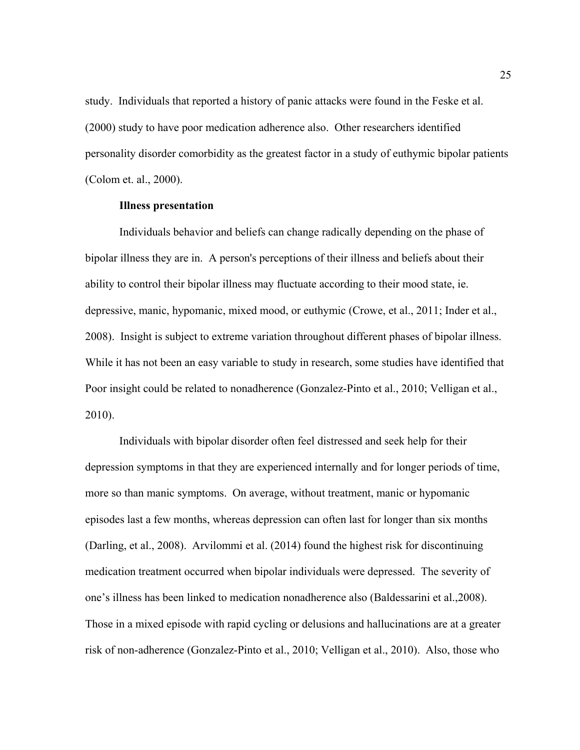study. Individuals that reported a history of panic attacks were found in the Feske et al. (2000) study to have poor medication adherence also. Other researchers identified personality disorder comorbidity as the greatest factor in a study of euthymic bipolar patients (Colom et. al., 2000).

### Illness presentation

Individuals behavior and beliefs can change radically depending on the phase of bipolar illness they are in. A person's perceptions of their illness and beliefs about their ability to control their bipolar illness may fluctuate according to their mood state, ie. depressive, manic, hypomanic, mixed mood, or euthymic (Crowe, et al., 2011; Inder et al., 2008). Insight is subject to extreme variation throughout different phases of bipolar illness. While it has not been an easy variable to study in research, some studies have identified that Poor insight could be related to nonadherence (Gonzalez-Pinto et al., 2010; Velligan et al., 2010).

Individuals with bipolar disorder often feel distressed and seek help for their depression symptoms in that they are experienced internally and for longer periods of time, more so than manic symptoms. On average, without treatment, manic or hypomanic episodes last a few months, whereas depression can often last for longer than six months (Darling, et al., 2008). Arvilommi et al. (2014) found the highest risk for discontinuing medication treatment occurred when bipolar individuals were depressed. The severity of one's illness has been linked to medication nonadherence also (Baldessarini et al.,2008). Those in a mixed episode with rapid cycling or delusions and hallucinations are at a greater risk of non-adherence (Gonzalez-Pinto et al., 2010; Velligan et al., 2010). Also, those who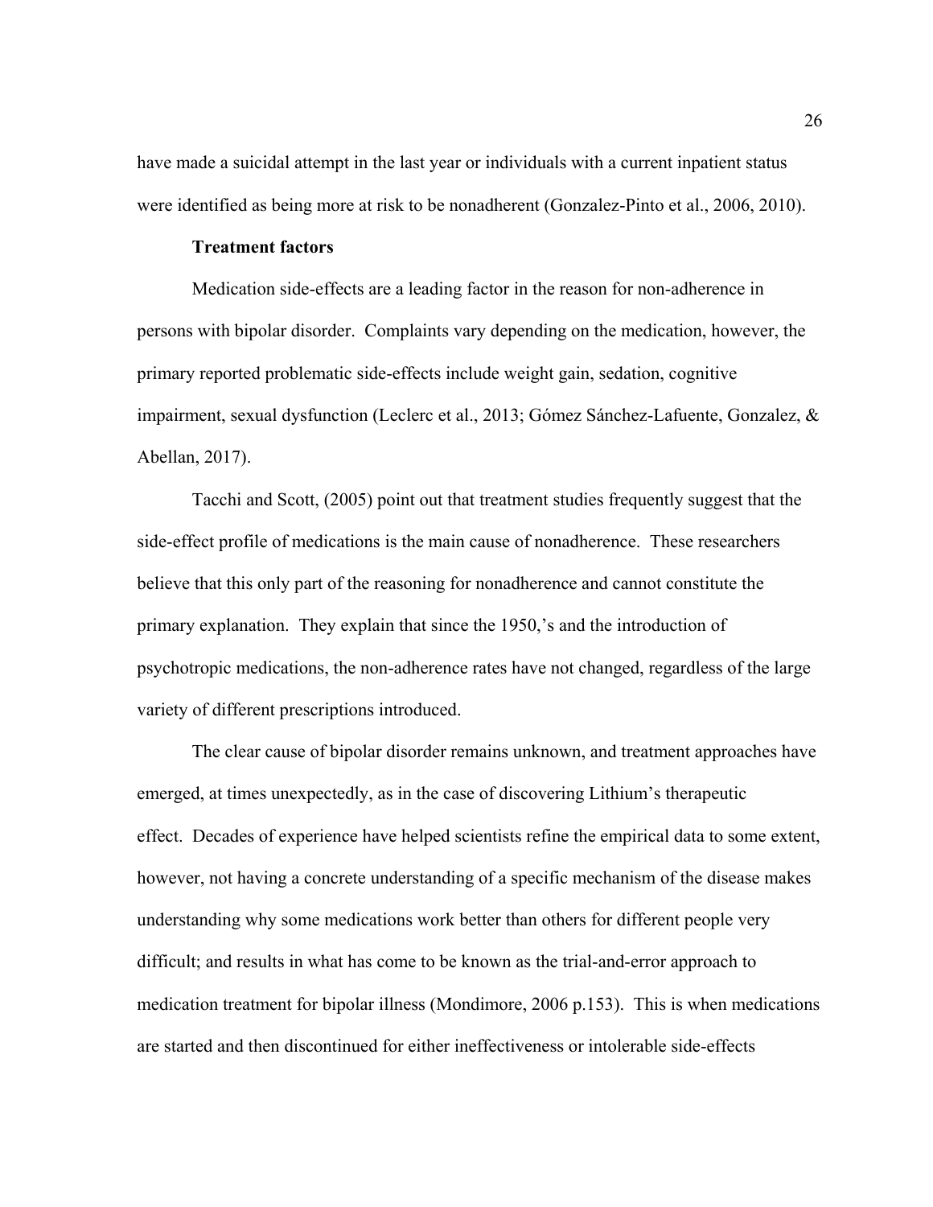have made a suicidal attempt in the last year or individuals with a current inpatient status were identified as being more at risk to be nonadherent (Gonzalez-Pinto et al., 2006, 2010).

**Treatment factors**

Medication side-effects are a leading factor in the reason for non-adherence in persons with bipolar disorder. Complaints vary depending on the medication, however, the primary reported problematic side-effects include weight gain, sedation, cognitive impairment, sexual dysfunction (Leclerc et al., 2013; Gómez Sánchez-Lafuente, Gonzalez, & Abellan, 2017).

Tacchi and Scott, (2005) point out that treatment studies frequently suggest that the side-effect profile of medications is the main cause of nonadherence. These researchers believe that this only part of the reasoning for nonadherence and cannot constitute the primary explanation. They explain that since the 1950,'s and the introduction of psychotropic medications, the non-adherence rates have not changed, regardless of the large variety of different prescriptions introduced.

The clear cause of bipolar disorder remains unknown, and treatment approaches have emerged, at times unexpectedly, as in the case of discovering Lithium's therapeutic effect. Decades of experience have helped scientists refine the empirical data to some extent, however, not having a concrete understanding of a specific mechanism of the disease makes understanding why some medications work better than others for different people very difficult; and results in what has come to be known as the trial-and-error approach to medication treatment for bipolar illness (Mondimore, 2006 p.153). This is when medications are started and then discontinued for either ineffectiveness or intolerable side-effects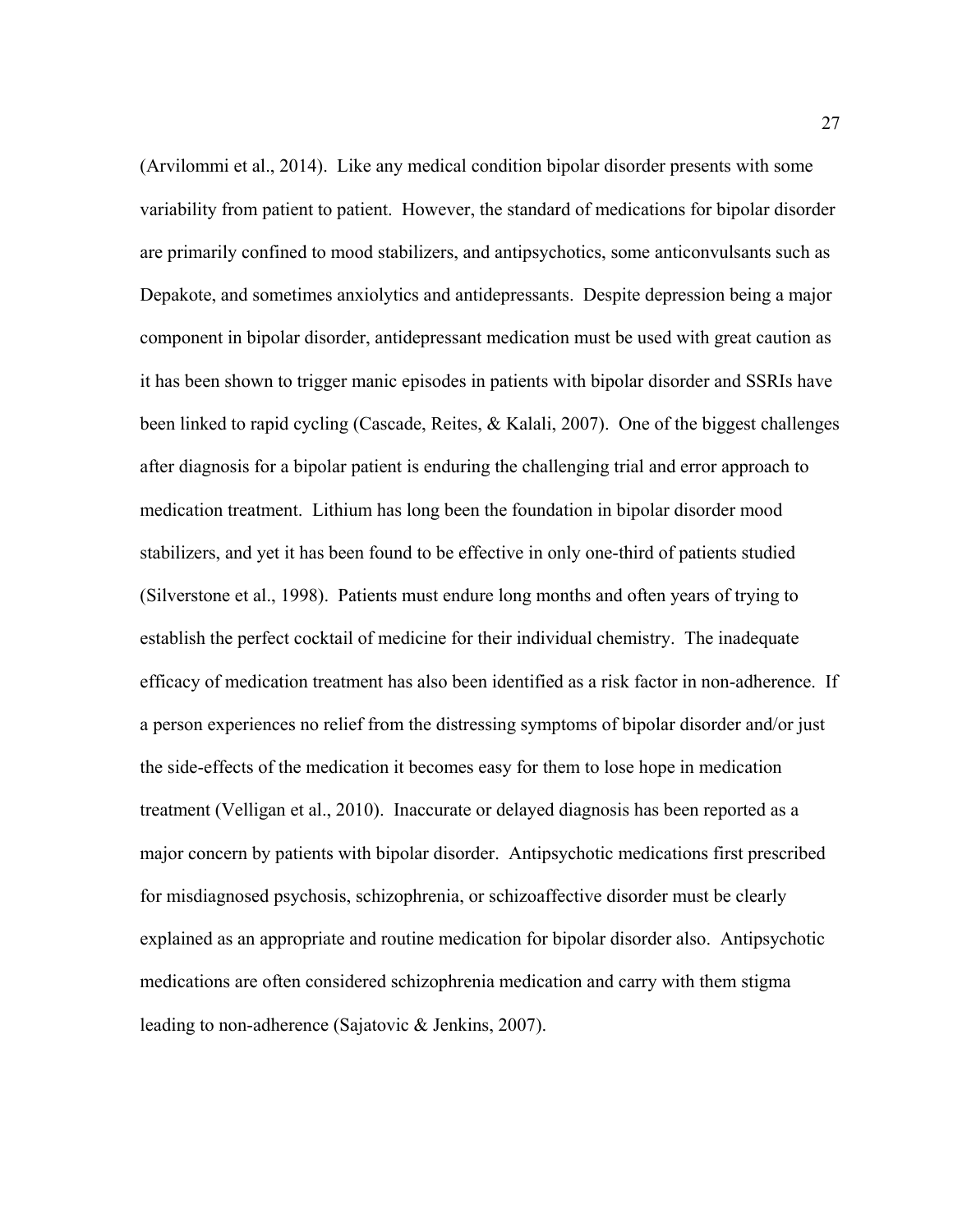(Arvilommi et al., 2014). Like any medical condition bipolar disorder presents with some variability from patient to patient. However, the standard of medications for bipolar disorder are primarily confined to mood stabilizers, and antipsychotics, some anticonvulsants such as Depakote, and sometimes anxiolytics and antidepressants. Despite depression being a major component in bipolar disorder, antidepressant medication must be used with great caution as it has been shown to trigger manic episodes in patients with bipolar disorder and SSRIs have been linked to rapid cycling (Cascade, Reites, & Kalali, 2007). One of the biggest challenges after diagnosis for a bipolar patient is enduring the challenging trial and error approach to medication treatment. Lithium has long been the foundation in bipolar disorder mood stabilizers, and yet it has been found to be effective in only one-third of patients studied (Silverstone et al., 1998). Patients must endure long months and often years of trying to establish the perfect cocktail of medicine for their individual chemistry. The inadequate efficacy of medication treatment has also been identified as a risk factor in non-adherence. If a person experiences no relief from the distressing symptoms of bipolar disorder and/or just the side-effects of the medication it becomes easy for them to lose hope in medication treatment (Velligan et al., 2010). Inaccurate or delayed diagnosis has been reported as a major concern by patients with bipolar disorder. Antipsychotic medications first prescribed for misdiagnosed psychosis, schizophrenia, or schizoaffective disorder must be clearly explained as an appropriate and routine medication for bipolar disorder also. Antipsychotic medications are often considered schizophrenia medication and carry with them stigma leading to non-adherence (Sajatovic & Jenkins, 2007).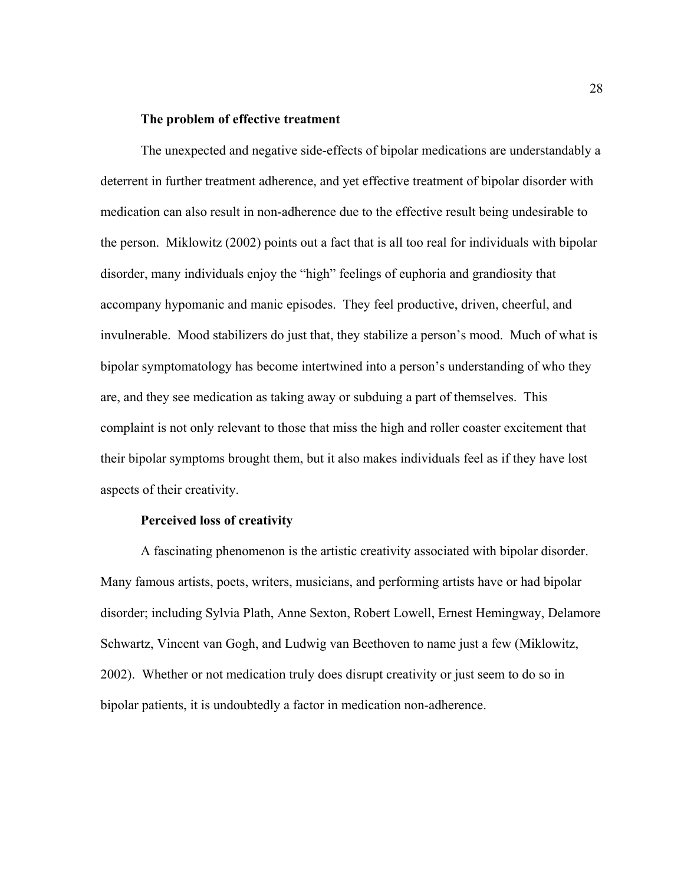### The problem of effective treatment

The unexpected and negative side-effects of bipolar medications are understandably a deterrent in further treatment adherence, and yet effective treatment of bipolar disorder with medication can also result in non-adherence due to the effective result being undesirable to the person. Miklowitz (2002) points out a fact that is all too real for individuals with bipolar disorder, many individuals enjoy the "high" feelings of euphoria and grandiosity that accompany hypomanic and manic episodes. They feel productive, driven, cheerful, and invulnerable. Mood stabilizers do just that, they stabilize a person's mood. Much of what is bipolar symptomatology has become intertwined into a person's understanding of who they are, and they see medication as taking away or subduing a part of themselves. This complaint is not only relevant to those that miss the high and roller coaster excitement that their bipolar symptoms brought them, but it also makes individuals feel as if they have lost aspects of their creativity.

### Perceived loss of creativity

A fascinating phenomenon is the artistic creativity associated with bipolar disorder. Many famous artists, poets, writers, musicians, and performing artists have or had bipolar disorder; including Sylvia Plath, Anne Sexton, Robert Lowell, Ernest Hemingway, Delamore Schwartz, Vincent van Gogh, and Ludwig van Beethoven to name just a few (Miklowitz, 2002). Whether or not medication truly does disrupt creativity or just seem to do so in bipolar patients, it is undoubtedly a factor in medication non-adherence.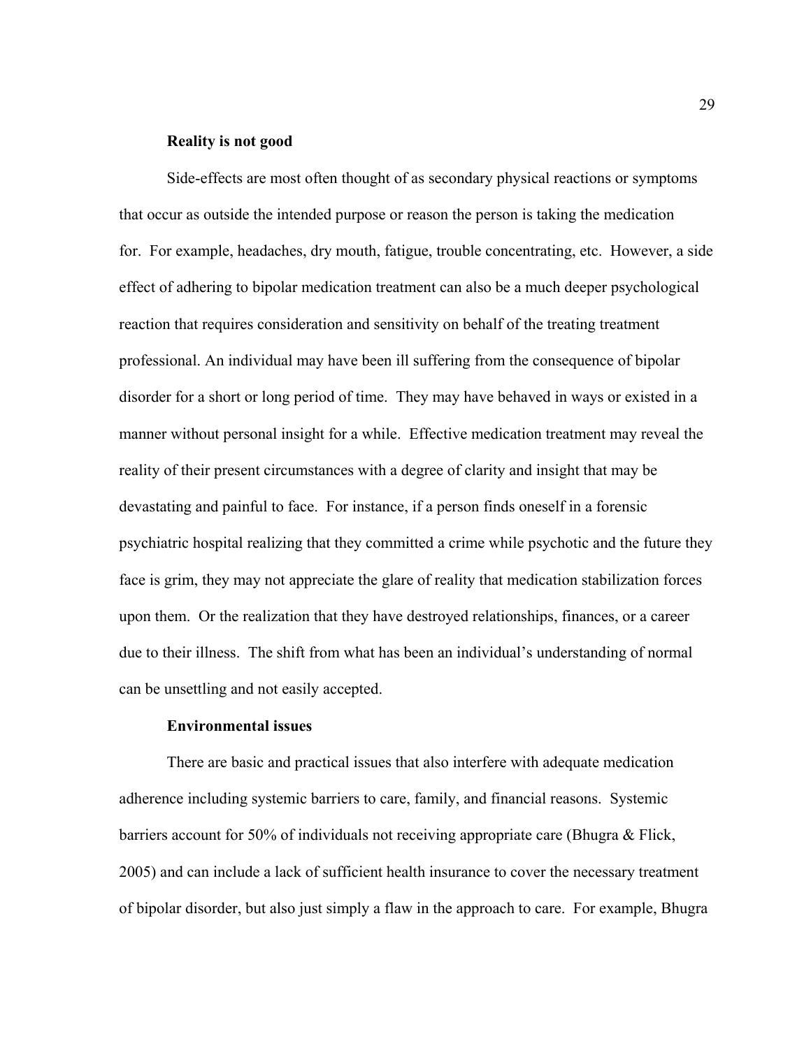### Reality is not good

Side-effects are most often thought of as secondary physical reactions or symptoms that occur as outside the intended purpose or reason the person is taking the medication for. For example, headaches, dry mouth, fatigue, trouble concentrating, etc. However, a side effect of adhering to bipolar medication treatment can also be a much deeper psychological reaction that requires consideration and sensitivity on behalf of the treating treatment professional. An individual may have been ill suffering from the consequence of bipolar disorder for a short or long period of time. They may have behaved in ways or existed in a manner without personal insight for a while. Effective medication treatment may reveal the reality of their present circumstances with a degree of clarity and insight that may be devastating and painful to face. For instance, if a person finds oneself in a forensic psychiatric hospital realizing that they committed a crime while psychotic and the future they face is grim, they may not appreciate the glare of reality that medication stabilization forces upon them. Or the realization that they have destroyed relationships, finances, or a career due to their illness. The shift from what has been an individual's understanding of normal can be unsettling and not easily accepted.

### Environmental issues

There are basic and practical issues that also interfere with adequate medication adherence including systemic barriers to care, family, and financial reasons. Systemic barriers account for 50% of individuals not receiving appropriate care (Bhugra & Flick, 2005) and can include a lack of sufficient health insurance to cover the necessary treatment of bipolar disorder, but also just simply a flaw in the approach to care. For example, Bhugra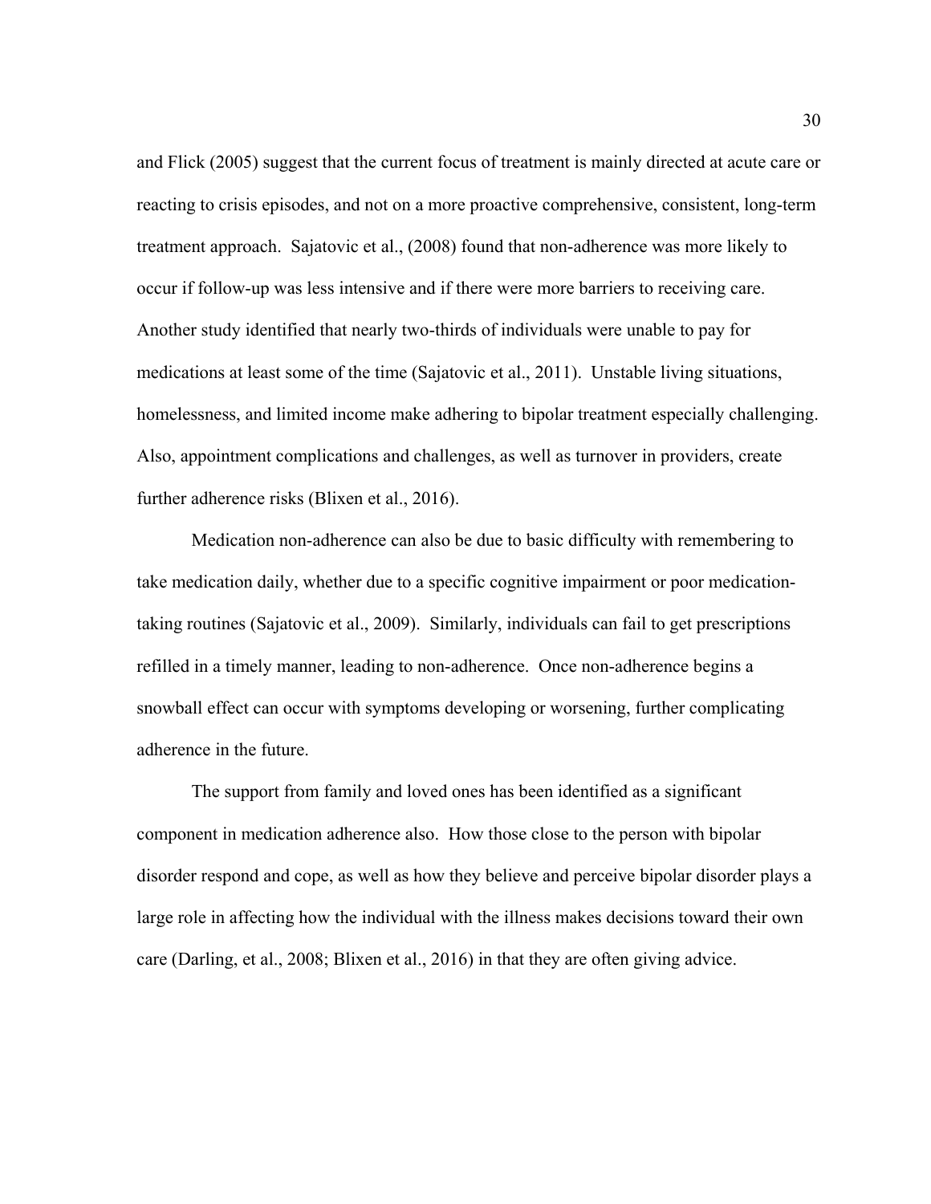and Flick (2005) suggest that the current focus of treatment is mainly directed at acute care or reacting to crisis episodes, and not on a more proactive comprehensive, consistent, long-term treatment approach. Sajatovic et al., (2008) found that non-adherence was more likely to occur if follow-up was less intensive and if there were more barriers to receiving care. Another study identified that nearly two-thirds of individuals were unable to pay for medications at least some of the time (Sajatovic et al., 2011). Unstable living situations, homelessness, and limited income make adhering to bipolar treatment especially challenging. Also, appointment complications and challenges, as well as turnover in providers, create further adherence risks (Blixen et al., 2016).

Medication non-adherence can also be due to basic difficulty with remembering to take medication daily, whether due to a specific cognitive impairment or poor medication-taking routines (Sajatovic et al., 2009). Similarly, individuals can fail to get prescriptions refilled in a timely manner, leading to non-adherence. Once non-adherence begins a snowball effect can occur with symptoms developing or worsening, further complicating adherence in the future.

The support from family and loved ones has been identified as a significant component in medication adherence also. How those close to the person with bipolar disorder respond and cope, as well as how they believe and perceive bipolar disorder plays a large role in affecting how the individual with the illness makes decisions toward their own care (Darling, et al., 2008; Blixen et al., 2016) in that they are often giving advice.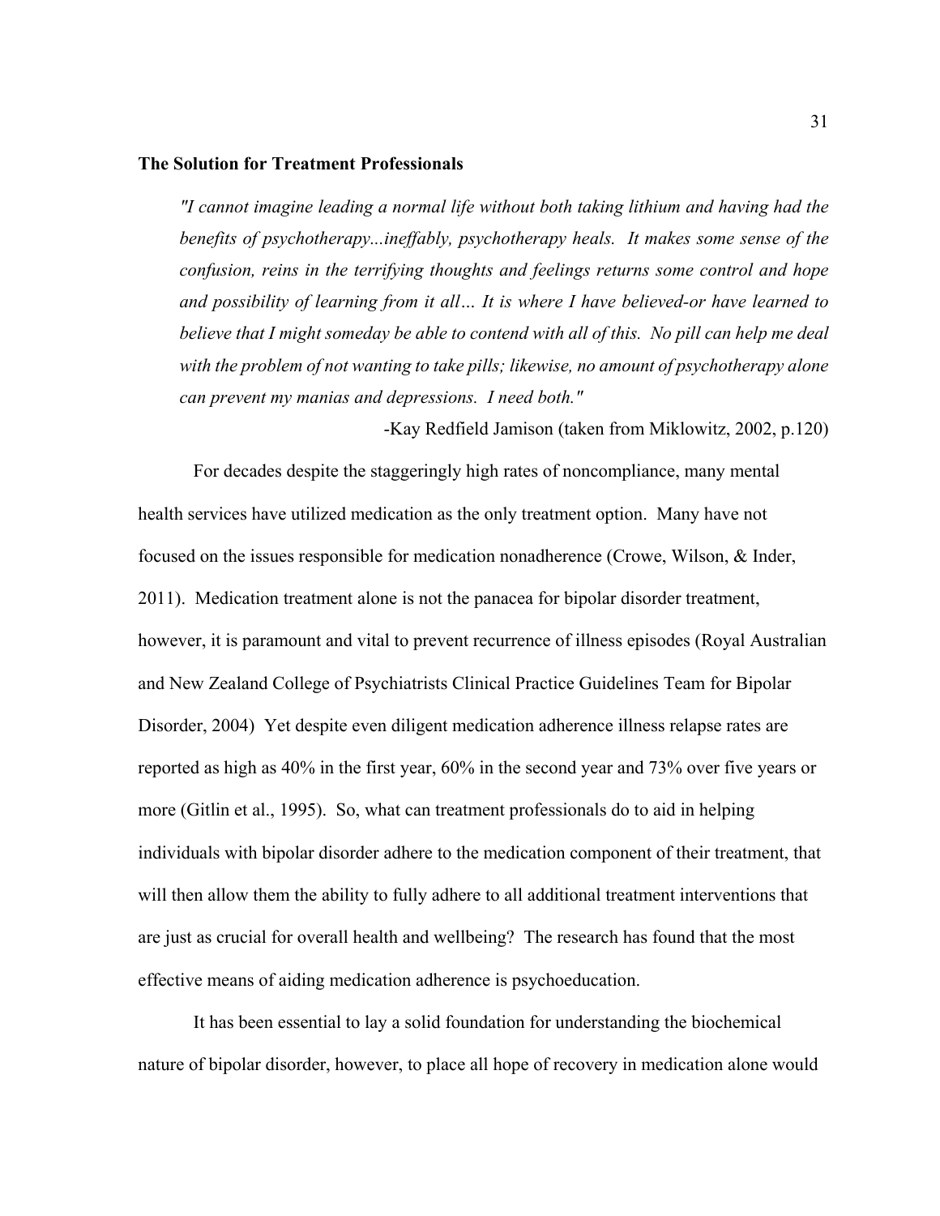**The Solution for Treatment Professionals**

> *"I cannot imagine leading a normal life without both taking lithium and having had the benefits of psychotherapy...ineffably, psychotherapy heals. It makes some sense of the confusion, reins in the terrifying thoughts and feelings returns some control and hope and possibility of learning from it all… It is where I have believed-or have learned to believe that I might someday be able to contend with all of this. No pill can help me deal with the problem of not wanting to take pills; likewise, no amount of psychotherapy alone can prevent my manias and depressions. I need both."*
>
> -Kay Redfield Jamison (taken from Miklowitz, 2002, p.120)

For decades despite the staggeringly high rates of noncompliance, many mental health services have utilized medication as the only treatment option. Many have not focused on the issues responsible for medication nonadherence (Crowe, Wilson, & Inder, 2011). Medication treatment alone is not the panacea for bipolar disorder treatment, however, it is paramount and vital to prevent recurrence of illness episodes (Royal Australian and New Zealand College of Psychiatrists Clinical Practice Guidelines Team for Bipolar Disorder, 2004) Yet despite even diligent medication adherence illness relapse rates are reported as high as 40% in the first year, 60% in the second year and 73% over five years or more (Gitlin et al., 1995). So, what can treatment professionals do to aid in helping individuals with bipolar disorder adhere to the medication component of their treatment, that will then allow them the ability to fully adhere to all additional treatment interventions that are just as crucial for overall health and wellbeing? The research has found that the most effective means of aiding medication adherence is psychoeducation.

It has been essential to lay a solid foundation for understanding the biochemical nature of bipolar disorder, however, to place all hope of recovery in medication alone would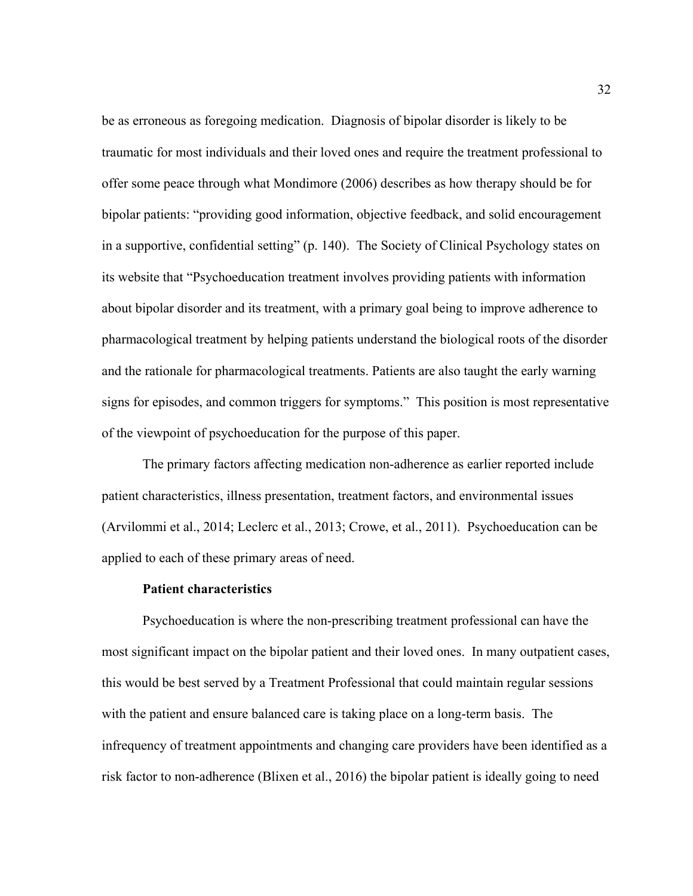be as erroneous as foregoing medication. Diagnosis of bipolar disorder is likely to be traumatic for most individuals and their loved ones and require the treatment professional to offer some peace through what Mondimore (2006) describes as how therapy should be for bipolar patients: "providing good information, objective feedback, and solid encouragement in a supportive, confidential setting" (p. 140). The Society of Clinical Psychology states on its website that "Psychoeducation treatment involves providing patients with information about bipolar disorder and its treatment, with a primary goal being to improve adherence to pharmacological treatment by helping patients understand the biological roots of the disorder and the rationale for pharmacological treatments. Patients are also taught the early warning signs for episodes, and common triggers for symptoms." This position is most representative of the viewpoint of psychoeducation for the purpose of this paper.

The primary factors affecting medication non-adherence as earlier reported include patient characteristics, illness presentation, treatment factors, and environmental issues (Arvilommi et al., 2014; Leclerc et al., 2013; Crowe, et al., 2011). Psychoeducation can be applied to each of these primary areas of need.

**Patient characteristics**

Psychoeducation is where the non-prescribing treatment professional can have the most significant impact on the bipolar patient and their loved ones. In many outpatient cases, this would be best served by a Treatment Professional that could maintain regular sessions with the patient and ensure balanced care is taking place on a long-term basis. The infrequency of treatment appointments and changing care providers have been identified as a risk factor to non-adherence (Blixen et al., 2016) the bipolar patient is ideally going to need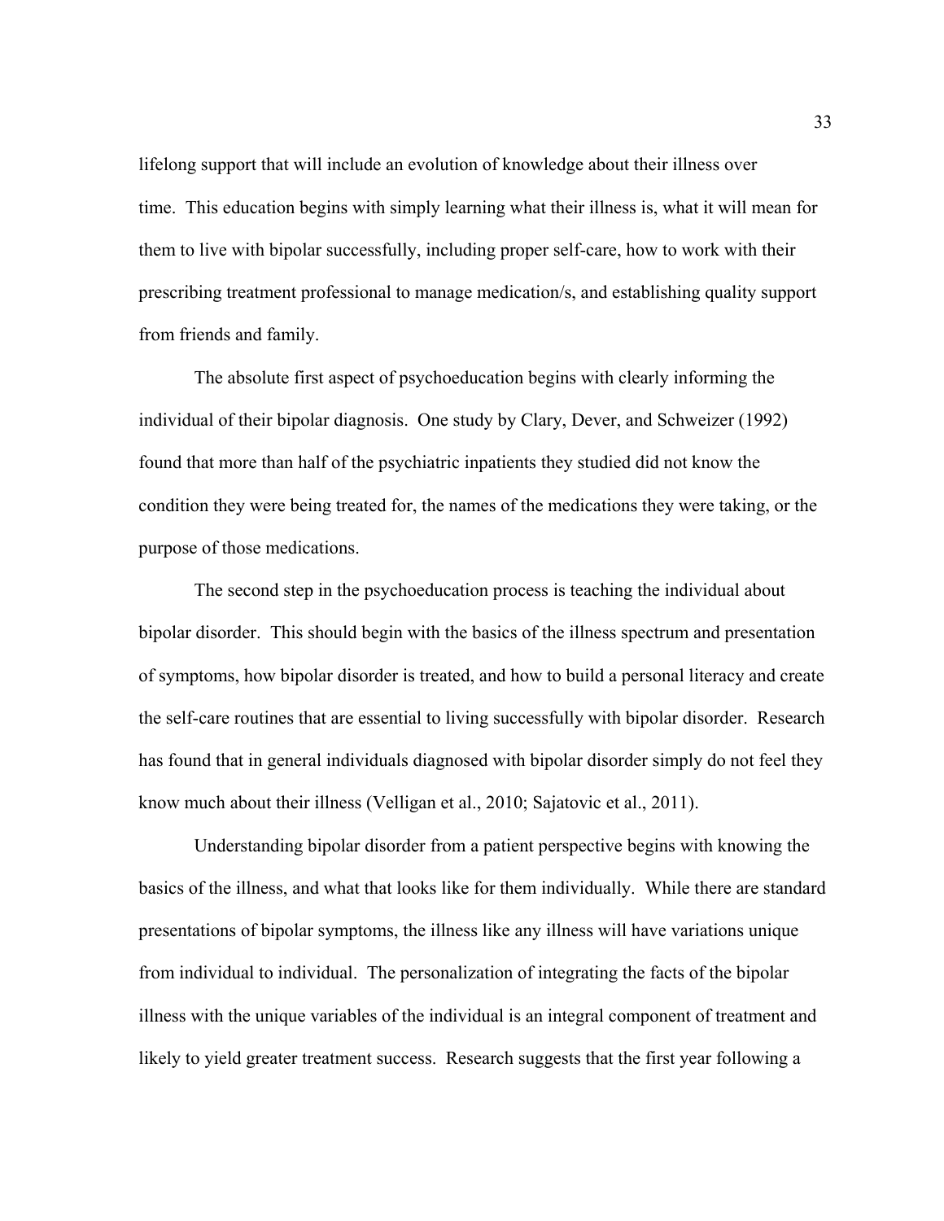lifelong support that will include an evolution of knowledge about their illness over time. This education begins with simply learning what their illness is, what it will mean for them to live with bipolar successfully, including proper self-care, how to work with their prescribing treatment professional to manage medication/s, and establishing quality support from friends and family.

The absolute first aspect of psychoeducation begins with clearly informing the individual of their bipolar diagnosis. One study by Clary, Dever, and Schweizer (1992) found that more than half of the psychiatric inpatients they studied did not know the condition they were being treated for, the names of the medications they were taking, or the purpose of those medications.

The second step in the psychoeducation process is teaching the individual about bipolar disorder. This should begin with the basics of the illness spectrum and presentation of symptoms, how bipolar disorder is treated, and how to build a personal literacy and create the self-care routines that are essential to living successfully with bipolar disorder. Research has found that in general individuals diagnosed with bipolar disorder simply do not feel they know much about their illness (Velligan et al., 2010; Sajatovic et al., 2011).

Understanding bipolar disorder from a patient perspective begins with knowing the basics of the illness, and what that looks like for them individually. While there are standard presentations of bipolar symptoms, the illness like any illness will have variations unique from individual to individual. The personalization of integrating the facts of the bipolar illness with the unique variables of the individual is an integral component of treatment and likely to yield greater treatment success. Research suggests that the first year following a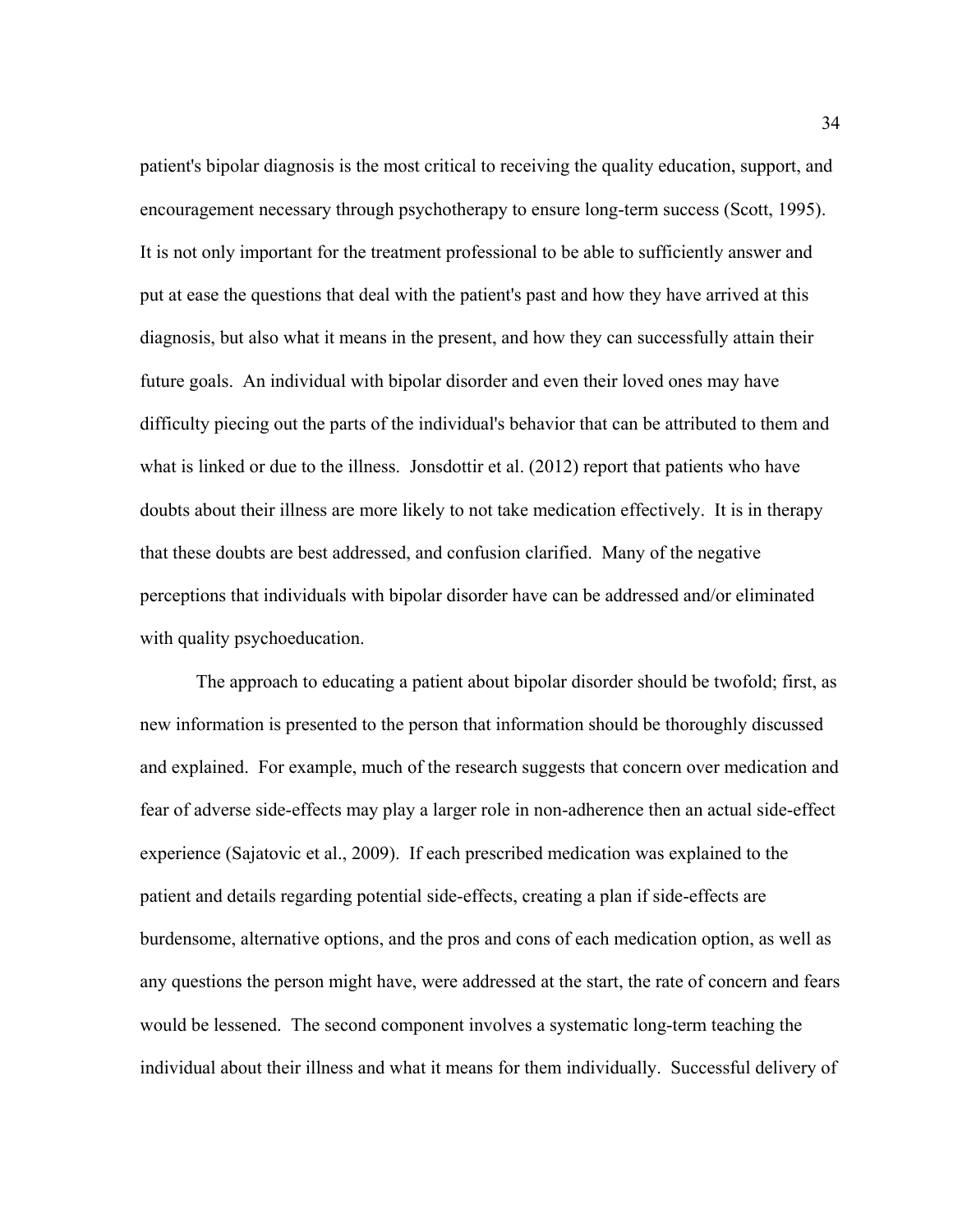patient's bipolar diagnosis is the most critical to receiving the quality education, support, and encouragement necessary through psychotherapy to ensure long-term success (Scott, 1995). It is not only important for the treatment professional to be able to sufficiently answer and put at ease the questions that deal with the patient's past and how they have arrived at this diagnosis, but also what it means in the present, and how they can successfully attain their future goals. An individual with bipolar disorder and even their loved ones may have difficulty piecing out the parts of the individual's behavior that can be attributed to them and what is linked or due to the illness. Jonsdottir et al. (2012) report that patients who have doubts about their illness are more likely to not take medication effectively. It is in therapy that these doubts are best addressed, and confusion clarified. Many of the negative perceptions that individuals with bipolar disorder have can be addressed and/or eliminated with quality psychoeducation.

The approach to educating a patient about bipolar disorder should be twofold; first, as new information is presented to the person that information should be thoroughly discussed and explained. For example, much of the research suggests that concern over medication and fear of adverse side-effects may play a larger role in non-adherence then an actual side-effect experience (Sajatovic et al., 2009). If each prescribed medication was explained to the patient and details regarding potential side-effects, creating a plan if side-effects are burdensome, alternative options, and the pros and cons of each medication option, as well as any questions the person might have, were addressed at the start, the rate of concern and fears would be lessened. The second component involves a systematic long-term teaching the individual about their illness and what it means for them individually. Successful delivery of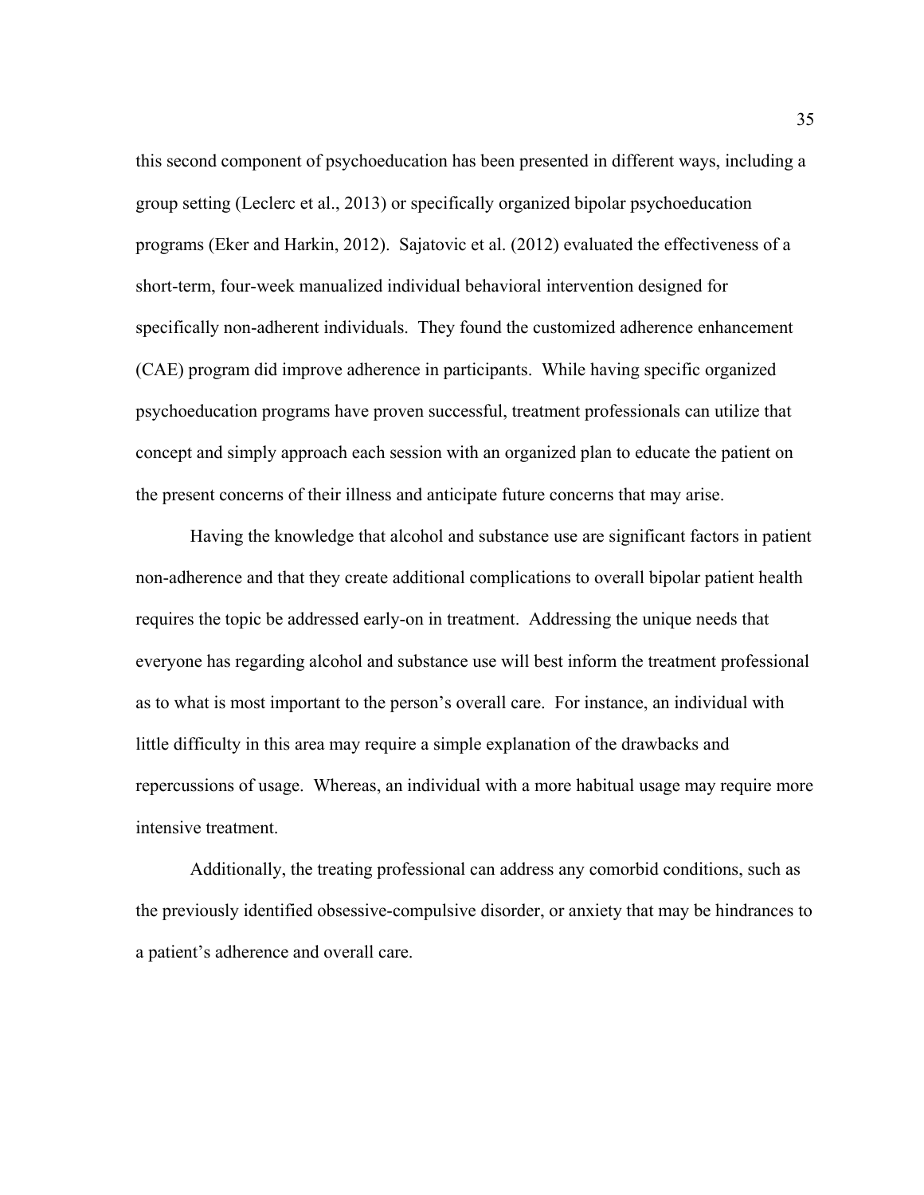this second component of psychoeducation has been presented in different ways, including a group setting (Leclerc et al., 2013) or specifically organized bipolar psychoeducation programs (Eker and Harkin, 2012). Sajatovic et al. (2012) evaluated the effectiveness of a short-term, four-week manualized individual behavioral intervention designed for specifically non-adherent individuals. They found the customized adherence enhancement (CAE) program did improve adherence in participants. While having specific organized psychoeducation programs have proven successful, treatment professionals can utilize that concept and simply approach each session with an organized plan to educate the patient on the present concerns of their illness and anticipate future concerns that may arise.

Having the knowledge that alcohol and substance use are significant factors in patient non-adherence and that they create additional complications to overall bipolar patient health requires the topic be addressed early-on in treatment. Addressing the unique needs that everyone has regarding alcohol and substance use will best inform the treatment professional as to what is most important to the person's overall care. For instance, an individual with little difficulty in this area may require a simple explanation of the drawbacks and repercussions of usage. Whereas, an individual with a more habitual usage may require more intensive treatment.

Additionally, the treating professional can address any comorbid conditions, such as the previously identified obsessive-compulsive disorder, or anxiety that may be hindrances to a patient's adherence and overall care.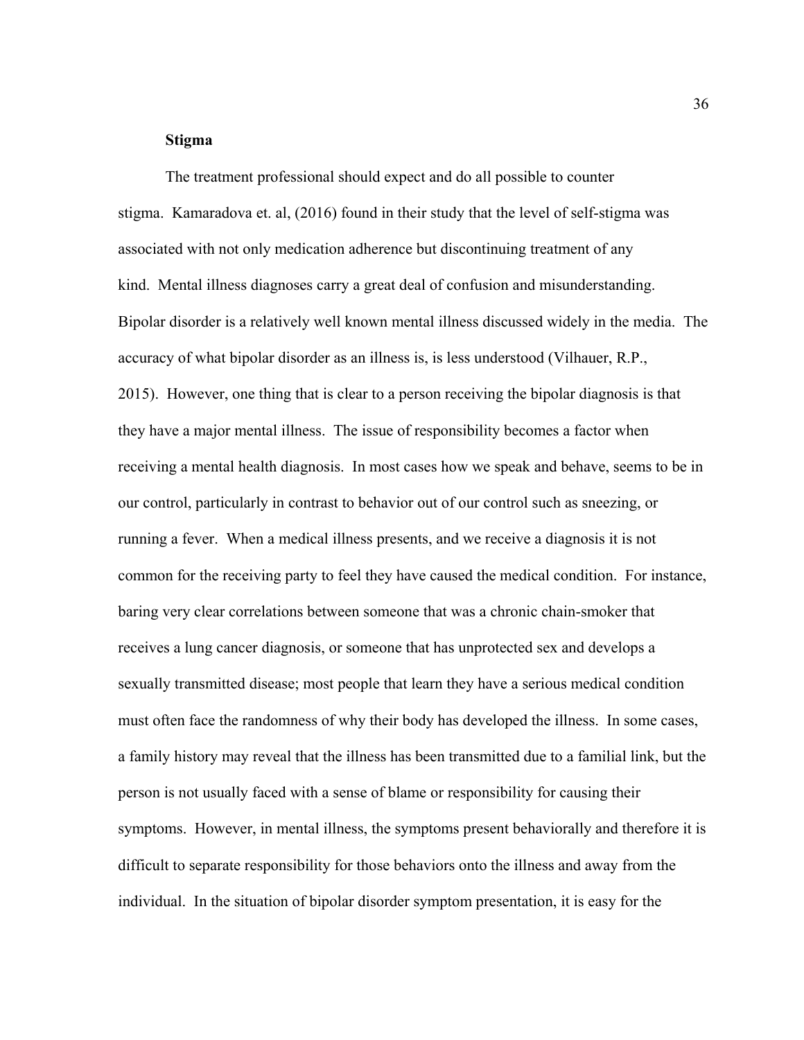**Stigma**

The treatment professional should expect and do all possible to counter stigma. Kamaradova et. al, (2016) found in their study that the level of self-stigma was associated with not only medication adherence but discontinuing treatment of any kind. Mental illness diagnoses carry a great deal of confusion and misunderstanding. Bipolar disorder is a relatively well known mental illness discussed widely in the media. The accuracy of what bipolar disorder as an illness is, is less understood (Vilhauer, R.P., 2015). However, one thing that is clear to a person receiving the bipolar diagnosis is that they have a major mental illness. The issue of responsibility becomes a factor when receiving a mental health diagnosis. In most cases how we speak and behave, seems to be in our control, particularly in contrast to behavior out of our control such as sneezing, or running a fever. When a medical illness presents, and we receive a diagnosis it is not common for the receiving party to feel they have caused the medical condition. For instance, baring very clear correlations between someone that was a chronic chain-smoker that receives a lung cancer diagnosis, or someone that has unprotected sex and develops a sexually transmitted disease; most people that learn they have a serious medical condition must often face the randomness of why their body has developed the illness. In some cases, a family history may reveal that the illness has been transmitted due to a familial link, but the person is not usually faced with a sense of blame or responsibility for causing their symptoms. However, in mental illness, the symptoms present behaviorally and therefore it is difficult to separate responsibility for those behaviors onto the illness and away from the individual. In the situation of bipolar disorder symptom presentation, it is easy for the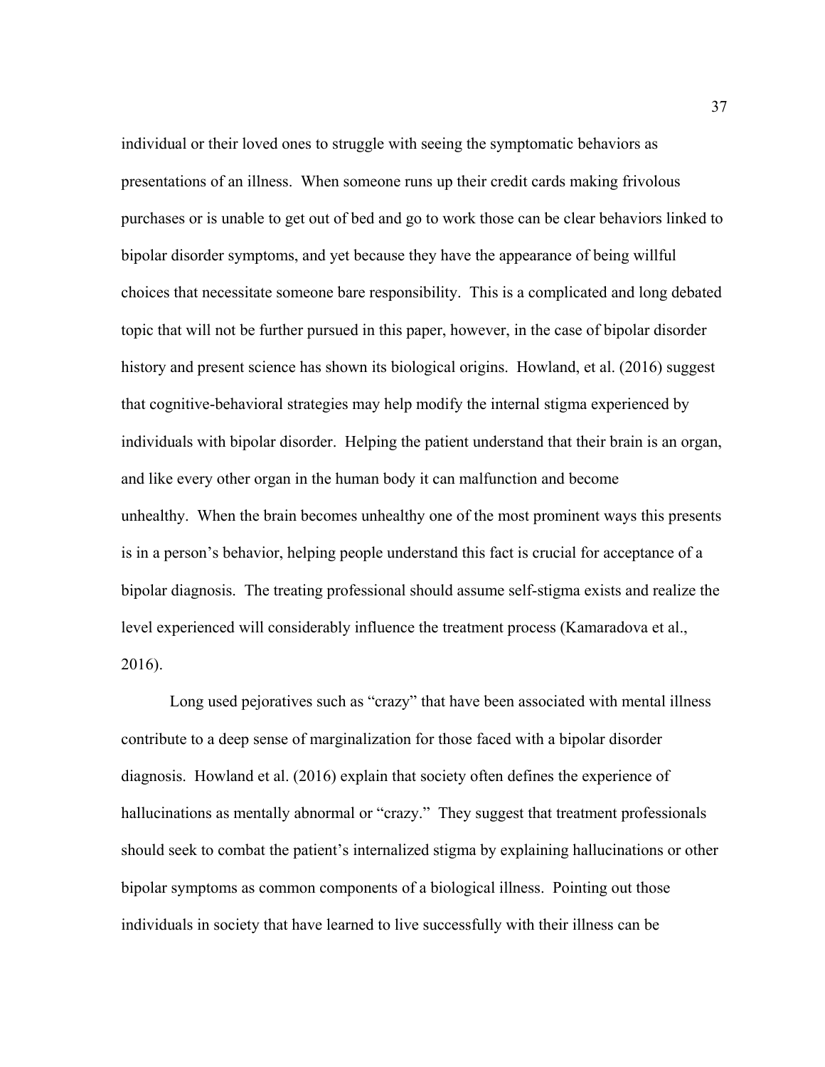individual or their loved ones to struggle with seeing the symptomatic behaviors as presentations of an illness. When someone runs up their credit cards making frivolous purchases or is unable to get out of bed and go to work those can be clear behaviors linked to bipolar disorder symptoms, and yet because they have the appearance of being willful choices that necessitate someone bare responsibility. This is a complicated and long debated topic that will not be further pursued in this paper, however, in the case of bipolar disorder history and present science has shown its biological origins. Howland, et al. (2016) suggest that cognitive-behavioral strategies may help modify the internal stigma experienced by individuals with bipolar disorder. Helping the patient understand that their brain is an organ, and like every other organ in the human body it can malfunction and become unhealthy. When the brain becomes unhealthy one of the most prominent ways this presents is in a person's behavior, helping people understand this fact is crucial for acceptance of a bipolar diagnosis. The treating professional should assume self-stigma exists and realize the level experienced will considerably influence the treatment process (Kamaradova et al., 2016).

Long used pejoratives such as "crazy" that have been associated with mental illness contribute to a deep sense of marginalization for those faced with a bipolar disorder diagnosis. Howland et al. (2016) explain that society often defines the experience of hallucinations as mentally abnormal or "crazy." They suggest that treatment professionals should seek to combat the patient's internalized stigma by explaining hallucinations or other bipolar symptoms as common components of a biological illness. Pointing out those individuals in society that have learned to live successfully with their illness can be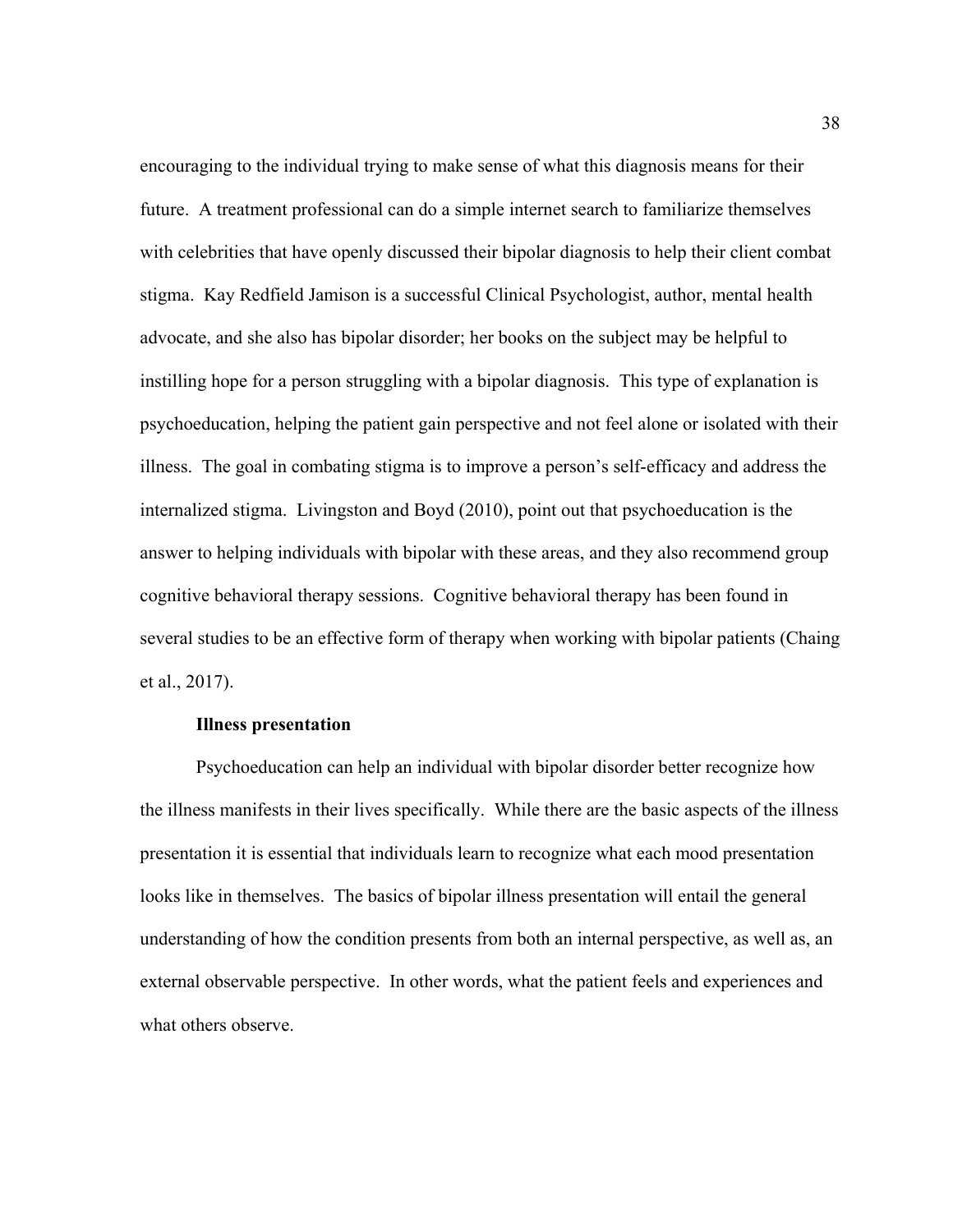encouraging to the individual trying to make sense of what this diagnosis means for their future. A treatment professional can do a simple internet search to familiarize themselves with celebrities that have openly discussed their bipolar diagnosis to help their client combat stigma. Kay Redfield Jamison is a successful Clinical Psychologist, author, mental health advocate, and she also has bipolar disorder; her books on the subject may be helpful to instilling hope for a person struggling with a bipolar diagnosis. This type of explanation is psychoeducation, helping the patient gain perspective and not feel alone or isolated with their illness. The goal in combating stigma is to improve a person's self-efficacy and address the internalized stigma. Livingston and Boyd (2010), point out that psychoeducation is the answer to helping individuals with bipolar with these areas, and they also recommend group cognitive behavioral therapy sessions. Cognitive behavioral therapy has been found in several studies to be an effective form of therapy when working with bipolar patients (Chaing et al., 2017).

### Illness presentation

Psychoeducation can help an individual with bipolar disorder better recognize how the illness manifests in their lives specifically. While there are the basic aspects of the illness presentation it is essential that individuals learn to recognize what each mood presentation looks like in themselves. The basics of bipolar illness presentation will entail the general understanding of how the condition presents from both an internal perspective, as well as, an external observable perspective. In other words, what the patient feels and experiences and what others observe.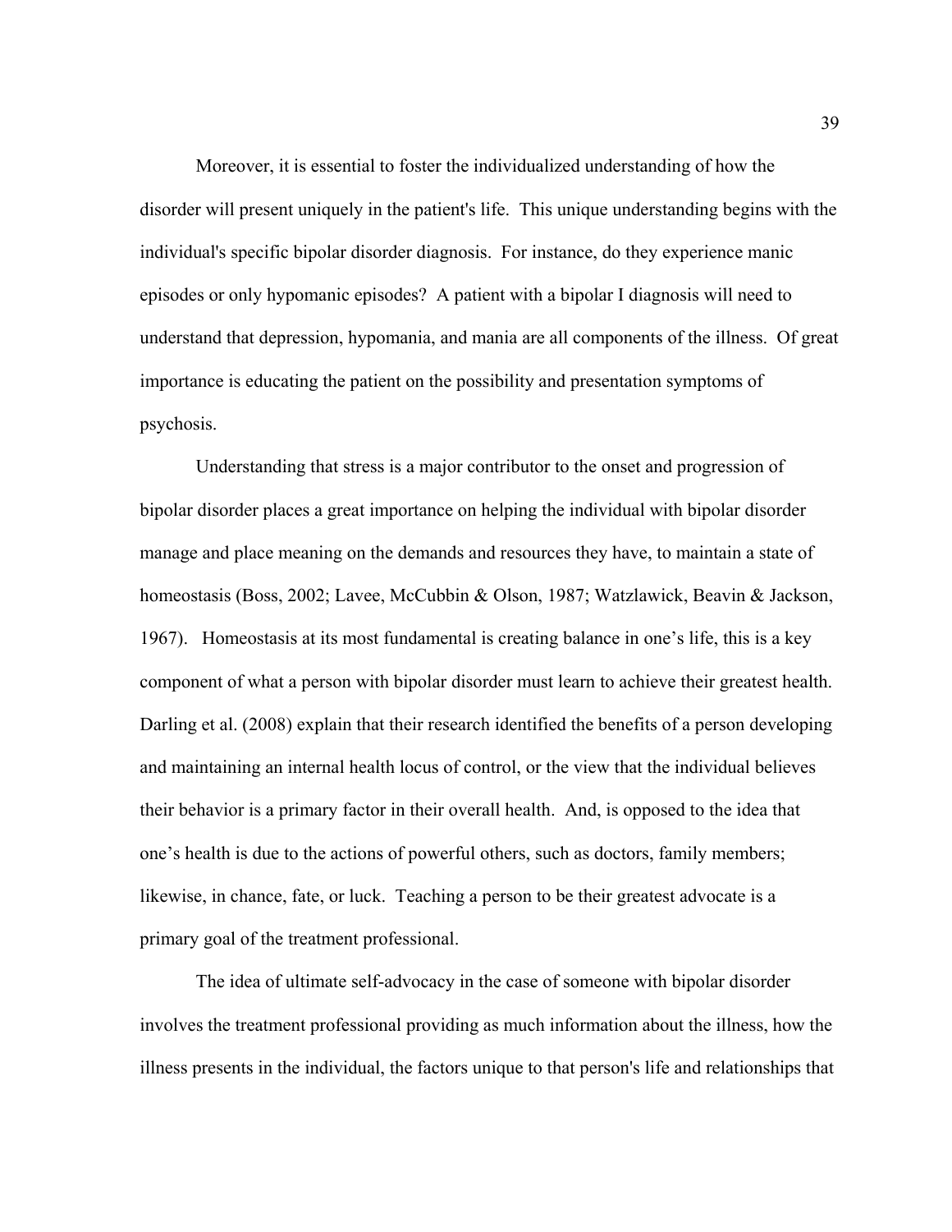Moreover, it is essential to foster the individualized understanding of how the disorder will present uniquely in the patient's life. This unique understanding begins with the individual's specific bipolar disorder diagnosis. For instance, do they experience manic episodes or only hypomanic episodes? A patient with a bipolar I diagnosis will need to understand that depression, hypomania, and mania are all components of the illness. Of great importance is educating the patient on the possibility and presentation symptoms of psychosis.

Understanding that stress is a major contributor to the onset and progression of bipolar disorder places a great importance on helping the individual with bipolar disorder manage and place meaning on the demands and resources they have, to maintain a state of homeostasis (Boss, 2002; Lavee, McCubbin & Olson, 1987; Watzlawick, Beavin & Jackson, 1967). Homeostasis at its most fundamental is creating balance in one's life, this is a key component of what a person with bipolar disorder must learn to achieve their greatest health. Darling et al. (2008) explain that their research identified the benefits of a person developing and maintaining an internal health locus of control, or the view that the individual believes their behavior is a primary factor in their overall health. And, is opposed to the idea that one's health is due to the actions of powerful others, such as doctors, family members; likewise, in chance, fate, or luck. Teaching a person to be their greatest advocate is a primary goal of the treatment professional.

The idea of ultimate self-advocacy in the case of someone with bipolar disorder involves the treatment professional providing as much information about the illness, how the illness presents in the individual, the factors unique to that person's life and relationships that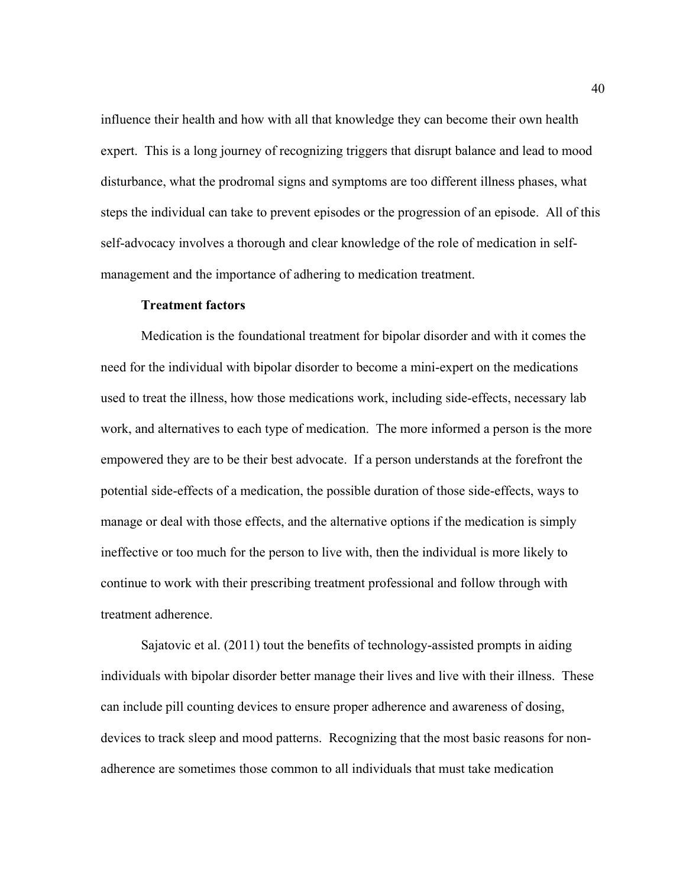influence their health and how with all that knowledge they can become their own health expert. This is a long journey of recognizing triggers that disrupt balance and lead to mood disturbance, what the prodromal signs and symptoms are too different illness phases, what steps the individual can take to prevent episodes or the progression of an episode. All of this self-advocacy involves a thorough and clear knowledge of the role of medication in self-management and the importance of adhering to medication treatment.

### Treatment factors

Medication is the foundational treatment for bipolar disorder and with it comes the need for the individual with bipolar disorder to become a mini-expert on the medications used to treat the illness, how those medications work, including side-effects, necessary lab work, and alternatives to each type of medication. The more informed a person is the more empowered they are to be their best advocate. If a person understands at the forefront the potential side-effects of a medication, the possible duration of those side-effects, ways to manage or deal with those effects, and the alternative options if the medication is simply ineffective or too much for the person to live with, then the individual is more likely to continue to work with their prescribing treatment professional and follow through with treatment adherence.

Sajatovic et al. (2011) tout the benefits of technology-assisted prompts in aiding individuals with bipolar disorder better manage their lives and live with their illness. These can include pill counting devices to ensure proper adherence and awareness of dosing, devices to track sleep and mood patterns. Recognizing that the most basic reasons for non-adherence are sometimes those common to all individuals that must take medication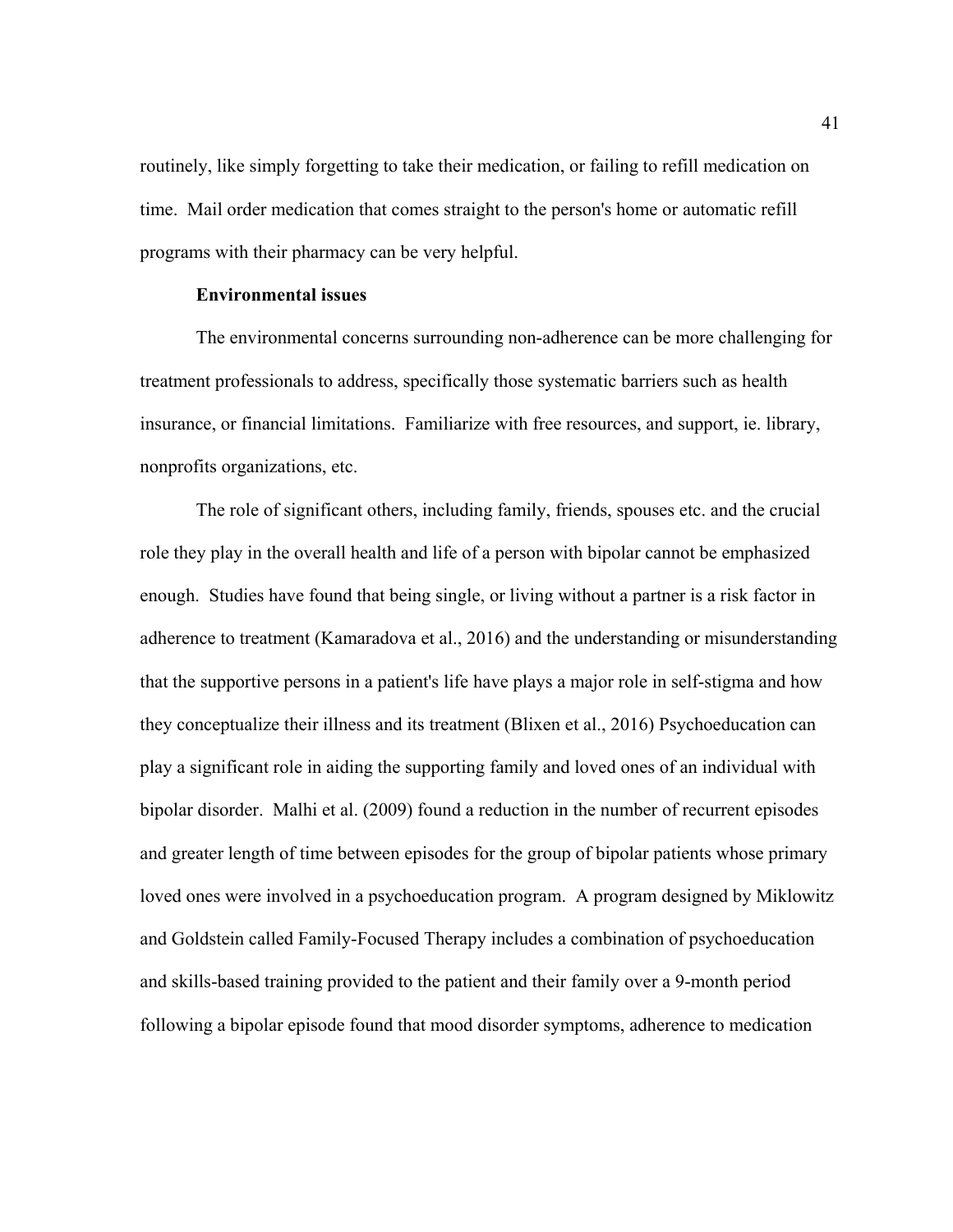routinely, like simply forgetting to take their medication, or failing to refill medication on time. Mail order medication that comes straight to the person's home or automatic refill programs with their pharmacy can be very helpful.

**Environmental issues**

The environmental concerns surrounding non-adherence can be more challenging for treatment professionals to address, specifically those systematic barriers such as health insurance, or financial limitations. Familiarize with free resources, and support, ie. library, nonprofits organizations, etc.

The role of significant others, including family, friends, spouses etc. and the crucial role they play in the overall health and life of a person with bipolar cannot be emphasized enough. Studies have found that being single, or living without a partner is a risk factor in adherence to treatment (Kamaradova et al., 2016) and the understanding or misunderstanding that the supportive persons in a patient's life have plays a major role in self-stigma and how they conceptualize their illness and its treatment (Blixen et al., 2016) Psychoeducation can play a significant role in aiding the supporting family and loved ones of an individual with bipolar disorder. Malhi et al. (2009) found a reduction in the number of recurrent episodes and greater length of time between episodes for the group of bipolar patients whose primary loved ones were involved in a psychoeducation program. A program designed by Miklowitz and Goldstein called Family-Focused Therapy includes a combination of psychoeducation and skills-based training provided to the patient and their family over a 9-month period following a bipolar episode found that mood disorder symptoms, adherence to medication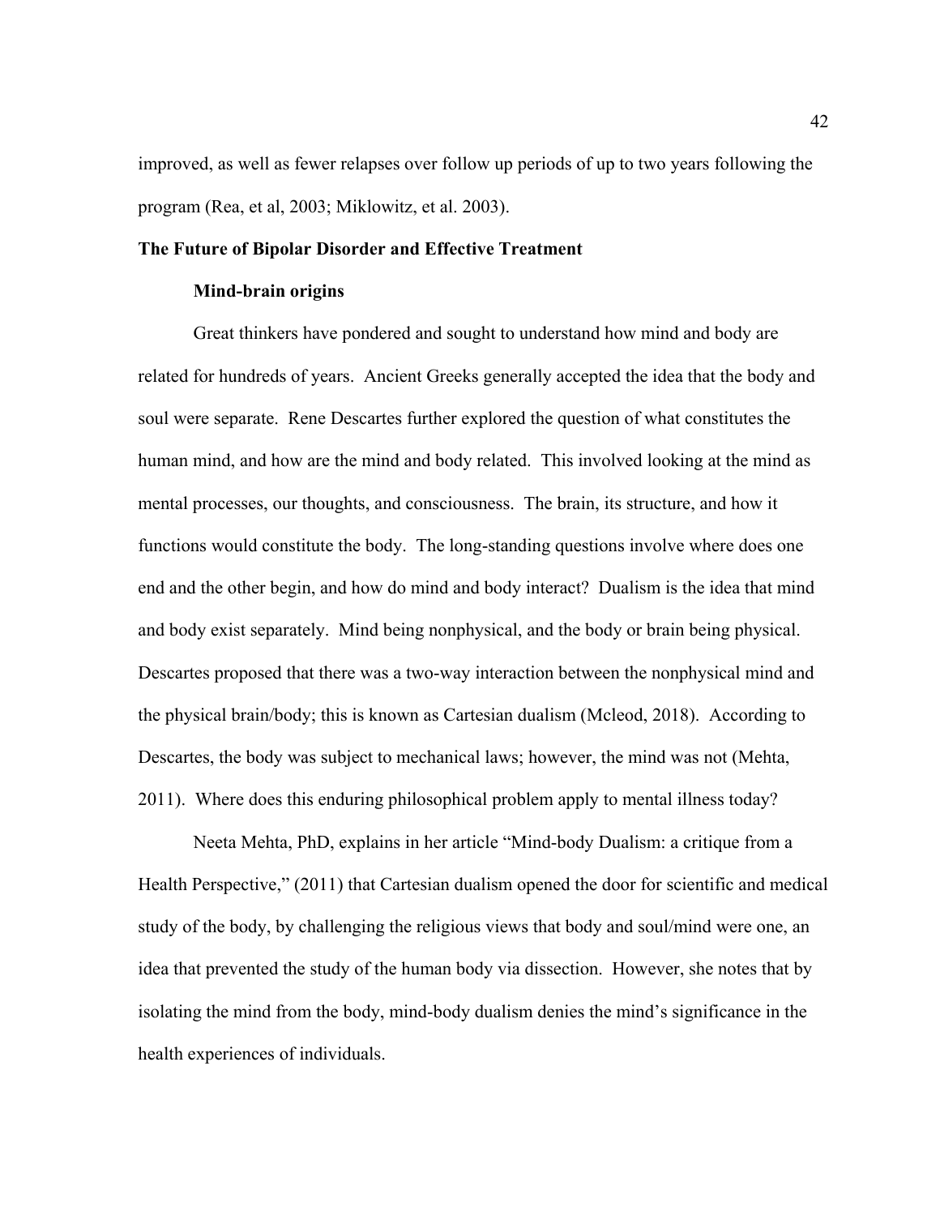improved, as well as fewer relapses over follow up periods of up to two years following the program (Rea, et al, 2003; Miklowitz, et al. 2003).

## The Future of Bipolar Disorder and Effective Treatment

### Mind-brain origins

Great thinkers have pondered and sought to understand how mind and body are related for hundreds of years. Ancient Greeks generally accepted the idea that the body and soul were separate. Rene Descartes further explored the question of what constitutes the human mind, and how are the mind and body related. This involved looking at the mind as mental processes, our thoughts, and consciousness. The brain, its structure, and how it functions would constitute the body. The long-standing questions involve where does one end and the other begin, and how do mind and body interact? Dualism is the idea that mind and body exist separately. Mind being nonphysical, and the body or brain being physical. Descartes proposed that there was a two-way interaction between the nonphysical mind and the physical brain/body; this is known as Cartesian dualism (Mcleod, 2018). According to Descartes, the body was subject to mechanical laws; however, the mind was not (Mehta, 2011). Where does this enduring philosophical problem apply to mental illness today?

Neeta Mehta, PhD, explains in her article "Mind-body Dualism: a critique from a Health Perspective," (2011) that Cartesian dualism opened the door for scientific and medical study of the body, by challenging the religious views that body and soul/mind were one, an idea that prevented the study of the human body via dissection. However, she notes that by isolating the mind from the body, mind-body dualism denies the mind's significance in the health experiences of individuals.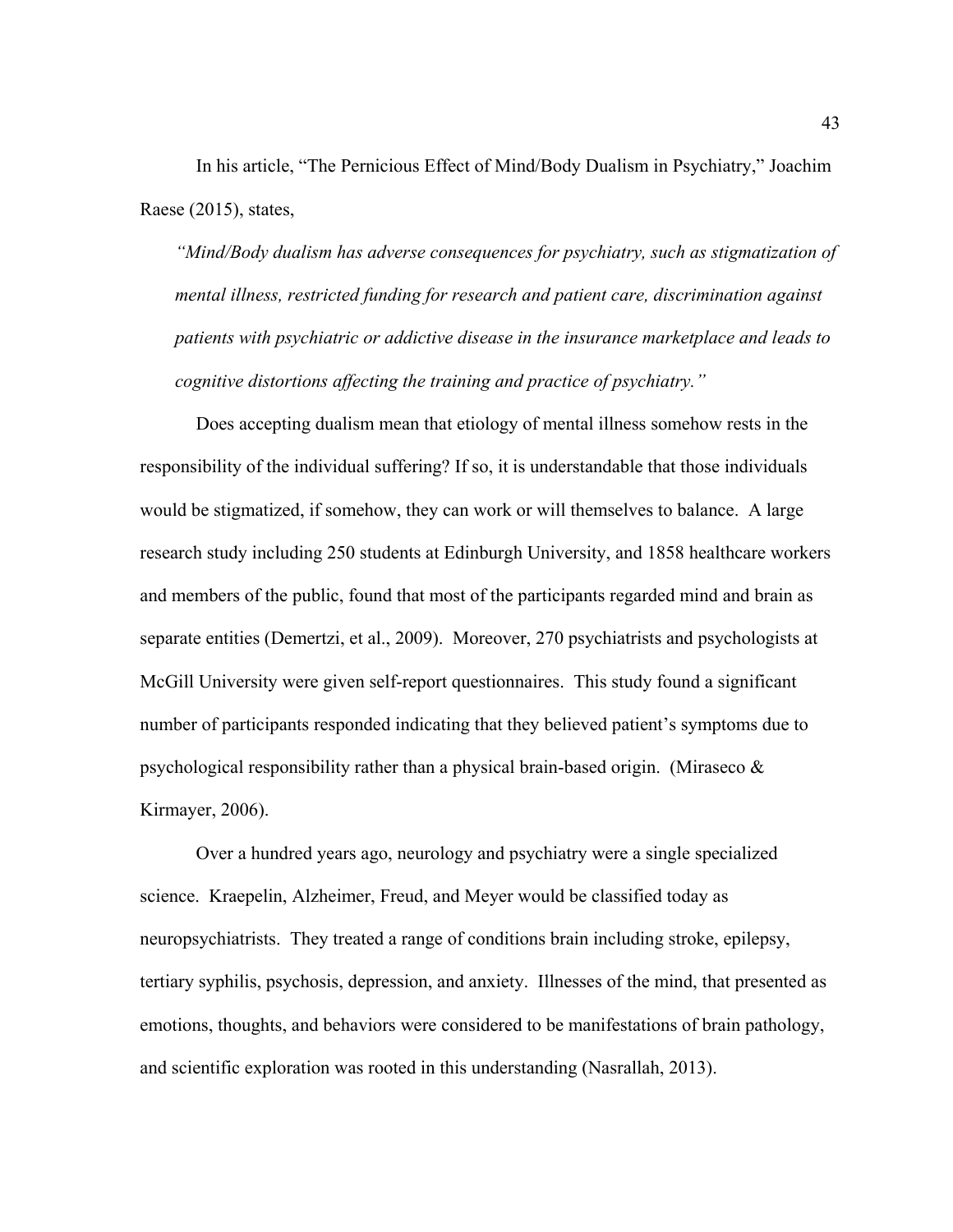In his article, "The Pernicious Effect of Mind/Body Dualism in Psychiatry," Joachim Raese (2015), states,

> *"Mind/Body dualism has adverse consequences for psychiatry, such as stigmatization of mental illness, restricted funding for research and patient care, discrimination against patients with psychiatric or addictive disease in the insurance marketplace and leads to cognitive distortions affecting the training and practice of psychiatry."*

Does accepting dualism mean that etiology of mental illness somehow rests in the responsibility of the individual suffering? If so, it is understandable that those individuals would be stigmatized, if somehow, they can work or will themselves to balance. A large research study including 250 students at Edinburgh University, and 1858 healthcare workers and members of the public, found that most of the participants regarded mind and brain as separate entities (Demertzi, et al., 2009). Moreover, 270 psychiatrists and psychologists at McGill University were given self-report questionnaires. This study found a significant number of participants responded indicating that they believed patient's symptoms due to psychological responsibility rather than a physical brain-based origin. (Miraseco & Kirmayer, 2006).

Over a hundred years ago, neurology and psychiatry were a single specialized science. Kraepelin, Alzheimer, Freud, and Meyer would be classified today as neuropsychiatrists. They treated a range of conditions brain including stroke, epilepsy, tertiary syphilis, psychosis, depression, and anxiety. Illnesses of the mind, that presented as emotions, thoughts, and behaviors were considered to be manifestations of brain pathology, and scientific exploration was rooted in this understanding (Nasrallah, 2013).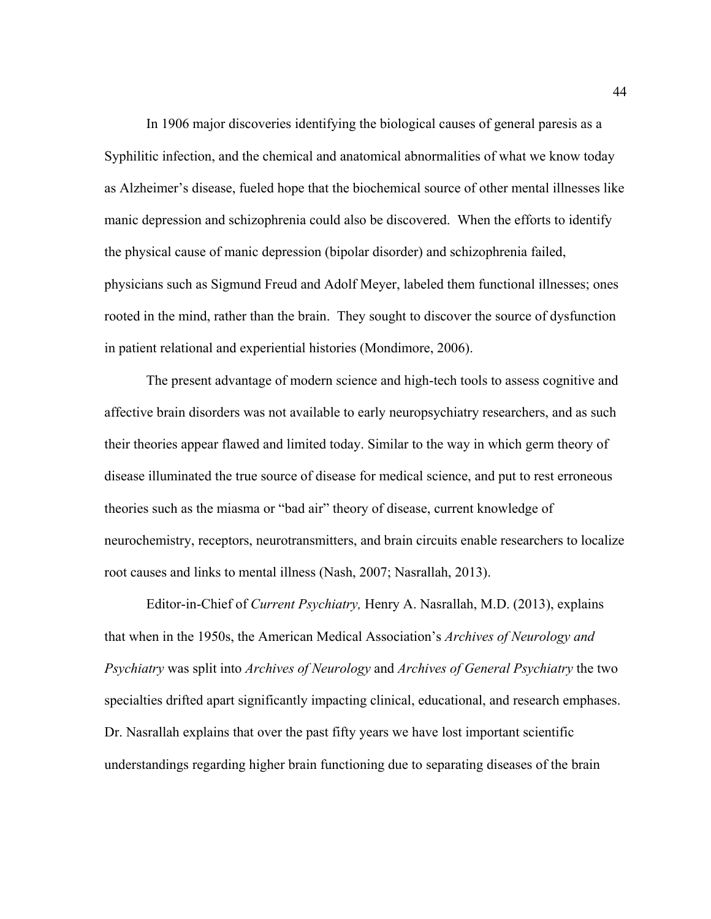In 1906 major discoveries identifying the biological causes of general paresis as a Syphilitic infection, and the chemical and anatomical abnormalities of what we know today as Alzheimer's disease, fueled hope that the biochemical source of other mental illnesses like manic depression and schizophrenia could also be discovered. When the efforts to identify the physical cause of manic depression (bipolar disorder) and schizophrenia failed, physicians such as Sigmund Freud and Adolf Meyer, labeled them functional illnesses; ones rooted in the mind, rather than the brain. They sought to discover the source of dysfunction in patient relational and experiential histories (Mondimore, 2006).

The present advantage of modern science and high-tech tools to assess cognitive and affective brain disorders was not available to early neuropsychiatry researchers, and as such their theories appear flawed and limited today. Similar to the way in which germ theory of disease illuminated the true source of disease for medical science, and put to rest erroneous theories such as the miasma or "bad air" theory of disease, current knowledge of neurochemistry, receptors, neurotransmitters, and brain circuits enable researchers to localize root causes and links to mental illness (Nash, 2007; Nasrallah, 2013).

Editor-in-Chief of *Current Psychiatry,* Henry A. Nasrallah, M.D. (2013), explains that when in the 1950s, the American Medical Association's *Archives of Neurology and Psychiatry* was split into *Archives of Neurology* and *Archives of General Psychiatry* the two specialties drifted apart significantly impacting clinical, educational, and research emphases. Dr. Nasrallah explains that over the past fifty years we have lost important scientific understandings regarding higher brain functioning due to separating diseases of the brain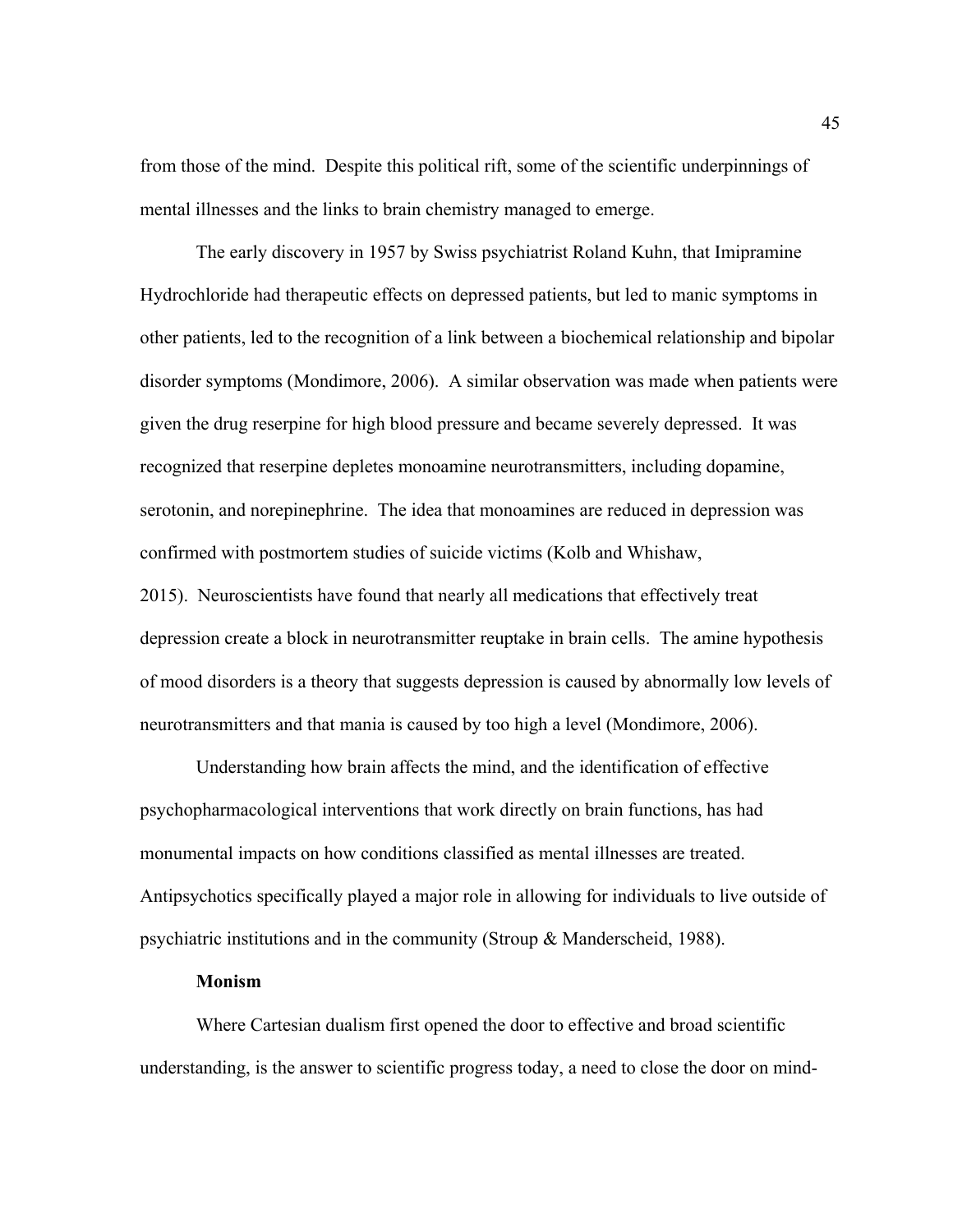from those of the mind. Despite this political rift, some of the scientific underpinnings of mental illnesses and the links to brain chemistry managed to emerge.

The early discovery in 1957 by Swiss psychiatrist Roland Kuhn, that Imipramine Hydrochloride had therapeutic effects on depressed patients, but led to manic symptoms in other patients, led to the recognition of a link between a biochemical relationship and bipolar disorder symptoms (Mondimore, 2006). A similar observation was made when patients were given the drug reserpine for high blood pressure and became severely depressed. It was recognized that reserpine depletes monoamine neurotransmitters, including dopamine, serotonin, and norepinephrine. The idea that monoamines are reduced in depression was confirmed with postmortem studies of suicide victims (Kolb and Whishaw, 2015). Neuroscientists have found that nearly all medications that effectively treat depression create a block in neurotransmitter reuptake in brain cells. The amine hypothesis of mood disorders is a theory that suggests depression is caused by abnormally low levels of neurotransmitters and that mania is caused by too high a level (Mondimore, 2006).

Understanding how brain affects the mind, and the identification of effective psychopharmacological interventions that work directly on brain functions, has had monumental impacts on how conditions classified as mental illnesses are treated. Antipsychotics specifically played a major role in allowing for individuals to live outside of psychiatric institutions and in the community (Stroup & Manderscheid, 1988).

**Monism**

Where Cartesian dualism first opened the door to effective and broad scientific understanding, is the answer to scientific progress today, a need to close the door on mind-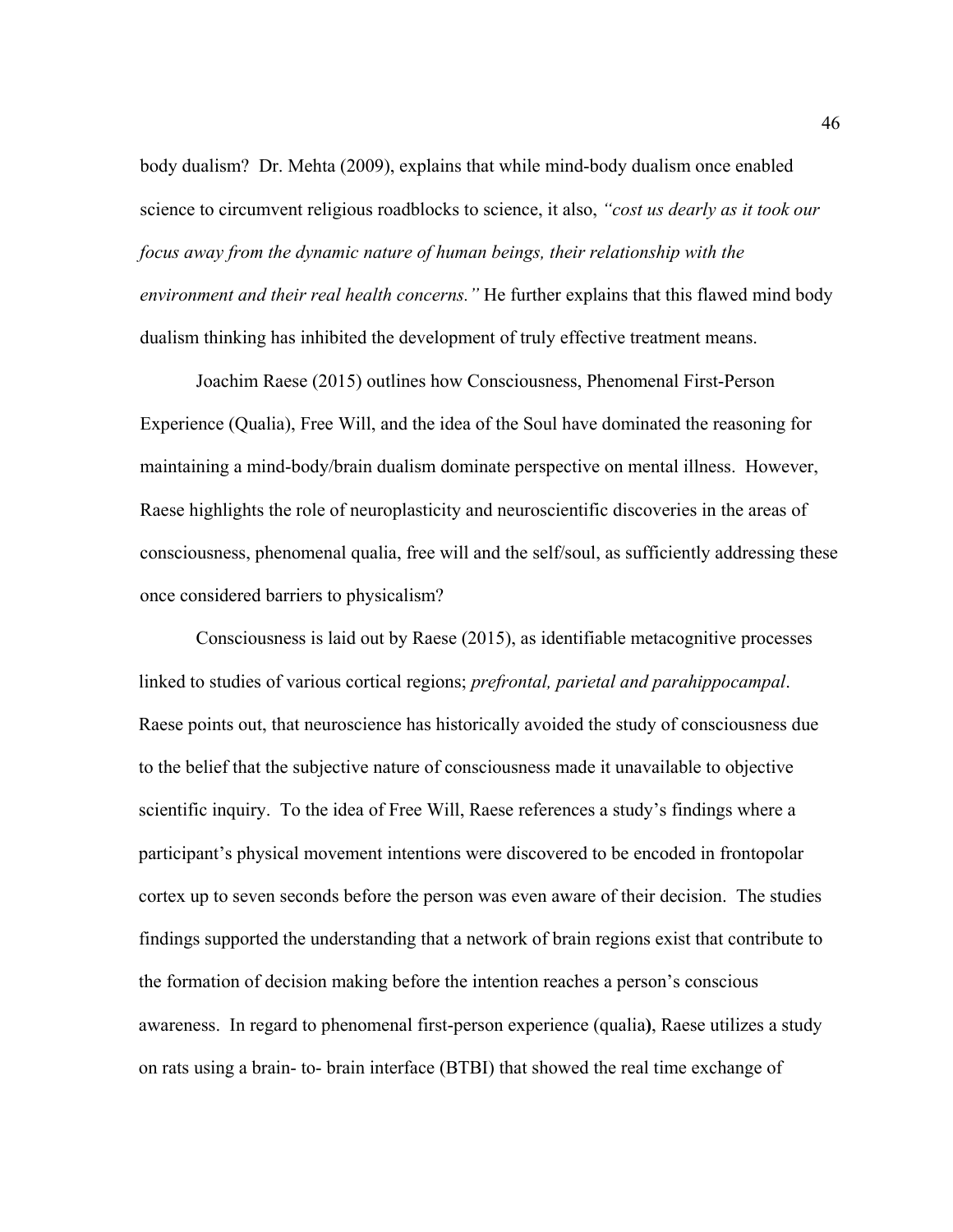body dualism? Dr. Mehta (2009), explains that while mind-body dualism once enabled science to circumvent religious roadblocks to science, it also, *"cost us dearly as it took our focus away from the dynamic nature of human beings, their relationship with the environment and their real health concerns."* He further explains that this flawed mind body dualism thinking has inhibited the development of truly effective treatment means.

Joachim Raese (2015) outlines how Consciousness, Phenomenal First-Person Experience (Qualia), Free Will, and the idea of the Soul have dominated the reasoning for maintaining a mind-body/brain dualism dominate perspective on mental illness. However, Raese highlights the role of neuroplasticity and neuroscientific discoveries in the areas of consciousness, phenomenal qualia, free will and the self/soul, as sufficiently addressing these once considered barriers to physicalism?

Consciousness is laid out by Raese (2015), as identifiable metacognitive processes linked to studies of various cortical regions; *prefrontal, parietal and parahippocampal*. Raese points out, that neuroscience has historically avoided the study of consciousness due to the belief that the subjective nature of consciousness made it unavailable to objective scientific inquiry. To the idea of Free Will, Raese references a study's findings where a participant's physical movement intentions were discovered to be encoded in frontopolar cortex up to seven seconds before the person was even aware of their decision. The studies findings supported the understanding that a network of brain regions exist that contribute to the formation of decision making before the intention reaches a person's conscious awareness. In regard to phenomenal first-person experience (qualia**)**, Raese utilizes a study on rats using a brain- to- brain interface (BTBI) that showed the real time exchange of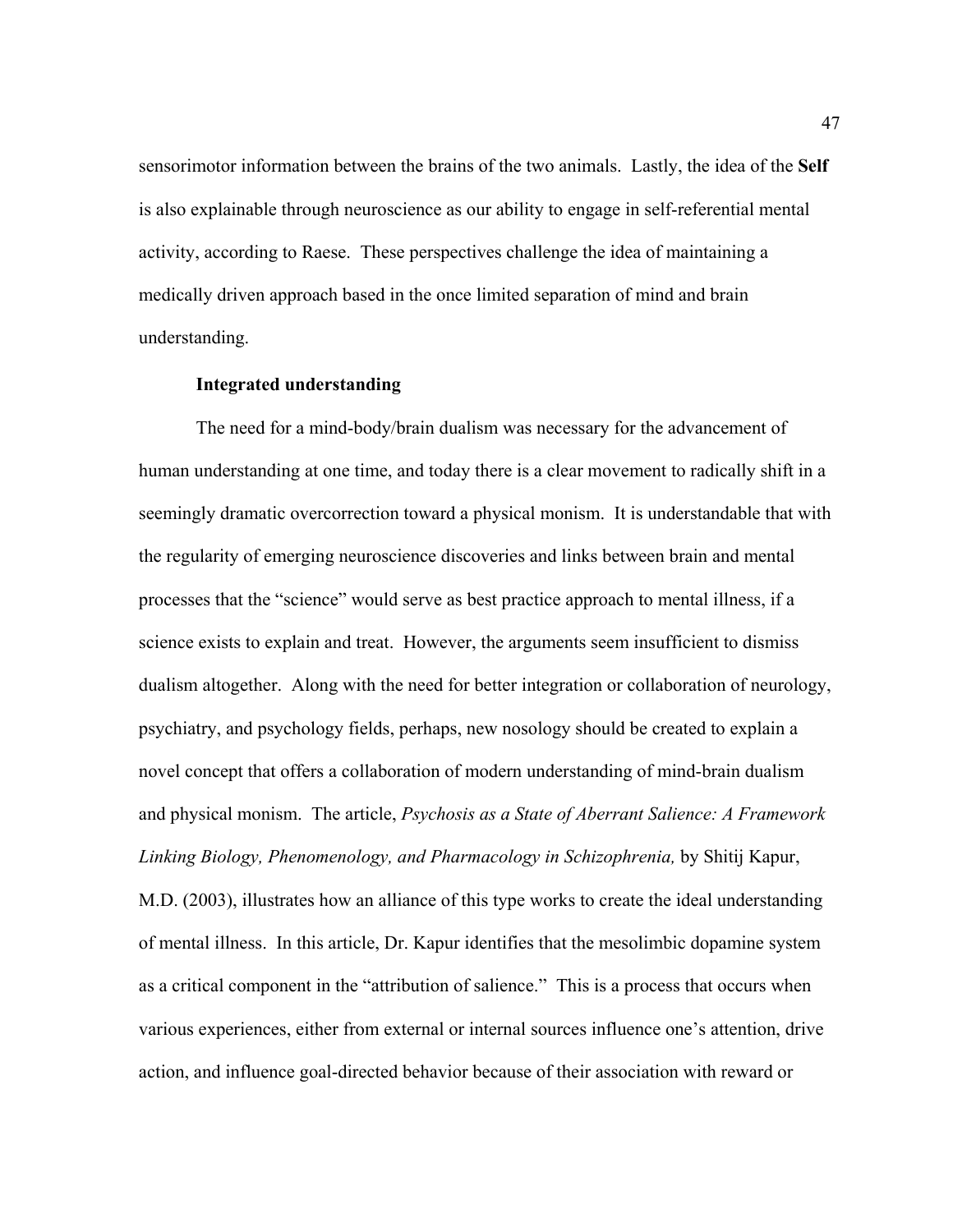sensorimotor information between the brains of the two animals. Lastly, the idea of the **Self** is also explainable through neuroscience as our ability to engage in self-referential mental activity, according to Raese. These perspectives challenge the idea of maintaining a medically driven approach based in the once limited separation of mind and brain understanding.

**Integrated understanding**

The need for a mind-body/brain dualism was necessary for the advancement of human understanding at one time, and today there is a clear movement to radically shift in a seemingly dramatic overcorrection toward a physical monism. It is understandable that with the regularity of emerging neuroscience discoveries and links between brain and mental processes that the "science" would serve as best practice approach to mental illness, if a science exists to explain and treat. However, the arguments seem insufficient to dismiss dualism altogether. Along with the need for better integration or collaboration of neurology, psychiatry, and psychology fields, perhaps, new nosology should be created to explain a novel concept that offers a collaboration of modern understanding of mind-brain dualism and physical monism. The article, *Psychosis as a State of Aberrant Salience: A Framework Linking Biology, Phenomenology, and Pharmacology in Schizophrenia,* by Shitij Kapur, M.D. (2003), illustrates how an alliance of this type works to create the ideal understanding of mental illness. In this article, Dr. Kapur identifies that the mesolimbic dopamine system as a critical component in the "attribution of salience." This is a process that occurs when various experiences, either from external or internal sources influence one's attention, drive action, and influence goal-directed behavior because of their association with reward or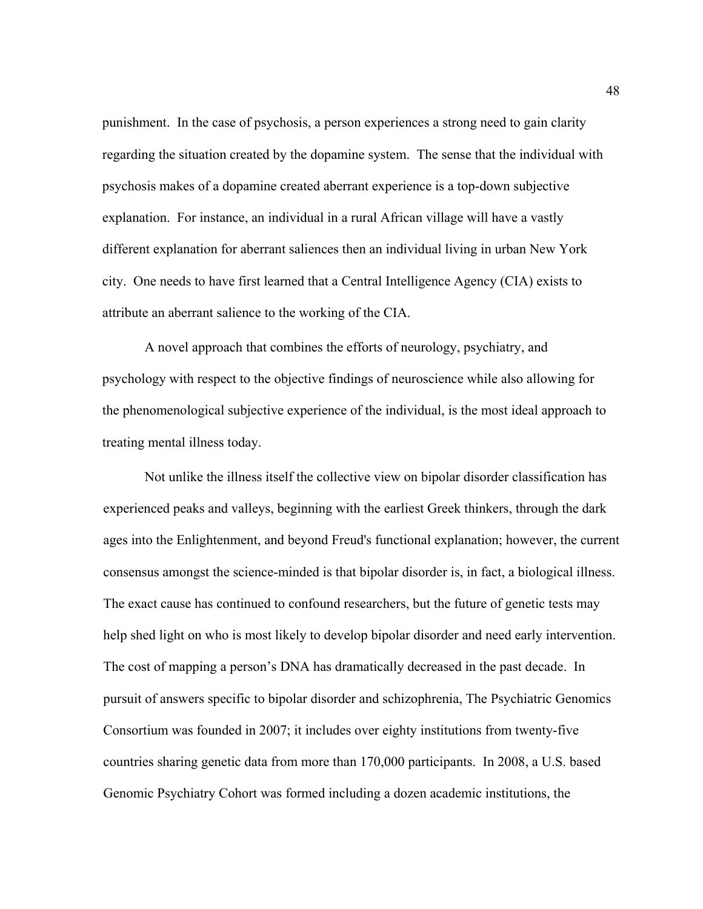punishment. In the case of psychosis, a person experiences a strong need to gain clarity regarding the situation created by the dopamine system. The sense that the individual with psychosis makes of a dopamine created aberrant experience is a top-down subjective explanation. For instance, an individual in a rural African village will have a vastly different explanation for aberrant saliences then an individual living in urban New York city. One needs to have first learned that a Central Intelligence Agency (CIA) exists to attribute an aberrant salience to the working of the CIA.

A novel approach that combines the efforts of neurology, psychiatry, and psychology with respect to the objective findings of neuroscience while also allowing for the phenomenological subjective experience of the individual, is the most ideal approach to treating mental illness today.

Not unlike the illness itself the collective view on bipolar disorder classification has experienced peaks and valleys, beginning with the earliest Greek thinkers, through the dark ages into the Enlightenment, and beyond Freud's functional explanation; however, the current consensus amongst the science-minded is that bipolar disorder is, in fact, a biological illness. The exact cause has continued to confound researchers, but the future of genetic tests may help shed light on who is most likely to develop bipolar disorder and need early intervention. The cost of mapping a person's DNA has dramatically decreased in the past decade. In pursuit of answers specific to bipolar disorder and schizophrenia, The Psychiatric Genomics Consortium was founded in 2007; it includes over eighty institutions from twenty-five countries sharing genetic data from more than 170,000 participants. In 2008, a U.S. based Genomic Psychiatry Cohort was formed including a dozen academic institutions, the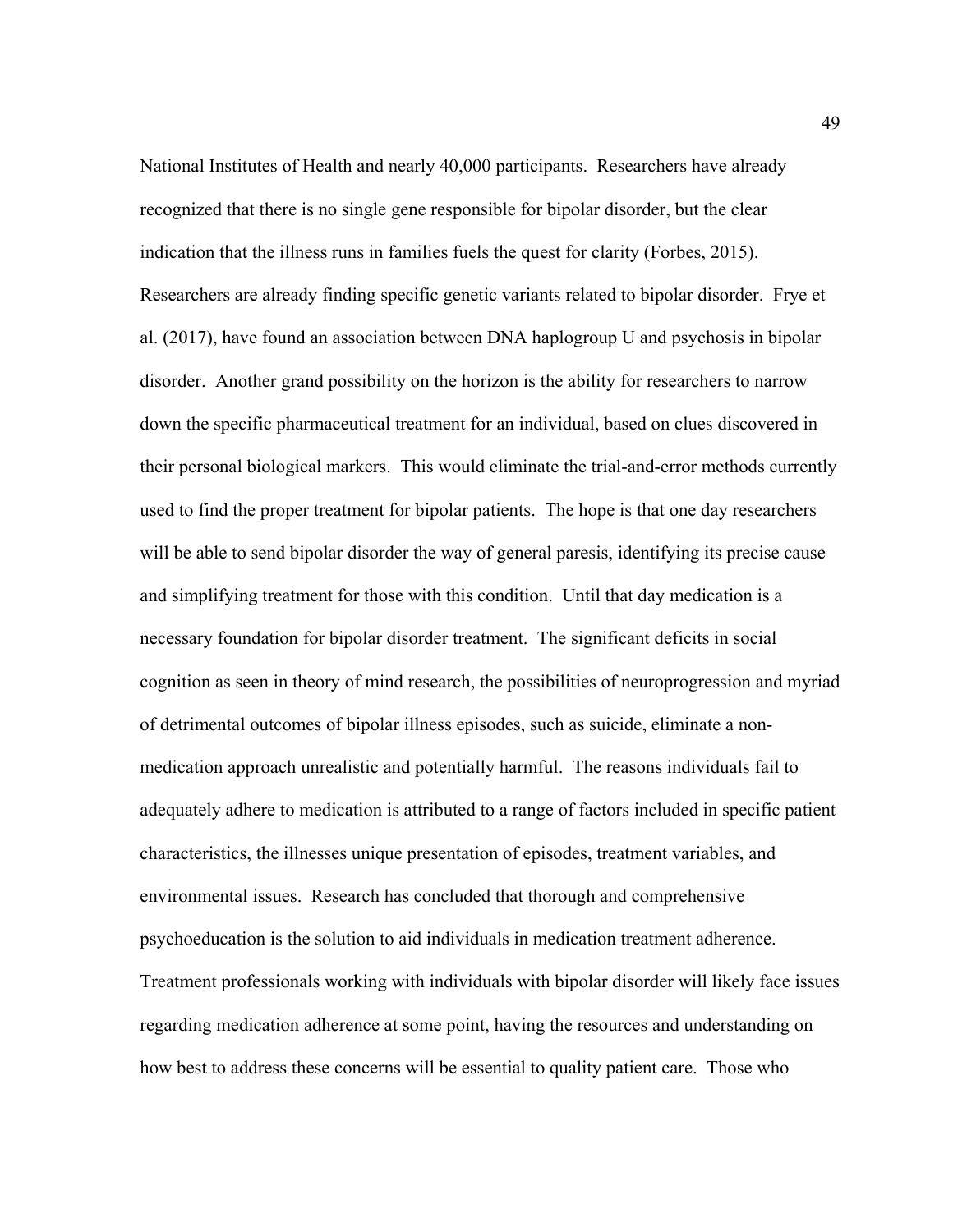National Institutes of Health and nearly 40,000 participants. Researchers have already recognized that there is no single gene responsible for bipolar disorder, but the clear indication that the illness runs in families fuels the quest for clarity (Forbes, 2015). Researchers are already finding specific genetic variants related to bipolar disorder. Frye et al. (2017), have found an association between DNA haplogroup U and psychosis in bipolar disorder. Another grand possibility on the horizon is the ability for researchers to narrow down the specific pharmaceutical treatment for an individual, based on clues discovered in their personal biological markers. This would eliminate the trial-and-error methods currently used to find the proper treatment for bipolar patients. The hope is that one day researchers will be able to send bipolar disorder the way of general paresis, identifying its precise cause and simplifying treatment for those with this condition. Until that day medication is a necessary foundation for bipolar disorder treatment. The significant deficits in social cognition as seen in theory of mind research, the possibilities of neuroprogression and myriad of detrimental outcomes of bipolar illness episodes, such as suicide, eliminate a non-medication approach unrealistic and potentially harmful. The reasons individuals fail to adequately adhere to medication is attributed to a range of factors included in specific patient characteristics, the illnesses unique presentation of episodes, treatment variables, and environmental issues. Research has concluded that thorough and comprehensive psychoeducation is the solution to aid individuals in medication treatment adherence. Treatment professionals working with individuals with bipolar disorder will likely face issues regarding medication adherence at some point, having the resources and understanding on how best to address these concerns will be essential to quality patient care. Those who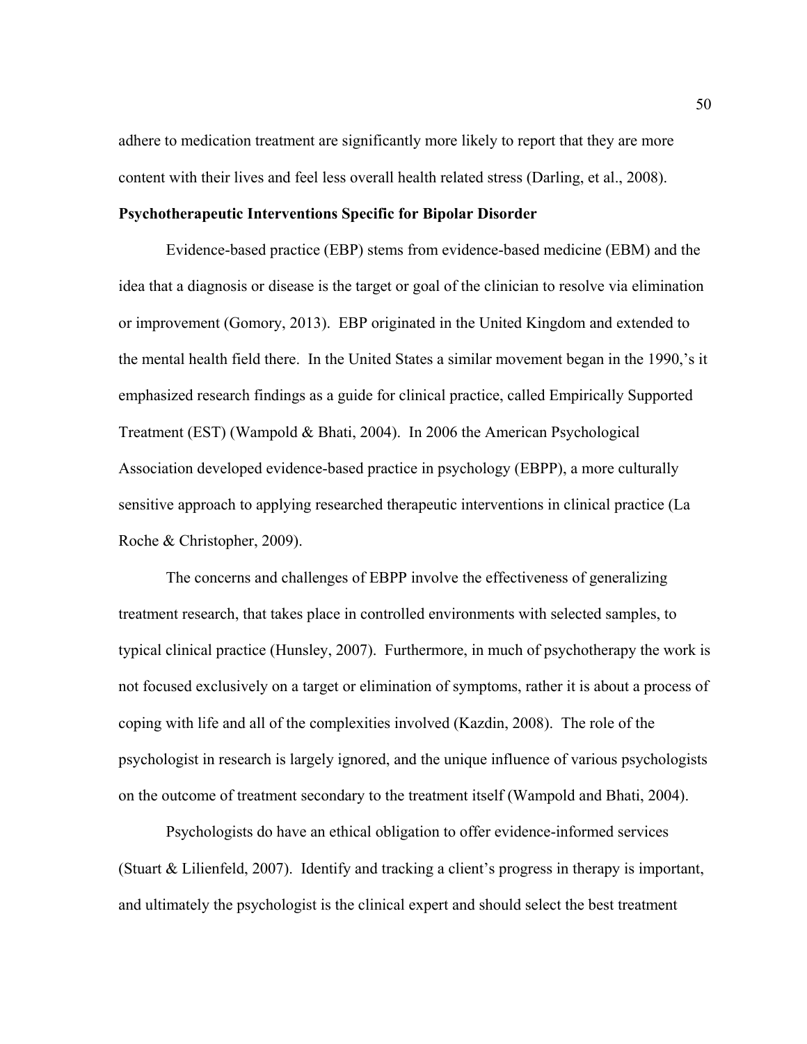adhere to medication treatment are significantly more likely to report that they are more content with their lives and feel less overall health related stress (Darling, et al., 2008).

**Psychotherapeutic Interventions Specific for Bipolar Disorder**

Evidence-based practice (EBP) stems from evidence-based medicine (EBM) and the idea that a diagnosis or disease is the target or goal of the clinician to resolve via elimination or improvement (Gomory, 2013). EBP originated in the United Kingdom and extended to the mental health field there. In the United States a similar movement began in the 1990,'s it emphasized research findings as a guide for clinical practice, called Empirically Supported Treatment (EST) (Wampold & Bhati, 2004). In 2006 the American Psychological Association developed evidence-based practice in psychology (EBPP), a more culturally sensitive approach to applying researched therapeutic interventions in clinical practice (La Roche & Christopher, 2009).

The concerns and challenges of EBPP involve the effectiveness of generalizing treatment research, that takes place in controlled environments with selected samples, to typical clinical practice (Hunsley, 2007). Furthermore, in much of psychotherapy the work is not focused exclusively on a target or elimination of symptoms, rather it is about a process of coping with life and all of the complexities involved (Kazdin, 2008). The role of the psychologist in research is largely ignored, and the unique influence of various psychologists on the outcome of treatment secondary to the treatment itself (Wampold and Bhati, 2004).

Psychologists do have an ethical obligation to offer evidence-informed services (Stuart & Lilienfeld, 2007). Identify and tracking a client's progress in therapy is important, and ultimately the psychologist is the clinical expert and should select the best treatment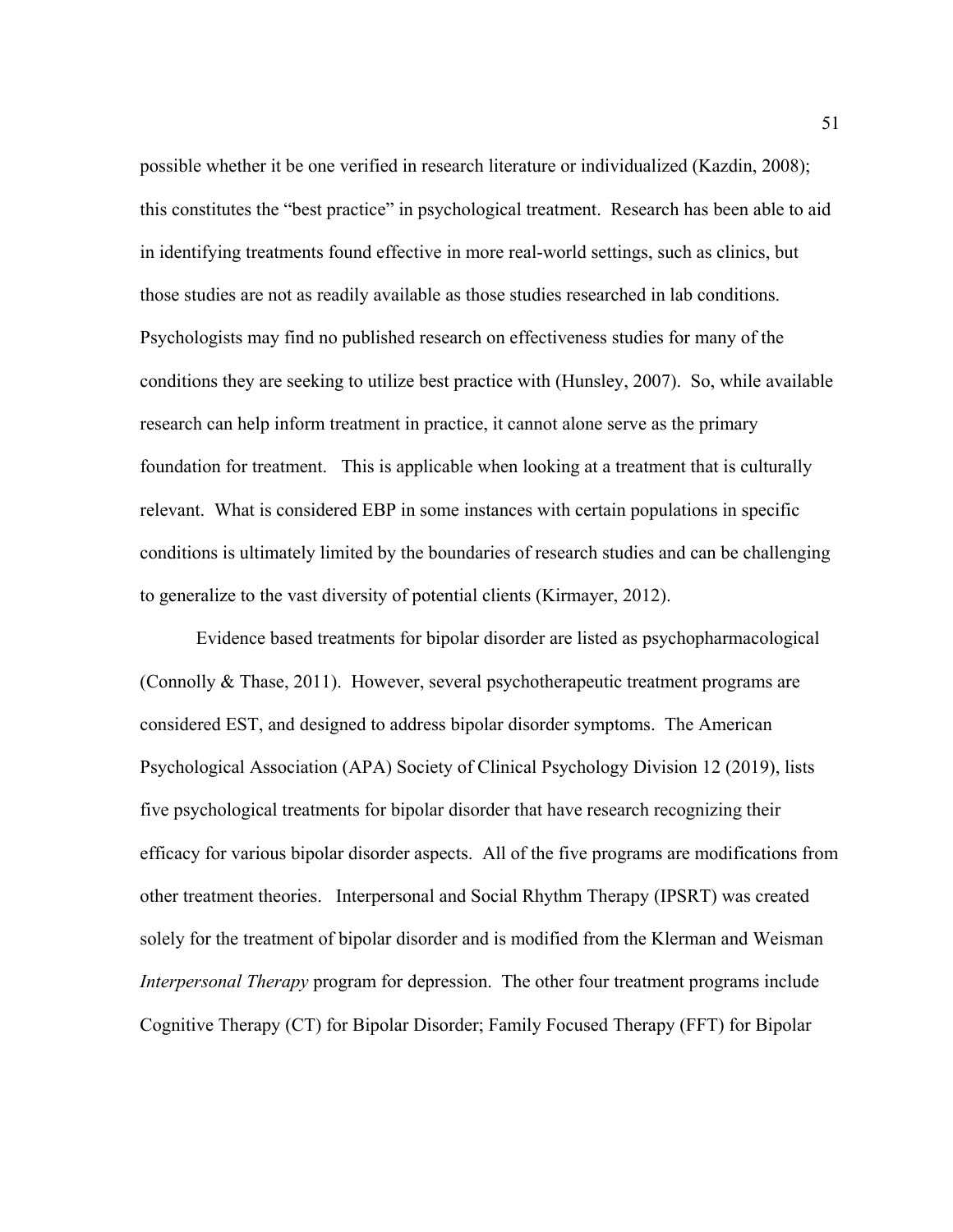possible whether it be one verified in research literature or individualized (Kazdin, 2008); this constitutes the "best practice" in psychological treatment. Research has been able to aid in identifying treatments found effective in more real-world settings, such as clinics, but those studies are not as readily available as those studies researched in lab conditions. Psychologists may find no published research on effectiveness studies for many of the conditions they are seeking to utilize best practice with (Hunsley, 2007). So, while available research can help inform treatment in practice, it cannot alone serve as the primary foundation for treatment. This is applicable when looking at a treatment that is culturally relevant. What is considered EBP in some instances with certain populations in specific conditions is ultimately limited by the boundaries of research studies and can be challenging to generalize to the vast diversity of potential clients (Kirmayer, 2012).

Evidence based treatments for bipolar disorder are listed as psychopharmacological (Connolly & Thase, 2011). However, several psychotherapeutic treatment programs are considered EST, and designed to address bipolar disorder symptoms. The American Psychological Association (APA) Society of Clinical Psychology Division 12 (2019), lists five psychological treatments for bipolar disorder that have research recognizing their efficacy for various bipolar disorder aspects. All of the five programs are modifications from other treatment theories. Interpersonal and Social Rhythm Therapy (IPSRT) was created solely for the treatment of bipolar disorder and is modified from the Klerman and Weisman *Interpersonal Therapy* program for depression. The other four treatment programs include Cognitive Therapy (CT) for Bipolar Disorder; Family Focused Therapy (FFT) for Bipolar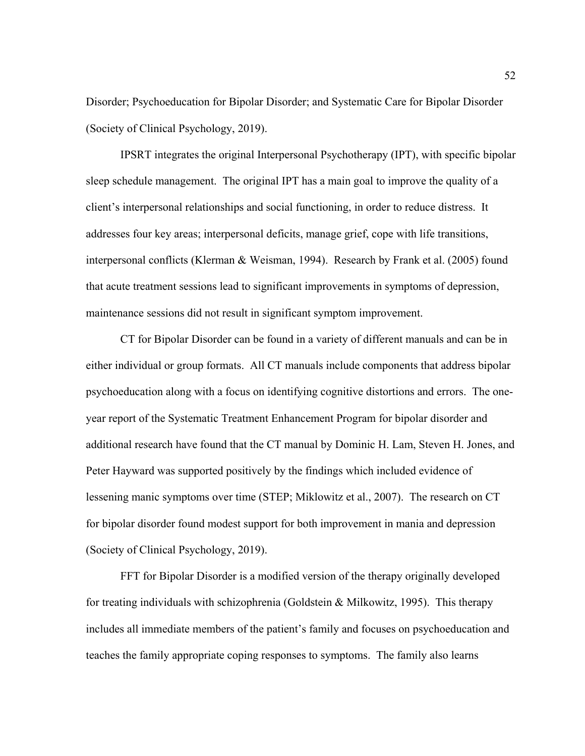Disorder; Psychoeducation for Bipolar Disorder; and Systematic Care for Bipolar Disorder (Society of Clinical Psychology, 2019).

IPSRT integrates the original Interpersonal Psychotherapy (IPT), with specific bipolar sleep schedule management. The original IPT has a main goal to improve the quality of a client's interpersonal relationships and social functioning, in order to reduce distress. It addresses four key areas; interpersonal deficits, manage grief, cope with life transitions, interpersonal conflicts (Klerman & Weisman, 1994). Research by Frank et al. (2005) found that acute treatment sessions lead to significant improvements in symptoms of depression, maintenance sessions did not result in significant symptom improvement.

CT for Bipolar Disorder can be found in a variety of different manuals and can be in either individual or group formats. All CT manuals include components that address bipolar psychoeducation along with a focus on identifying cognitive distortions and errors. The one-year report of the Systematic Treatment Enhancement Program for bipolar disorder and additional research have found that the CT manual by Dominic H. Lam, Steven H. Jones, and Peter Hayward was supported positively by the findings which included evidence of lessening manic symptoms over time (STEP; Miklowitz et al., 2007). The research on CT for bipolar disorder found modest support for both improvement in mania and depression (Society of Clinical Psychology, 2019).

FFT for Bipolar Disorder is a modified version of the therapy originally developed for treating individuals with schizophrenia (Goldstein & Milkowitz, 1995). This therapy includes all immediate members of the patient's family and focuses on psychoeducation and teaches the family appropriate coping responses to symptoms. The family also learns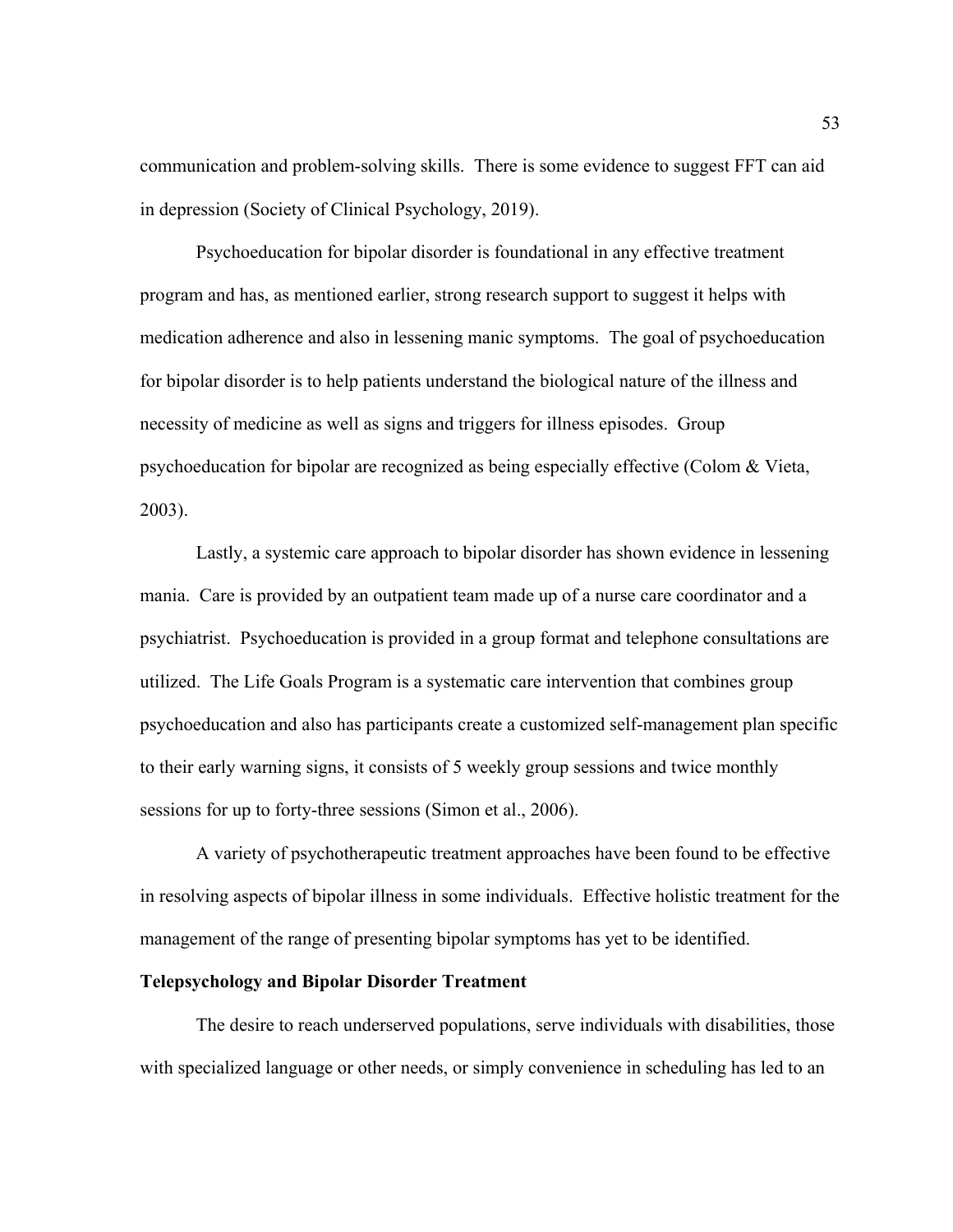communication and problem-solving skills. There is some evidence to suggest FFT can aid in depression (Society of Clinical Psychology, 2019).

Psychoeducation for bipolar disorder is foundational in any effective treatment program and has, as mentioned earlier, strong research support to suggest it helps with medication adherence and also in lessening manic symptoms. The goal of psychoeducation for bipolar disorder is to help patients understand the biological nature of the illness and necessity of medicine as well as signs and triggers for illness episodes. Group psychoeducation for bipolar are recognized as being especially effective (Colom & Vieta, 2003).

Lastly, a systemic care approach to bipolar disorder has shown evidence in lessening mania. Care is provided by an outpatient team made up of a nurse care coordinator and a psychiatrist. Psychoeducation is provided in a group format and telephone consultations are utilized. The Life Goals Program is a systematic care intervention that combines group psychoeducation and also has participants create a customized self-management plan specific to their early warning signs, it consists of 5 weekly group sessions and twice monthly sessions for up to forty-three sessions (Simon et al., 2006).

A variety of psychotherapeutic treatment approaches have been found to be effective in resolving aspects of bipolar illness in some individuals. Effective holistic treatment for the management of the range of presenting bipolar symptoms has yet to be identified.

**Telepsychology and Bipolar Disorder Treatment**

The desire to reach underserved populations, serve individuals with disabilities, those with specialized language or other needs, or simply convenience in scheduling has led to an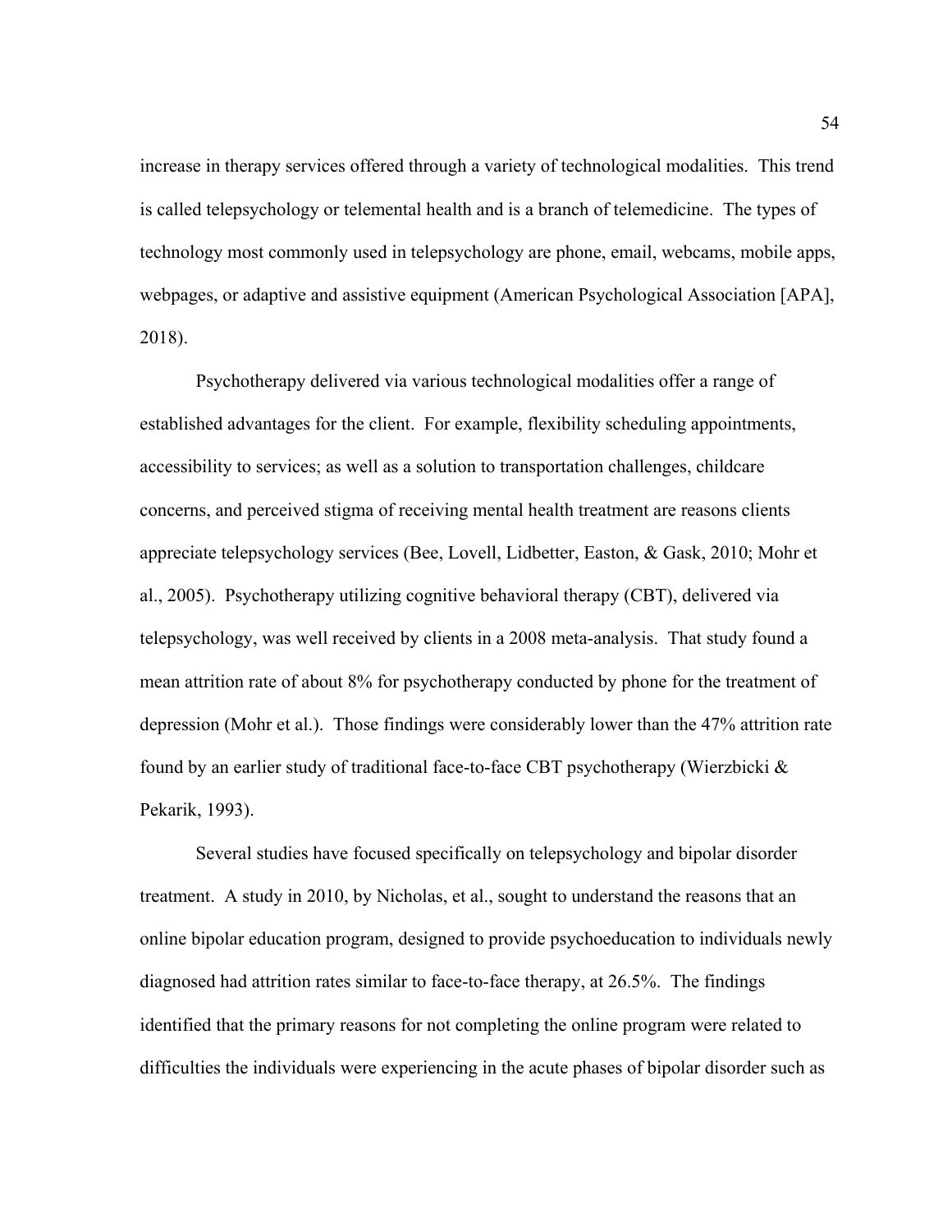increase in therapy services offered through a variety of technological modalities. This trend is called telepsychology or telemental health and is a branch of telemedicine. The types of technology most commonly used in telepsychology are phone, email, webcams, mobile apps, webpages, or adaptive and assistive equipment (American Psychological Association [APA], 2018).

Psychotherapy delivered via various technological modalities offer a range of established advantages for the client. For example, flexibility scheduling appointments, accessibility to services; as well as a solution to transportation challenges, childcare concerns, and perceived stigma of receiving mental health treatment are reasons clients appreciate telepsychology services (Bee, Lovell, Lidbetter, Easton, & Gask, 2010; Mohr et al., 2005). Psychotherapy utilizing cognitive behavioral therapy (CBT), delivered via telepsychology, was well received by clients in a 2008 meta-analysis. That study found a mean attrition rate of about 8% for psychotherapy conducted by phone for the treatment of depression (Mohr et al.). Those findings were considerably lower than the 47% attrition rate found by an earlier study of traditional face-to-face CBT psychotherapy (Wierzbicki & Pekarik, 1993).

Several studies have focused specifically on telepsychology and bipolar disorder treatment. A study in 2010, by Nicholas, et al., sought to understand the reasons that an online bipolar education program, designed to provide psychoeducation to individuals newly diagnosed had attrition rates similar to face-to-face therapy, at 26.5%. The findings identified that the primary reasons for not completing the online program were related to difficulties the individuals were experiencing in the acute phases of bipolar disorder such as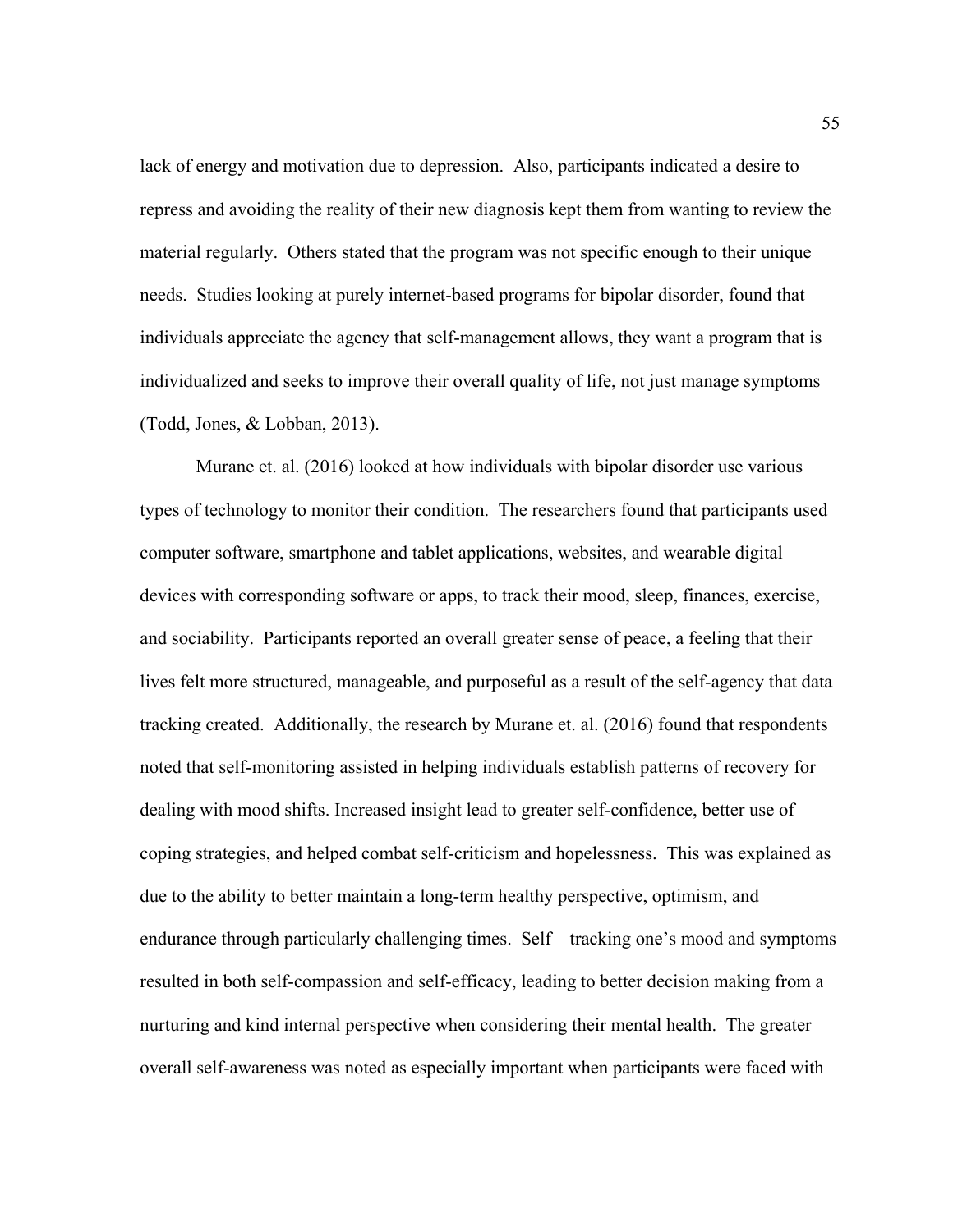lack of energy and motivation due to depression. Also, participants indicated a desire to repress and avoiding the reality of their new diagnosis kept them from wanting to review the material regularly. Others stated that the program was not specific enough to their unique needs. Studies looking at purely internet-based programs for bipolar disorder, found that individuals appreciate the agency that self-management allows, they want a program that is individualized and seeks to improve their overall quality of life, not just manage symptoms (Todd, Jones, & Lobban, 2013).

Murane et. al. (2016) looked at how individuals with bipolar disorder use various types of technology to monitor their condition. The researchers found that participants used computer software, smartphone and tablet applications, websites, and wearable digital devices with corresponding software or apps, to track their mood, sleep, finances, exercise, and sociability. Participants reported an overall greater sense of peace, a feeling that their lives felt more structured, manageable, and purposeful as a result of the self-agency that data tracking created. Additionally, the research by Murane et. al. (2016) found that respondents noted that self-monitoring assisted in helping individuals establish patterns of recovery for dealing with mood shifts. Increased insight lead to greater self-confidence, better use of coping strategies, and helped combat self-criticism and hopelessness. This was explained as due to the ability to better maintain a long-term healthy perspective, optimism, and endurance through particularly challenging times. Self – tracking one's mood and symptoms resulted in both self-compassion and self-efficacy, leading to better decision making from a nurturing and kind internal perspective when considering their mental health. The greater overall self-awareness was noted as especially important when participants were faced with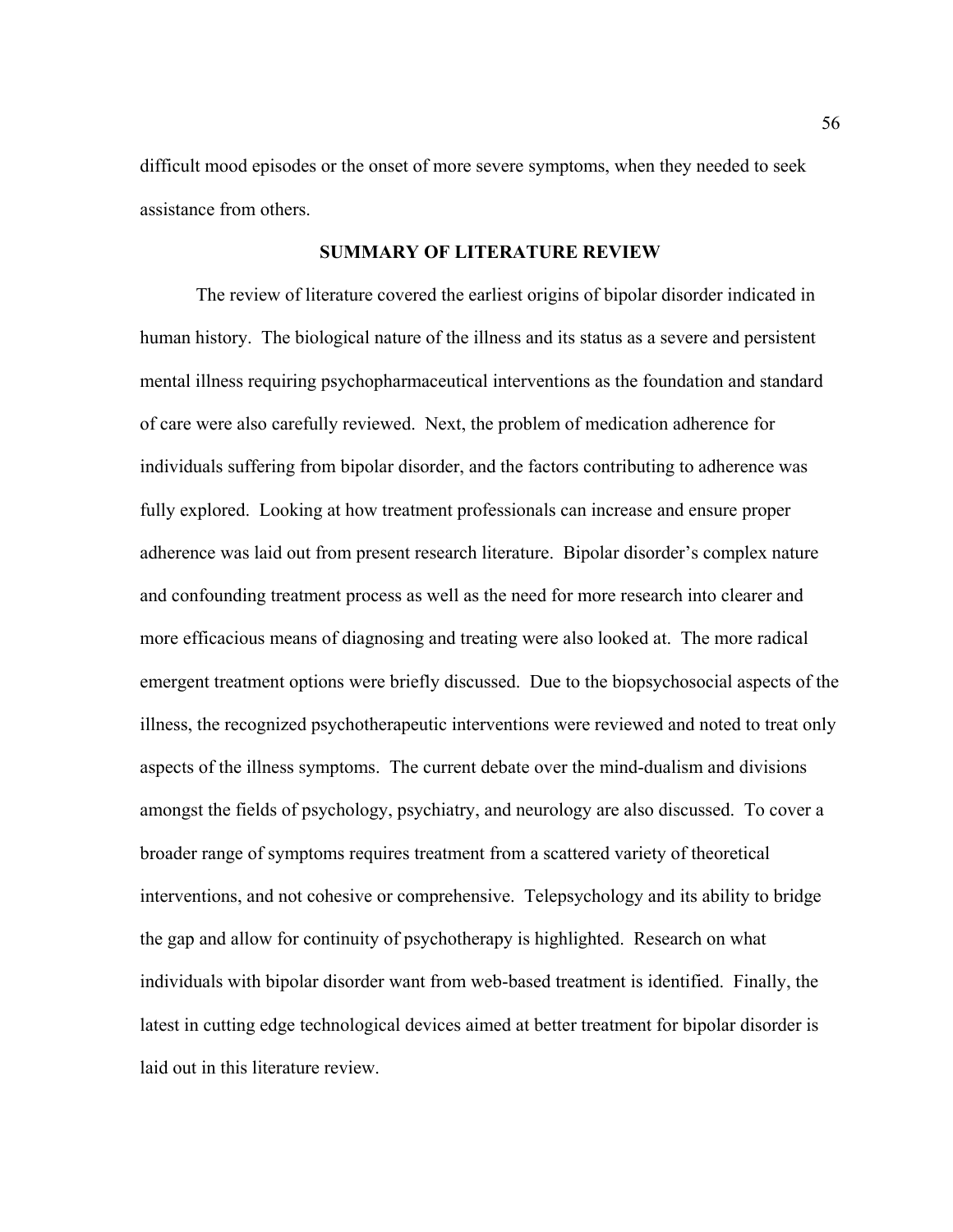difficult mood episodes or the onset of more severe symptoms, when they needed to seek assistance from others.

## SUMMARY OF LITERATURE REVIEW

The review of literature covered the earliest origins of bipolar disorder indicated in human history. The biological nature of the illness and its status as a severe and persistent mental illness requiring psychopharmaceutical interventions as the foundation and standard of care were also carefully reviewed. Next, the problem of medication adherence for individuals suffering from bipolar disorder, and the factors contributing to adherence was fully explored. Looking at how treatment professionals can increase and ensure proper adherence was laid out from present research literature. Bipolar disorder's complex nature and confounding treatment process as well as the need for more research into clearer and more efficacious means of diagnosing and treating were also looked at. The more radical emergent treatment options were briefly discussed. Due to the biopsychosocial aspects of the illness, the recognized psychotherapeutic interventions were reviewed and noted to treat only aspects of the illness symptoms. The current debate over the mind-dualism and divisions amongst the fields of psychology, psychiatry, and neurology are also discussed. To cover a broader range of symptoms requires treatment from a scattered variety of theoretical interventions, and not cohesive or comprehensive. Telepsychology and its ability to bridge the gap and allow for continuity of psychotherapy is highlighted. Research on what individuals with bipolar disorder want from web-based treatment is identified. Finally, the latest in cutting edge technological devices aimed at better treatment for bipolar disorder is laid out in this literature review.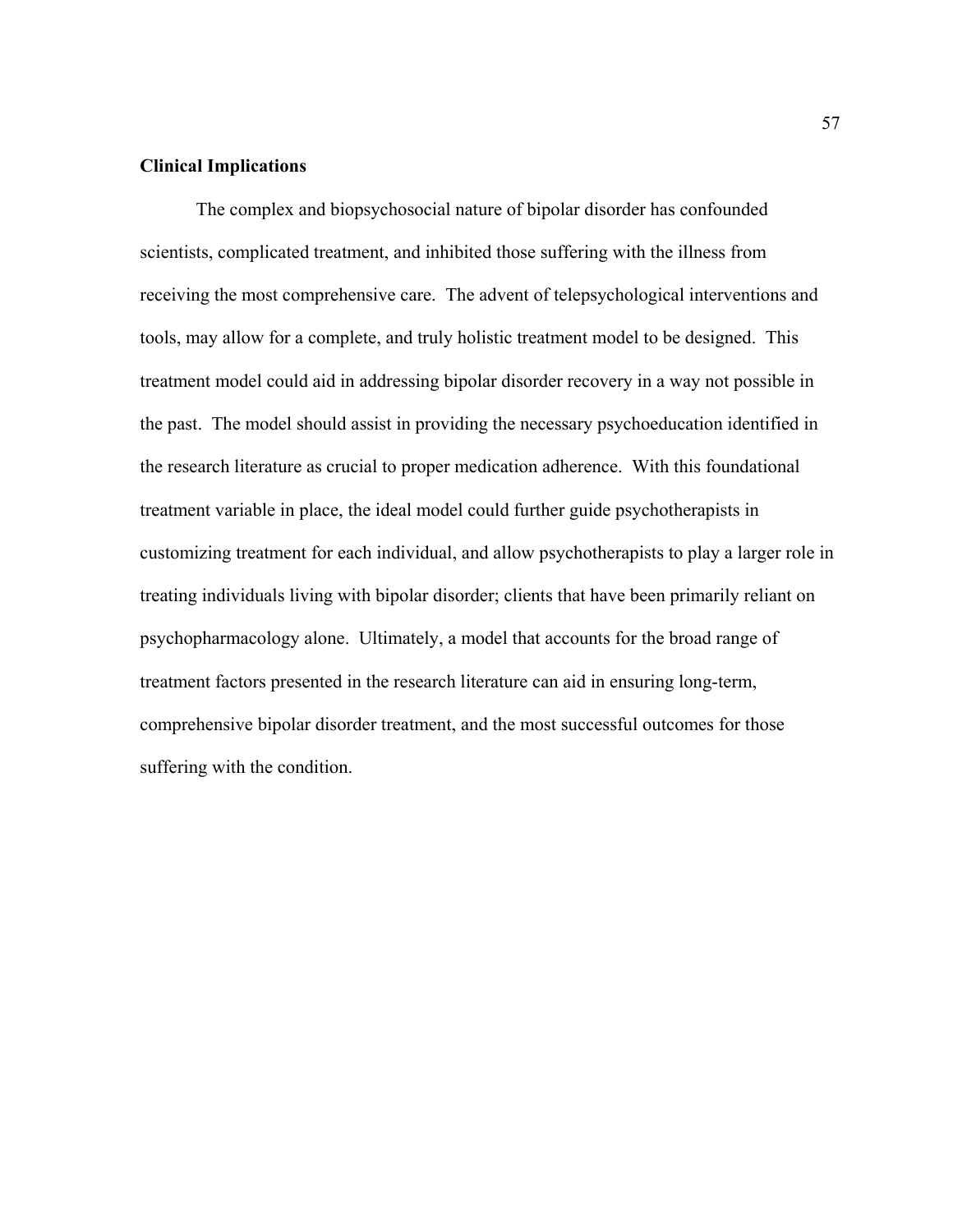## Clinical Implications

The complex and biopsychosocial nature of bipolar disorder has confounded scientists, complicated treatment, and inhibited those suffering with the illness from receiving the most comprehensive care. The advent of telepsychological interventions and tools, may allow for a complete, and truly holistic treatment model to be designed. This treatment model could aid in addressing bipolar disorder recovery in a way not possible in the past. The model should assist in providing the necessary psychoeducation identified in the research literature as crucial to proper medication adherence. With this foundational treatment variable in place, the ideal model could further guide psychotherapists in customizing treatment for each individual, and allow psychotherapists to play a larger role in treating individuals living with bipolar disorder; clients that have been primarily reliant on psychopharmacology alone. Ultimately, a model that accounts for the broad range of treatment factors presented in the research literature can aid in ensuring long-term, comprehensive bipolar disorder treatment, and the most successful outcomes for those suffering with the condition.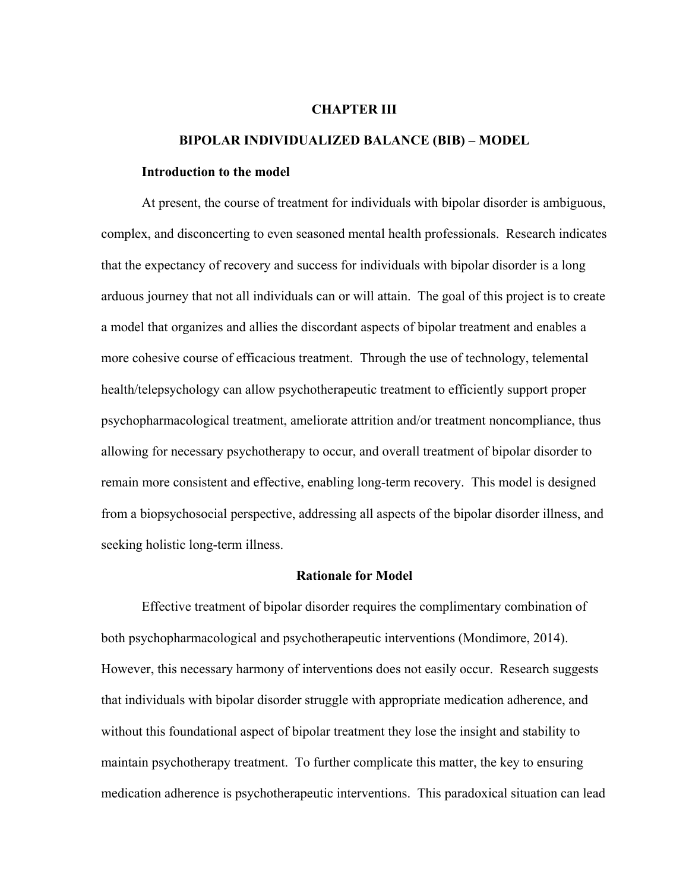# CHAPTER III

## BIPOLAR INDIVIDUALIZED BALANCE (BIB) – MODEL

### Introduction to the model

At present, the course of treatment for individuals with bipolar disorder is ambiguous, complex, and disconcerting to even seasoned mental health professionals. Research indicates that the expectancy of recovery and success for individuals with bipolar disorder is a long arduous journey that not all individuals can or will attain. The goal of this project is to create a model that organizes and allies the discordant aspects of bipolar treatment and enables a more cohesive course of efficacious treatment. Through the use of technology, telemental health/telepsychology can allow psychotherapeutic treatment to efficiently support proper psychopharmacological treatment, ameliorate attrition and/or treatment noncompliance, thus allowing for necessary psychotherapy to occur, and overall treatment of bipolar disorder to remain more consistent and effective, enabling long-term recovery. This model is designed from a biopsychosocial perspective, addressing all aspects of the bipolar disorder illness, and seeking holistic long-term illness.

### Rationale for Model

Effective treatment of bipolar disorder requires the complimentary combination of both psychopharmacological and psychotherapeutic interventions (Mondimore, 2014). However, this necessary harmony of interventions does not easily occur. Research suggests that individuals with bipolar disorder struggle with appropriate medication adherence, and without this foundational aspect of bipolar treatment they lose the insight and stability to maintain psychotherapy treatment. To further complicate this matter, the key to ensuring medication adherence is psychotherapeutic interventions. This paradoxical situation can lead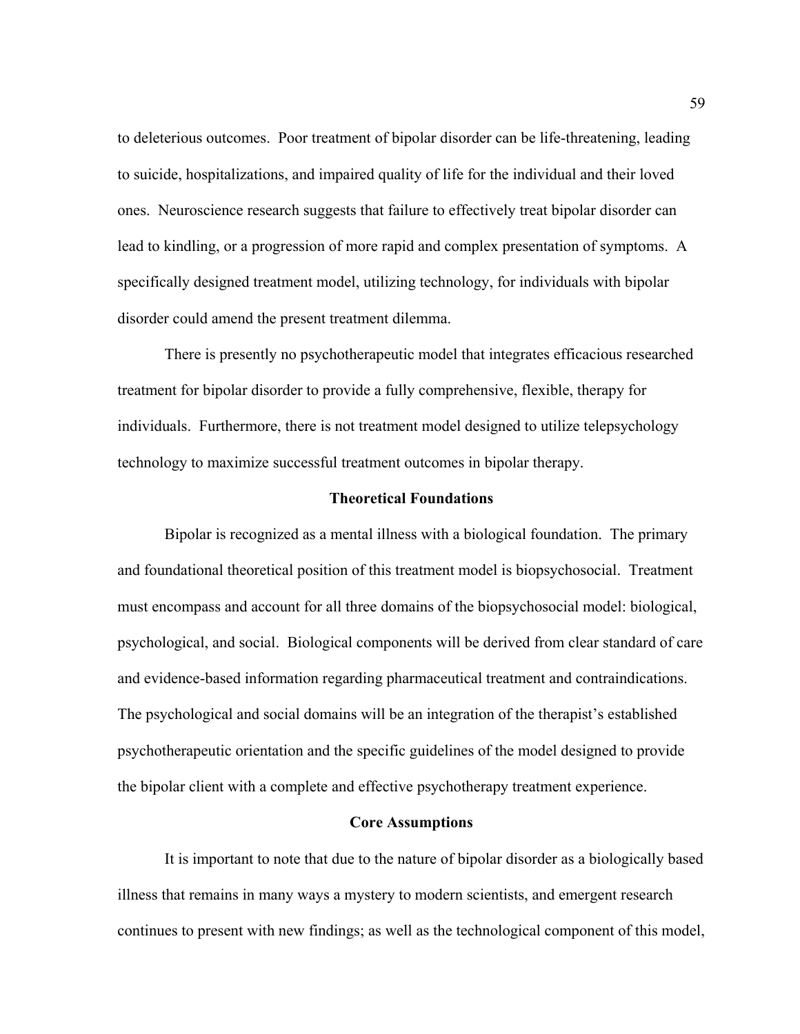to deleterious outcomes. Poor treatment of bipolar disorder can be life-threatening, leading to suicide, hospitalizations, and impaired quality of life for the individual and their loved ones. Neuroscience research suggests that failure to effectively treat bipolar disorder can lead to kindling, or a progression of more rapid and complex presentation of symptoms. A specifically designed treatment model, utilizing technology, for individuals with bipolar disorder could amend the present treatment dilemma.

There is presently no psychotherapeutic model that integrates efficacious researched treatment for bipolar disorder to provide a fully comprehensive, flexible, therapy for individuals. Furthermore, there is not treatment model designed to utilize telepsychology technology to maximize successful treatment outcomes in bipolar therapy.

## Theoretical Foundations

Bipolar is recognized as a mental illness with a biological foundation. The primary and foundational theoretical position of this treatment model is biopsychosocial. Treatment must encompass and account for all three domains of the biopsychosocial model: biological, psychological, and social. Biological components will be derived from clear standard of care and evidence-based information regarding pharmaceutical treatment and contraindications. The psychological and social domains will be an integration of the therapist's established psychotherapeutic orientation and the specific guidelines of the model designed to provide the bipolar client with a complete and effective psychotherapy treatment experience.

## Core Assumptions

It is important to note that due to the nature of bipolar disorder as a biologically based illness that remains in many ways a mystery to modern scientists, and emergent research continues to present with new findings; as well as the technological component of this model,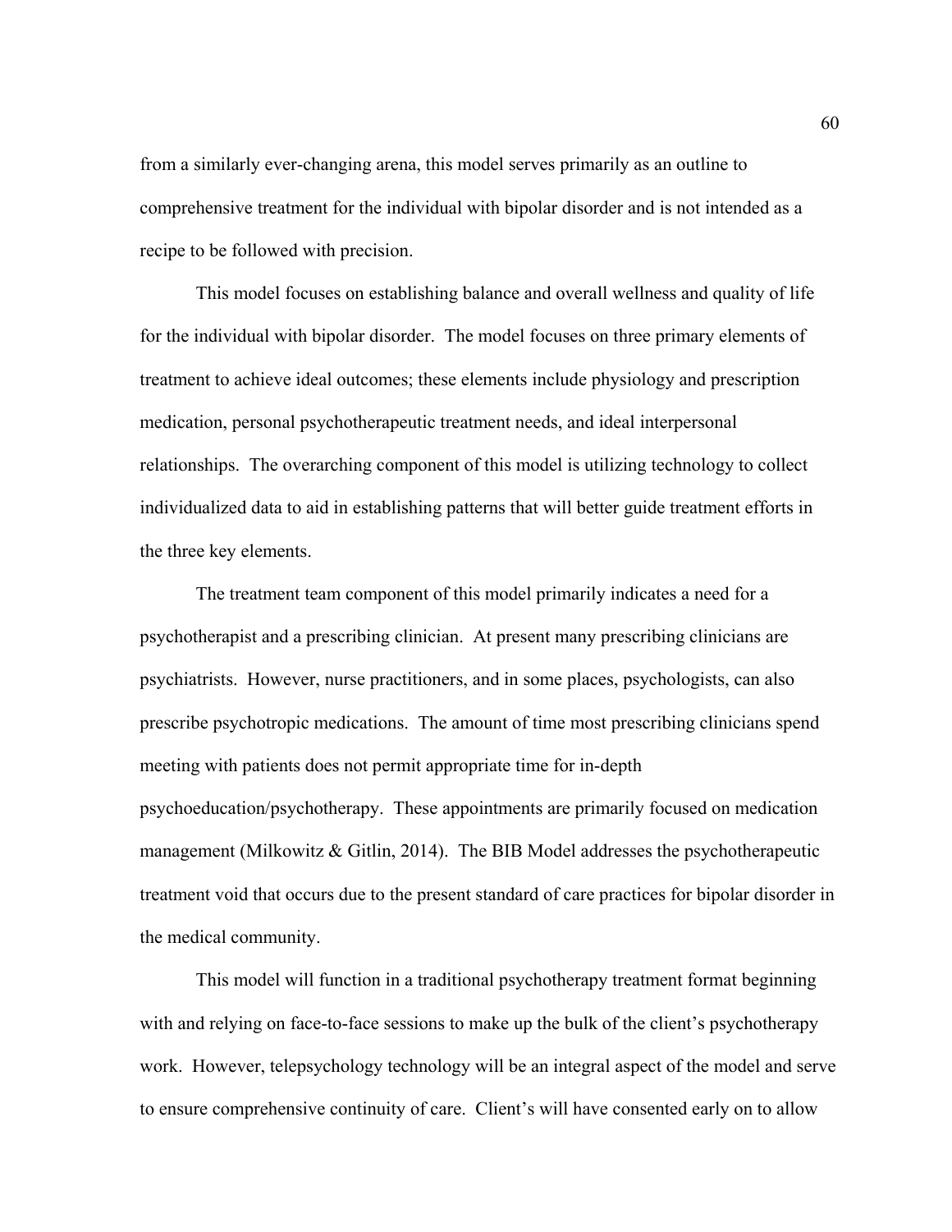from a similarly ever-changing arena, this model serves primarily as an outline to comprehensive treatment for the individual with bipolar disorder and is not intended as a recipe to be followed with precision.

This model focuses on establishing balance and overall wellness and quality of life for the individual with bipolar disorder. The model focuses on three primary elements of treatment to achieve ideal outcomes; these elements include physiology and prescription medication, personal psychotherapeutic treatment needs, and ideal interpersonal relationships. The overarching component of this model is utilizing technology to collect individualized data to aid in establishing patterns that will better guide treatment efforts in the three key elements.

The treatment team component of this model primarily indicates a need for a psychotherapist and a prescribing clinician. At present many prescribing clinicians are psychiatrists. However, nurse practitioners, and in some places, psychologists, can also prescribe psychotropic medications. The amount of time most prescribing clinicians spend meeting with patients does not permit appropriate time for in-depth psychoeducation/psychotherapy. These appointments are primarily focused on medication management (Milkowitz & Gitlin, 2014). The BIB Model addresses the psychotherapeutic treatment void that occurs due to the present standard of care practices for bipolar disorder in the medical community.

This model will function in a traditional psychotherapy treatment format beginning with and relying on face-to-face sessions to make up the bulk of the client's psychotherapy work. However, telepsychology technology will be an integral aspect of the model and serve to ensure comprehensive continuity of care. Client's will have consented early on to allow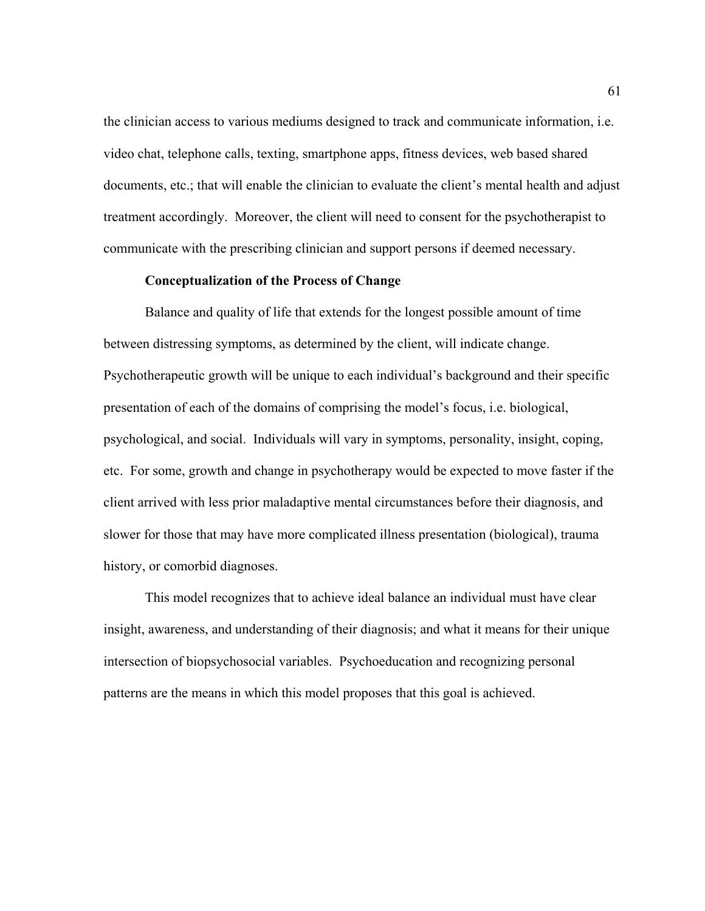the clinician access to various mediums designed to track and communicate information, i.e. video chat, telephone calls, texting, smartphone apps, fitness devices, web based shared documents, etc.; that will enable the clinician to evaluate the client's mental health and adjust treatment accordingly. Moreover, the client will need to consent for the psychotherapist to communicate with the prescribing clinician and support persons if deemed necessary.

**Conceptualization of the Process of Change**

Balance and quality of life that extends for the longest possible amount of time between distressing symptoms, as determined by the client, will indicate change. Psychotherapeutic growth will be unique to each individual's background and their specific presentation of each of the domains of comprising the model's focus, i.e. biological, psychological, and social. Individuals will vary in symptoms, personality, insight, coping, etc. For some, growth and change in psychotherapy would be expected to move faster if the client arrived with less prior maladaptive mental circumstances before their diagnosis, and slower for those that may have more complicated illness presentation (biological), trauma history, or comorbid diagnoses.

This model recognizes that to achieve ideal balance an individual must have clear insight, awareness, and understanding of their diagnosis; and what it means for their unique intersection of biopsychosocial variables. Psychoeducation and recognizing personal patterns are the means in which this model proposes that this goal is achieved.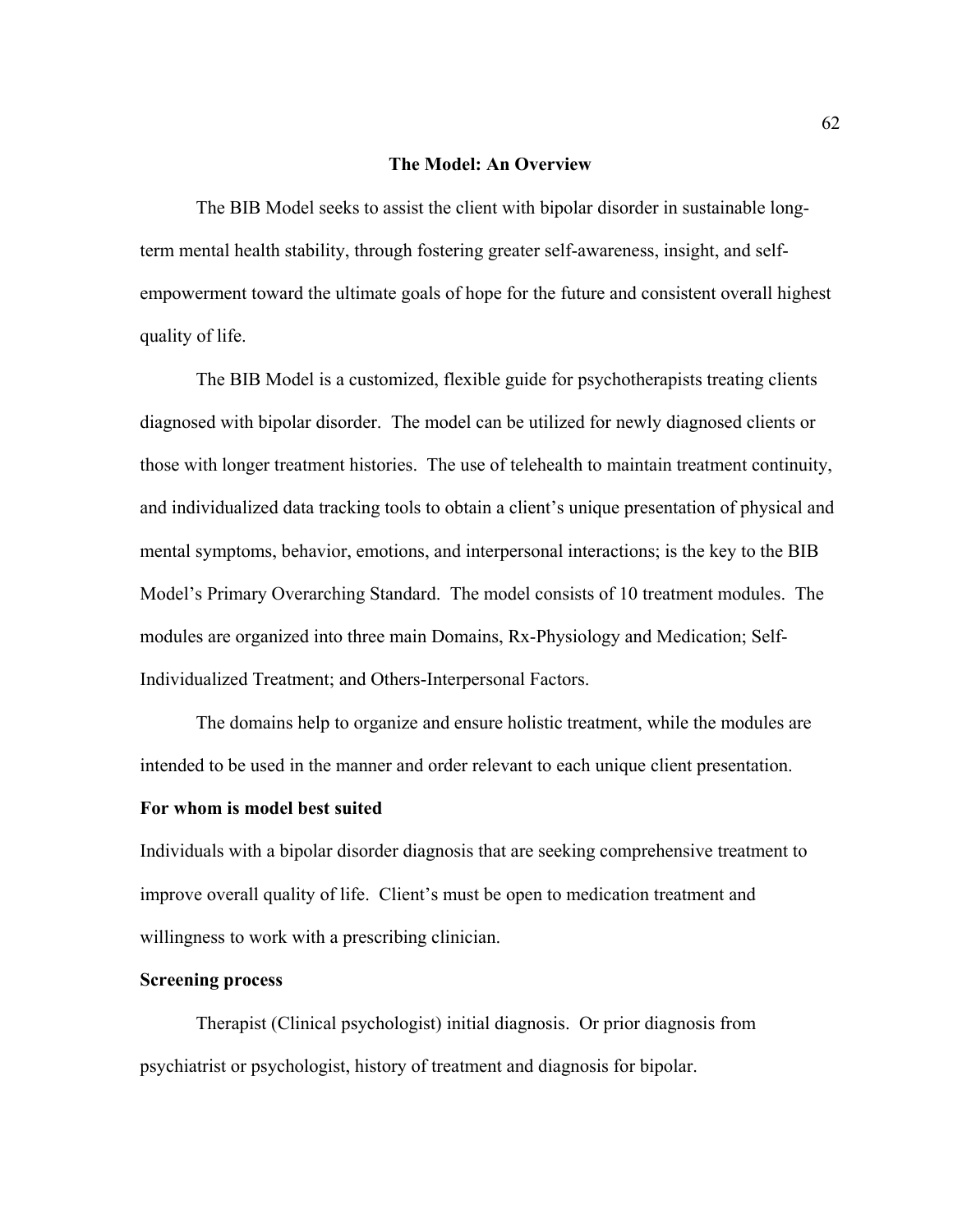## The Model: An Overview

The BIB Model seeks to assist the client with bipolar disorder in sustainable long-term mental health stability, through fostering greater self-awareness, insight, and self-empowerment toward the ultimate goals of hope for the future and consistent overall highest quality of life.

The BIB Model is a customized, flexible guide for psychotherapists treating clients diagnosed with bipolar disorder. The model can be utilized for newly diagnosed clients or those with longer treatment histories. The use of telehealth to maintain treatment continuity, and individualized data tracking tools to obtain a client's unique presentation of physical and mental symptoms, behavior, emotions, and interpersonal interactions; is the key to the BIB Model's Primary Overarching Standard. The model consists of 10 treatment modules. The modules are organized into three main Domains, Rx-Physiology and Medication; Self-Individualized Treatment; and Others-Interpersonal Factors.

The domains help to organize and ensure holistic treatment, while the modules are intended to be used in the manner and order relevant to each unique client presentation.

### For whom is model best suited

Individuals with a bipolar disorder diagnosis that are seeking comprehensive treatment to improve overall quality of life. Client's must be open to medication treatment and willingness to work with a prescribing clinician.

### Screening process

Therapist (Clinical psychologist) initial diagnosis. Or prior diagnosis from psychiatrist or psychologist, history of treatment and diagnosis for bipolar.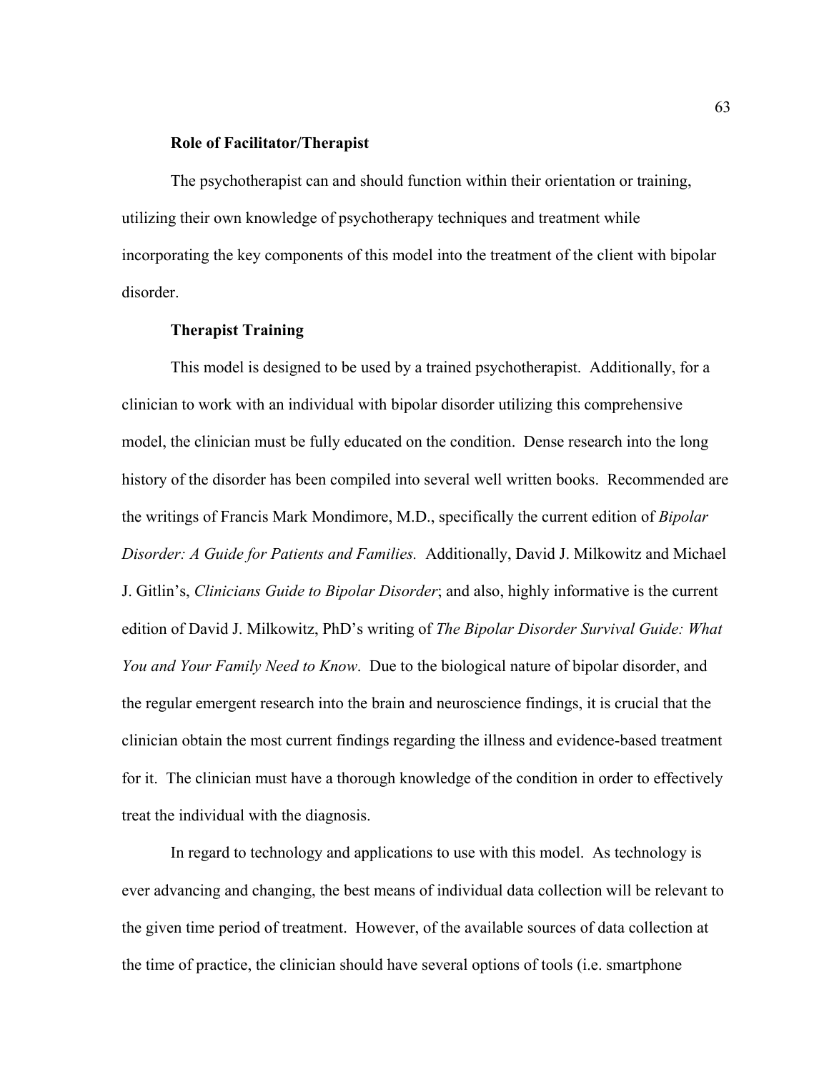### Role of Facilitator/Therapist

The psychotherapist can and should function within their orientation or training, utilizing their own knowledge of psychotherapy techniques and treatment while incorporating the key components of this model into the treatment of the client with bipolar disorder.

### Therapist Training

This model is designed to be used by a trained psychotherapist. Additionally, for a clinician to work with an individual with bipolar disorder utilizing this comprehensive model, the clinician must be fully educated on the condition. Dense research into the long history of the disorder has been compiled into several well written books. Recommended are the writings of Francis Mark Mondimore, M.D., specifically the current edition of *Bipolar Disorder: A Guide for Patients and Families.* Additionally, David J. Milkowitz and Michael J. Gitlin's, *Clinicians Guide to Bipolar Disorder*; and also, highly informative is the current edition of David J. Milkowitz, PhD's writing of *The Bipolar Disorder Survival Guide: What You and Your Family Need to Know*. Due to the biological nature of bipolar disorder, and the regular emergent research into the brain and neuroscience findings, it is crucial that the clinician obtain the most current findings regarding the illness and evidence-based treatment for it. The clinician must have a thorough knowledge of the condition in order to effectively treat the individual with the diagnosis.

In regard to technology and applications to use with this model. As technology is ever advancing and changing, the best means of individual data collection will be relevant to the given time period of treatment. However, of the available sources of data collection at the time of practice, the clinician should have several options of tools (i.e. smartphone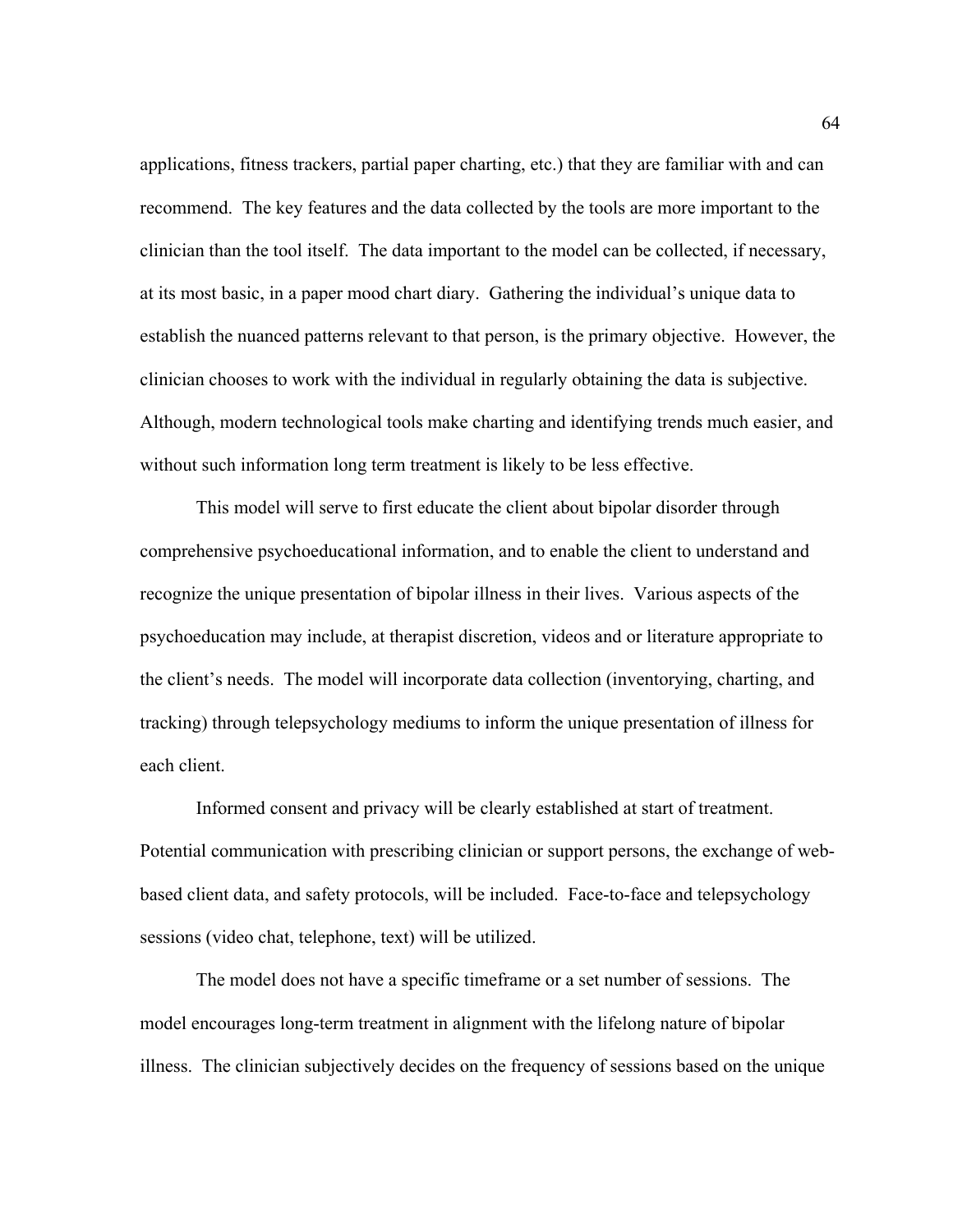applications, fitness trackers, partial paper charting, etc.) that they are familiar with and can recommend. The key features and the data collected by the tools are more important to the clinician than the tool itself. The data important to the model can be collected, if necessary, at its most basic, in a paper mood chart diary. Gathering the individual's unique data to establish the nuanced patterns relevant to that person, is the primary objective. However, the clinician chooses to work with the individual in regularly obtaining the data is subjective. Although, modern technological tools make charting and identifying trends much easier, and without such information long term treatment is likely to be less effective.

This model will serve to first educate the client about bipolar disorder through comprehensive psychoeducational information, and to enable the client to understand and recognize the unique presentation of bipolar illness in their lives. Various aspects of the psychoeducation may include, at therapist discretion, videos and or literature appropriate to the client's needs. The model will incorporate data collection (inventorying, charting, and tracking) through telepsychology mediums to inform the unique presentation of illness for each client.

Informed consent and privacy will be clearly established at start of treatment. Potential communication with prescribing clinician or support persons, the exchange of web-based client data, and safety protocols, will be included. Face-to-face and telepsychology sessions (video chat, telephone, text) will be utilized.

The model does not have a specific timeframe or a set number of sessions. The model encourages long-term treatment in alignment with the lifelong nature of bipolar illness. The clinician subjectively decides on the frequency of sessions based on the unique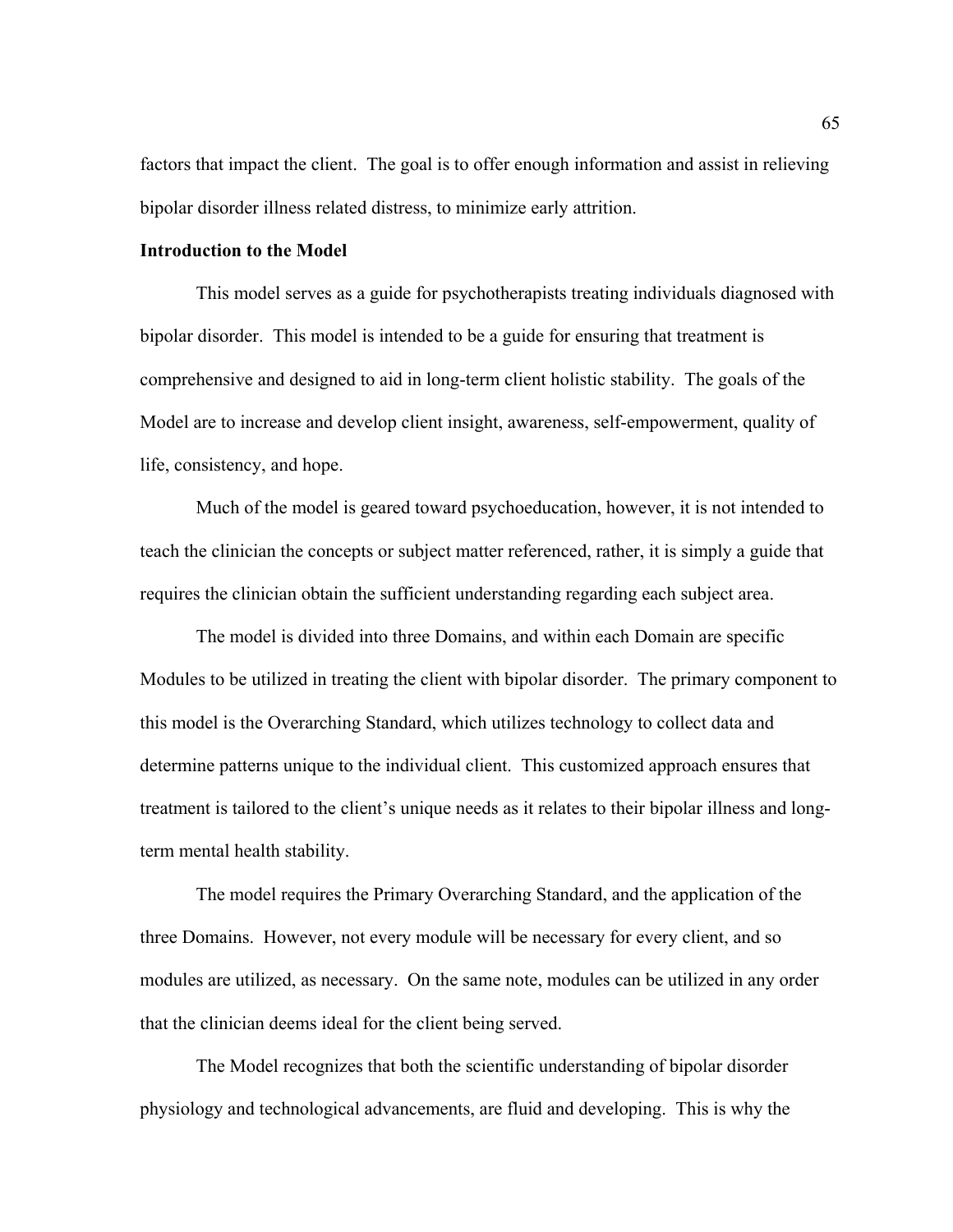factors that impact the client. The goal is to offer enough information and assist in relieving bipolar disorder illness related distress, to minimize early attrition.

**Introduction to the Model**

This model serves as a guide for psychotherapists treating individuals diagnosed with bipolar disorder. This model is intended to be a guide for ensuring that treatment is comprehensive and designed to aid in long-term client holistic stability. The goals of the Model are to increase and develop client insight, awareness, self-empowerment, quality of life, consistency, and hope.

Much of the model is geared toward psychoeducation, however, it is not intended to teach the clinician the concepts or subject matter referenced, rather, it is simply a guide that requires the clinician obtain the sufficient understanding regarding each subject area.

The model is divided into three Domains, and within each Domain are specific Modules to be utilized in treating the client with bipolar disorder. The primary component to this model is the Overarching Standard, which utilizes technology to collect data and determine patterns unique to the individual client. This customized approach ensures that treatment is tailored to the client's unique needs as it relates to their bipolar illness and long-term mental health stability.

The model requires the Primary Overarching Standard, and the application of the three Domains. However, not every module will be necessary for every client, and so modules are utilized, as necessary. On the same note, modules can be utilized in any order that the clinician deems ideal for the client being served.

The Model recognizes that both the scientific understanding of bipolar disorder physiology and technological advancements, are fluid and developing. This is why the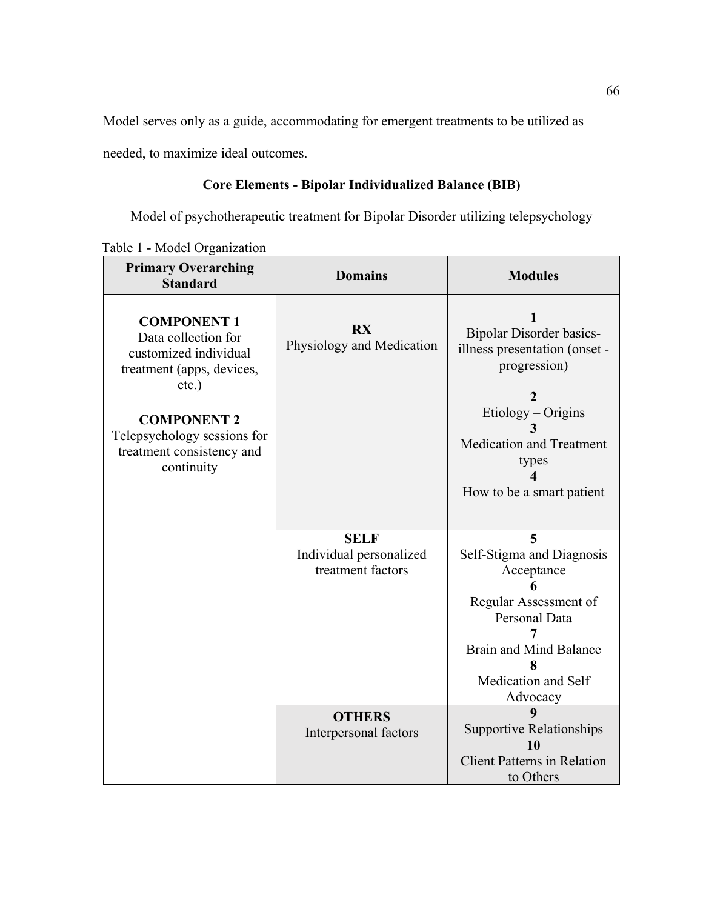Model serves only as a guide, accommodating for emergent treatments to be utilized as needed, to maximize ideal outcomes.

**Core Elements - Bipolar Individualized Balance (BIB)**

Model of psychotherapeutic treatment for Bipolar Disorder utilizing telepsychology

Table 1 - Model Organization

| Primary Overarching Standard | Domains | Modules |
| --- | --- | --- |
| **COMPONENT 1** Data collection for customized individual treatment (apps, devices, etc.) **COMPONENT 2** Telepsychology sessions for treatment consistency and continuity | **RX** Physiology and Medication | **1** Bipolar Disorder basics-illness presentation (onset - progression) **2** Etiology – Origins **3** Medication and Treatment types **4** How to be a smart patient |
| | **SELF** Individual personalized treatment factors | **5** Self-Stigma and Diagnosis Acceptance **6** Regular Assessment of Personal Data **7** Brain and Mind Balance **8** Medication and Self Advocacy |
| | **OTHERS** Interpersonal factors | **9** Supportive Relationships **10** Client Patterns in Relation to Others |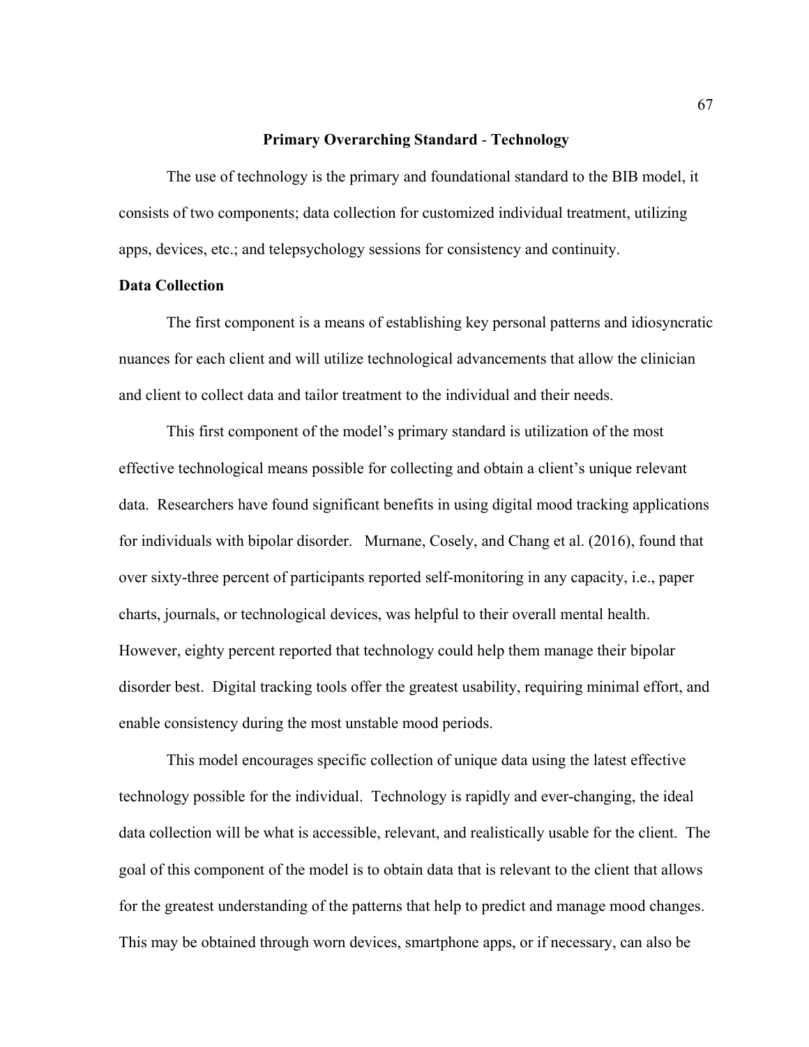## Primary Overarching Standard - Technology

The use of technology is the primary and foundational standard to the BIB model, it consists of two components; data collection for customized individual treatment, utilizing apps, devices, etc.; and telepsychology sessions for consistency and continuity.

### Data Collection

The first component is a means of establishing key personal patterns and idiosyncratic nuances for each client and will utilize technological advancements that allow the clinician and client to collect data and tailor treatment to the individual and their needs.

This first component of the model's primary standard is utilization of the most effective technological means possible for collecting and obtain a client's unique relevant data. Researchers have found significant benefits in using digital mood tracking applications for individuals with bipolar disorder. Murnane, Cosely, and Chang et al. (2016), found that over sixty-three percent of participants reported self-monitoring in any capacity, i.e., paper charts, journals, or technological devices, was helpful to their overall mental health. However, eighty percent reported that technology could help them manage their bipolar disorder best. Digital tracking tools offer the greatest usability, requiring minimal effort, and enable consistency during the most unstable mood periods.

This model encourages specific collection of unique data using the latest effective technology possible for the individual. Technology is rapidly and ever-changing, the ideal data collection will be what is accessible, relevant, and realistically usable for the client. The goal of this component of the model is to obtain data that is relevant to the client that allows for the greatest understanding of the patterns that help to predict and manage mood changes. This may be obtained through worn devices, smartphone apps, or if necessary, can also be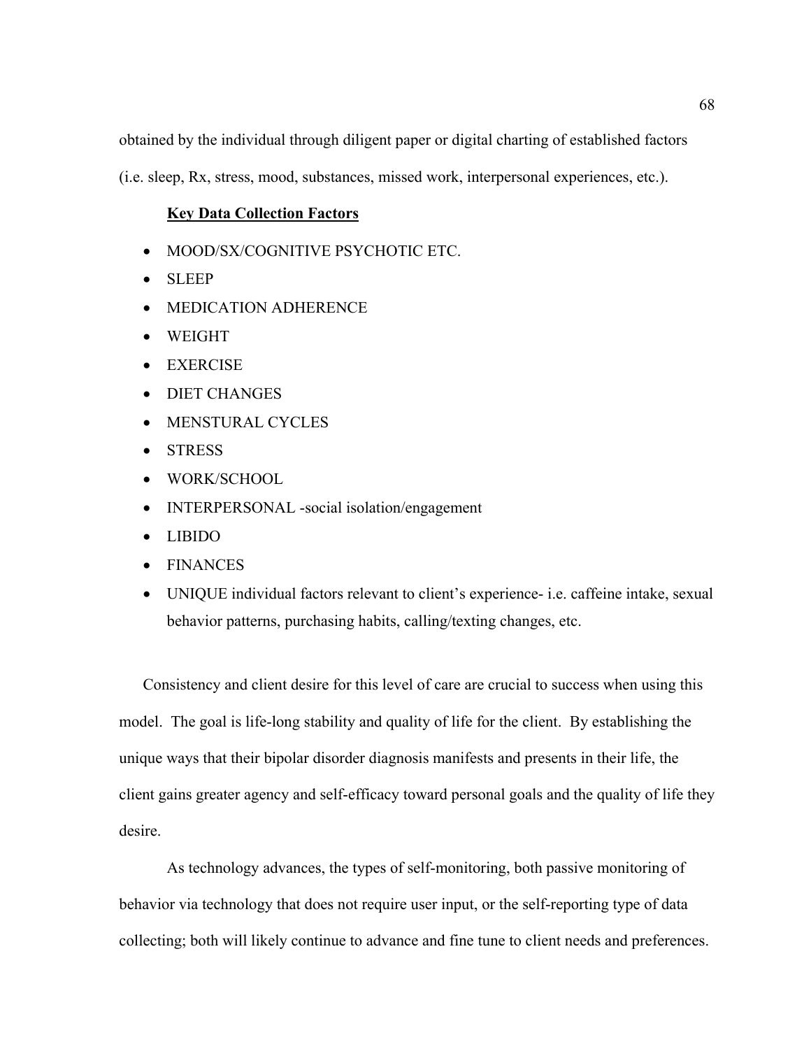obtained by the individual through diligent paper or digital charting of established factors (i.e. sleep, Rx, stress, mood, substances, missed work, interpersonal experiences, etc.).

**<u>Key Data Collection Factors</u>**

- MOOD/SX/COGNITIVE PSYCHOTIC ETC.
- SLEEP
- MEDICATION ADHERENCE
- WEIGHT
- EXERCISE
- DIET CHANGES
- MENSTURAL CYCLES
- STRESS
- WORK/SCHOOL
- INTERPERSONAL -social isolation/engagement
- LIBIDO
- FINANCES
- UNIQUE individual factors relevant to client's experience- i.e. caffeine intake, sexual behavior patterns, purchasing habits, calling/texting changes, etc.

Consistency and client desire for this level of care are crucial to success when using this model. The goal is life-long stability and quality of life for the client. By establishing the unique ways that their bipolar disorder diagnosis manifests and presents in their life, the client gains greater agency and self-efficacy toward personal goals and the quality of life they desire.

As technology advances, the types of self-monitoring, both passive monitoring of behavior via technology that does not require user input, or the self-reporting type of data collecting; both will likely continue to advance and fine tune to client needs and preferences.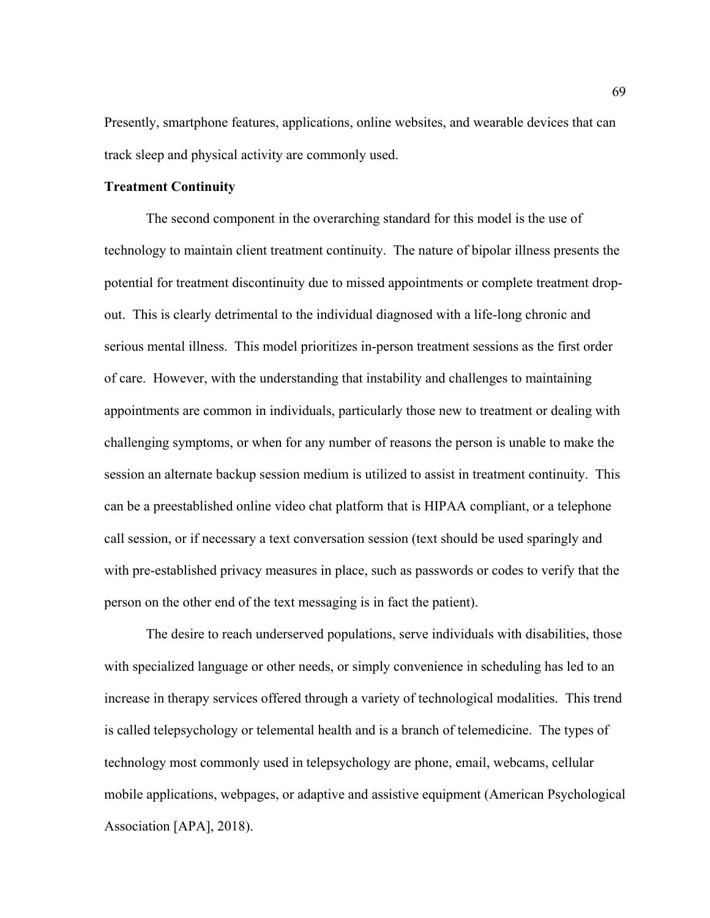Presently, smartphone features, applications, online websites, and wearable devices that can track sleep and physical activity are commonly used.

**Treatment Continuity**

The second component in the overarching standard for this model is the use of technology to maintain client treatment continuity. The nature of bipolar illness presents the potential for treatment discontinuity due to missed appointments or complete treatment drop-out. This is clearly detrimental to the individual diagnosed with a life-long chronic and serious mental illness. This model prioritizes in-person treatment sessions as the first order of care. However, with the understanding that instability and challenges to maintaining appointments are common in individuals, particularly those new to treatment or dealing with challenging symptoms, or when for any number of reasons the person is unable to make the session an alternate backup session medium is utilized to assist in treatment continuity. This can be a preestablished online video chat platform that is HIPAA compliant, or a telephone call session, or if necessary a text conversation session (text should be used sparingly and with pre-established privacy measures in place, such as passwords or codes to verify that the person on the other end of the text messaging is in fact the patient).

The desire to reach underserved populations, serve individuals with disabilities, those with specialized language or other needs, or simply convenience in scheduling has led to an increase in therapy services offered through a variety of technological modalities. This trend is called telepsychology or telemental health and is a branch of telemedicine. The types of technology most commonly used in telepsychology are phone, email, webcams, cellular mobile applications, webpages, or adaptive and assistive equipment (American Psychological Association [APA], 2018).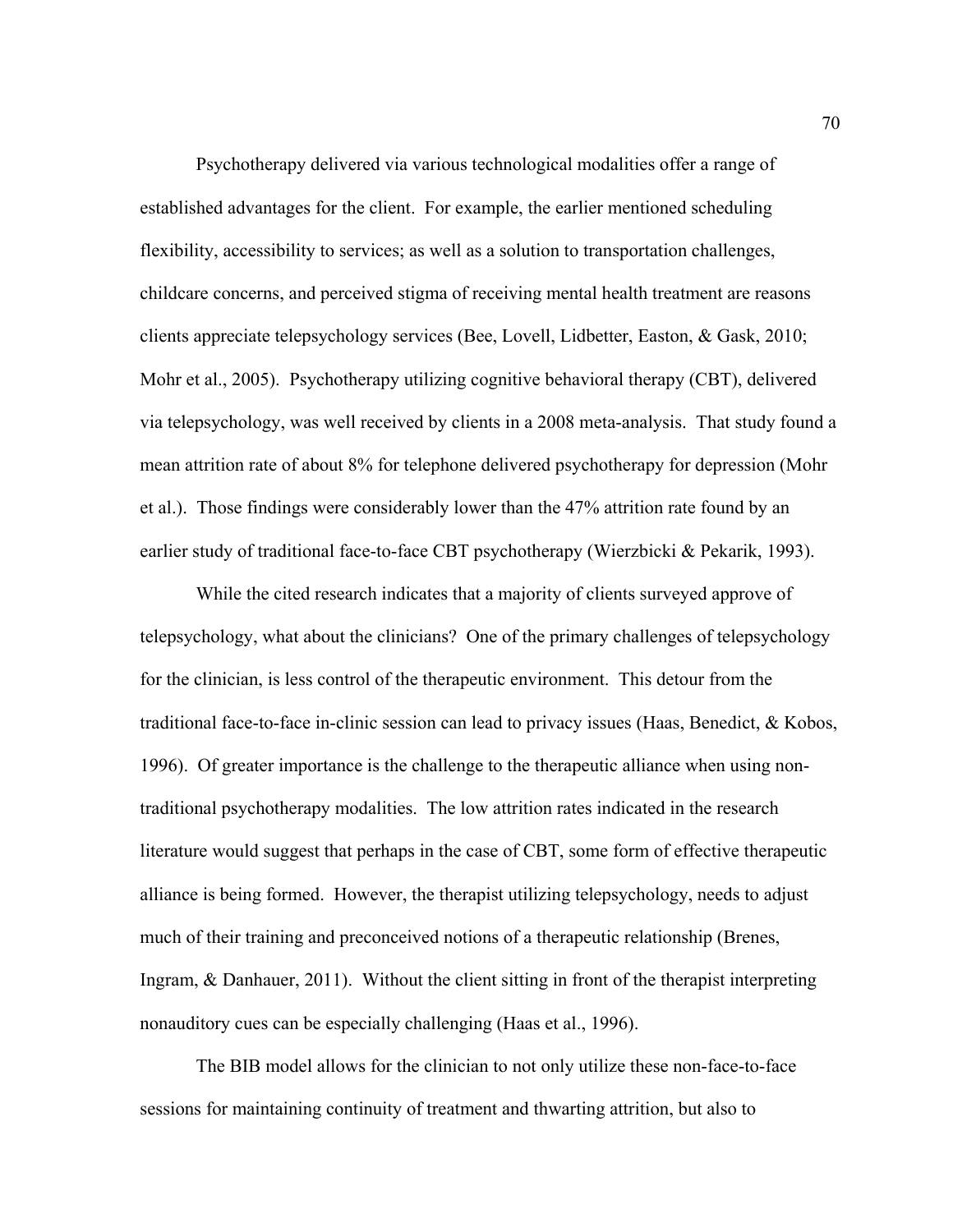Psychotherapy delivered via various technological modalities offer a range of established advantages for the client. For example, the earlier mentioned scheduling flexibility, accessibility to services; as well as a solution to transportation challenges, childcare concerns, and perceived stigma of receiving mental health treatment are reasons clients appreciate telepsychology services (Bee, Lovell, Lidbetter, Easton, & Gask, 2010; Mohr et al., 2005). Psychotherapy utilizing cognitive behavioral therapy (CBT), delivered via telepsychology, was well received by clients in a 2008 meta-analysis. That study found a mean attrition rate of about 8% for telephone delivered psychotherapy for depression (Mohr et al.). Those findings were considerably lower than the 47% attrition rate found by an earlier study of traditional face-to-face CBT psychotherapy (Wierzbicki & Pekarik, 1993).

While the cited research indicates that a majority of clients surveyed approve of telepsychology, what about the clinicians? One of the primary challenges of telepsychology for the clinician, is less control of the therapeutic environment. This detour from the traditional face-to-face in-clinic session can lead to privacy issues (Haas, Benedict, & Kobos, 1996). Of greater importance is the challenge to the therapeutic alliance when using non-traditional psychotherapy modalities. The low attrition rates indicated in the research literature would suggest that perhaps in the case of CBT, some form of effective therapeutic alliance is being formed. However, the therapist utilizing telepsychology, needs to adjust much of their training and preconceived notions of a therapeutic relationship (Brenes, Ingram, & Danhauer, 2011). Without the client sitting in front of the therapist interpreting nonauditory cues can be especially challenging (Haas et al., 1996).

The BIB model allows for the clinician to not only utilize these non-face-to-face sessions for maintaining continuity of treatment and thwarting attrition, but also to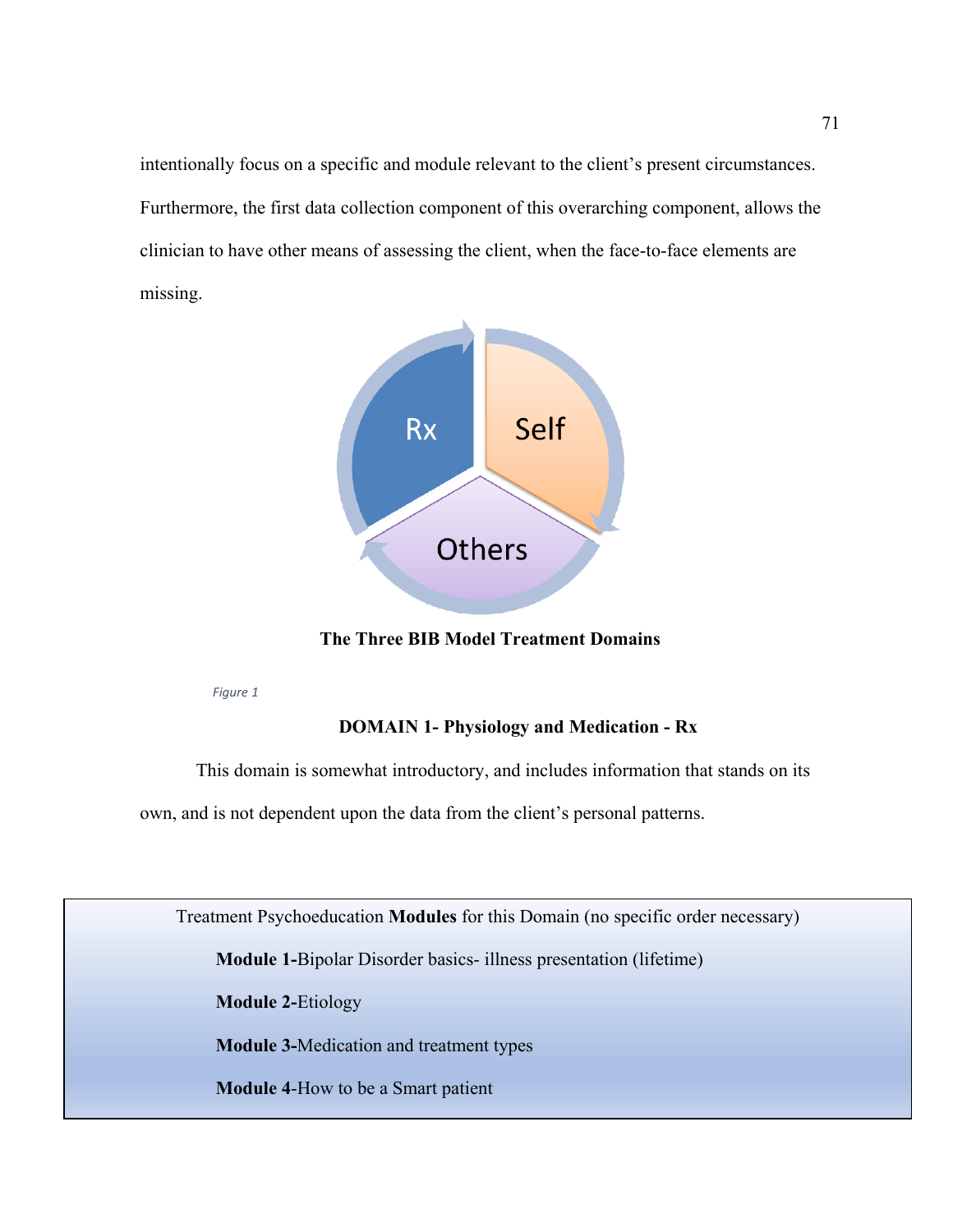intentionally focus on a specific and module relevant to the client's present circumstances. Furthermore, the first data collection component of this overarching component, allows the clinician to have other means of assessing the client, when the face-to-face elements are missing.

**The Three BIB Model Treatment Domains**

*Figure 1*

**DOMAIN 1- Physiology and Medication - Rx**

This domain is somewhat introductory, and includes information that stands on its own, and is not dependent upon the data from the client's personal patterns.

Treatment Psychoeducation **Modules** for this Domain (no specific order necessary)

**Module 1-**Bipolar Disorder basics- illness presentation (lifetime)

**Module 2-**Etiology

**Module 3-**Medication and treatment types

**Module 4**-How to be a Smart patient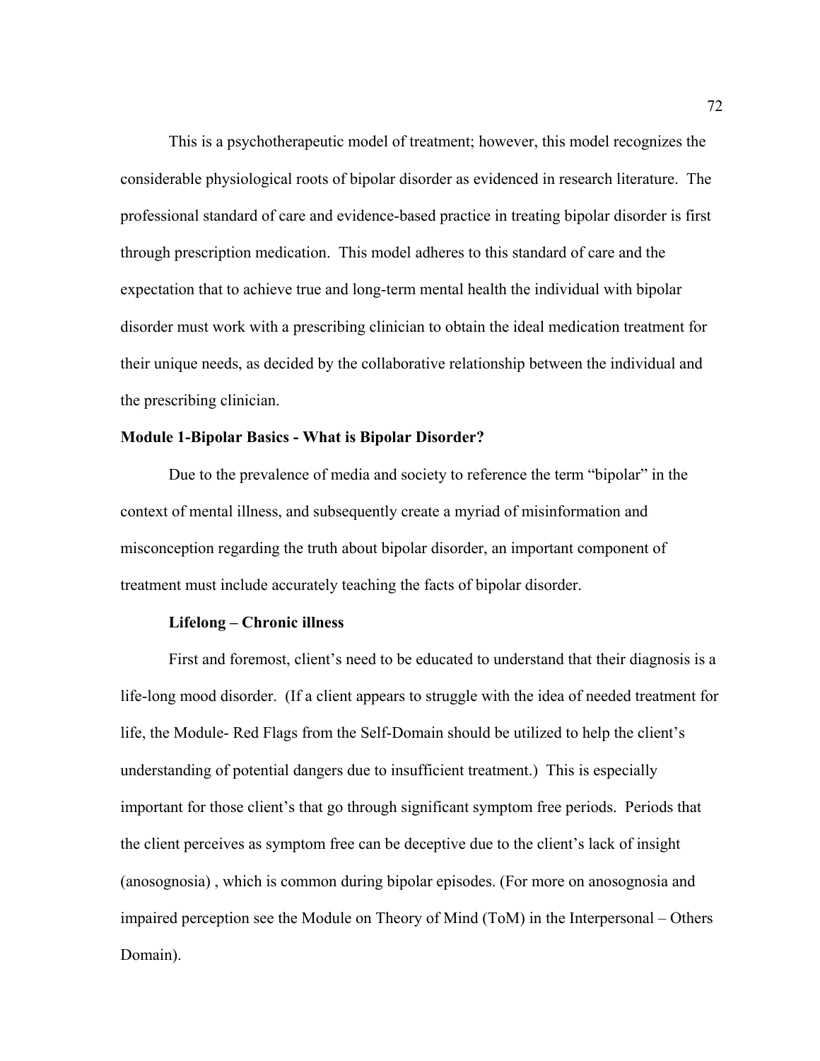This is a psychotherapeutic model of treatment; however, this model recognizes the considerable physiological roots of bipolar disorder as evidenced in research literature. The professional standard of care and evidence-based practice in treating bipolar disorder is first through prescription medication. This model adheres to this standard of care and the expectation that to achieve true and long-term mental health the individual with bipolar disorder must work with a prescribing clinician to obtain the ideal medication treatment for their unique needs, as decided by the collaborative relationship between the individual and the prescribing clinician.

**Module 1-Bipolar Basics - What is Bipolar Disorder?**

Due to the prevalence of media and society to reference the term "bipolar" in the context of mental illness, and subsequently create a myriad of misinformation and misconception regarding the truth about bipolar disorder, an important component of treatment must include accurately teaching the facts of bipolar disorder.

**Lifelong – Chronic illness**

First and foremost, client's need to be educated to understand that their diagnosis is a life-long mood disorder. (If a client appears to struggle with the idea of needed treatment for life, the Module- Red Flags from the Self-Domain should be utilized to help the client's understanding of potential dangers due to insufficient treatment.) This is especially important for those client's that go through significant symptom free periods. Periods that the client perceives as symptom free can be deceptive due to the client's lack of insight (anosognosia) , which is common during bipolar episodes. (For more on anosognosia and impaired perception see the Module on Theory of Mind (ToM) in the Interpersonal – Others Domain).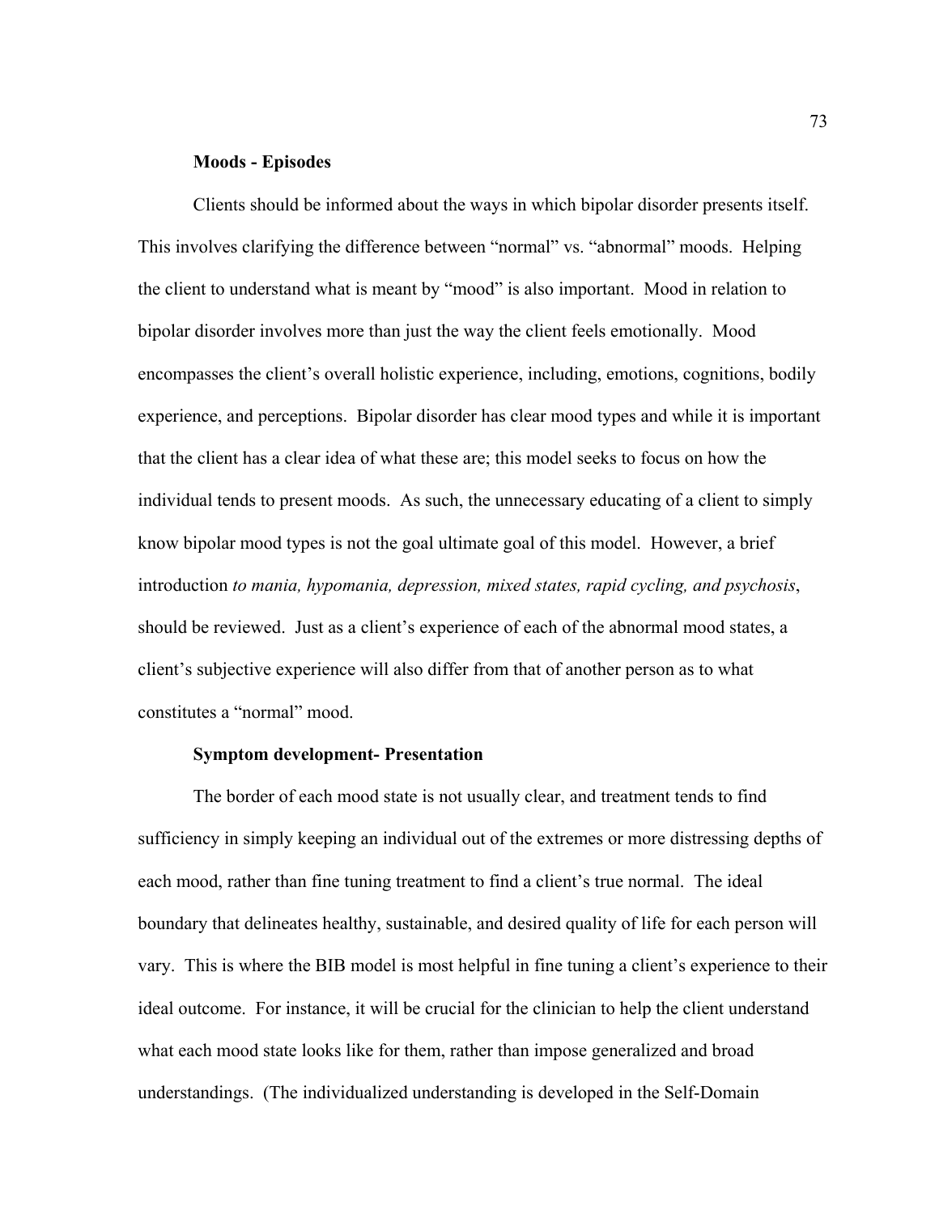**Moods - Episodes**

Clients should be informed about the ways in which bipolar disorder presents itself. This involves clarifying the difference between "normal" vs. "abnormal" moods. Helping the client to understand what is meant by "mood" is also important. Mood in relation to bipolar disorder involves more than just the way the client feels emotionally. Mood encompasses the client's overall holistic experience, including, emotions, cognitions, bodily experience, and perceptions. Bipolar disorder has clear mood types and while it is important that the client has a clear idea of what these are; this model seeks to focus on how the individual tends to present moods. As such, the unnecessary educating of a client to simply know bipolar mood types is not the goal ultimate goal of this model. However, a brief introduction *to mania, hypomania, depression, mixed states, rapid cycling, and psychosis*, should be reviewed. Just as a client's experience of each of the abnormal mood states, a client's subjective experience will also differ from that of another person as to what constitutes a "normal" mood.

**Symptom development- Presentation**

The border of each mood state is not usually clear, and treatment tends to find sufficiency in simply keeping an individual out of the extremes or more distressing depths of each mood, rather than fine tuning treatment to find a client's true normal. The ideal boundary that delineates healthy, sustainable, and desired quality of life for each person will vary. This is where the BIB model is most helpful in fine tuning a client's experience to their ideal outcome. For instance, it will be crucial for the clinician to help the client understand what each mood state looks like for them, rather than impose generalized and broad understandings. (The individualized understanding is developed in the Self-Domain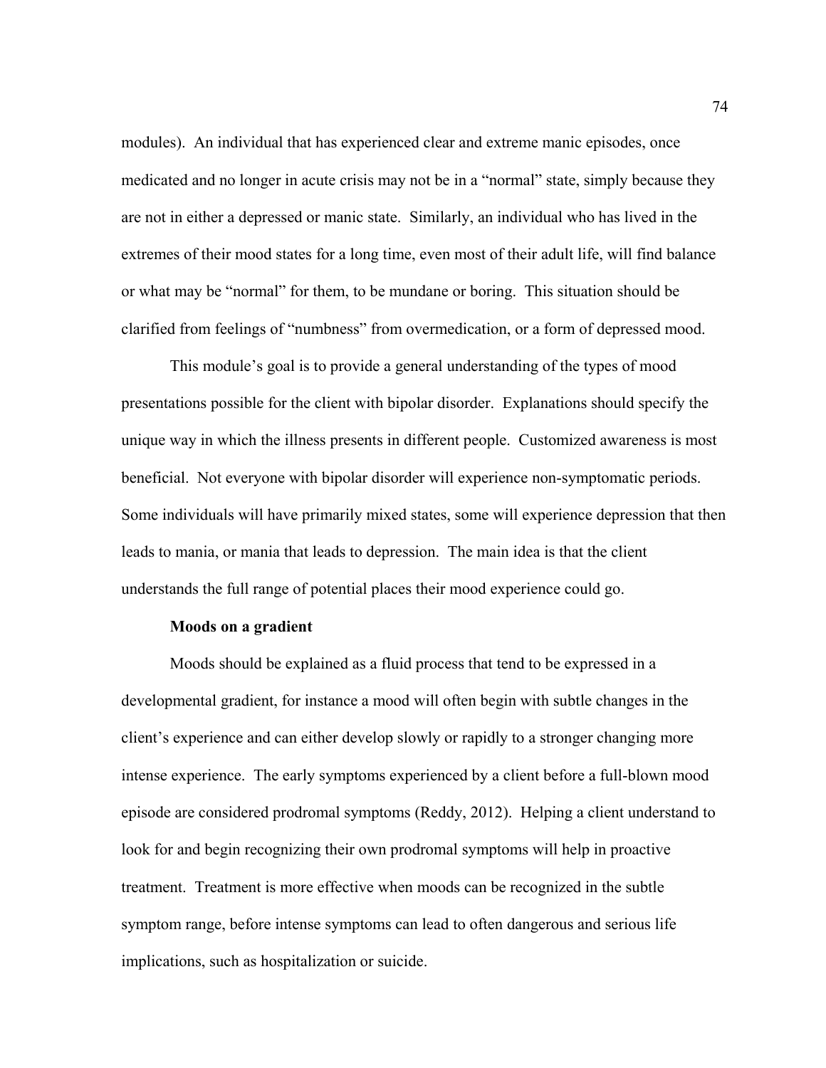modules). An individual that has experienced clear and extreme manic episodes, once medicated and no longer in acute crisis may not be in a "normal" state, simply because they are not in either a depressed or manic state. Similarly, an individual who has lived in the extremes of their mood states for a long time, even most of their adult life, will find balance or what may be "normal" for them, to be mundane or boring. This situation should be clarified from feelings of "numbness" from overmedication, or a form of depressed mood.

This module's goal is to provide a general understanding of the types of mood presentations possible for the client with bipolar disorder. Explanations should specify the unique way in which the illness presents in different people. Customized awareness is most beneficial. Not everyone with bipolar disorder will experience non-symptomatic periods. Some individuals will have primarily mixed states, some will experience depression that then leads to mania, or mania that leads to depression. The main idea is that the client understands the full range of potential places their mood experience could go.

### Moods on a gradient

Moods should be explained as a fluid process that tend to be expressed in a developmental gradient, for instance a mood will often begin with subtle changes in the client's experience and can either develop slowly or rapidly to a stronger changing more intense experience. The early symptoms experienced by a client before a full-blown mood episode are considered prodromal symptoms (Reddy, 2012). Helping a client understand to look for and begin recognizing their own prodromal symptoms will help in proactive treatment. Treatment is more effective when moods can be recognized in the subtle symptom range, before intense symptoms can lead to often dangerous and serious life implications, such as hospitalization or suicide.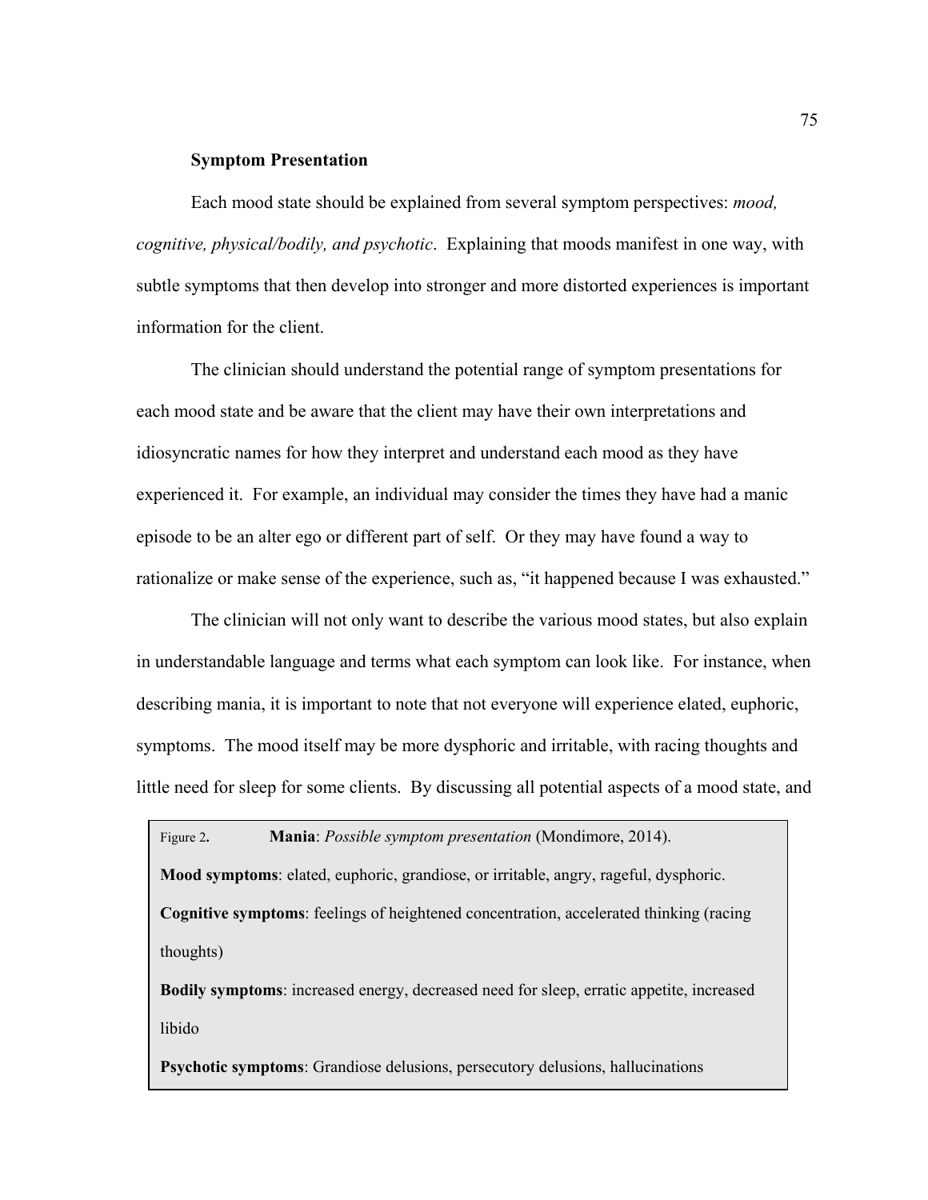**Symptom Presentation**

Each mood state should be explained from several symptom perspectives: *mood, cognitive, physical/bodily, and psychotic*. Explaining that moods manifest in one way, with subtle symptoms that then develop into stronger and more distorted experiences is important information for the client.

The clinician should understand the potential range of symptom presentations for each mood state and be aware that the client may have their own interpretations and idiosyncratic names for how they interpret and understand each mood as they have experienced it. For example, an individual may consider the times they have had a manic episode to be an alter ego or different part of self. Or they may have found a way to rationalize or make sense of the experience, such as, "it happened because I was exhausted."

The clinician will not only want to describe the various mood states, but also explain in understandable language and terms what each symptom can look like. For instance, when describing mania, it is important to note that not everyone will experience elated, euphoric, symptoms. The mood itself may be more dysphoric and irritable, with racing thoughts and little need for sleep for some clients. By discussing all potential aspects of a mood state, and

Figure 2**.** **Mania**: *Possible symptom presentation* (Mondimore, 2014).

**Mood symptoms**: elated, euphoric, grandiose, or irritable, angry, rageful, dysphoric.

**Cognitive symptoms**: feelings of heightened concentration, accelerated thinking (racing thoughts)

**Bodily symptoms**: increased energy, decreased need for sleep, erratic appetite, increased libido

**Psychotic symptoms**: Grandiose delusions, persecutory delusions, hallucinations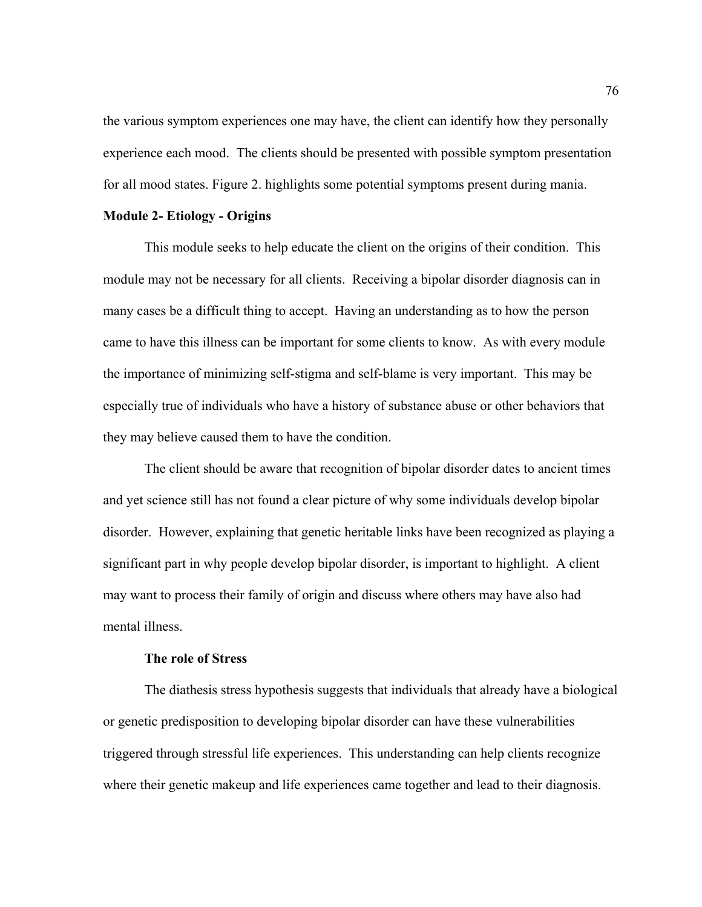the various symptom experiences one may have, the client can identify how they personally experience each mood. The clients should be presented with possible symptom presentation for all mood states. Figure 2. highlights some potential symptoms present during mania.

**Module 2- Etiology - Origins**

This module seeks to help educate the client on the origins of their condition. This module may not be necessary for all clients. Receiving a bipolar disorder diagnosis can in many cases be a difficult thing to accept. Having an understanding as to how the person came to have this illness can be important for some clients to know. As with every module the importance of minimizing self-stigma and self-blame is very important. This may be especially true of individuals who have a history of substance abuse or other behaviors that they may believe caused them to have the condition.

The client should be aware that recognition of bipolar disorder dates to ancient times and yet science still has not found a clear picture of why some individuals develop bipolar disorder. However, explaining that genetic heritable links have been recognized as playing a significant part in why people develop bipolar disorder, is important to highlight. A client may want to process their family of origin and discuss where others may have also had mental illness.

**The role of Stress**

The diathesis stress hypothesis suggests that individuals that already have a biological or genetic predisposition to developing bipolar disorder can have these vulnerabilities triggered through stressful life experiences. This understanding can help clients recognize where their genetic makeup and life experiences came together and lead to their diagnosis.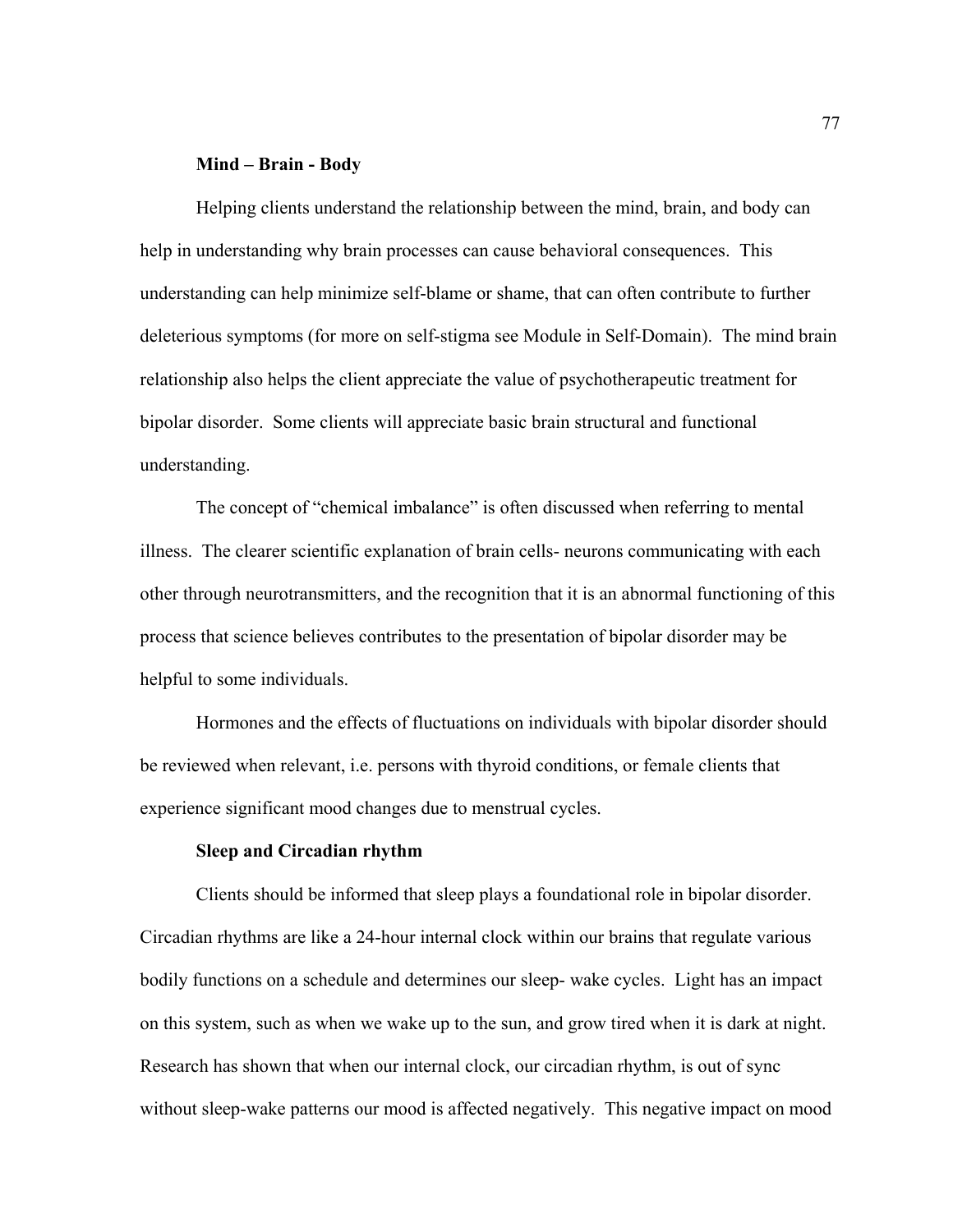### Mind – Brain - Body

Helping clients understand the relationship between the mind, brain, and body can help in understanding why brain processes can cause behavioral consequences. This understanding can help minimize self-blame or shame, that can often contribute to further deleterious symptoms (for more on self-stigma see Module in Self-Domain). The mind brain relationship also helps the client appreciate the value of psychotherapeutic treatment for bipolar disorder. Some clients will appreciate basic brain structural and functional understanding.

The concept of "chemical imbalance" is often discussed when referring to mental illness. The clearer scientific explanation of brain cells- neurons communicating with each other through neurotransmitters, and the recognition that it is an abnormal functioning of this process that science believes contributes to the presentation of bipolar disorder may be helpful to some individuals.

Hormones and the effects of fluctuations on individuals with bipolar disorder should be reviewed when relevant, i.e. persons with thyroid conditions, or female clients that experience significant mood changes due to menstrual cycles.

### Sleep and Circadian rhythm

Clients should be informed that sleep plays a foundational role in bipolar disorder. Circadian rhythms are like a 24-hour internal clock within our brains that regulate various bodily functions on a schedule and determines our sleep- wake cycles. Light has an impact on this system, such as when we wake up to the sun, and grow tired when it is dark at night. Research has shown that when our internal clock, our circadian rhythm, is out of sync without sleep-wake patterns our mood is affected negatively. This negative impact on mood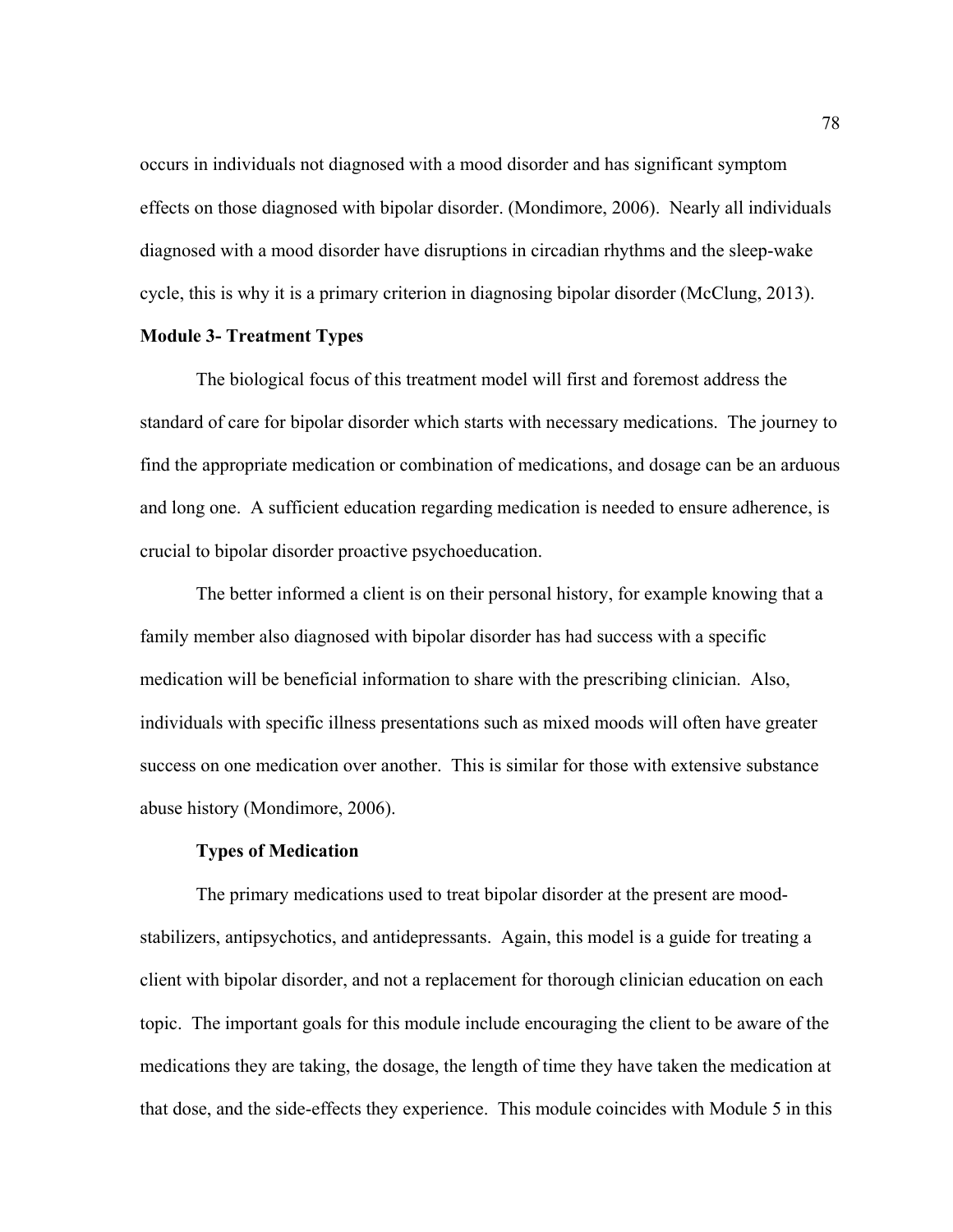occurs in individuals not diagnosed with a mood disorder and has significant symptom effects on those diagnosed with bipolar disorder. (Mondimore, 2006). Nearly all individuals diagnosed with a mood disorder have disruptions in circadian rhythms and the sleep-wake cycle, this is why it is a primary criterion in diagnosing bipolar disorder (McClung, 2013).

## Module 3- Treatment Types

The biological focus of this treatment model will first and foremost address the standard of care for bipolar disorder which starts with necessary medications. The journey to find the appropriate medication or combination of medications, and dosage can be an arduous and long one. A sufficient education regarding medication is needed to ensure adherence, is crucial to bipolar disorder proactive psychoeducation.

The better informed a client is on their personal history, for example knowing that a family member also diagnosed with bipolar disorder has had success with a specific medication will be beneficial information to share with the prescribing clinician. Also, individuals with specific illness presentations such as mixed moods will often have greater success on one medication over another. This is similar for those with extensive substance abuse history (Mondimore, 2006).

### Types of Medication

The primary medications used to treat bipolar disorder at the present are mood-stabilizers, antipsychotics, and antidepressants. Again, this model is a guide for treating a client with bipolar disorder, and not a replacement for thorough clinician education on each topic. The important goals for this module include encouraging the client to be aware of the medications they are taking, the dosage, the length of time they have taken the medication at that dose, and the side-effects they experience. This module coincides with Module 5 in this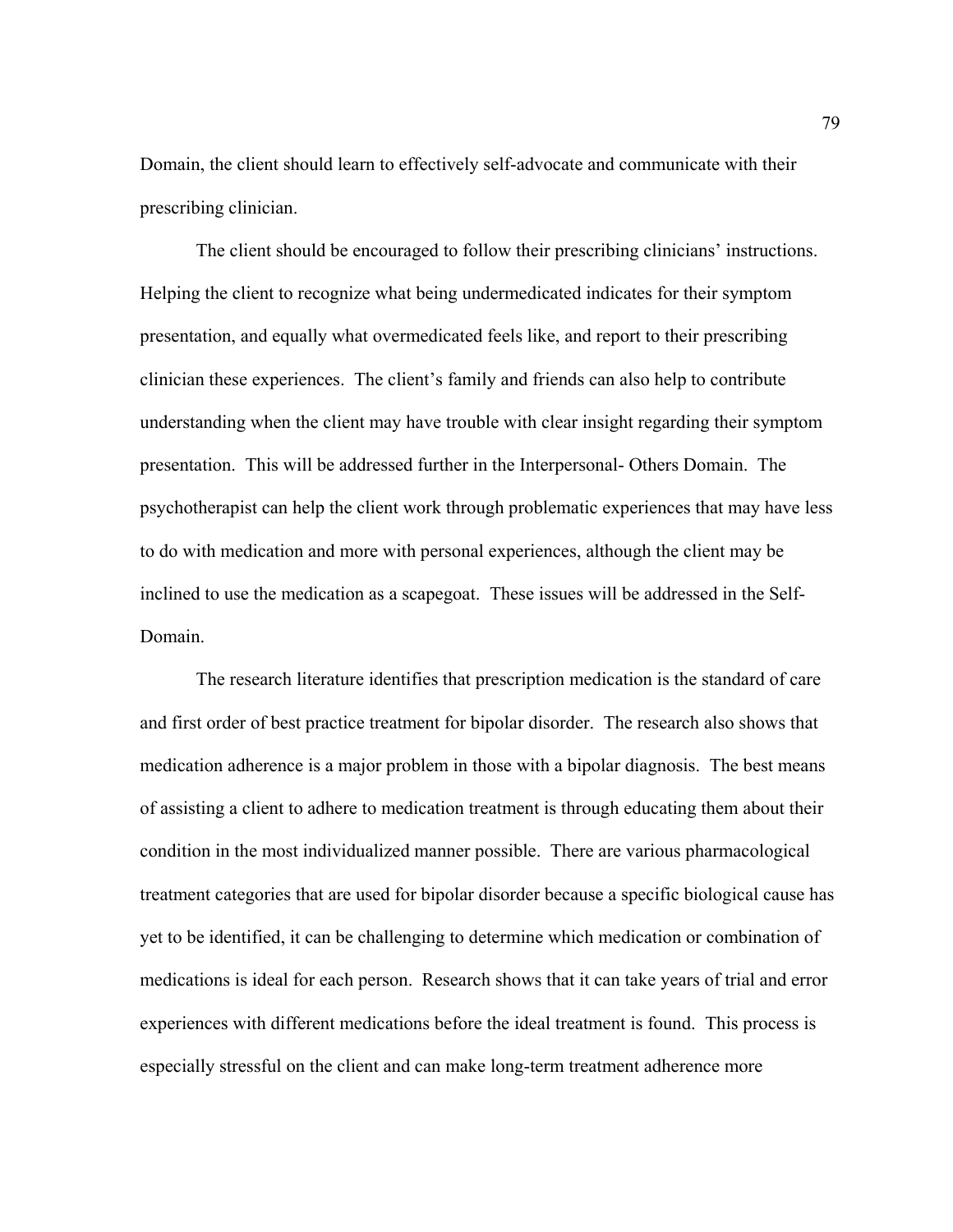Domain, the client should learn to effectively self-advocate and communicate with their prescribing clinician.

The client should be encouraged to follow their prescribing clinicians' instructions. Helping the client to recognize what being undermedicated indicates for their symptom presentation, and equally what overmedicated feels like, and report to their prescribing clinician these experiences. The client's family and friends can also help to contribute understanding when the client may have trouble with clear insight regarding their symptom presentation. This will be addressed further in the Interpersonal- Others Domain. The psychotherapist can help the client work through problematic experiences that may have less to do with medication and more with personal experiences, although the client may be inclined to use the medication as a scapegoat. These issues will be addressed in the Self-Domain.

The research literature identifies that prescription medication is the standard of care and first order of best practice treatment for bipolar disorder. The research also shows that medication adherence is a major problem in those with a bipolar diagnosis. The best means of assisting a client to adhere to medication treatment is through educating them about their condition in the most individualized manner possible. There are various pharmacological treatment categories that are used for bipolar disorder because a specific biological cause has yet to be identified, it can be challenging to determine which medication or combination of medications is ideal for each person. Research shows that it can take years of trial and error experiences with different medications before the ideal treatment is found. This process is especially stressful on the client and can make long-term treatment adherence more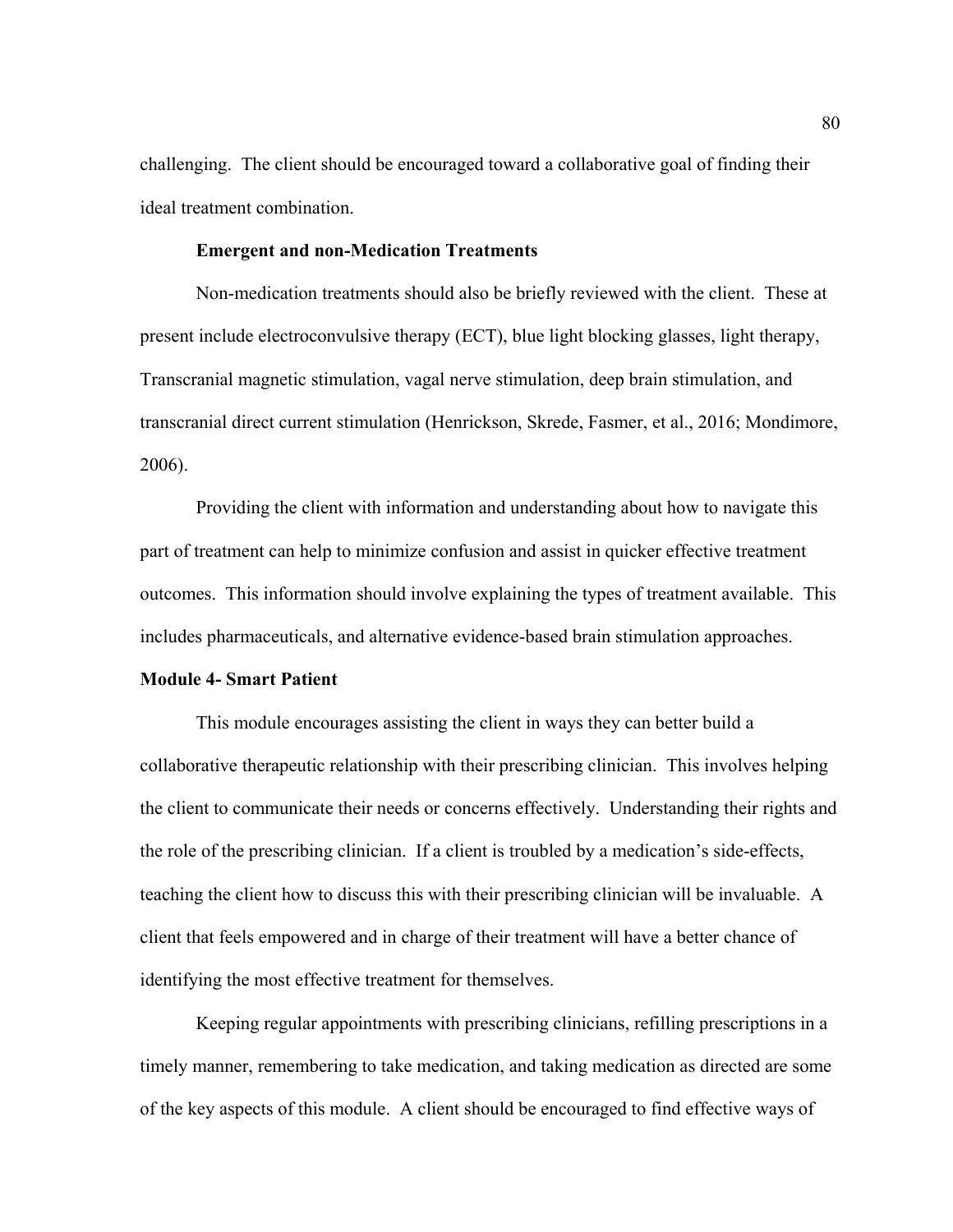challenging. The client should be encouraged toward a collaborative goal of finding their ideal treatment combination.

### Emergent and non-Medication Treatments

Non-medication treatments should also be briefly reviewed with the client. These at present include electroconvulsive therapy (ECT), blue light blocking glasses, light therapy, Transcranial magnetic stimulation, vagal nerve stimulation, deep brain stimulation, and transcranial direct current stimulation (Henrickson, Skrede, Fasmer, et al., 2016; Mondimore, 2006).

Providing the client with information and understanding about how to navigate this part of treatment can help to minimize confusion and assist in quicker effective treatment outcomes. This information should involve explaining the types of treatment available. This includes pharmaceuticals, and alternative evidence-based brain stimulation approaches.

## Module 4- Smart Patient

This module encourages assisting the client in ways they can better build a collaborative therapeutic relationship with their prescribing clinician. This involves helping the client to communicate their needs or concerns effectively. Understanding their rights and the role of the prescribing clinician. If a client is troubled by a medication's side-effects, teaching the client how to discuss this with their prescribing clinician will be invaluable. A client that feels empowered and in charge of their treatment will have a better chance of identifying the most effective treatment for themselves.

Keeping regular appointments with prescribing clinicians, refilling prescriptions in a timely manner, remembering to take medication, and taking medication as directed are some of the key aspects of this module. A client should be encouraged to find effective ways of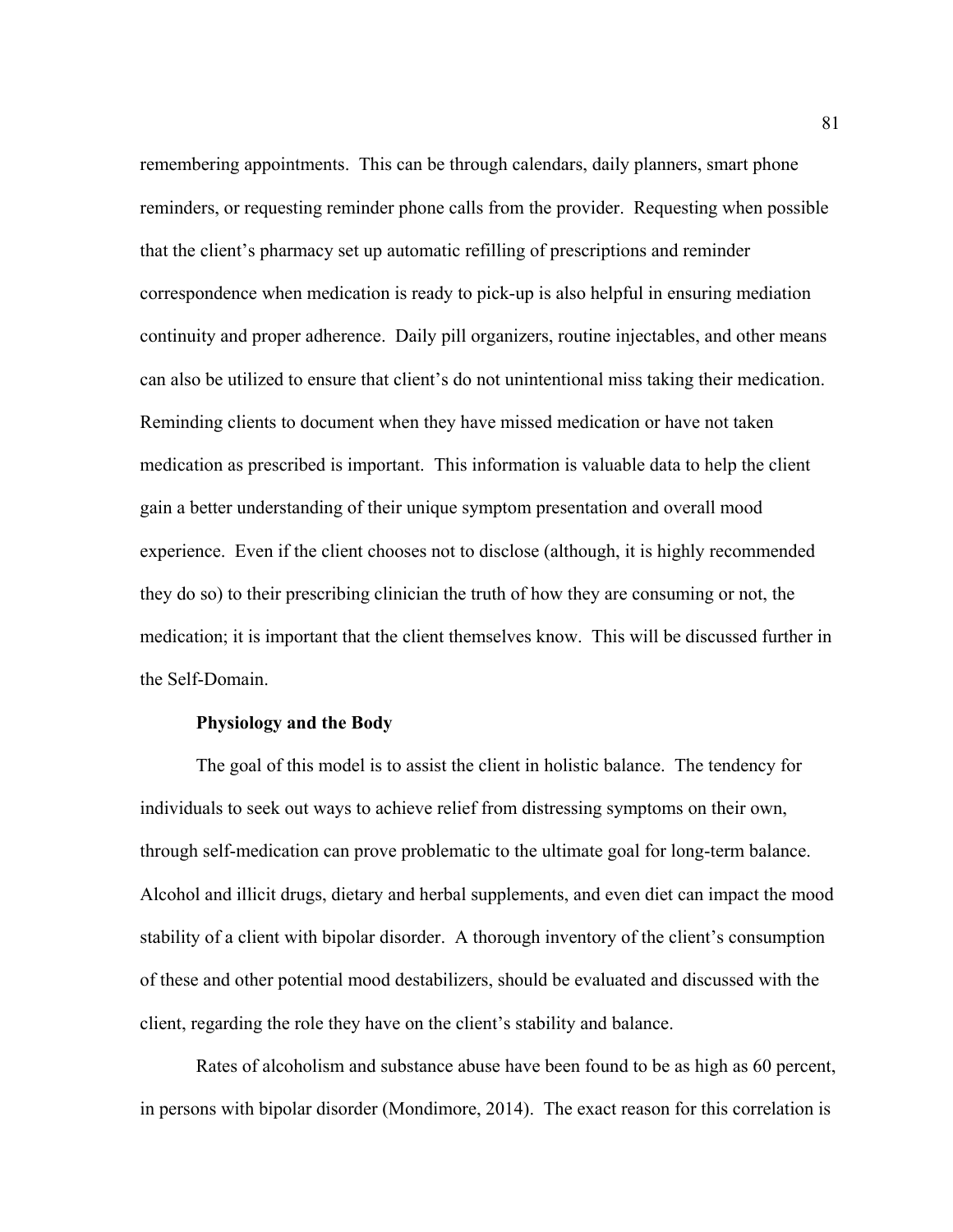remembering appointments. This can be through calendars, daily planners, smart phone reminders, or requesting reminder phone calls from the provider. Requesting when possible that the client's pharmacy set up automatic refilling of prescriptions and reminder correspondence when medication is ready to pick-up is also helpful in ensuring mediation continuity and proper adherence. Daily pill organizers, routine injectables, and other means can also be utilized to ensure that client's do not unintentional miss taking their medication. Reminding clients to document when they have missed medication or have not taken medication as prescribed is important. This information is valuable data to help the client gain a better understanding of their unique symptom presentation and overall mood experience. Even if the client chooses not to disclose (although, it is highly recommended they do so) to their prescribing clinician the truth of how they are consuming or not, the medication; it is important that the client themselves know. This will be discussed further in the Self-Domain.

**Physiology and the Body**

The goal of this model is to assist the client in holistic balance. The tendency for individuals to seek out ways to achieve relief from distressing symptoms on their own, through self-medication can prove problematic to the ultimate goal for long-term balance. Alcohol and illicit drugs, dietary and herbal supplements, and even diet can impact the mood stability of a client with bipolar disorder. A thorough inventory of the client's consumption of these and other potential mood destabilizers, should be evaluated and discussed with the client, regarding the role they have on the client's stability and balance.

Rates of alcoholism and substance abuse have been found to be as high as 60 percent, in persons with bipolar disorder (Mondimore, 2014). The exact reason for this correlation is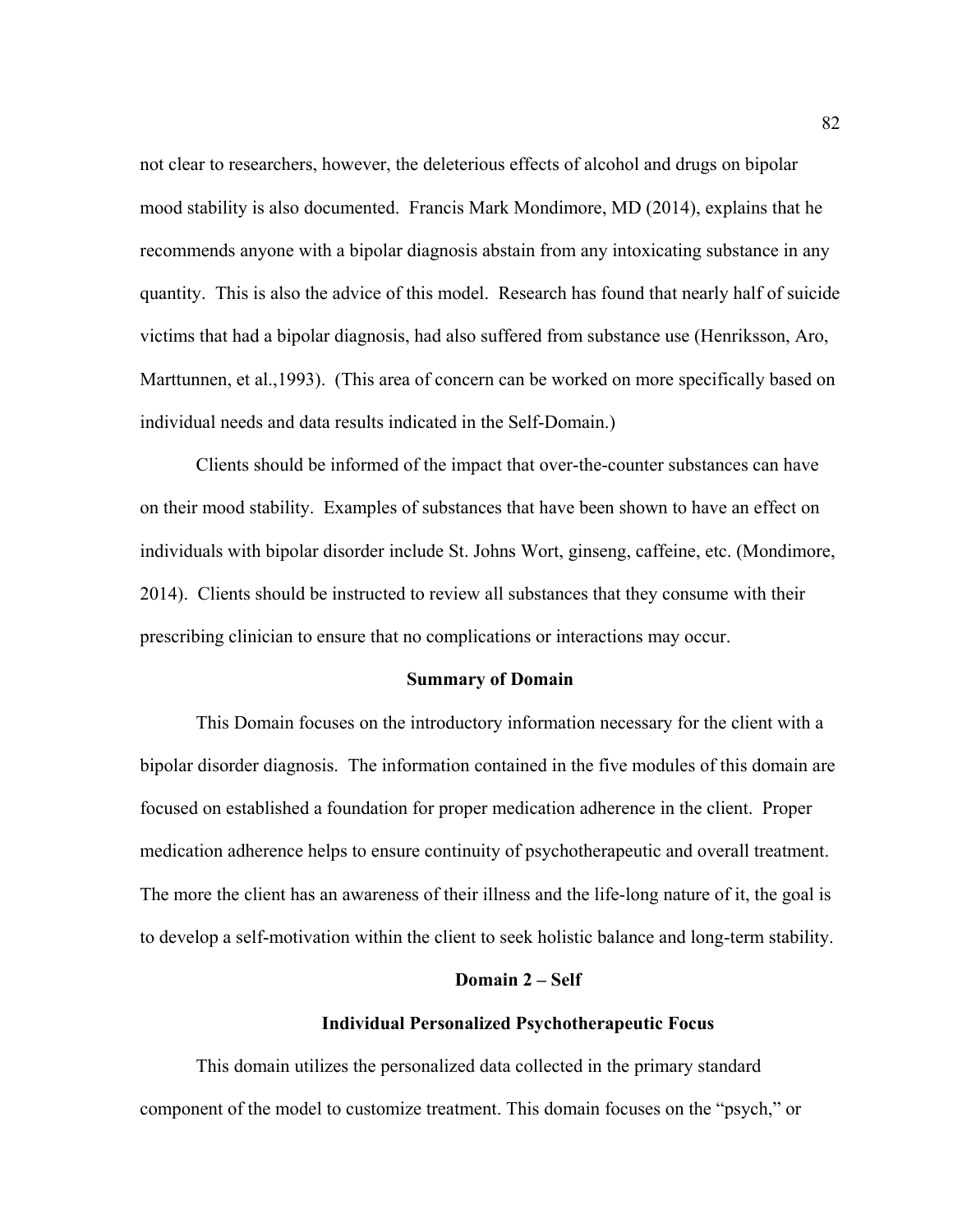not clear to researchers, however, the deleterious effects of alcohol and drugs on bipolar mood stability is also documented. Francis Mark Mondimore, MD (2014), explains that he recommends anyone with a bipolar diagnosis abstain from any intoxicating substance in any quantity. This is also the advice of this model. Research has found that nearly half of suicide victims that had a bipolar diagnosis, had also suffered from substance use (Henriksson, Aro, Marttunnen, et al.,1993). (This area of concern can be worked on more specifically based on individual needs and data results indicated in the Self-Domain.)

Clients should be informed of the impact that over-the-counter substances can have on their mood stability. Examples of substances that have been shown to have an effect on individuals with bipolar disorder include St. Johns Wort, ginseng, caffeine, etc. (Mondimore, 2014). Clients should be instructed to review all substances that they consume with their prescribing clinician to ensure that no complications or interactions may occur.

**Summary of Domain**

This Domain focuses on the introductory information necessary for the client with a bipolar disorder diagnosis. The information contained in the five modules of this domain are focused on established a foundation for proper medication adherence in the client. Proper medication adherence helps to ensure continuity of psychotherapeutic and overall treatment. The more the client has an awareness of their illness and the life-long nature of it, the goal is to develop a self-motivation within the client to seek holistic balance and long-term stability.

## Domain 2 – Self

### Individual Personalized Psychotherapeutic Focus

This domain utilizes the personalized data collected in the primary standard component of the model to customize treatment. This domain focuses on the “psych,” or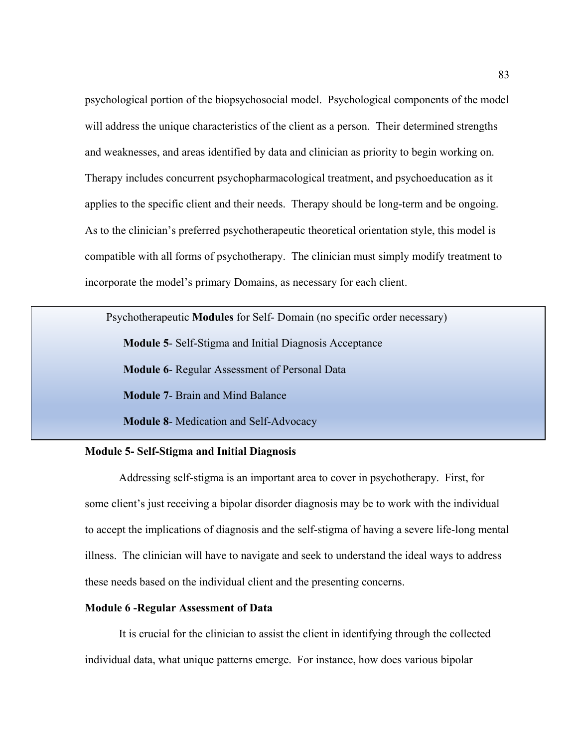psychological portion of the biopsychosocial model. Psychological components of the model will address the unique characteristics of the client as a person. Their determined strengths and weaknesses, and areas identified by data and clinician as priority to begin working on. Therapy includes concurrent psychopharmacological treatment, and psychoeducation as it applies to the specific client and their needs. Therapy should be long-term and be ongoing. As to the clinician's preferred psychotherapeutic theoretical orientation style, this model is compatible with all forms of psychotherapy. The clinician must simply modify treatment to incorporate the model's primary Domains, as necessary for each client.

Psychotherapeutic **Modules** for Self- Domain (no specific order necessary)

- **Module 5**- Self-Stigma and Initial Diagnosis Acceptance
- **Module 6**- Regular Assessment of Personal Data
- **Module 7**- Brain and Mind Balance
- **Module 8**- Medication and Self-Advocacy

**Module 5- Self-Stigma and Initial Diagnosis**

Addressing self-stigma is an important area to cover in psychotherapy. First, for some client's just receiving a bipolar disorder diagnosis may be to work with the individual to accept the implications of diagnosis and the self-stigma of having a severe life-long mental illness. The clinician will have to navigate and seek to understand the ideal ways to address these needs based on the individual client and the presenting concerns.

**Module 6 -Regular Assessment of Data**

It is crucial for the clinician to assist the client in identifying through the collected individual data, what unique patterns emerge. For instance, how does various bipolar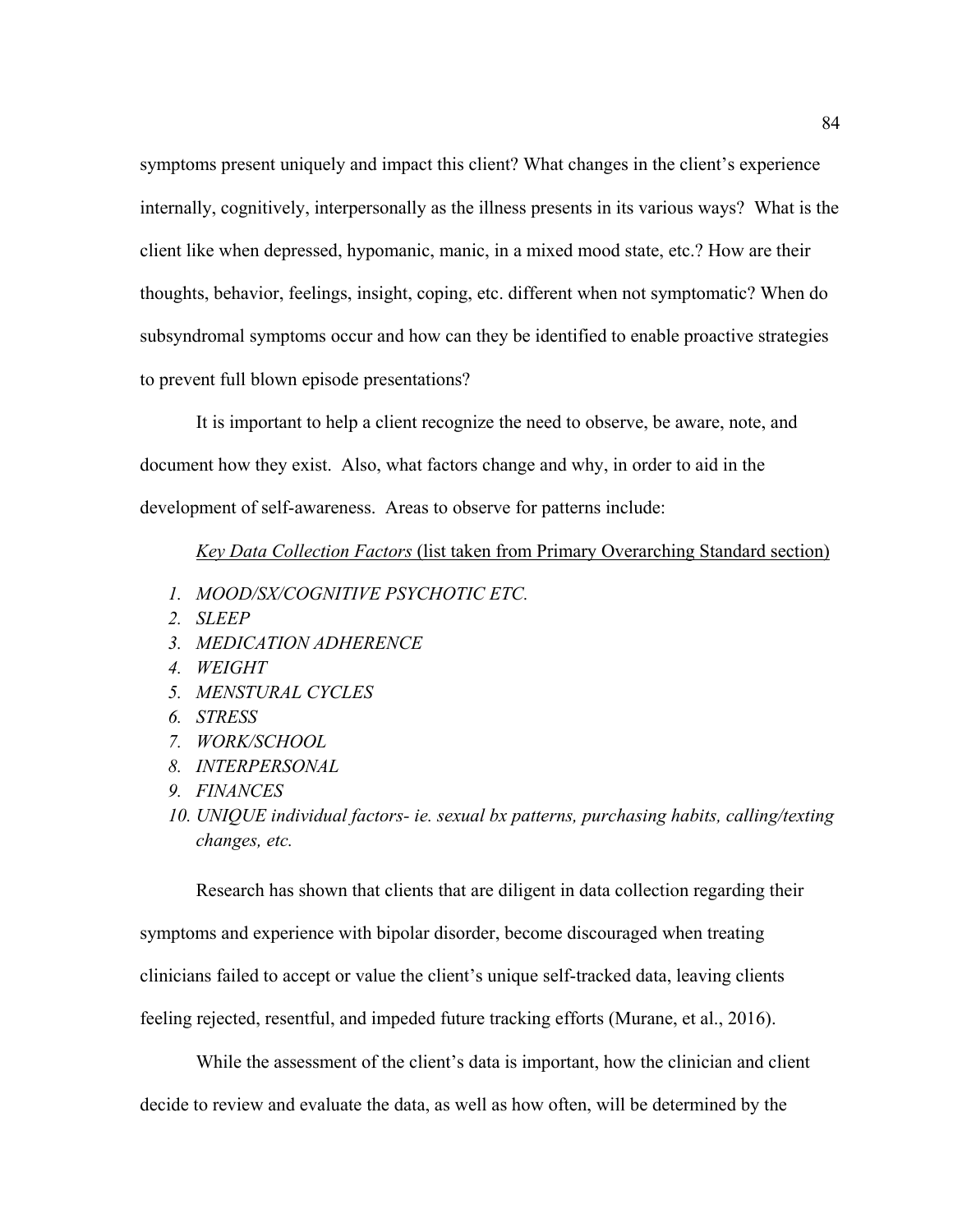symptoms present uniquely and impact this client? What changes in the client's experience internally, cognitively, interpersonally as the illness presents in its various ways? What is the client like when depressed, hypomanic, manic, in a mixed mood state, etc.? How are their thoughts, behavior, feelings, insight, coping, etc. different when not symptomatic? When do subsyndromal symptoms occur and how can they be identified to enable proactive strategies to prevent full blown episode presentations?

It is important to help a client recognize the need to observe, be aware, note, and document how they exist. Also, what factors change and why, in order to aid in the development of self-awareness. Areas to observe for patterns include:

*Key Data Collection Factors* (list taken from Primary Overarching Standard section)

1. *MOOD/SX/COGNITIVE PSYCHOTIC ETC.*
2. *SLEEP*
3. *MEDICATION ADHERENCE*
4. *WEIGHT*
5. *MENSTURAL CYCLES*
6. *STRESS*
7. *WORK/SCHOOL*
8. *INTERPERSONAL*
9. *FINANCES*
10. *UNIQUE individual factors- ie. sexual bx patterns, purchasing habits, calling/texting changes, etc.*

Research has shown that clients that are diligent in data collection regarding their symptoms and experience with bipolar disorder, become discouraged when treating clinicians failed to accept or value the client's unique self-tracked data, leaving clients feeling rejected, resentful, and impeded future tracking efforts (Murane, et al., 2016).

While the assessment of the client's data is important, how the clinician and client decide to review and evaluate the data, as well as how often, will be determined by the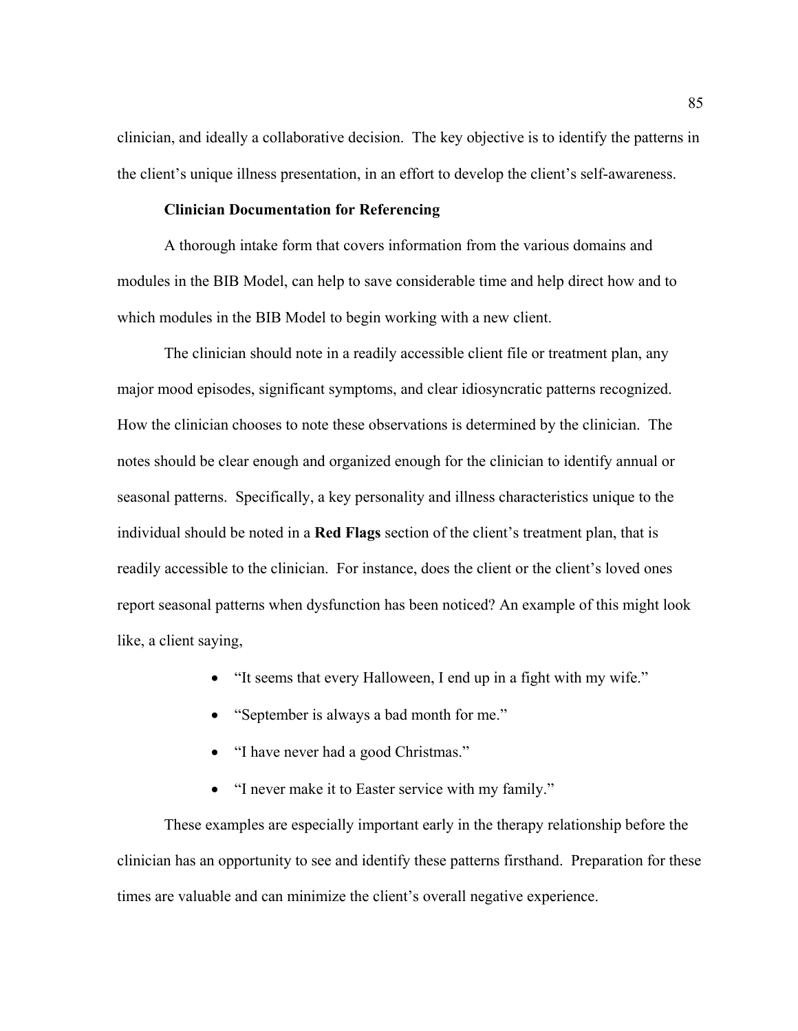clinician, and ideally a collaborative decision. The key objective is to identify the patterns in the client's unique illness presentation, in an effort to develop the client's self-awareness.

### Clinician Documentation for Referencing

A thorough intake form that covers information from the various domains and modules in the BIB Model, can help to save considerable time and help direct how and to which modules in the BIB Model to begin working with a new client.

The clinician should note in a readily accessible client file or treatment plan, any major mood episodes, significant symptoms, and clear idiosyncratic patterns recognized. How the clinician chooses to note these observations is determined by the clinician. The notes should be clear enough and organized enough for the clinician to identify annual or seasonal patterns. Specifically, a key personality and illness characteristics unique to the individual should be noted in a **Red Flags** section of the client's treatment plan, that is readily accessible to the clinician. For instance, does the client or the client's loved ones report seasonal patterns when dysfunction has been noticed? An example of this might look like, a client saying,

- "It seems that every Halloween, I end up in a fight with my wife."
- "September is always a bad month for me."
- "I have never had a good Christmas."
- "I never make it to Easter service with my family."

These examples are especially important early in the therapy relationship before the clinician has an opportunity to see and identify these patterns firsthand. Preparation for these times are valuable and can minimize the client's overall negative experience.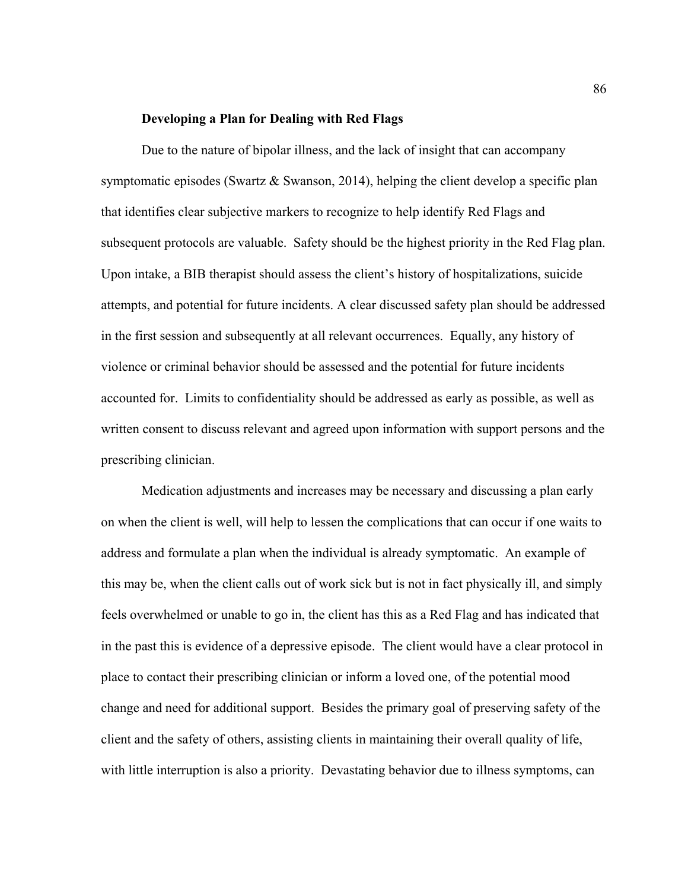### **Developing a Plan for Dealing with Red Flags**

Due to the nature of bipolar illness, and the lack of insight that can accompany symptomatic episodes (Swartz & Swanson, 2014), helping the client develop a specific plan that identifies clear subjective markers to recognize to help identify Red Flags and subsequent protocols are valuable. Safety should be the highest priority in the Red Flag plan. Upon intake, a BIB therapist should assess the client's history of hospitalizations, suicide attempts, and potential for future incidents. A clear discussed safety plan should be addressed in the first session and subsequently at all relevant occurrences. Equally, any history of violence or criminal behavior should be assessed and the potential for future incidents accounted for. Limits to confidentiality should be addressed as early as possible, as well as written consent to discuss relevant and agreed upon information with support persons and the prescribing clinician.

Medication adjustments and increases may be necessary and discussing a plan early on when the client is well, will help to lessen the complications that can occur if one waits to address and formulate a plan when the individual is already symptomatic. An example of this may be, when the client calls out of work sick but is not in fact physically ill, and simply feels overwhelmed or unable to go in, the client has this as a Red Flag and has indicated that in the past this is evidence of a depressive episode. The client would have a clear protocol in place to contact their prescribing clinician or inform a loved one, of the potential mood change and need for additional support. Besides the primary goal of preserving safety of the client and the safety of others, assisting clients in maintaining their overall quality of life, with little interruption is also a priority. Devastating behavior due to illness symptoms, can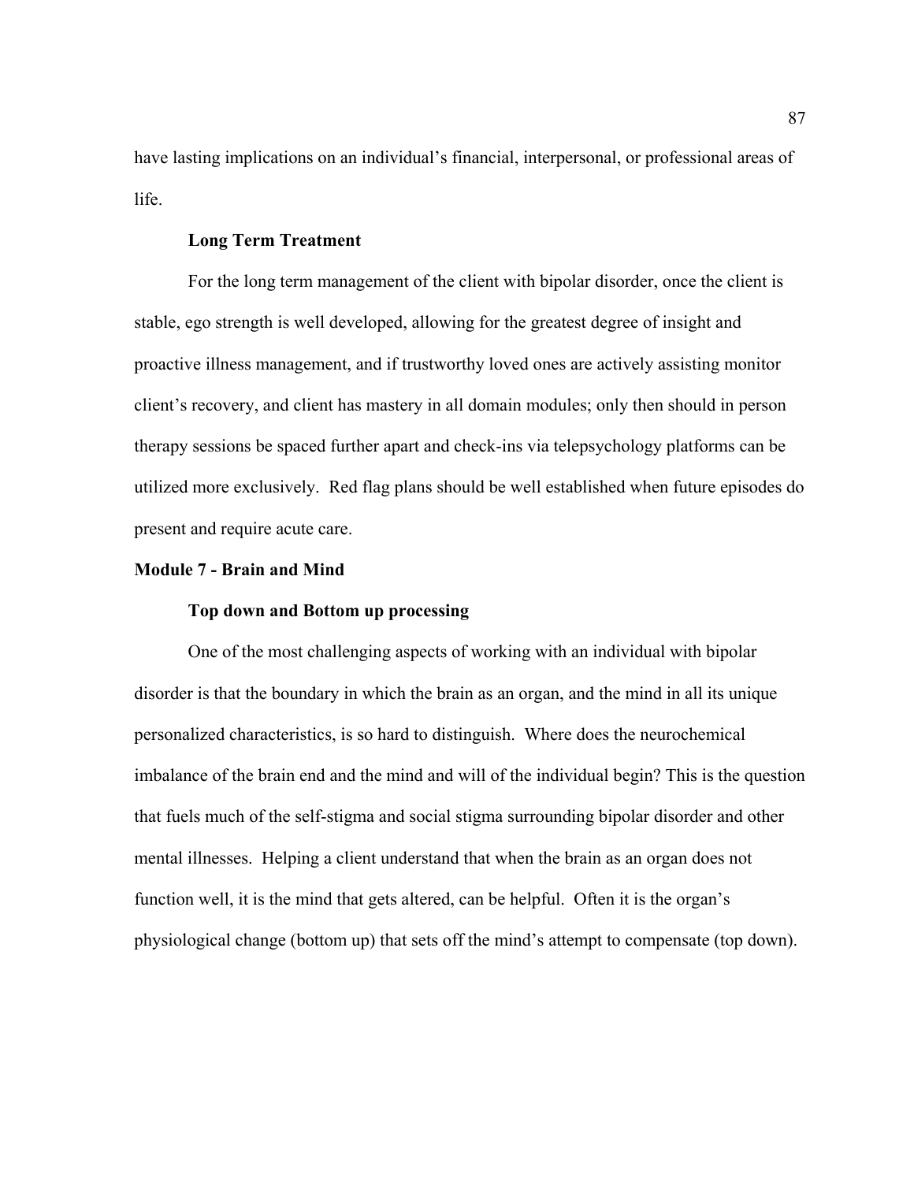have lasting implications on an individual's financial, interpersonal, or professional areas of life.

### Long Term Treatment

For the long term management of the client with bipolar disorder, once the client is stable, ego strength is well developed, allowing for the greatest degree of insight and proactive illness management, and if trustworthy loved ones are actively assisting monitor client's recovery, and client has mastery in all domain modules; only then should in person therapy sessions be spaced further apart and check-ins via telepsychology platforms can be utilized more exclusively. Red flag plans should be well established when future episodes do present and require acute care.

## Module 7 - Brain and Mind

### Top down and Bottom up processing

One of the most challenging aspects of working with an individual with bipolar disorder is that the boundary in which the brain as an organ, and the mind in all its unique personalized characteristics, is so hard to distinguish. Where does the neurochemical imbalance of the brain end and the mind and will of the individual begin? This is the question that fuels much of the self-stigma and social stigma surrounding bipolar disorder and other mental illnesses. Helping a client understand that when the brain as an organ does not function well, it is the mind that gets altered, can be helpful. Often it is the organ's physiological change (bottom up) that sets off the mind's attempt to compensate (top down).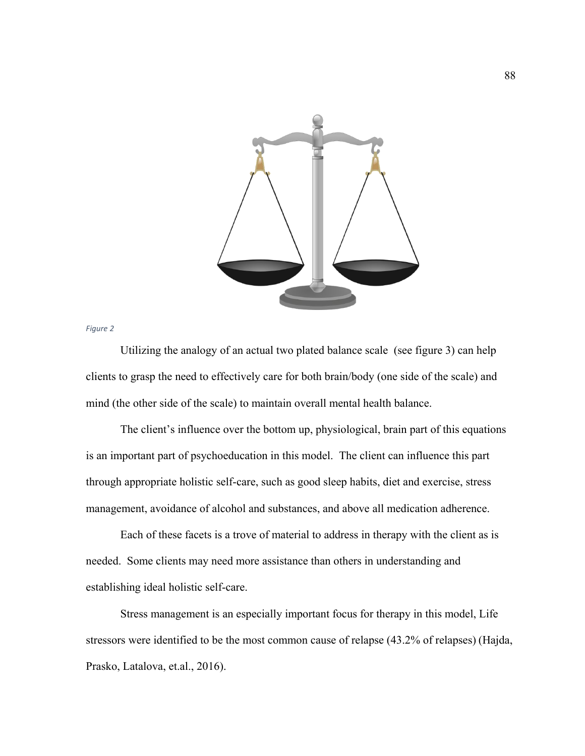*Figure 2*

Utilizing the analogy of an actual two plated balance scale (see figure 3) can help clients to grasp the need to effectively care for both brain/body (one side of the scale) and mind (the other side of the scale) to maintain overall mental health balance.

The client's influence over the bottom up, physiological, brain part of this equations is an important part of psychoeducation in this model. The client can influence this part through appropriate holistic self-care, such as good sleep habits, diet and exercise, stress management, avoidance of alcohol and substances, and above all medication adherence.

Each of these facets is a trove of material to address in therapy with the client as is needed. Some clients may need more assistance than others in understanding and establishing ideal holistic self-care.

Stress management is an especially important focus for therapy in this model, Life stressors were identified to be the most common cause of relapse (43.2% of relapses) (Hajda, Prasko, Latalova, et.al., 2016).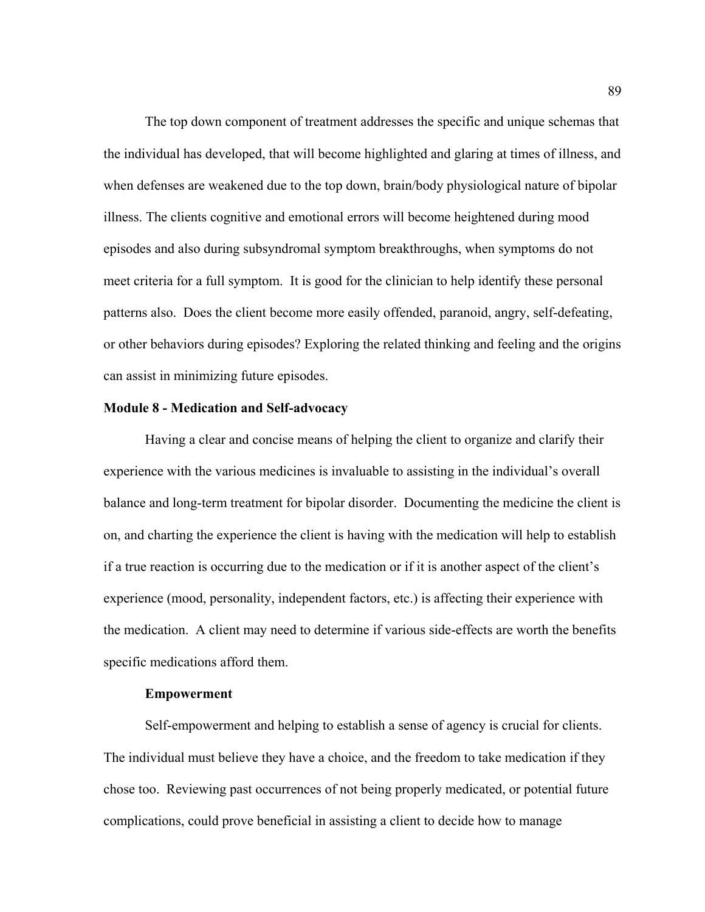The top down component of treatment addresses the specific and unique schemas that the individual has developed, that will become highlighted and glaring at times of illness, and when defenses are weakened due to the top down, brain/body physiological nature of bipolar illness. The clients cognitive and emotional errors will become heightened during mood episodes and also during subsyndromal symptom breakthroughs, when symptoms do not meet criteria for a full symptom.  It is good for the clinician to help identify these personal patterns also.  Does the client become more easily offended, paranoid, angry, self-defeating, or other behaviors during episodes? Exploring the related thinking and feeling and the origins can assist in minimizing future episodes.

**Module 8 - Medication and Self-advocacy**

Having a clear and concise means of helping the client to organize and clarify their experience with the various medicines is invaluable to assisting in the individual's overall balance and long-term treatment for bipolar disorder.  Documenting the medicine the client is on, and charting the experience the client is having with the medication will help to establish if a true reaction is occurring due to the medication or if it is another aspect of the client's experience (mood, personality, independent factors, etc.) is affecting their experience with the medication.  A client may need to determine if various side-effects are worth the benefits specific medications afford them.

**Empowerment**

Self-empowerment and helping to establish a sense of agency is crucial for clients. The individual must believe they have a choice, and the freedom to take medication if they chose too.  Reviewing past occurrences of not being properly medicated, or potential future complications, could prove beneficial in assisting a client to decide how to manage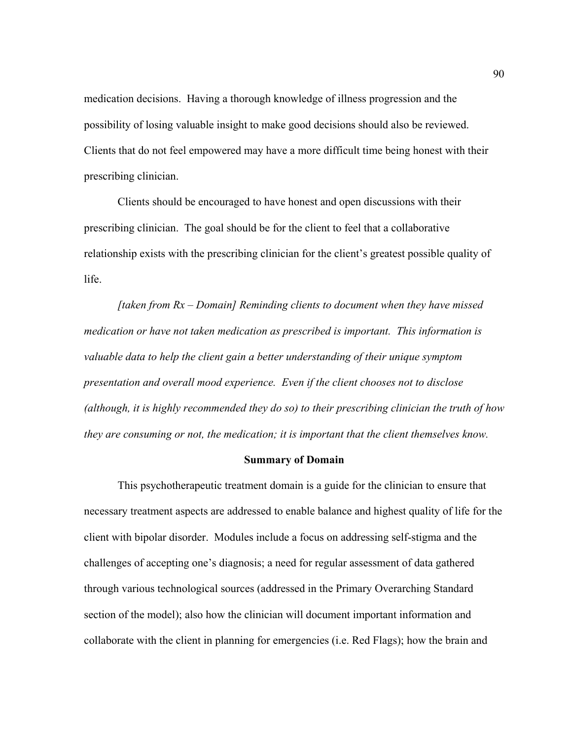medication decisions. Having a thorough knowledge of illness progression and the possibility of losing valuable insight to make good decisions should also be reviewed. Clients that do not feel empowered may have a more difficult time being honest with their prescribing clinician.

Clients should be encouraged to have honest and open discussions with their prescribing clinician. The goal should be for the client to feel that a collaborative relationship exists with the prescribing clinician for the client's greatest possible quality of life.

*[taken from Rx – Domain] Reminding clients to document when they have missed medication or have not taken medication as prescribed is important. This information is valuable data to help the client gain a better understanding of their unique symptom presentation and overall mood experience. Even if the client chooses not to disclose (although, it is highly recommended they do so) to their prescribing clinician the truth of how they are consuming or not, the medication; it is important that the client themselves know.*

**Summary of Domain**

This psychotherapeutic treatment domain is a guide for the clinician to ensure that necessary treatment aspects are addressed to enable balance and highest quality of life for the client with bipolar disorder. Modules include a focus on addressing self-stigma and the challenges of accepting one's diagnosis; a need for regular assessment of data gathered through various technological sources (addressed in the Primary Overarching Standard section of the model); also how the clinician will document important information and collaborate with the client in planning for emergencies (i.e. Red Flags); how the brain and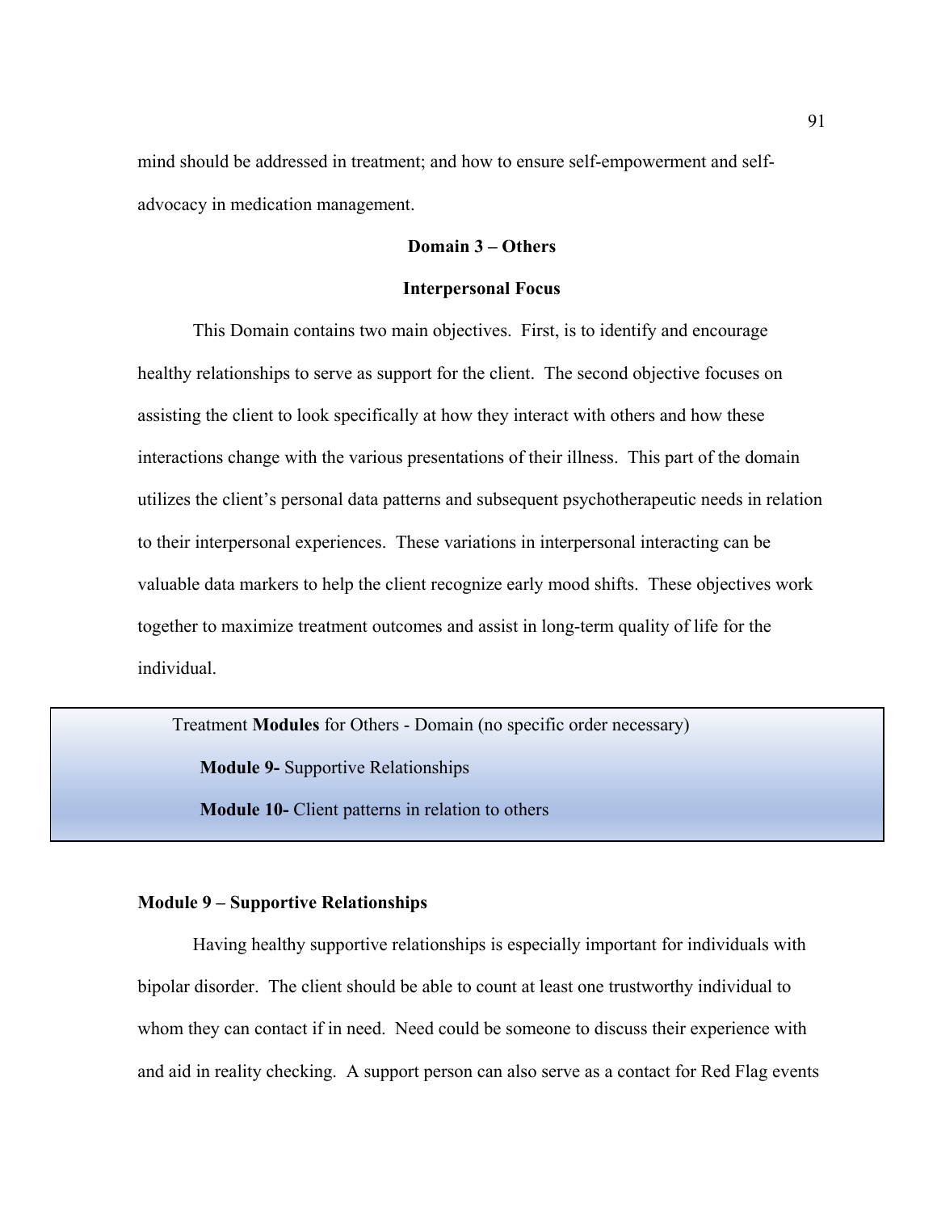mind should be addressed in treatment; and how to ensure self-empowerment and self-advocacy in medication management.

## Domain 3 – Others

### Interpersonal Focus

This Domain contains two main objectives. First, is to identify and encourage healthy relationships to serve as support for the client. The second objective focuses on assisting the client to look specifically at how they interact with others and how these interactions change with the various presentations of their illness. This part of the domain utilizes the client's personal data patterns and subsequent psychotherapeutic needs in relation to their interpersonal experiences. These variations in interpersonal interacting can be valuable data markers to help the client recognize early mood shifts. These objectives work together to maximize treatment outcomes and assist in long-term quality of life for the individual.

> Treatment **Modules** for Others - Domain (no specific order necessary)
>
> **Module 9-** Supportive Relationships
>
> **Module 10-** Client patterns in relation to others

#### Module 9 – Supportive Relationships

Having healthy supportive relationships is especially important for individuals with bipolar disorder. The client should be able to count at least one trustworthy individual to whom they can contact if in need. Need could be someone to discuss their experience with and aid in reality checking. A support person can also serve as a contact for Red Flag events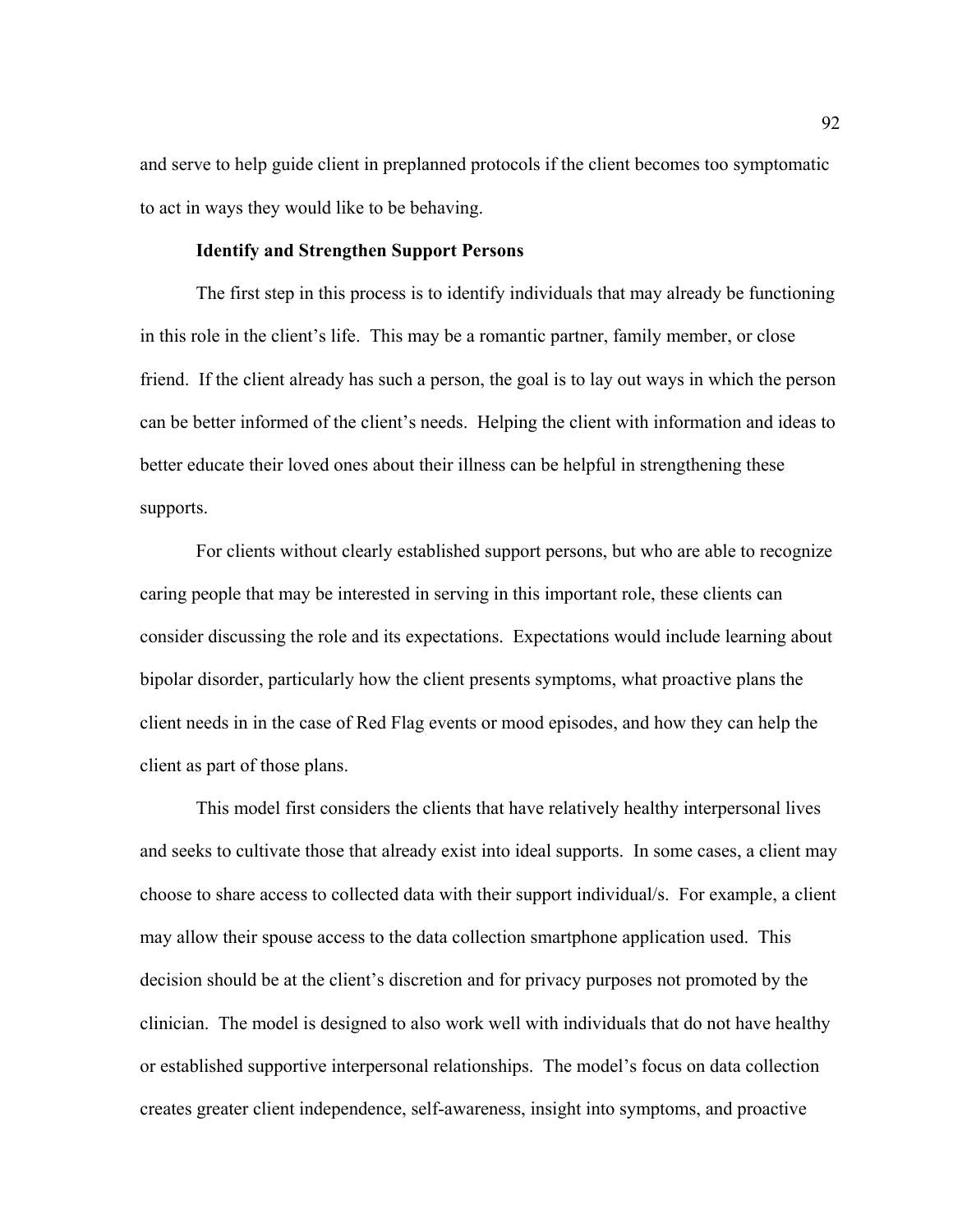and serve to help guide client in preplanned protocols if the client becomes too symptomatic to act in ways they would like to be behaving.

**Identify and Strengthen Support Persons**

The first step in this process is to identify individuals that may already be functioning in this role in the client's life. This may be a romantic partner, family member, or close friend. If the client already has such a person, the goal is to lay out ways in which the person can be better informed of the client's needs. Helping the client with information and ideas to better educate their loved ones about their illness can be helpful in strengthening these supports.

For clients without clearly established support persons, but who are able to recognize caring people that may be interested in serving in this important role, these clients can consider discussing the role and its expectations. Expectations would include learning about bipolar disorder, particularly how the client presents symptoms, what proactive plans the client needs in in the case of Red Flag events or mood episodes, and how they can help the client as part of those plans.

This model first considers the clients that have relatively healthy interpersonal lives and seeks to cultivate those that already exist into ideal supports. In some cases, a client may choose to share access to collected data with their support individual/s. For example, a client may allow their spouse access to the data collection smartphone application used. This decision should be at the client's discretion and for privacy purposes not promoted by the clinician. The model is designed to also work well with individuals that do not have healthy or established supportive interpersonal relationships. The model's focus on data collection creates greater client independence, self-awareness, insight into symptoms, and proactive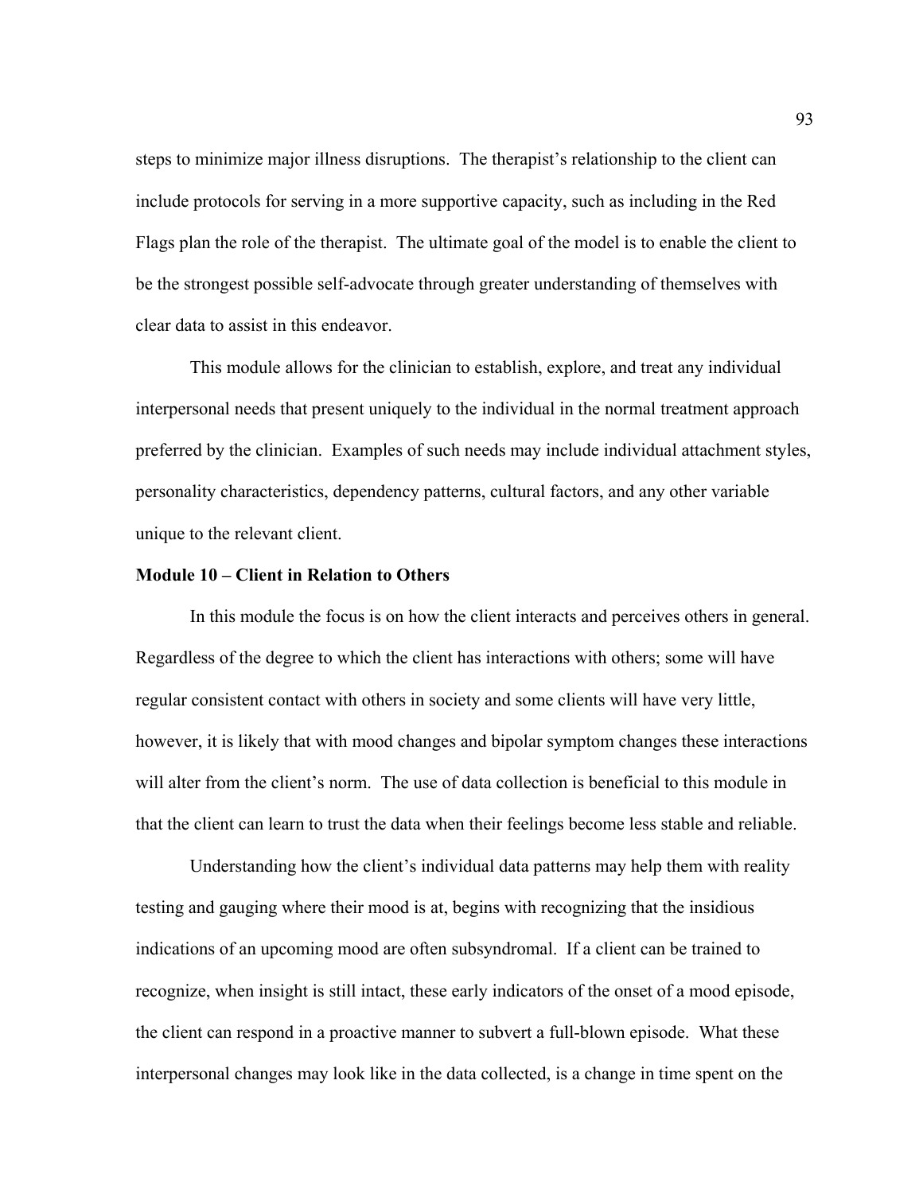steps to minimize major illness disruptions. The therapist's relationship to the client can include protocols for serving in a more supportive capacity, such as including in the Red Flags plan the role of the therapist. The ultimate goal of the model is to enable the client to be the strongest possible self-advocate through greater understanding of themselves with clear data to assist in this endeavor.

This module allows for the clinician to establish, explore, and treat any individual interpersonal needs that present uniquely to the individual in the normal treatment approach preferred by the clinician. Examples of such needs may include individual attachment styles, personality characteristics, dependency patterns, cultural factors, and any other variable unique to the relevant client.

**Module 10 – Client in Relation to Others**

In this module the focus is on how the client interacts and perceives others in general. Regardless of the degree to which the client has interactions with others; some will have regular consistent contact with others in society and some clients will have very little, however, it is likely that with mood changes and bipolar symptom changes these interactions will alter from the client's norm. The use of data collection is beneficial to this module in that the client can learn to trust the data when their feelings become less stable and reliable.

Understanding how the client's individual data patterns may help them with reality testing and gauging where their mood is at, begins with recognizing that the insidious indications of an upcoming mood are often subsyndromal. If a client can be trained to recognize, when insight is still intact, these early indicators of the onset of a mood episode, the client can respond in a proactive manner to subvert a full-blown episode. What these interpersonal changes may look like in the data collected, is a change in time spent on the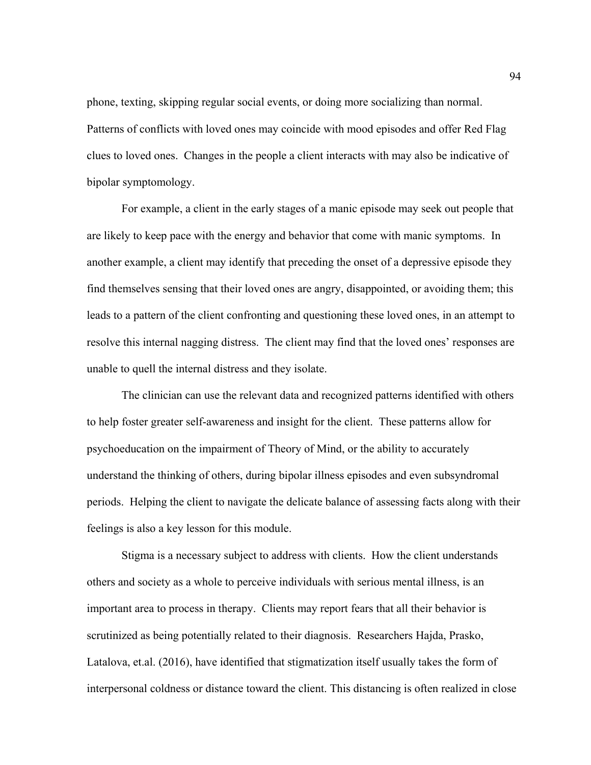phone, texting, skipping regular social events, or doing more socializing than normal. Patterns of conflicts with loved ones may coincide with mood episodes and offer Red Flag clues to loved ones. Changes in the people a client interacts with may also be indicative of bipolar symptomology.

For example, a client in the early stages of a manic episode may seek out people that are likely to keep pace with the energy and behavior that come with manic symptoms. In another example, a client may identify that preceding the onset of a depressive episode they find themselves sensing that their loved ones are angry, disappointed, or avoiding them; this leads to a pattern of the client confronting and questioning these loved ones, in an attempt to resolve this internal nagging distress. The client may find that the loved ones' responses are unable to quell the internal distress and they isolate.

The clinician can use the relevant data and recognized patterns identified with others to help foster greater self-awareness and insight for the client. These patterns allow for psychoeducation on the impairment of Theory of Mind, or the ability to accurately understand the thinking of others, during bipolar illness episodes and even subsyndromal periods. Helping the client to navigate the delicate balance of assessing facts along with their feelings is also a key lesson for this module.

Stigma is a necessary subject to address with clients. How the client understands others and society as a whole to perceive individuals with serious mental illness, is an important area to process in therapy. Clients may report fears that all their behavior is scrutinized as being potentially related to their diagnosis. Researchers Hajda, Prasko, Latalova, et.al. (2016), have identified that stigmatization itself usually takes the form of interpersonal coldness or distance toward the client. This distancing is often realized in close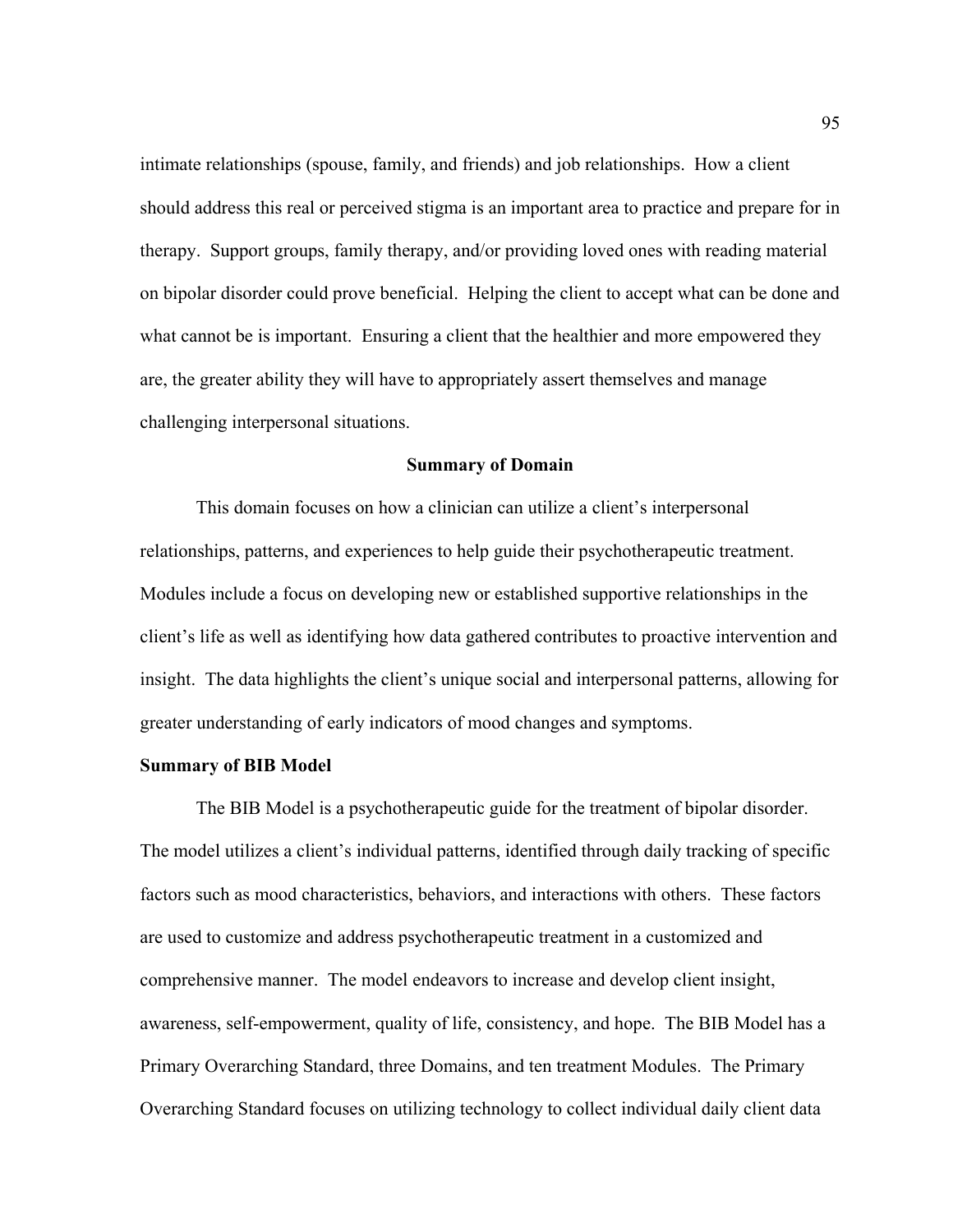intimate relationships (spouse, family, and friends) and job relationships. How a client should address this real or perceived stigma is an important area to practice and prepare for in therapy. Support groups, family therapy, and/or providing loved ones with reading material on bipolar disorder could prove beneficial. Helping the client to accept what can be done and what cannot be is important. Ensuring a client that the healthier and more empowered they are, the greater ability they will have to appropriately assert themselves and manage challenging interpersonal situations.

### Summary of Domain

This domain focuses on how a clinician can utilize a client's interpersonal relationships, patterns, and experiences to help guide their psychotherapeutic treatment. Modules include a focus on developing new or established supportive relationships in the client's life as well as identifying how data gathered contributes to proactive intervention and insight. The data highlights the client's unique social and interpersonal patterns, allowing for greater understanding of early indicators of mood changes and symptoms.

## Summary of BIB Model

The BIB Model is a psychotherapeutic guide for the treatment of bipolar disorder. The model utilizes a client's individual patterns, identified through daily tracking of specific factors such as mood characteristics, behaviors, and interactions with others. These factors are used to customize and address psychotherapeutic treatment in a customized and comprehensive manner. The model endeavors to increase and develop client insight, awareness, self-empowerment, quality of life, consistency, and hope. The BIB Model has a Primary Overarching Standard, three Domains, and ten treatment Modules. The Primary Overarching Standard focuses on utilizing technology to collect individual daily client data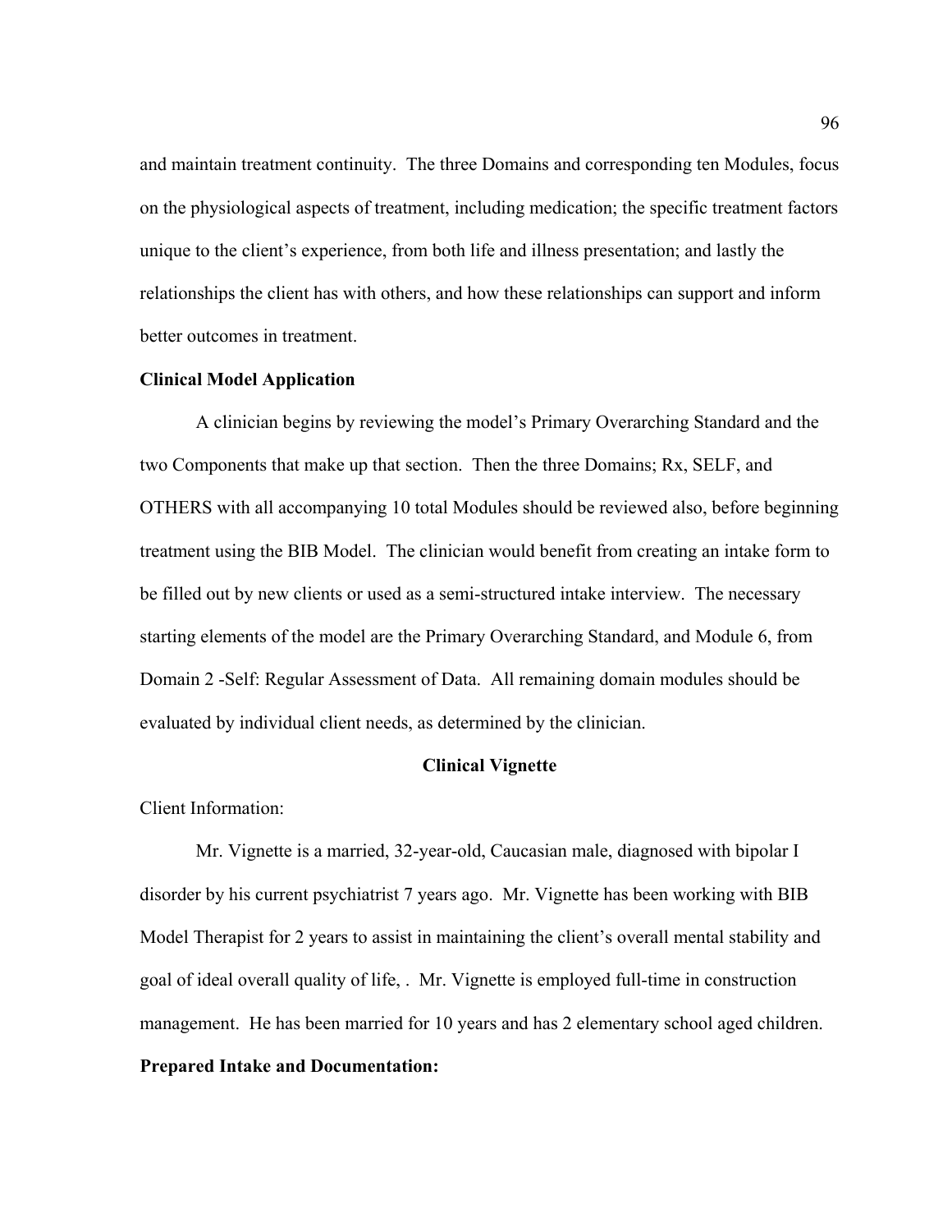and maintain treatment continuity. The three Domains and corresponding ten Modules, focus on the physiological aspects of treatment, including medication; the specific treatment factors unique to the client's experience, from both life and illness presentation; and lastly the relationships the client has with others, and how these relationships can support and inform better outcomes in treatment.

**Clinical Model Application**

A clinician begins by reviewing the model's Primary Overarching Standard and the two Components that make up that section. Then the three Domains; Rx, SELF, and OTHERS with all accompanying 10 total Modules should be reviewed also, before beginning treatment using the BIB Model. The clinician would benefit from creating an intake form to be filled out by new clients or used as a semi-structured intake interview. The necessary starting elements of the model are the Primary Overarching Standard, and Module 6, from Domain 2 -Self: Regular Assessment of Data. All remaining domain modules should be evaluated by individual client needs, as determined by the clinician.

## Clinical Vignette

Client Information:

Mr. Vignette is a married, 32-year-old, Caucasian male, diagnosed with bipolar I disorder by his current psychiatrist 7 years ago. Mr. Vignette has been working with BIB Model Therapist for 2 years to assist in maintaining the client's overall mental stability and goal of ideal overall quality of life, . Mr. Vignette is employed full-time in construction management. He has been married for 10 years and has 2 elementary school aged children.

**Prepared Intake and Documentation:**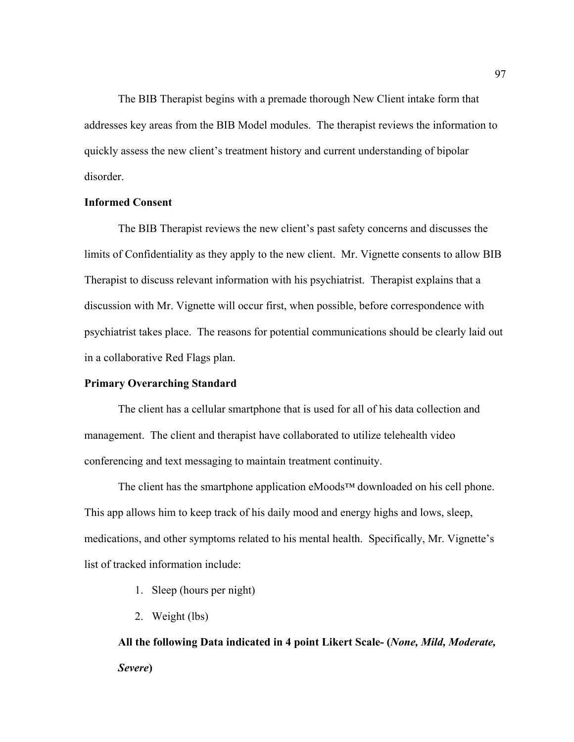The BIB Therapist begins with a premade thorough New Client intake form that addresses key areas from the BIB Model modules. The therapist reviews the information to quickly assess the new client's treatment history and current understanding of bipolar disorder.

**Informed Consent**

The BIB Therapist reviews the new client's past safety concerns and discusses the limits of Confidentiality as they apply to the new client. Mr. Vignette consents to allow BIB Therapist to discuss relevant information with his psychiatrist. Therapist explains that a discussion with Mr. Vignette will occur first, when possible, before correspondence with psychiatrist takes place. The reasons for potential communications should be clearly laid out in a collaborative Red Flags plan.

**Primary Overarching Standard**

The client has a cellular smartphone that is used for all of his data collection and management. The client and therapist have collaborated to utilize telehealth video conferencing and text messaging to maintain treatment continuity.

The client has the smartphone application eMoods™ downloaded on his cell phone. This app allows him to keep track of his daily mood and energy highs and lows, sleep, medications, and other symptoms related to his mental health. Specifically, Mr. Vignette's list of tracked information include:

1. Sleep (hours per night)
2. Weight (lbs)

**All the following Data indicated in 4 point Likert Scale- (*None, Mild, Moderate, Severe*)**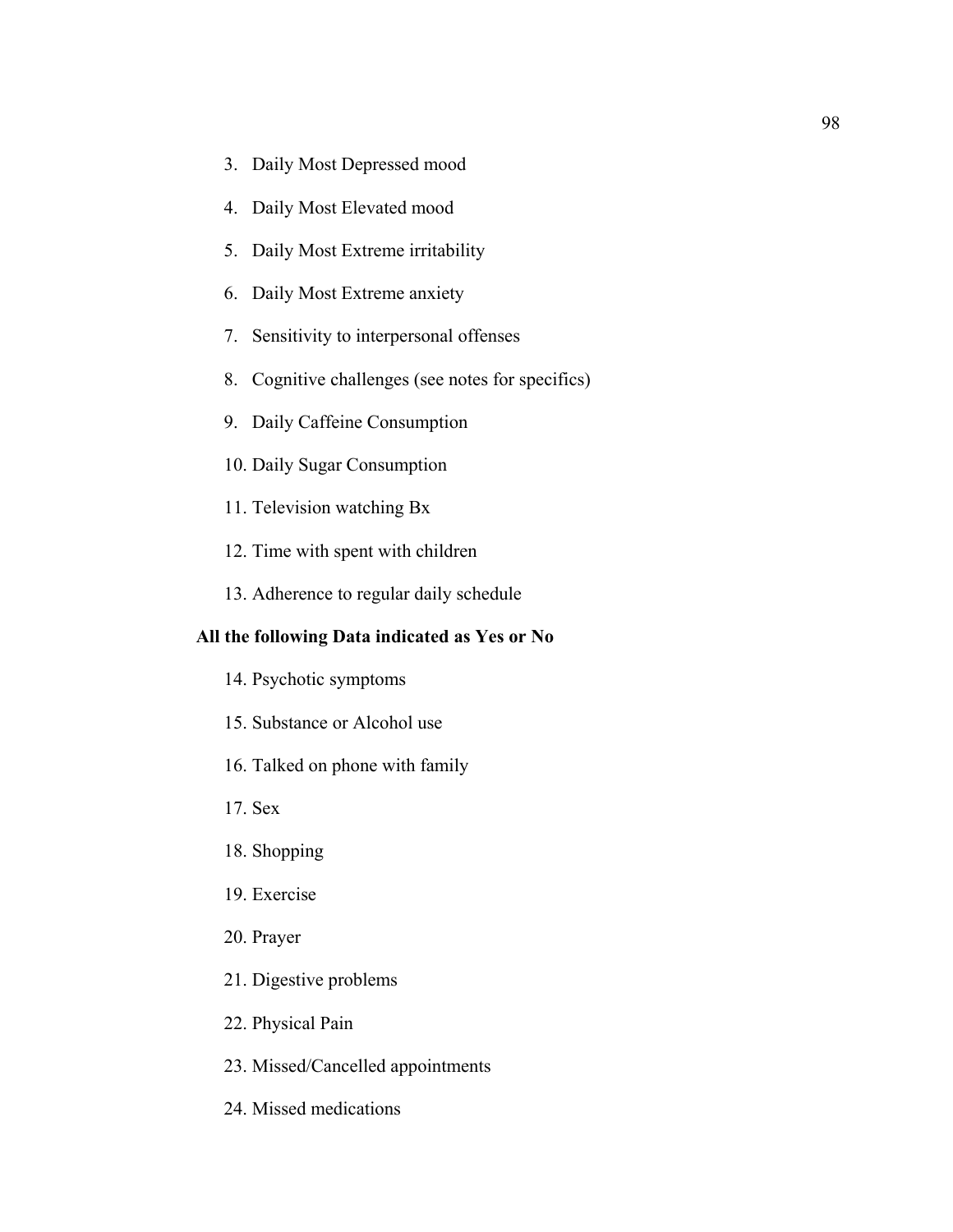3. Daily Most Depressed mood
4. Daily Most Elevated mood
5. Daily Most Extreme irritability
6. Daily Most Extreme anxiety
7. Sensitivity to interpersonal offenses
8. Cognitive challenges (see notes for specifics)
9. Daily Caffeine Consumption
10. Daily Sugar Consumption
11. Television watching Bx
12. Time with spent with children
13. Adherence to regular daily schedule

**All the following Data indicated as Yes or No**

14. Psychotic symptoms
15. Substance or Alcohol use
16. Talked on phone with family
17. Sex
18. Shopping
19. Exercise
20. Prayer
21. Digestive problems
22. Physical Pain
23. Missed/Cancelled appointments
24. Missed medications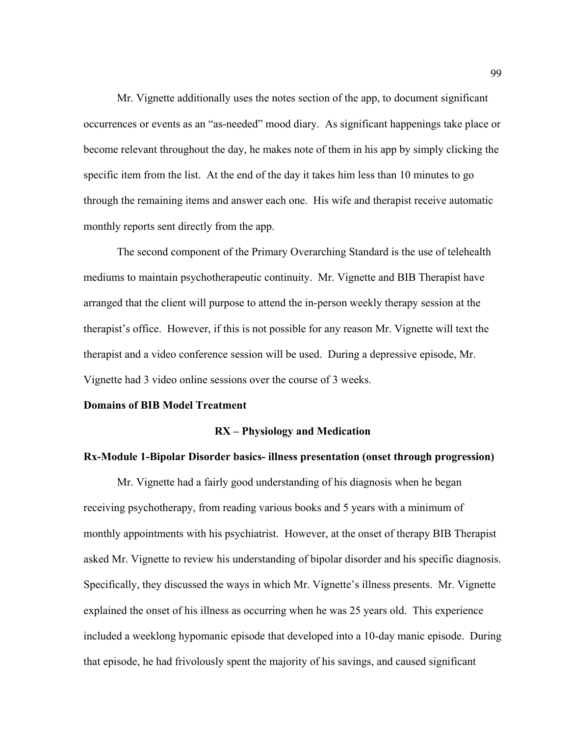Mr. Vignette additionally uses the notes section of the app, to document significant occurrences or events as an "as-needed" mood diary. As significant happenings take place or become relevant throughout the day, he makes note of them in his app by simply clicking the specific item from the list. At the end of the day it takes him less than 10 minutes to go through the remaining items and answer each one. His wife and therapist receive automatic monthly reports sent directly from the app.

The second component of the Primary Overarching Standard is the use of telehealth mediums to maintain psychotherapeutic continuity. Mr. Vignette and BIB Therapist have arranged that the client will purpose to attend the in-person weekly therapy session at the therapist's office. However, if this is not possible for any reason Mr. Vignette will text the therapist and a video conference session will be used. During a depressive episode, Mr. Vignette had 3 video online sessions over the course of 3 weeks.

**Domains of BIB Model Treatment**

**RX – Physiology and Medication**

**Rx-Module 1-Bipolar Disorder basics- illness presentation (onset through progression)**

Mr. Vignette had a fairly good understanding of his diagnosis when he began receiving psychotherapy, from reading various books and 5 years with a minimum of monthly appointments with his psychiatrist. However, at the onset of therapy BIB Therapist asked Mr. Vignette to review his understanding of bipolar disorder and his specific diagnosis. Specifically, they discussed the ways in which Mr. Vignette's illness presents. Mr. Vignette explained the onset of his illness as occurring when he was 25 years old. This experience included a weeklong hypomanic episode that developed into a 10-day manic episode. During that episode, he had frivolously spent the majority of his savings, and caused significant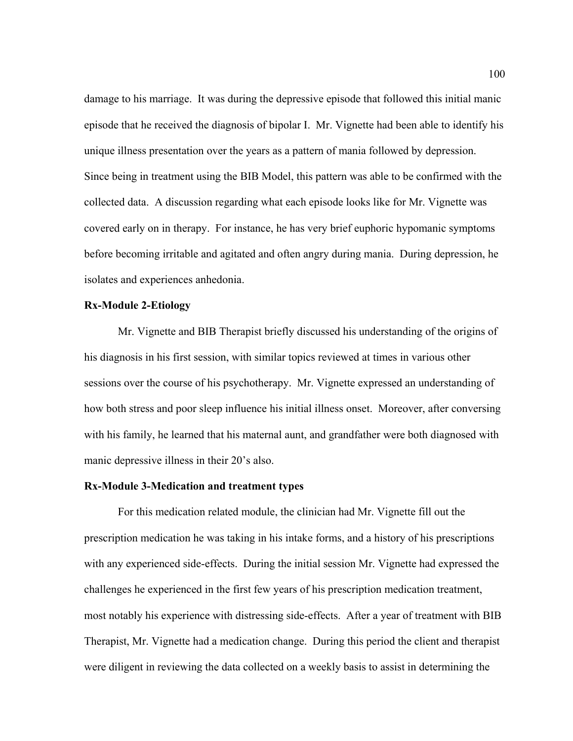damage to his marriage. It was during the depressive episode that followed this initial manic episode that he received the diagnosis of bipolar I. Mr. Vignette had been able to identify his unique illness presentation over the years as a pattern of mania followed by depression. Since being in treatment using the BIB Model, this pattern was able to be confirmed with the collected data. A discussion regarding what each episode looks like for Mr. Vignette was covered early on in therapy. For instance, he has very brief euphoric hypomanic symptoms before becoming irritable and agitated and often angry during mania. During depression, he isolates and experiences anhedonia.

**Rx-Module 2-Etiology**

Mr. Vignette and BIB Therapist briefly discussed his understanding of the origins of his diagnosis in his first session, with similar topics reviewed at times in various other sessions over the course of his psychotherapy. Mr. Vignette expressed an understanding of how both stress and poor sleep influence his initial illness onset. Moreover, after conversing with his family, he learned that his maternal aunt, and grandfather were both diagnosed with manic depressive illness in their 20's also.

**Rx-Module 3-Medication and treatment types**

For this medication related module, the clinician had Mr. Vignette fill out the prescription medication he was taking in his intake forms, and a history of his prescriptions with any experienced side-effects. During the initial session Mr. Vignette had expressed the challenges he experienced in the first few years of his prescription medication treatment, most notably his experience with distressing side-effects. After a year of treatment with BIB Therapist, Mr. Vignette had a medication change. During this period the client and therapist were diligent in reviewing the data collected on a weekly basis to assist in determining the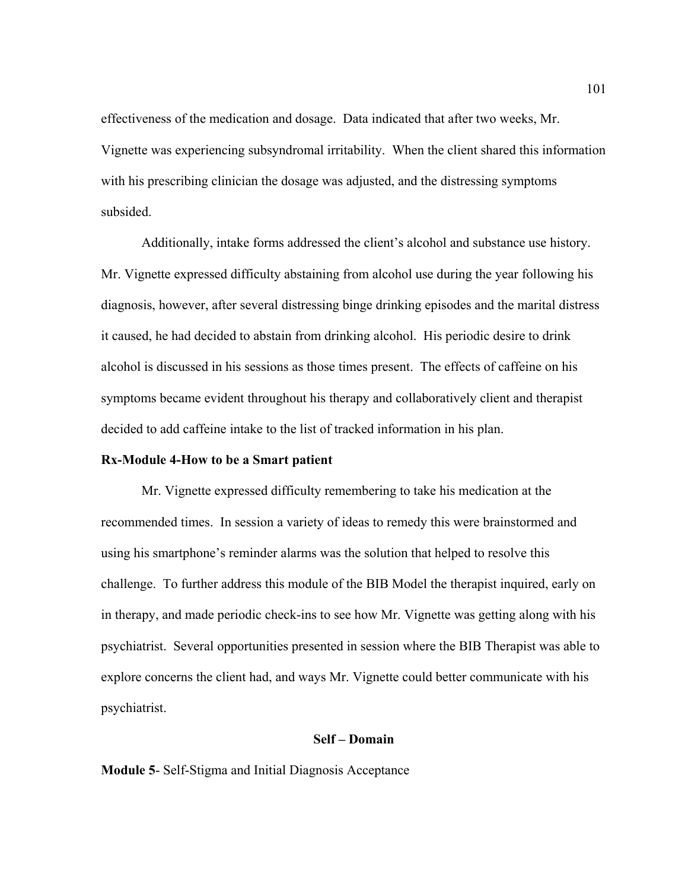effectiveness of the medication and dosage. Data indicated that after two weeks, Mr. Vignette was experiencing subsyndromal irritability. When the client shared this information with his prescribing clinician the dosage was adjusted, and the distressing symptoms subsided.

Additionally, intake forms addressed the client's alcohol and substance use history. Mr. Vignette expressed difficulty abstaining from alcohol use during the year following his diagnosis, however, after several distressing binge drinking episodes and the marital distress it caused, he had decided to abstain from drinking alcohol. His periodic desire to drink alcohol is discussed in his sessions as those times present. The effects of caffeine on his symptoms became evident throughout his therapy and collaboratively client and therapist decided to add caffeine intake to the list of tracked information in his plan.

**Rx-Module 4-How to be a Smart patient**

Mr. Vignette expressed difficulty remembering to take his medication at the recommended times. In session a variety of ideas to remedy this were brainstormed and using his smartphone's reminder alarms was the solution that helped to resolve this challenge. To further address this module of the BIB Model the therapist inquired, early on in therapy, and made periodic check-ins to see how Mr. Vignette was getting along with his psychiatrist. Several opportunities presented in session where the BIB Therapist was able to explore concerns the client had, and ways Mr. Vignette could better communicate with his psychiatrist.

**Self – Domain**

**Module 5**- Self-Stigma and Initial Diagnosis Acceptance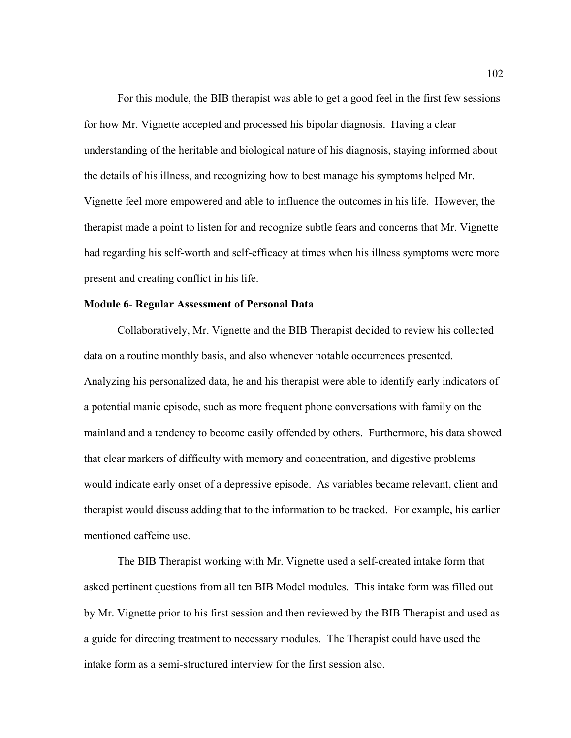For this module, the BIB therapist was able to get a good feel in the first few sessions for how Mr. Vignette accepted and processed his bipolar diagnosis. Having a clear understanding of the heritable and biological nature of his diagnosis, staying informed about the details of his illness, and recognizing how to best manage his symptoms helped Mr. Vignette feel more empowered and able to influence the outcomes in his life. However, the therapist made a point to listen for and recognize subtle fears and concerns that Mr. Vignette had regarding his self-worth and self-efficacy at times when his illness symptoms were more present and creating conflict in his life.

**Module 6- Regular Assessment of Personal Data**

Collaboratively, Mr. Vignette and the BIB Therapist decided to review his collected data on a routine monthly basis, and also whenever notable occurrences presented. Analyzing his personalized data, he and his therapist were able to identify early indicators of a potential manic episode, such as more frequent phone conversations with family on the mainland and a tendency to become easily offended by others. Furthermore, his data showed that clear markers of difficulty with memory and concentration, and digestive problems would indicate early onset of a depressive episode. As variables became relevant, client and therapist would discuss adding that to the information to be tracked. For example, his earlier mentioned caffeine use.

The BIB Therapist working with Mr. Vignette used a self-created intake form that asked pertinent questions from all ten BIB Model modules. This intake form was filled out by Mr. Vignette prior to his first session and then reviewed by the BIB Therapist and used as a guide for directing treatment to necessary modules. The Therapist could have used the intake form as a semi-structured interview for the first session also.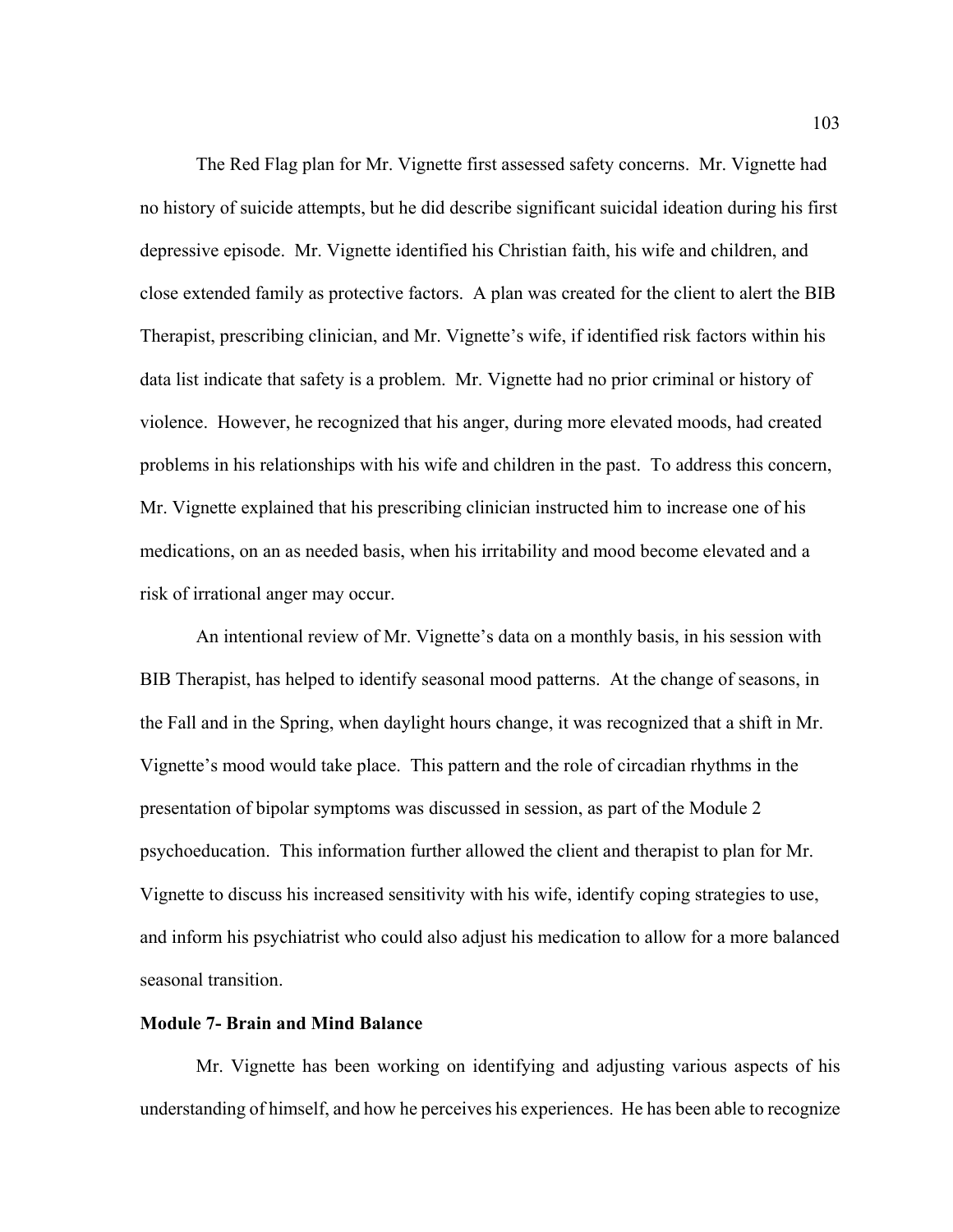The Red Flag plan for Mr. Vignette first assessed safety concerns. Mr. Vignette had no history of suicide attempts, but he did describe significant suicidal ideation during his first depressive episode. Mr. Vignette identified his Christian faith, his wife and children, and close extended family as protective factors. A plan was created for the client to alert the BIB Therapist, prescribing clinician, and Mr. Vignette's wife, if identified risk factors within his data list indicate that safety is a problem. Mr. Vignette had no prior criminal or history of violence. However, he recognized that his anger, during more elevated moods, had created problems in his relationships with his wife and children in the past. To address this concern, Mr. Vignette explained that his prescribing clinician instructed him to increase one of his medications, on an as needed basis, when his irritability and mood become elevated and a risk of irrational anger may occur.

An intentional review of Mr. Vignette's data on a monthly basis, in his session with BIB Therapist, has helped to identify seasonal mood patterns. At the change of seasons, in the Fall and in the Spring, when daylight hours change, it was recognized that a shift in Mr. Vignette's mood would take place. This pattern and the role of circadian rhythms in the presentation of bipolar symptoms was discussed in session, as part of the Module 2 psychoeducation. This information further allowed the client and therapist to plan for Mr. Vignette to discuss his increased sensitivity with his wife, identify coping strategies to use, and inform his psychiatrist who could also adjust his medication to allow for a more balanced seasonal transition.

**Module 7- Brain and Mind Balance**

Mr. Vignette has been working on identifying and adjusting various aspects of his understanding of himself, and how he perceives his experiences. He has been able to recognize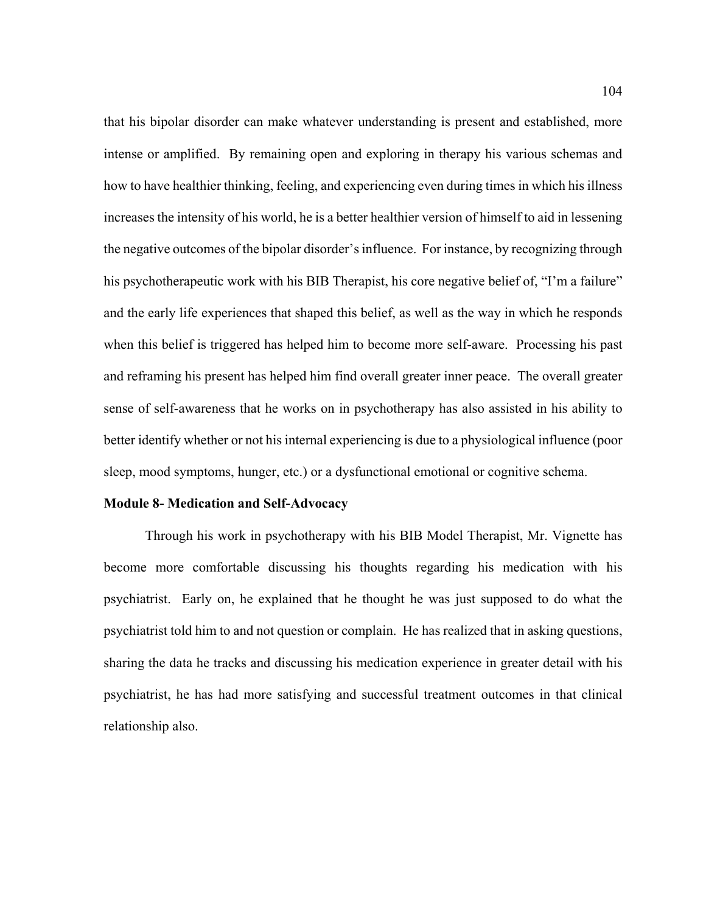that his bipolar disorder can make whatever understanding is present and established, more intense or amplified. By remaining open and exploring in therapy his various schemas and how to have healthier thinking, feeling, and experiencing even during times in which his illness increases the intensity of his world, he is a better healthier version of himself to aid in lessening the negative outcomes of the bipolar disorder's influence. For instance, by recognizing through his psychotherapeutic work with his BIB Therapist, his core negative belief of, "I'm a failure" and the early life experiences that shaped this belief, as well as the way in which he responds when this belief is triggered has helped him to become more self-aware. Processing his past and reframing his present has helped him find overall greater inner peace. The overall greater sense of self-awareness that he works on in psychotherapy has also assisted in his ability to better identify whether or not his internal experiencing is due to a physiological influence (poor sleep, mood symptoms, hunger, etc.) or a dysfunctional emotional or cognitive schema.

**Module 8- Medication and Self-Advocacy**

Through his work in psychotherapy with his BIB Model Therapist, Mr. Vignette has become more comfortable discussing his thoughts regarding his medication with his psychiatrist. Early on, he explained that he thought he was just supposed to do what the psychiatrist told him to and not question or complain. He has realized that in asking questions, sharing the data he tracks and discussing his medication experience in greater detail with his psychiatrist, he has had more satisfying and successful treatment outcomes in that clinical relationship also.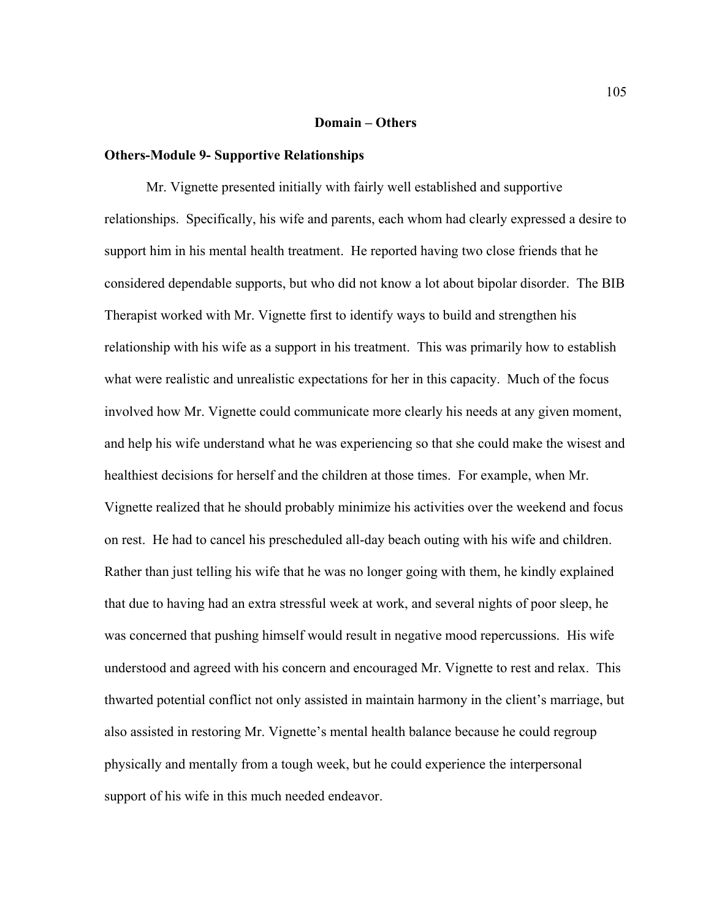## Domain – Others

### Others-Module 9- Supportive Relationships

Mr. Vignette presented initially with fairly well established and supportive relationships. Specifically, his wife and parents, each whom had clearly expressed a desire to support him in his mental health treatment. He reported having two close friends that he considered dependable supports, but who did not know a lot about bipolar disorder. The BIB Therapist worked with Mr. Vignette first to identify ways to build and strengthen his relationship with his wife as a support in his treatment. This was primarily how to establish what were realistic and unrealistic expectations for her in this capacity. Much of the focus involved how Mr. Vignette could communicate more clearly his needs at any given moment, and help his wife understand what he was experiencing so that she could make the wisest and healthiest decisions for herself and the children at those times. For example, when Mr. Vignette realized that he should probably minimize his activities over the weekend and focus on rest. He had to cancel his prescheduled all-day beach outing with his wife and children. Rather than just telling his wife that he was no longer going with them, he kindly explained that due to having had an extra stressful week at work, and several nights of poor sleep, he was concerned that pushing himself would result in negative mood repercussions. His wife understood and agreed with his concern and encouraged Mr. Vignette to rest and relax. This thwarted potential conflict not only assisted in maintain harmony in the client's marriage, but also assisted in restoring Mr. Vignette's mental health balance because he could regroup physically and mentally from a tough week, but he could experience the interpersonal support of his wife in this much needed endeavor.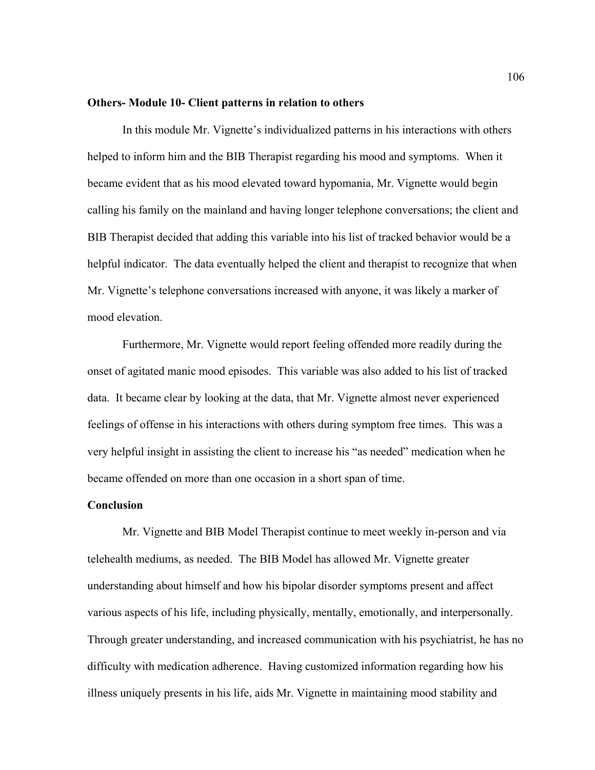**Others- Module 10- Client patterns in relation to others**

In this module Mr. Vignette's individualized patterns in his interactions with others helped to inform him and the BIB Therapist regarding his mood and symptoms. When it became evident that as his mood elevated toward hypomania, Mr. Vignette would begin calling his family on the mainland and having longer telephone conversations; the client and BIB Therapist decided that adding this variable into his list of tracked behavior would be a helpful indicator. The data eventually helped the client and therapist to recognize that when Mr. Vignette's telephone conversations increased with anyone, it was likely a marker of mood elevation.

Furthermore, Mr. Vignette would report feeling offended more readily during the onset of agitated manic mood episodes. This variable was also added to his list of tracked data. It became clear by looking at the data, that Mr. Vignette almost never experienced feelings of offense in his interactions with others during symptom free times. This was a very helpful insight in assisting the client to increase his "as needed" medication when he became offended on more than one occasion in a short span of time.

**Conclusion**

Mr. Vignette and BIB Model Therapist continue to meet weekly in-person and via telehealth mediums, as needed. The BIB Model has allowed Mr. Vignette greater understanding about himself and how his bipolar disorder symptoms present and affect various aspects of his life, including physically, mentally, emotionally, and interpersonally. Through greater understanding, and increased communication with his psychiatrist, he has no difficulty with medication adherence. Having customized information regarding how his illness uniquely presents in his life, aids Mr. Vignette in maintaining mood stability and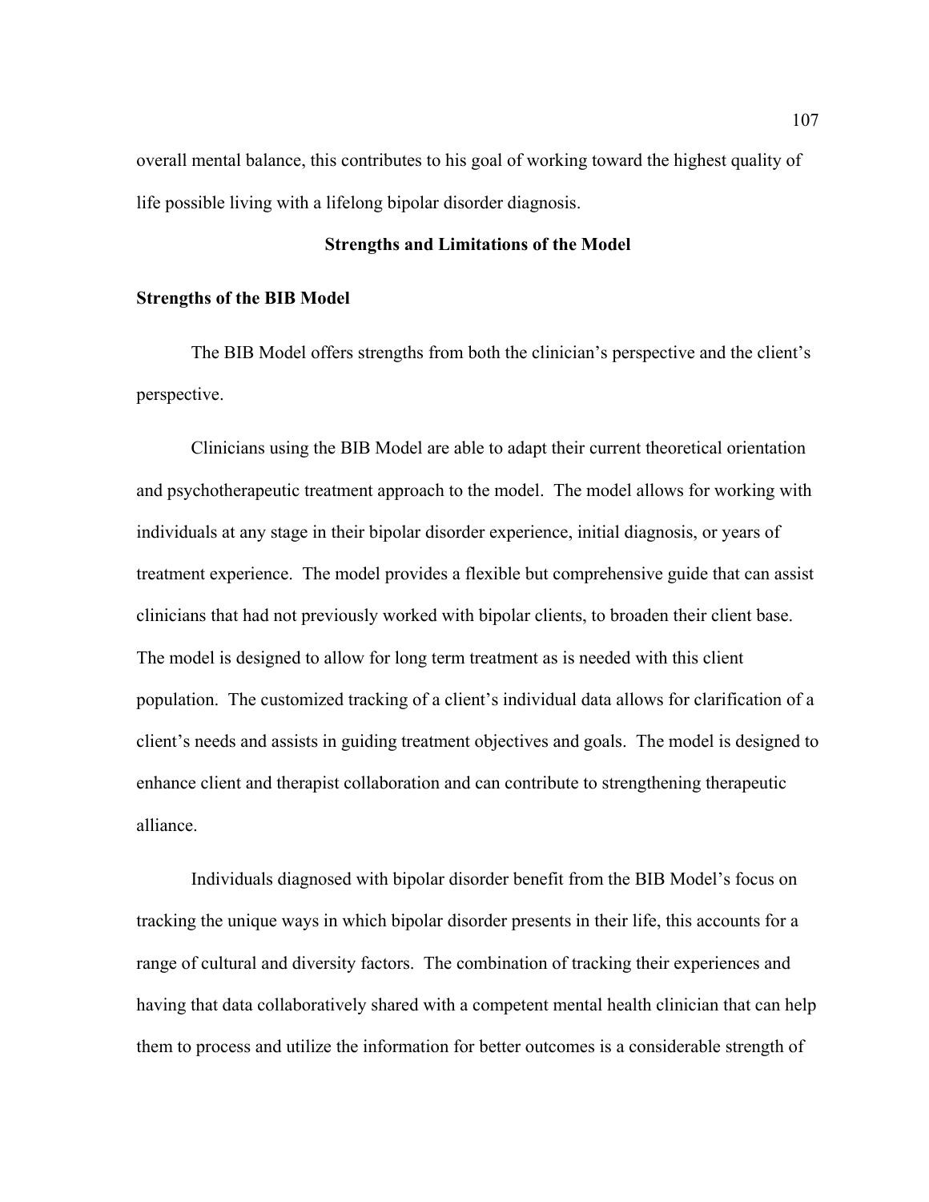overall mental balance, this contributes to his goal of working toward the highest quality of life possible living with a lifelong bipolar disorder diagnosis.

## Strengths and Limitations of the Model

### Strengths of the BIB Model

The BIB Model offers strengths from both the clinician's perspective and the client's perspective.

Clinicians using the BIB Model are able to adapt their current theoretical orientation and psychotherapeutic treatment approach to the model. The model allows for working with individuals at any stage in their bipolar disorder experience, initial diagnosis, or years of treatment experience. The model provides a flexible but comprehensive guide that can assist clinicians that had not previously worked with bipolar clients, to broaden their client base. The model is designed to allow for long term treatment as is needed with this client population. The customized tracking of a client's individual data allows for clarification of a client's needs and assists in guiding treatment objectives and goals. The model is designed to enhance client and therapist collaboration and can contribute to strengthening therapeutic alliance.

Individuals diagnosed with bipolar disorder benefit from the BIB Model's focus on tracking the unique ways in which bipolar disorder presents in their life, this accounts for a range of cultural and diversity factors. The combination of tracking their experiences and having that data collaboratively shared with a competent mental health clinician that can help them to process and utilize the information for better outcomes is a considerable strength of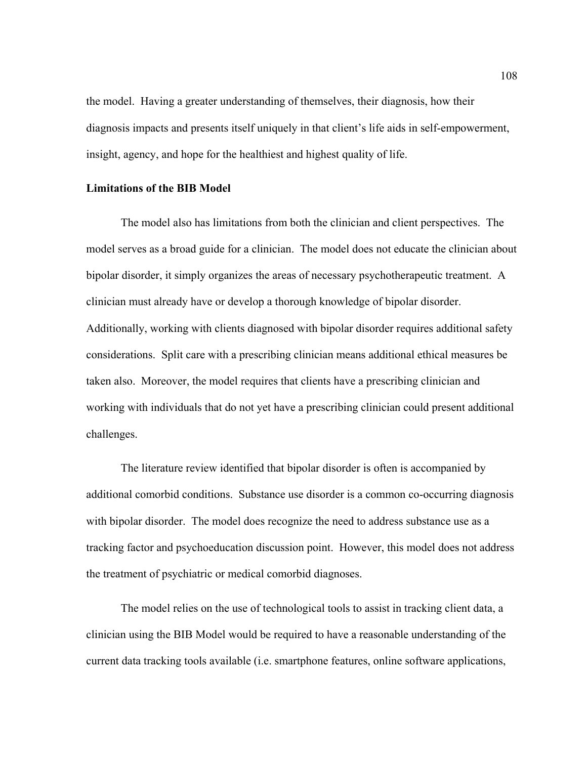the model. Having a greater understanding of themselves, their diagnosis, how their diagnosis impacts and presents itself uniquely in that client's life aids in self-empowerment, insight, agency, and hope for the healthiest and highest quality of life.

**Limitations of the BIB Model**

The model also has limitations from both the clinician and client perspectives. The model serves as a broad guide for a clinician. The model does not educate the clinician about bipolar disorder, it simply organizes the areas of necessary psychotherapeutic treatment. A clinician must already have or develop a thorough knowledge of bipolar disorder. Additionally, working with clients diagnosed with bipolar disorder requires additional safety considerations. Split care with a prescribing clinician means additional ethical measures be taken also. Moreover, the model requires that clients have a prescribing clinician and working with individuals that do not yet have a prescribing clinician could present additional challenges.

The literature review identified that bipolar disorder is often is accompanied by additional comorbid conditions. Substance use disorder is a common co-occurring diagnosis with bipolar disorder. The model does recognize the need to address substance use as a tracking factor and psychoeducation discussion point. However, this model does not address the treatment of psychiatric or medical comorbid diagnoses.

The model relies on the use of technological tools to assist in tracking client data, a clinician using the BIB Model would be required to have a reasonable understanding of the current data tracking tools available (i.e. smartphone features, online software applications,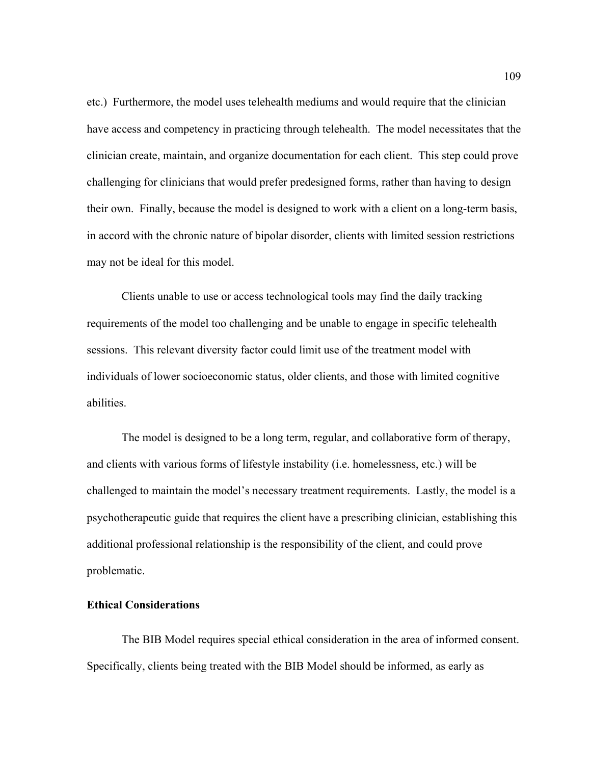etc.) Furthermore, the model uses telehealth mediums and would require that the clinician have access and competency in practicing through telehealth. The model necessitates that the clinician create, maintain, and organize documentation for each client. This step could prove challenging for clinicians that would prefer predesigned forms, rather than having to design their own. Finally, because the model is designed to work with a client on a long-term basis, in accord with the chronic nature of bipolar disorder, clients with limited session restrictions may not be ideal for this model.

Clients unable to use or access technological tools may find the daily tracking requirements of the model too challenging and be unable to engage in specific telehealth sessions. This relevant diversity factor could limit use of the treatment model with individuals of lower socioeconomic status, older clients, and those with limited cognitive abilities.

The model is designed to be a long term, regular, and collaborative form of therapy, and clients with various forms of lifestyle instability (i.e. homelessness, etc.) will be challenged to maintain the model's necessary treatment requirements. Lastly, the model is a psychotherapeutic guide that requires the client have a prescribing clinician, establishing this additional professional relationship is the responsibility of the client, and could prove problematic.

**Ethical Considerations**

The BIB Model requires special ethical consideration in the area of informed consent. Specifically, clients being treated with the BIB Model should be informed, as early as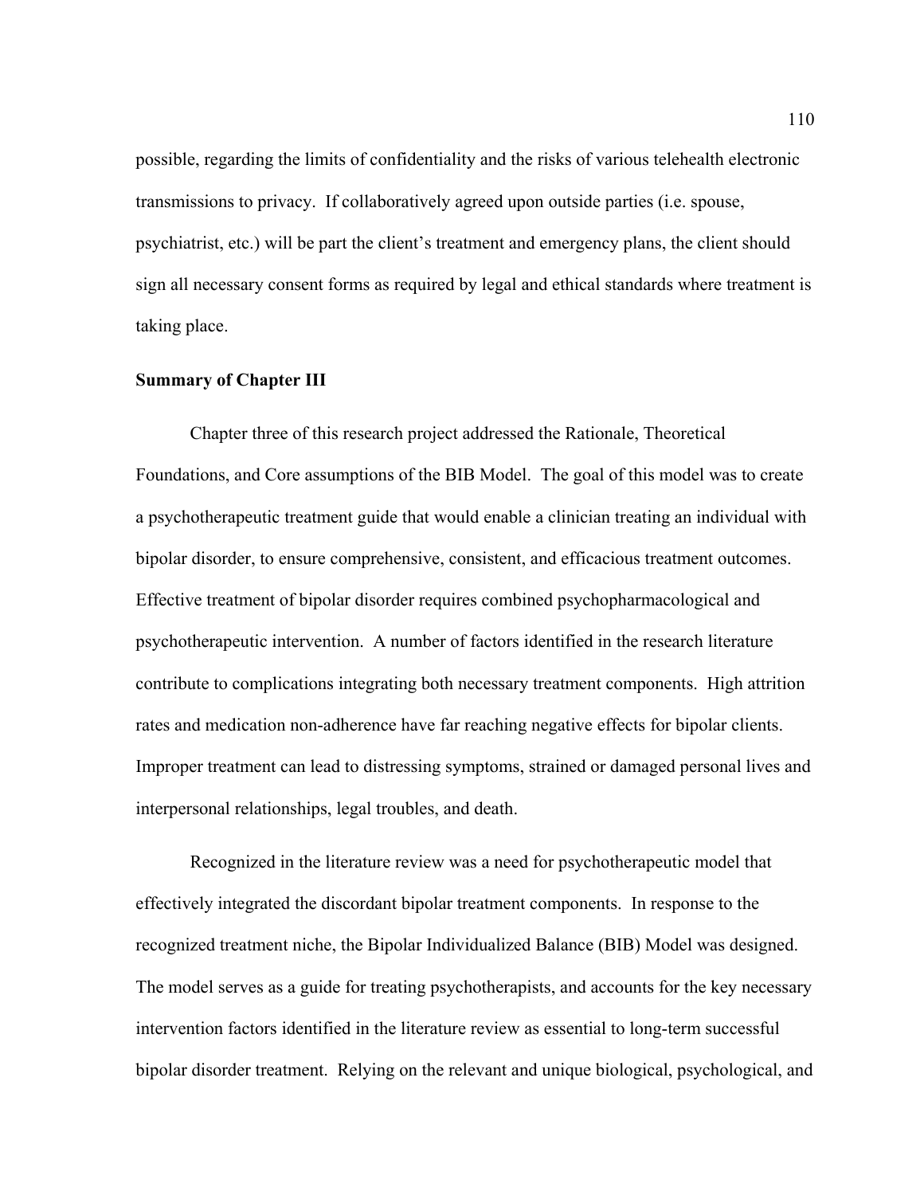possible, regarding the limits of confidentiality and the risks of various telehealth electronic transmissions to privacy. If collaboratively agreed upon outside parties (i.e. spouse, psychiatrist, etc.) will be part the client's treatment and emergency plans, the client should sign all necessary consent forms as required by legal and ethical standards where treatment is taking place.

**Summary of Chapter III**

Chapter three of this research project addressed the Rationale, Theoretical Foundations, and Core assumptions of the BIB Model. The goal of this model was to create a psychotherapeutic treatment guide that would enable a clinician treating an individual with bipolar disorder, to ensure comprehensive, consistent, and efficacious treatment outcomes. Effective treatment of bipolar disorder requires combined psychopharmacological and psychotherapeutic intervention. A number of factors identified in the research literature contribute to complications integrating both necessary treatment components. High attrition rates and medication non-adherence have far reaching negative effects for bipolar clients. Improper treatment can lead to distressing symptoms, strained or damaged personal lives and interpersonal relationships, legal troubles, and death.

Recognized in the literature review was a need for psychotherapeutic model that effectively integrated the discordant bipolar treatment components. In response to the recognized treatment niche, the Bipolar Individualized Balance (BIB) Model was designed. The model serves as a guide for treating psychotherapists, and accounts for the key necessary intervention factors identified in the literature review as essential to long-term successful bipolar disorder treatment. Relying on the relevant and unique biological, psychological, and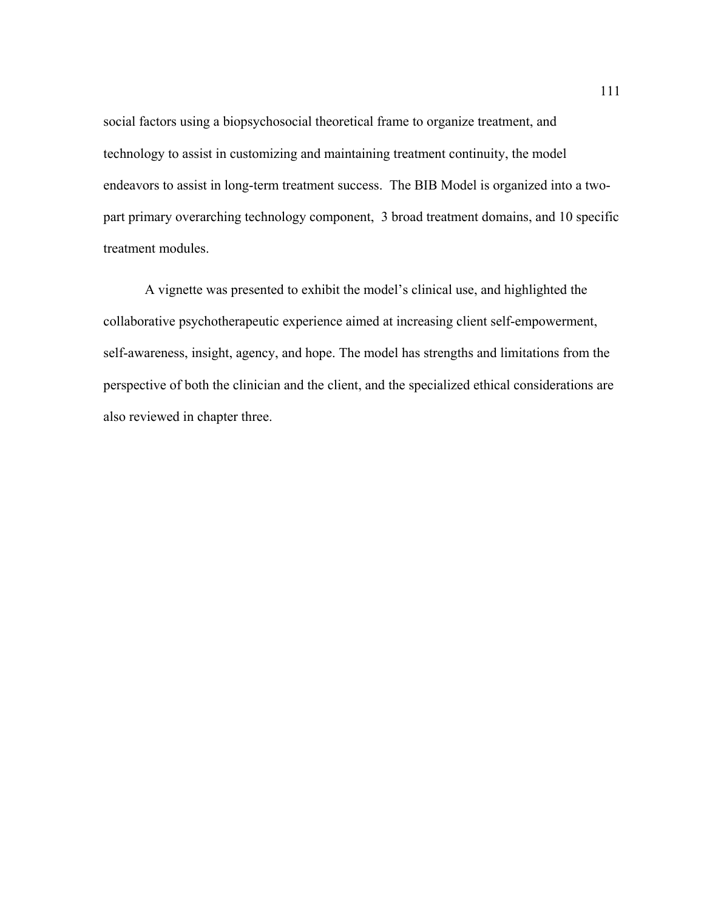social factors using a biopsychosocial theoretical frame to organize treatment, and technology to assist in customizing and maintaining treatment continuity, the model endeavors to assist in long-term treatment success. The BIB Model is organized into a two-part primary overarching technology component, 3 broad treatment domains, and 10 specific treatment modules.

A vignette was presented to exhibit the model's clinical use, and highlighted the collaborative psychotherapeutic experience aimed at increasing client self-empowerment, self-awareness, insight, agency, and hope. The model has strengths and limitations from the perspective of both the clinician and the client, and the specialized ethical considerations are also reviewed in chapter three.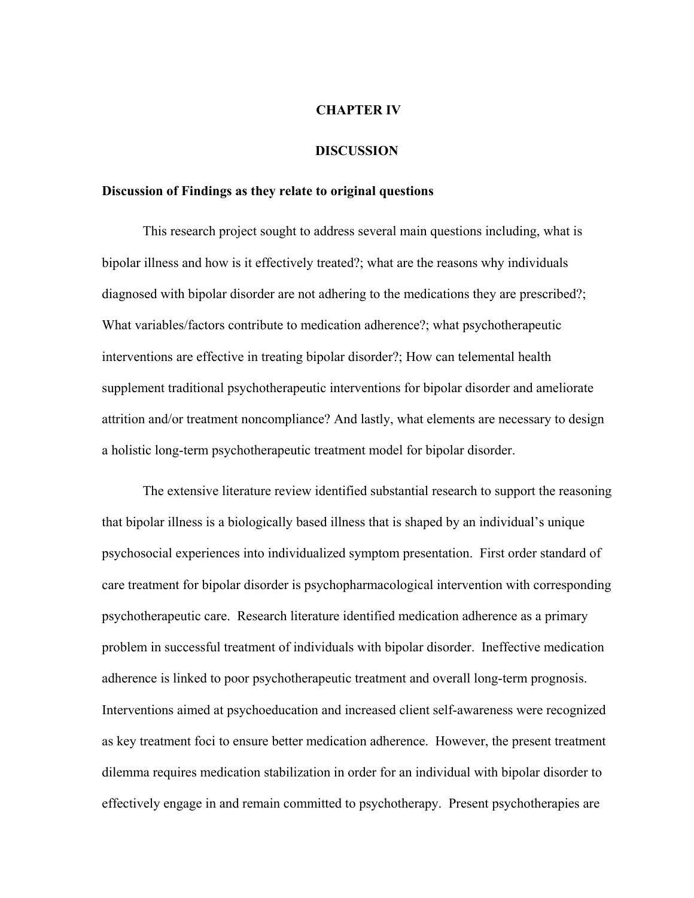# CHAPTER IV

# DISCUSSION

### Discussion of Findings as they relate to original questions

This research project sought to address several main questions including, what is bipolar illness and how is it effectively treated?; what are the reasons why individuals diagnosed with bipolar disorder are not adhering to the medications they are prescribed?; What variables/factors contribute to medication adherence?; what psychotherapeutic interventions are effective in treating bipolar disorder?; How can telemental health supplement traditional psychotherapeutic interventions for bipolar disorder and ameliorate attrition and/or treatment noncompliance? And lastly, what elements are necessary to design a holistic long-term psychotherapeutic treatment model for bipolar disorder.

The extensive literature review identified substantial research to support the reasoning that bipolar illness is a biologically based illness that is shaped by an individual's unique psychosocial experiences into individualized symptom presentation. First order standard of care treatment for bipolar disorder is psychopharmacological intervention with corresponding psychotherapeutic care. Research literature identified medication adherence as a primary problem in successful treatment of individuals with bipolar disorder. Ineffective medication adherence is linked to poor psychotherapeutic treatment and overall long-term prognosis. Interventions aimed at psychoeducation and increased client self-awareness were recognized as key treatment foci to ensure better medication adherence. However, the present treatment dilemma requires medication stabilization in order for an individual with bipolar disorder to effectively engage in and remain committed to psychotherapy. Present psychotherapies are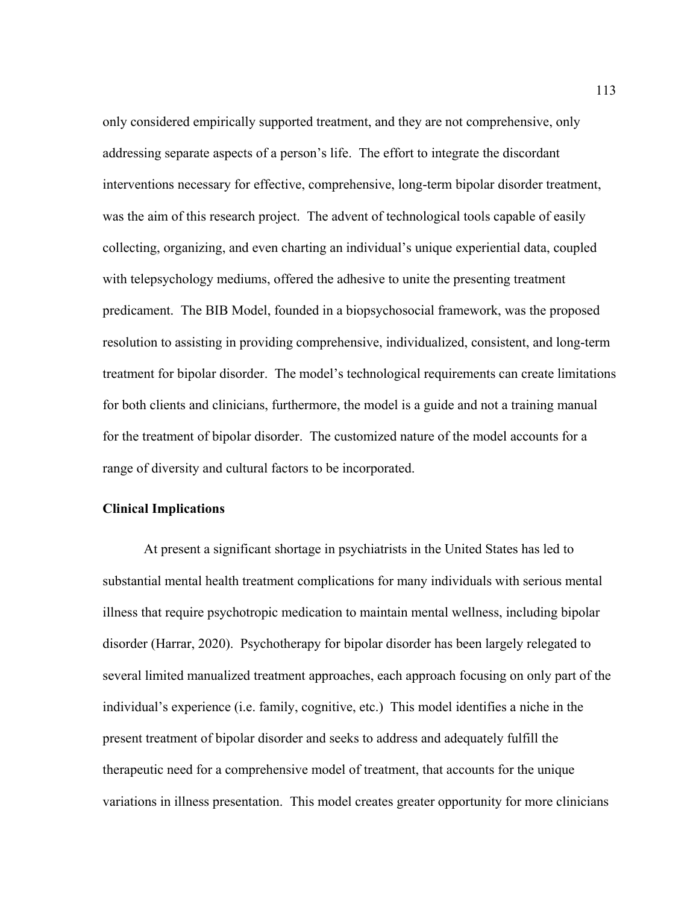only considered empirically supported treatment, and they are not comprehensive, only addressing separate aspects of a person's life. The effort to integrate the discordant interventions necessary for effective, comprehensive, long-term bipolar disorder treatment, was the aim of this research project. The advent of technological tools capable of easily collecting, organizing, and even charting an individual's unique experiential data, coupled with telepsychology mediums, offered the adhesive to unite the presenting treatment predicament. The BIB Model, founded in a biopsychosocial framework, was the proposed resolution to assisting in providing comprehensive, individualized, consistent, and long-term treatment for bipolar disorder. The model's technological requirements can create limitations for both clients and clinicians, furthermore, the model is a guide and not a training manual for the treatment of bipolar disorder. The customized nature of the model accounts for a range of diversity and cultural factors to be incorporated.

**Clinical Implications**

At present a significant shortage in psychiatrists in the United States has led to substantial mental health treatment complications for many individuals with serious mental illness that require psychotropic medication to maintain mental wellness, including bipolar disorder (Harrar, 2020). Psychotherapy for bipolar disorder has been largely relegated to several limited manualized treatment approaches, each approach focusing on only part of the individual's experience (i.e. family, cognitive, etc.) This model identifies a niche in the present treatment of bipolar disorder and seeks to address and adequately fulfill the therapeutic need for a comprehensive model of treatment, that accounts for the unique variations in illness presentation. This model creates greater opportunity for more clinicians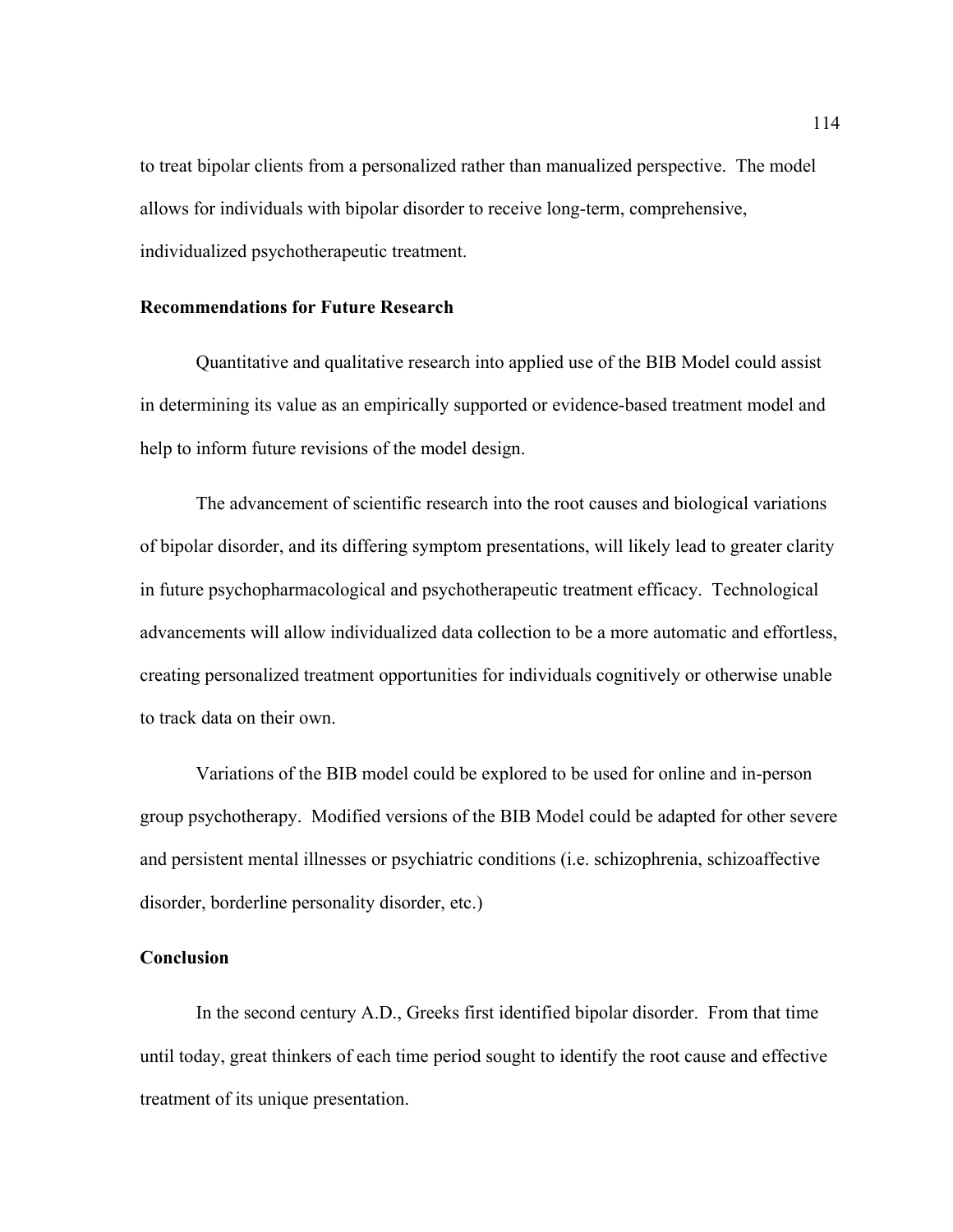to treat bipolar clients from a personalized rather than manualized perspective. The model allows for individuals with bipolar disorder to receive long-term, comprehensive, individualized psychotherapeutic treatment.

**Recommendations for Future Research**

Quantitative and qualitative research into applied use of the BIB Model could assist in determining its value as an empirically supported or evidence-based treatment model and help to inform future revisions of the model design.

The advancement of scientific research into the root causes and biological variations of bipolar disorder, and its differing symptom presentations, will likely lead to greater clarity in future psychopharmacological and psychotherapeutic treatment efficacy. Technological advancements will allow individualized data collection to be a more automatic and effortless, creating personalized treatment opportunities for individuals cognitively or otherwise unable to track data on their own.

Variations of the BIB model could be explored to be used for online and in-person group psychotherapy. Modified versions of the BIB Model could be adapted for other severe and persistent mental illnesses or psychiatric conditions (i.e. schizophrenia, schizoaffective disorder, borderline personality disorder, etc.)

**Conclusion**

In the second century A.D., Greeks first identified bipolar disorder. From that time until today, great thinkers of each time period sought to identify the root cause and effective treatment of its unique presentation.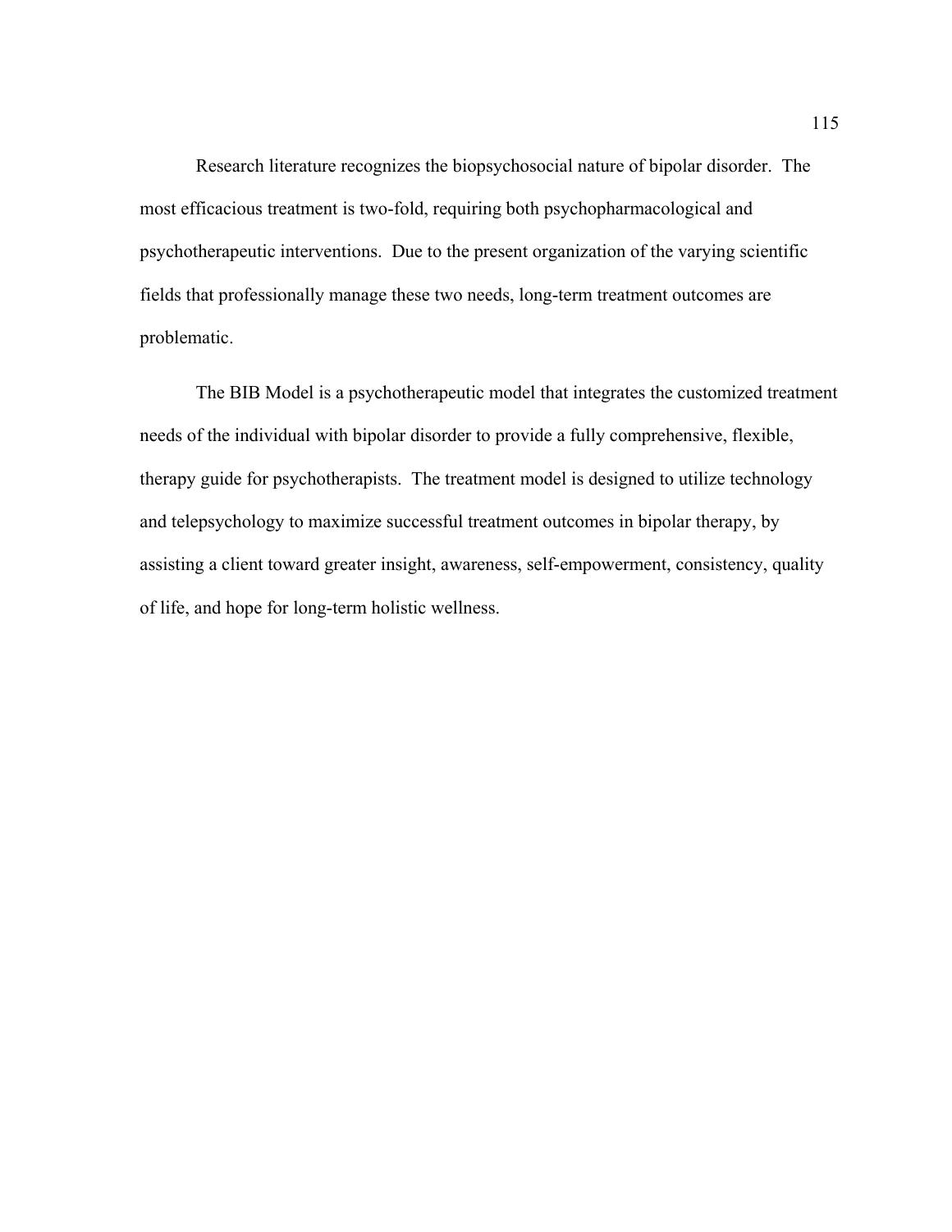Research literature recognizes the biopsychosocial nature of bipolar disorder. The most efficacious treatment is two-fold, requiring both psychopharmacological and psychotherapeutic interventions. Due to the present organization of the varying scientific fields that professionally manage these two needs, long-term treatment outcomes are problematic.

The BIB Model is a psychotherapeutic model that integrates the customized treatment needs of the individual with bipolar disorder to provide a fully comprehensive, flexible, therapy guide for psychotherapists. The treatment model is designed to utilize technology and telepsychology to maximize successful treatment outcomes in bipolar therapy, by assisting a client toward greater insight, awareness, self-empowerment, consistency, quality of life, and hope for long-term holistic wellness.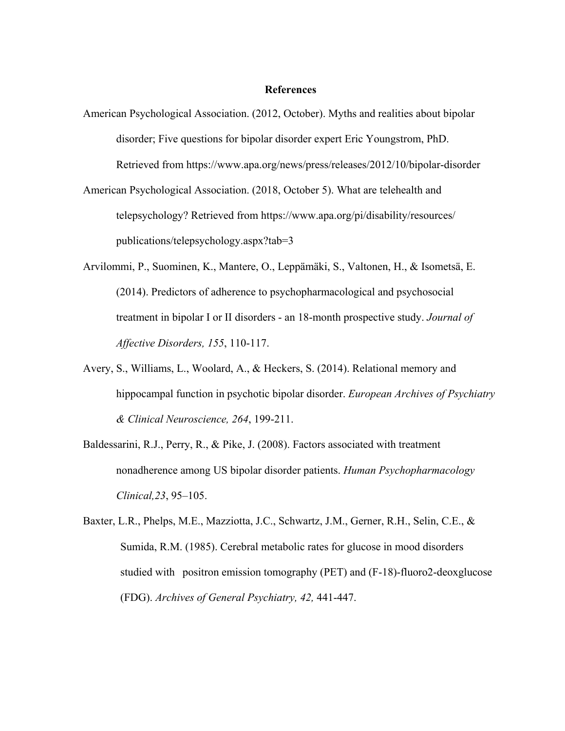**References**

American Psychological Association. (2012, October). Myths and realities about bipolar disorder; Five questions for bipolar disorder expert Eric Youngstrom, PhD. Retrieved from https://www.apa.org/news/press/releases/2012/10/bipolar-disorder

American Psychological Association. (2018, October 5). What are telehealth and telepsychology? Retrieved from https://www.apa.org/pi/disability/resources/publications/telepsychology.aspx?tab=3

Arvilommi, P., Suominen, K., Mantere, O., Leppämäki, S., Valtonen, H., & Isometsä, E. (2014). Predictors of adherence to psychopharmacological and psychosocial treatment in bipolar I or II disorders - an 18-month prospective study. *Journal of Affective Disorders, 155*, 110-117.

Avery, S., Williams, L., Woolard, A., & Heckers, S. (2014). Relational memory and hippocampal function in psychotic bipolar disorder. *European Archives of Psychiatry & Clinical Neuroscience, 264*, 199-211.

Baldessarini, R.J., Perry, R., & Pike, J. (2008). Factors associated with treatment nonadherence among US bipolar disorder patients. *Human Psychopharmacology Clinical,23*, 95–105.

Baxter, L.R., Phelps, M.E., Mazziotta, J.C., Schwartz, J.M., Gerner, R.H., Selin, C.E., & Sumida, R.M. (1985). Cerebral metabolic rates for glucose in mood disorders studied with positron emission tomography (PET) and (F-18)-fluoro2-deoxglucose (FDG). *Archives of General Psychiatry, 42,* 441-447.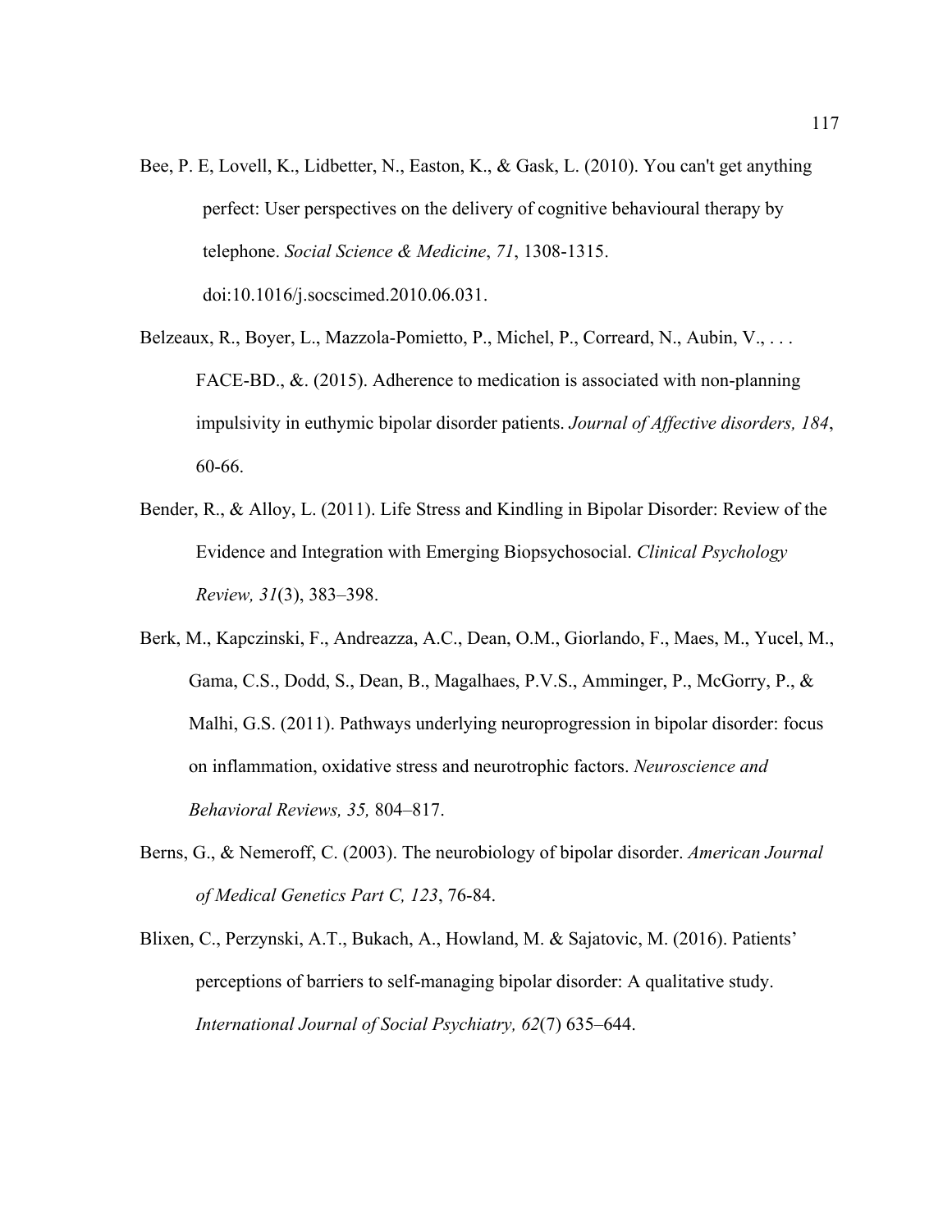Bee, P. E, Lovell, K., Lidbetter, N., Easton, K., & Gask, L. (2010). You can't get anything perfect: User perspectives on the delivery of cognitive behavioural therapy by telephone. *Social Science & Medicine*, *71*, 1308-1315. doi:10.1016/j.socscimed.2010.06.031.

Belzeaux, R., Boyer, L., Mazzola-Pomietto, P., Michel, P., Correard, N., Aubin, V., . . . FACE-BD., &. (2015). Adherence to medication is associated with non-planning impulsivity in euthymic bipolar disorder patients. *Journal of Affective disorders, 184*, 60-66.

Bender, R., & Alloy, L. (2011). Life Stress and Kindling in Bipolar Disorder: Review of the Evidence and Integration with Emerging Biopsychosocial. *Clinical Psychology Review, 31*(3), 383–398.

Berk, M., Kapczinski, F., Andreazza, A.C., Dean, O.M., Giorlando, F., Maes, M., Yucel, M., Gama, C.S., Dodd, S., Dean, B., Magalhaes, P.V.S., Amminger, P., McGorry, P., & Malhi, G.S. (2011). Pathways underlying neuroprogression in bipolar disorder: focus on inflammation, oxidative stress and neurotrophic factors. *Neuroscience and Behavioral Reviews, 35,* 804–817.

Berns, G., & Nemeroff, C. (2003). The neurobiology of bipolar disorder. *American Journal of Medical Genetics Part C, 123*, 76-84.

Blixen, C., Perzynski, A.T., Bukach, A., Howland, M. & Sajatovic, M. (2016). Patients' perceptions of barriers to self-managing bipolar disorder: A qualitative study. *International Journal of Social Psychiatry, 62*(7) 635–644.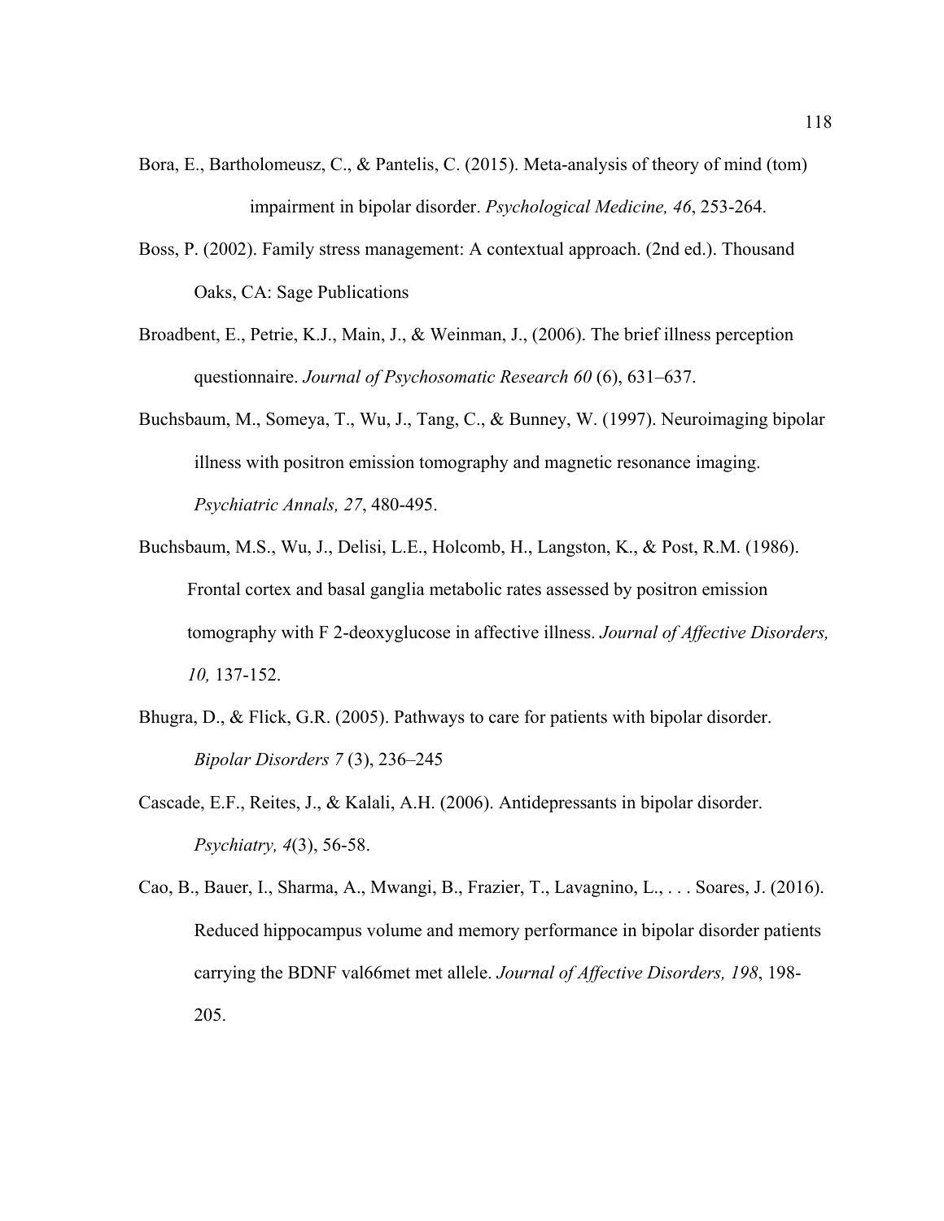Bora, E., Bartholomeusz, C., & Pantelis, C. (2015). Meta-analysis of theory of mind (tom) impairment in bipolar disorder. *Psychological Medicine, 46*, 253-264.

Boss, P. (2002). Family stress management: A contextual approach. (2nd ed.). Thousand Oaks, CA: Sage Publications

Broadbent, E., Petrie, K.J., Main, J., & Weinman, J., (2006). The brief illness perception questionnaire. *Journal of Psychosomatic Research 60* (6), 631–637.

Buchsbaum, M., Someya, T., Wu, J., Tang, C., & Bunney, W. (1997). Neuroimaging bipolar illness with positron emission tomography and magnetic resonance imaging. *Psychiatric Annals, 27*, 480-495.

Buchsbaum, M.S., Wu, J., Delisi, L.E., Holcomb, H., Langston, K., & Post, R.M. (1986). Frontal cortex and basal ganglia metabolic rates assessed by positron emission tomography with F 2-deoxyglucose in affective illness. *Journal of Affective Disorders, 10,* 137-152.

Bhugra, D., & Flick, G.R. (2005). Pathways to care for patients with bipolar disorder. *Bipolar Disorders 7* (3), 236–245

Cascade, E.F., Reites, J., & Kalali, A.H. (2006). Antidepressants in bipolar disorder. *Psychiatry, 4*(3), 56-58.

Cao, B., Bauer, I., Sharma, A., Mwangi, B., Frazier, T., Lavagnino, L., . . . Soares, J. (2016). Reduced hippocampus volume and memory performance in bipolar disorder patients carrying the BDNF val66met met allele. *Journal of Affective Disorders, 198*, 198-205.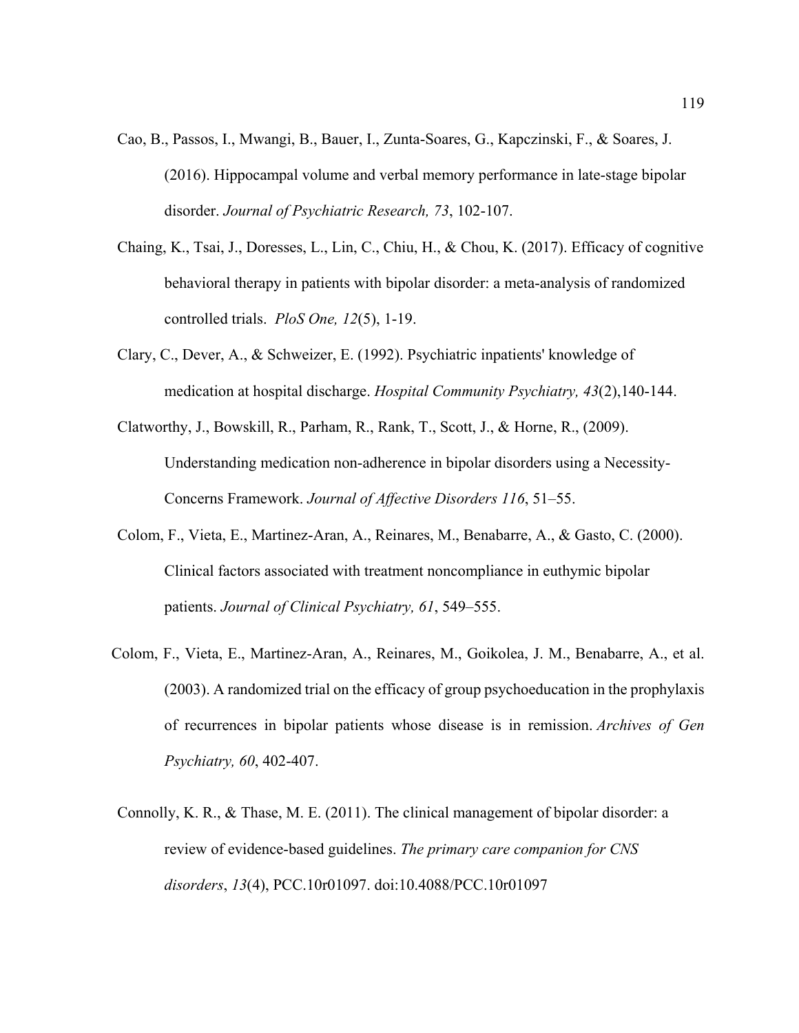Cao, B., Passos, I., Mwangi, B., Bauer, I., Zunta-Soares, G., Kapczinski, F., & Soares, J. (2016). Hippocampal volume and verbal memory performance in late-stage bipolar disorder. *Journal of Psychiatric Research, 73*, 102-107.

Chaing, K., Tsai, J., Doresses, L., Lin, C., Chiu, H., & Chou, K. (2017). Efficacy of cognitive behavioral therapy in patients with bipolar disorder: a meta-analysis of randomized controlled trials. *PloS One, 12*(5), 1-19.

Clary, C., Dever, A., & Schweizer, E. (1992). Psychiatric inpatients' knowledge of medication at hospital discharge. *Hospital Community Psychiatry, 43*(2),140-144.

Clatworthy, J., Bowskill, R., Parham, R., Rank, T., Scott, J., & Horne, R., (2009). Understanding medication non-adherence in bipolar disorders using a Necessity-Concerns Framework. *Journal of Affective Disorders 116*, 51–55.

Colom, F., Vieta, E., Martinez-Aran, A., Reinares, M., Benabarre, A., & Gasto, C. (2000). Clinical factors associated with treatment noncompliance in euthymic bipolar patients. *Journal of Clinical Psychiatry, 61*, 549–555.

Colom, F., Vieta, E., Martinez-Aran, A., Reinares, M., Goikolea, J. M., Benabarre, A., et al. (2003). A randomized trial on the efficacy of group psychoeducation in the prophylaxis of recurrences in bipolar patients whose disease is in remission. *Archives of Gen Psychiatry, 60*, 402-407.

Connolly, K. R., & Thase, M. E. (2011). The clinical management of bipolar disorder: a review of evidence-based guidelines. *The primary care companion for CNS disorders*, *13*(4), PCC.10r01097. doi:10.4088/PCC.10r01097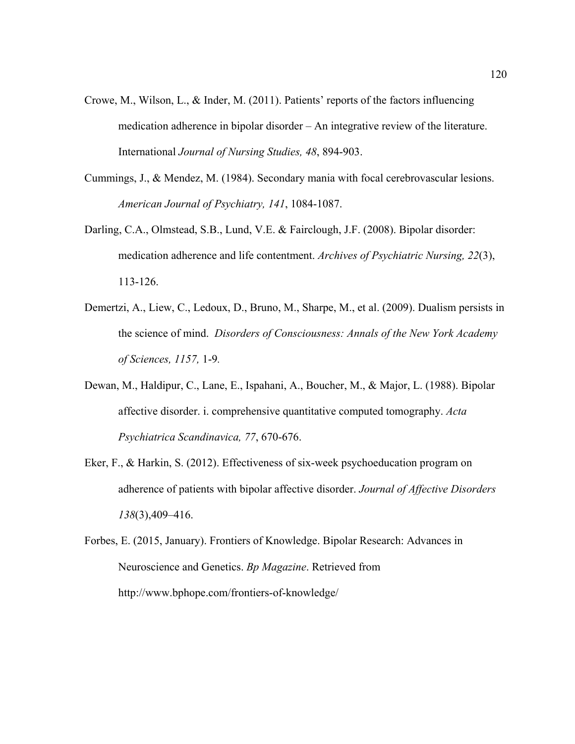Crowe, M., Wilson, L., & Inder, M. (2011). Patients' reports of the factors influencing medication adherence in bipolar disorder – An integrative review of the literature. International *Journal of Nursing Studies, 48*, 894-903.

Cummings, J., & Mendez, M. (1984). Secondary mania with focal cerebrovascular lesions. *American Journal of Psychiatry, 141*, 1084-1087.

Darling, C.A., Olmstead, S.B., Lund, V.E. & Fairclough, J.F. (2008). Bipolar disorder: medication adherence and life contentment. *Archives of Psychiatric Nursing, 22*(3), 113-126.

Demertzi, A., Liew, C., Ledoux, D., Bruno, M., Sharpe, M., et al. (2009). Dualism persists in the science of mind. *Disorders of Consciousness: Annals of the New York Academy of Sciences, 1157,* 1-9.

Dewan, M., Haldipur, C., Lane, E., Ispahani, A., Boucher, M., & Major, L. (1988). Bipolar affective disorder. i. comprehensive quantitative computed tomography. *Acta Psychiatrica Scandinavica, 77*, 670-676.

Eker, F., & Harkin, S. (2012). Effectiveness of six-week psychoeducation program on adherence of patients with bipolar affective disorder. *Journal of Affective Disorders 138*(3),409–416.

Forbes, E. (2015, January). Frontiers of Knowledge. Bipolar Research: Advances in Neuroscience and Genetics. *Bp Magazine*. Retrieved from http://www.bphope.com/frontiers-of-knowledge/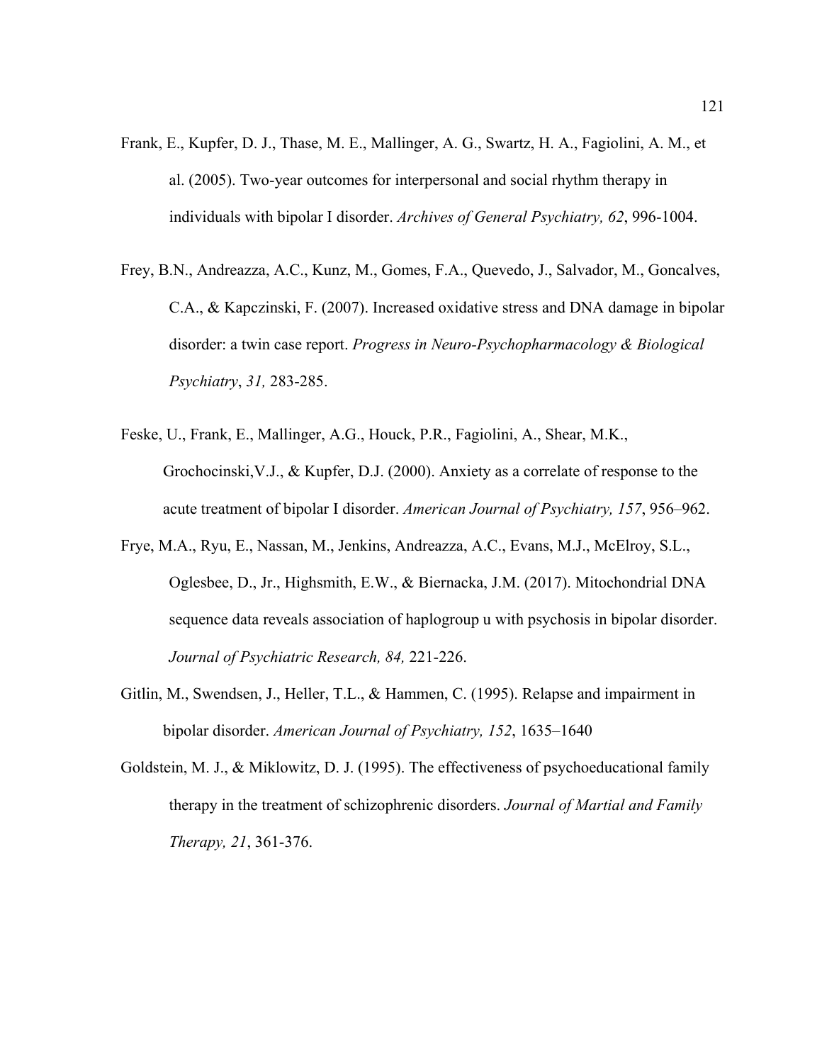Frank, E., Kupfer, D. J., Thase, M. E., Mallinger, A. G., Swartz, H. A., Fagiolini, A. M., et al. (2005). Two-year outcomes for interpersonal and social rhythm therapy in individuals with bipolar I disorder. *Archives of General Psychiatry, 62*, 996-1004.

Frey, B.N., Andreazza, A.C., Kunz, M., Gomes, F.A., Quevedo, J., Salvador, M., Goncalves, C.A., & Kapczinski, F. (2007). Increased oxidative stress and DNA damage in bipolar disorder: a twin case report. *Progress in Neuro-Psychopharmacology & Biological Psychiatry*, *31,* 283-285.

Feske, U., Frank, E., Mallinger, A.G., Houck, P.R., Fagiolini, A., Shear, M.K., Grochocinski,V.J., & Kupfer, D.J. (2000). Anxiety as a correlate of response to the acute treatment of bipolar I disorder. *American Journal of Psychiatry, 157*, 956–962.

Frye, M.A., Ryu, E., Nassan, M., Jenkins, Andreazza, A.C., Evans, M.J., McElroy, S.L., Oglesbee, D., Jr., Highsmith, E.W., & Biernacka, J.M. (2017). Mitochondrial DNA sequence data reveals association of haplogroup u with psychosis in bipolar disorder. *Journal of Psychiatric Research, 84,* 221-226.

Gitlin, M., Swendsen, J., Heller, T.L., & Hammen, C. (1995). Relapse and impairment in bipolar disorder. *American Journal of Psychiatry, 152*, 1635–1640

Goldstein, M. J., & Miklowitz, D. J. (1995). The effectiveness of psychoeducational family therapy in the treatment of schizophrenic disorders. *Journal of Martial and Family Therapy, 21*, 361-376.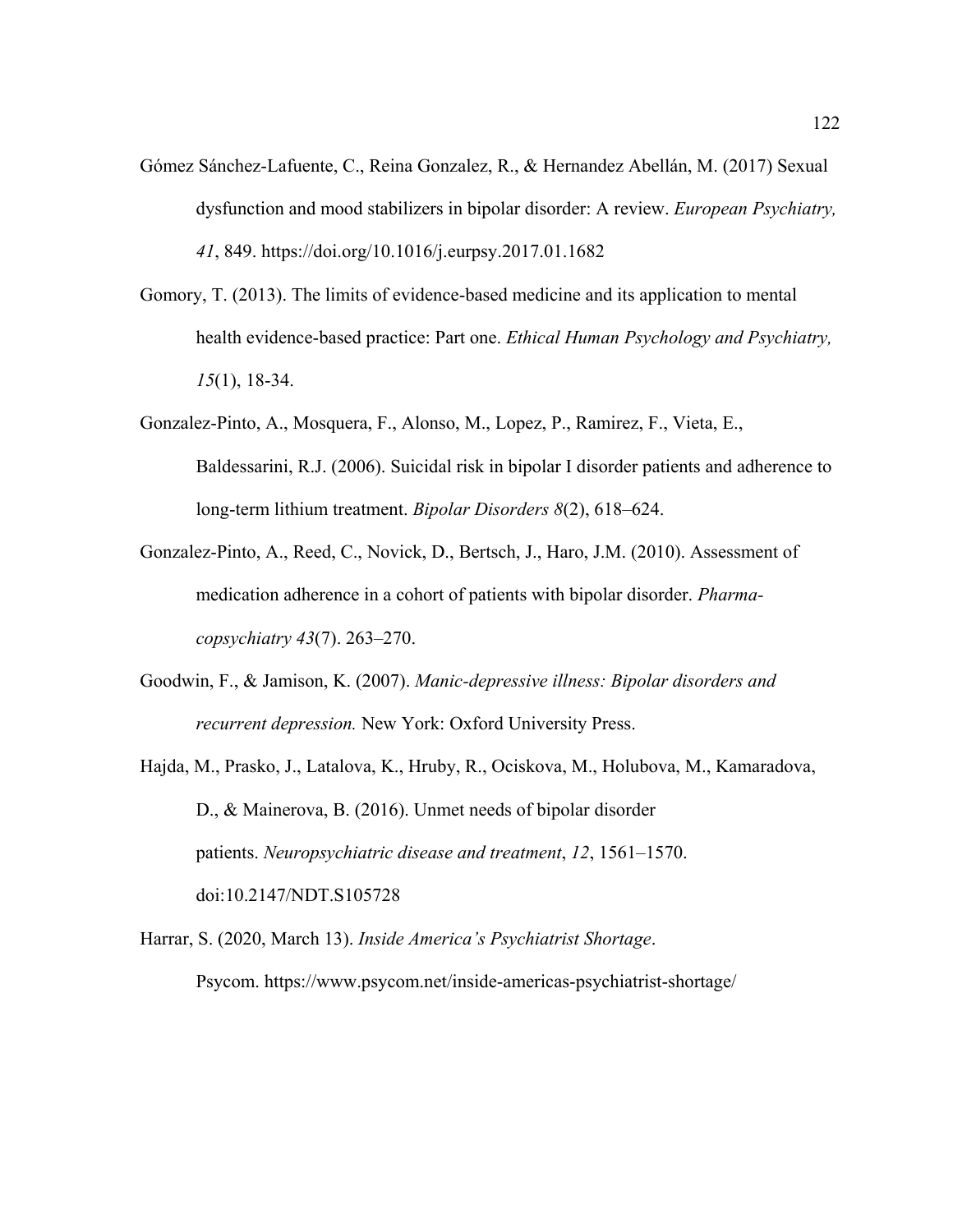Gómez Sánchez-Lafuente, C., Reina Gonzalez, R., & Hernandez Abellán, M. (2017) Sexual dysfunction and mood stabilizers in bipolar disorder: A review. *European Psychiatry, 41*, 849. https://doi.org/10.1016/j.eurpsy.2017.01.1682

Gomory, T. (2013). The limits of evidence-based medicine and its application to mental health evidence-based practice: Part one. *Ethical Human Psychology and Psychiatry, 15*(1), 18-34.

Gonzalez-Pinto, A., Mosquera, F., Alonso, M., Lopez, P., Ramirez, F., Vieta, E., Baldessarini, R.J. (2006). Suicidal risk in bipolar I disorder patients and adherence to long-term lithium treatment. *Bipolar Disorders 8*(2), 618–624.

Gonzalez-Pinto, A., Reed, C., Novick, D., Bertsch, J., Haro, J.M. (2010). Assessment of medication adherence in a cohort of patients with bipolar disorder. *Pharma-copsychiatry 43*(7). 263–270.

Goodwin, F., & Jamison, K. (2007). *Manic-depressive illness: Bipolar disorders and recurrent depression.* New York: Oxford University Press.

Hajda, M., Prasko, J., Latalova, K., Hruby, R., Ociskova, M., Holubova, M., Kamaradova, D., & Mainerova, B. (2016). Unmet needs of bipolar disorder patients. *Neuropsychiatric disease and treatment*, *12*, 1561–1570. doi:10.2147/NDT.S105728

Harrar, S. (2020, March 13). *Inside America's Psychiatrist Shortage*. Psycom. https://www.psycom.net/inside-americas-psychiatrist-shortage/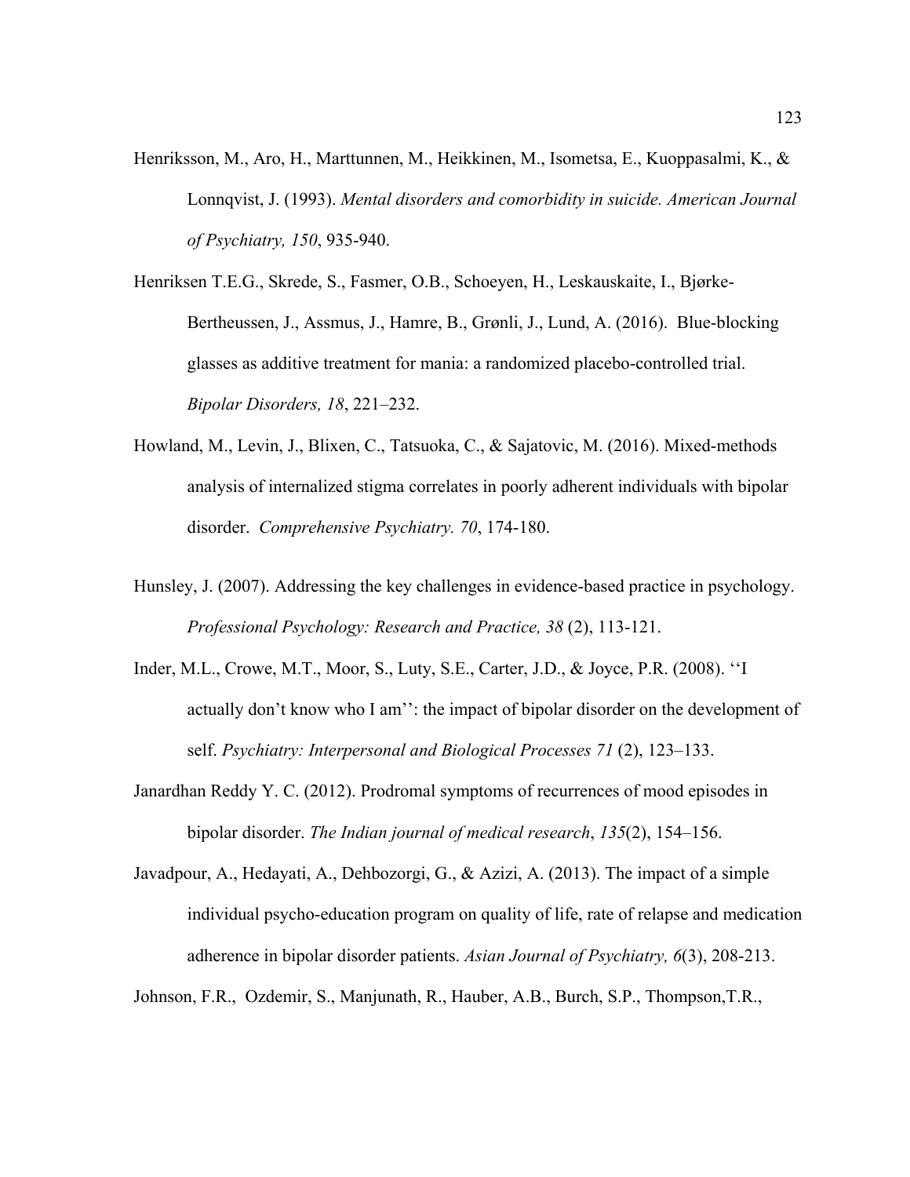Henriksson, M., Aro, H., Marttunnen, M., Heikkinen, M., Isometsa, E., Kuoppasalmi, K., & Lonnqvist, J. (1993). *Mental disorders and comorbidity in suicide. American Journal of Psychiatry, 150*, 935-940.

Henriksen T.E.G., Skrede, S., Fasmer, O.B., Schoeyen, H., Leskauskaite, I., Bjørke-Bertheussen, J., Assmus, J., Hamre, B., Grønli, J., Lund, A. (2016). Blue-blocking glasses as additive treatment for mania: a randomized placebo-controlled trial. *Bipolar Disorders, 18*, 221–232.

Howland, M., Levin, J., Blixen, C., Tatsuoka, C., & Sajatovic, M. (2016). Mixed-methods analysis of internalized stigma correlates in poorly adherent individuals with bipolar disorder. *Comprehensive Psychiatry. 70*, 174-180.

Hunsley, J. (2007). Addressing the key challenges in evidence-based practice in psychology. *Professional Psychology: Research and Practice, 38* (2), 113-121.

Inder, M.L., Crowe, M.T., Moor, S., Luty, S.E., Carter, J.D., & Joyce, P.R. (2008). ''I actually don't know who I am'': the impact of bipolar disorder on the development of self. *Psychiatry: Interpersonal and Biological Processes 71* (2), 123–133.

Janardhan Reddy Y. C. (2012). Prodromal symptoms of recurrences of mood episodes in bipolar disorder. *The Indian journal of medical research*, *135*(2), 154–156.

Javadpour, A., Hedayati, A., Dehbozorgi, G., & Azizi, A. (2013). The impact of a simple individual psycho-education program on quality of life, rate of relapse and medication adherence in bipolar disorder patients. *Asian Journal of Psychiatry, 6*(3), 208-213.

Johnson, F.R., Ozdemir, S., Manjunath, R., Hauber, A.B., Burch, S.P., Thompson,T.R.,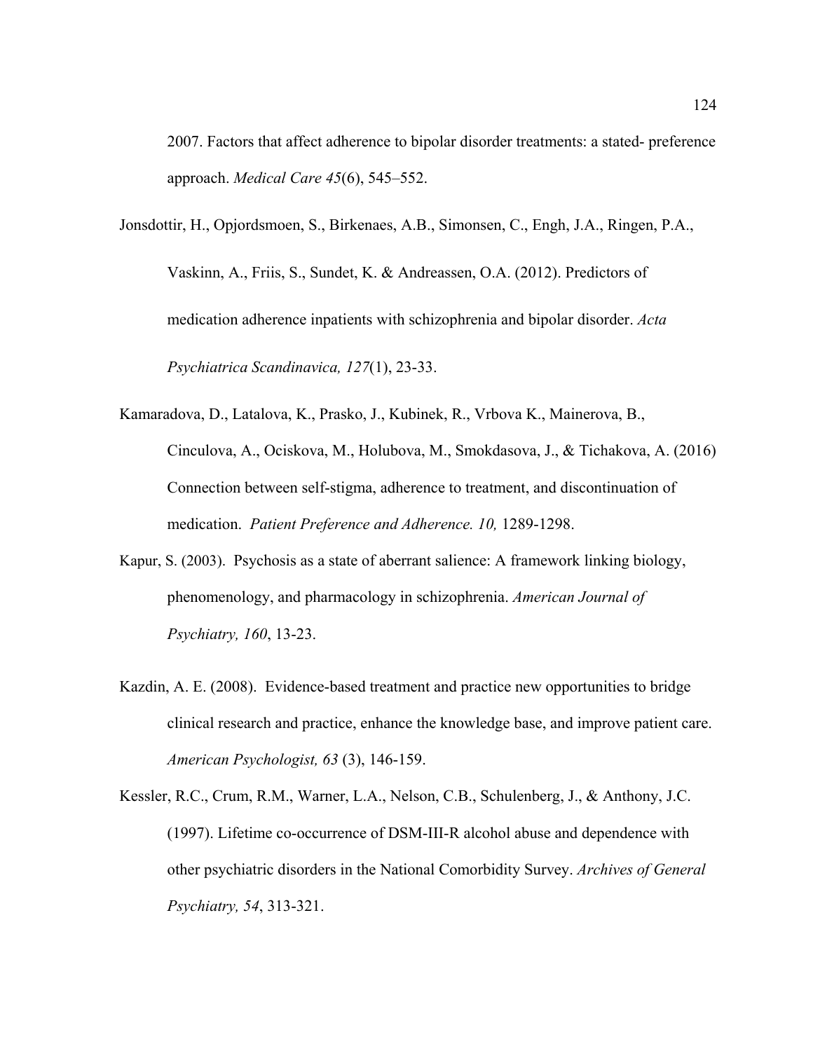2007. Factors that affect adherence to bipolar disorder treatments: a stated- preference approach. *Medical Care 45*(6), 545–552.

Jonsdottir, H., Opjordsmoen, S., Birkenaes, A.B., Simonsen, C., Engh, J.A., Ringen, P.A., Vaskinn, A., Friis, S., Sundet, K. & Andreassen, O.A. (2012). Predictors of medication adherence inpatients with schizophrenia and bipolar disorder. *Acta Psychiatrica Scandinavica, 127*(1), 23-33.

Kamaradova, D., Latalova, K., Prasko, J., Kubinek, R., Vrbova K., Mainerova, B., Cinculova, A., Ociskova, M., Holubova, M., Smokdasova, J., & Tichakova, A. (2016) Connection between self-stigma, adherence to treatment, and discontinuation of medication. *Patient Preference and Adherence. 10,* 1289-1298.

Kapur, S. (2003). Psychosis as a state of aberrant salience: A framework linking biology, phenomenology, and pharmacology in schizophrenia. *American Journal of Psychiatry, 160*, 13-23.

Kazdin, A. E. (2008). Evidence-based treatment and practice new opportunities to bridge clinical research and practice, enhance the knowledge base, and improve patient care. *American Psychologist, 63* (3), 146-159.

Kessler, R.C., Crum, R.M., Warner, L.A., Nelson, C.B., Schulenberg, J., & Anthony, J.C. (1997). Lifetime co-occurrence of DSM-III-R alcohol abuse and dependence with other psychiatric disorders in the National Comorbidity Survey. *Archives of General Psychiatry, 54*, 313-321.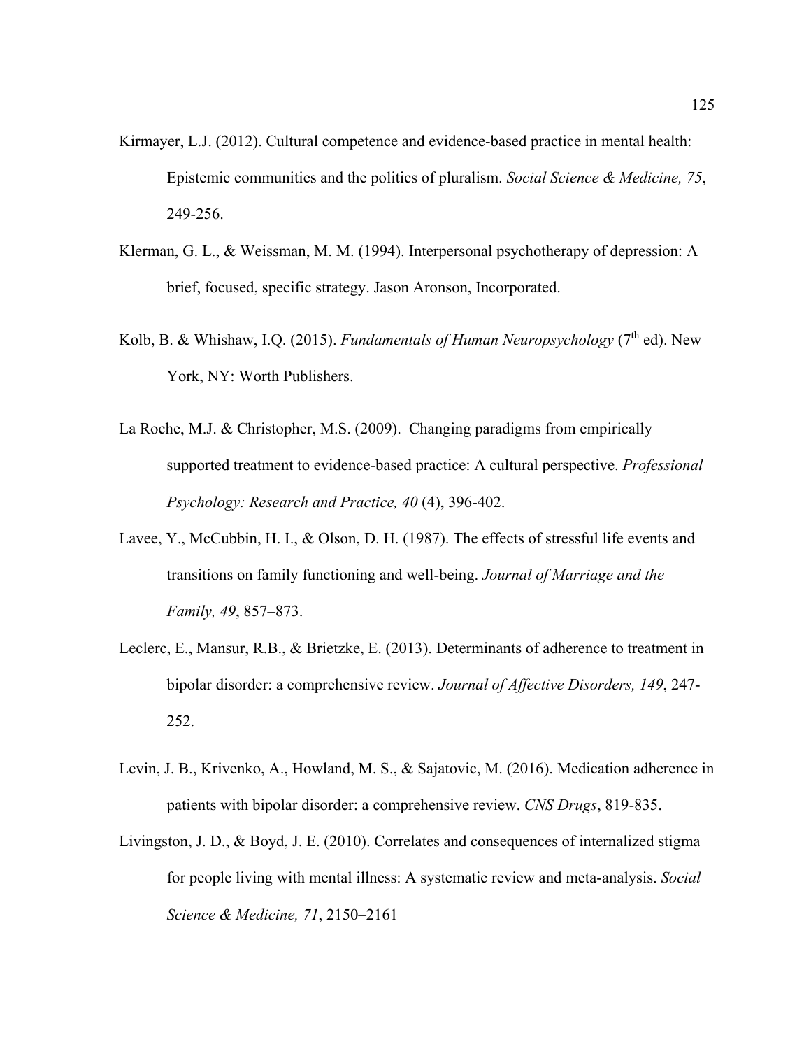Kirmayer, L.J. (2012). Cultural competence and evidence-based practice in mental health: Epistemic communities and the politics of pluralism. *Social Science & Medicine, 75*, 249-256.

Klerman, G. L., & Weissman, M. M. (1994). Interpersonal psychotherapy of depression: A brief, focused, specific strategy. Jason Aronson, Incorporated.

Kolb, B. & Whishaw, I.Q. (2015). *Fundamentals of Human Neuropsychology* (7th ed). New York, NY: Worth Publishers.

La Roche, M.J. & Christopher, M.S. (2009). Changing paradigms from empirically supported treatment to evidence-based practice: A cultural perspective. *Professional Psychology: Research and Practice, 40* (4), 396-402.

Lavee, Y., McCubbin, H. I., & Olson, D. H. (1987). The effects of stressful life events and transitions on family functioning and well-being. *Journal of Marriage and the Family, 49*, 857–873.

Leclerc, E., Mansur, R.B., & Brietzke, E. (2013). Determinants of adherence to treatment in bipolar disorder: a comprehensive review. *Journal of Affective Disorders, 149*, 247-252.

Levin, J. B., Krivenko, A., Howland, M. S., & Sajatovic, M. (2016). Medication adherence in patients with bipolar disorder: a comprehensive review. *CNS Drugs*, 819-835.

Livingston, J. D., & Boyd, J. E. (2010). Correlates and consequences of internalized stigma for people living with mental illness: A systematic review and meta-analysis. *Social Science & Medicine, 71*, 2150–2161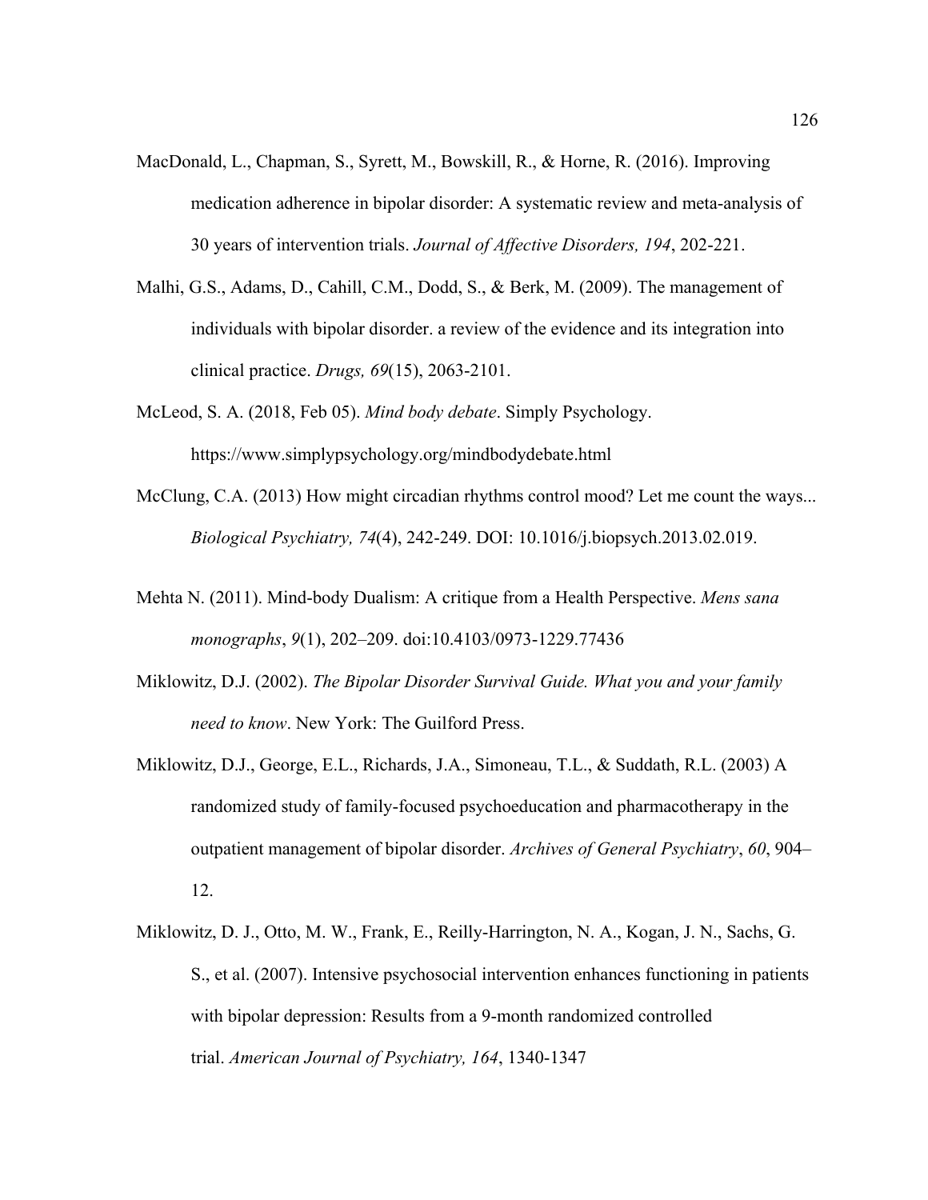MacDonald, L., Chapman, S., Syrett, M., Bowskill, R., & Horne, R. (2016). Improving medication adherence in bipolar disorder: A systematic review and meta-analysis of 30 years of intervention trials. *Journal of Affective Disorders, 194*, 202-221.

Malhi, G.S., Adams, D., Cahill, C.M., Dodd, S., & Berk, M. (2009). The management of individuals with bipolar disorder. a review of the evidence and its integration into clinical practice. *Drugs, 69*(15), 2063-2101.

McLeod, S. A. (2018, Feb 05). *Mind body debate*. Simply Psychology. https://www.simplypsychology.org/mindbodydebate.html

McClung, C.A. (2013) How might circadian rhythms control mood? Let me count the ways... *Biological Psychiatry, 74*(4), 242-249. DOI: 10.1016/j.biopsych.2013.02.019.

Mehta N. (2011). Mind-body Dualism: A critique from a Health Perspective. *Mens sana monographs*, *9*(1), 202–209. doi:10.4103/0973-1229.77436

Miklowitz, D.J. (2002). *The Bipolar Disorder Survival Guide. What you and your family need to know*. New York: The Guilford Press.

Miklowitz, D.J., George, E.L., Richards, J.A., Simoneau, T.L., & Suddath, R.L. (2003) A randomized study of family-focused psychoeducation and pharmacotherapy in the outpatient management of bipolar disorder. *Archives of General Psychiatry*, *60*, 904–12.

Miklowitz, D. J., Otto, M. W., Frank, E., Reilly-Harrington, N. A., Kogan, J. N., Sachs, G. S., et al. (2007). Intensive psychosocial intervention enhances functioning in patients with bipolar depression: Results from a 9-month randomized controlled trial. *American Journal of Psychiatry, 164*, 1340-1347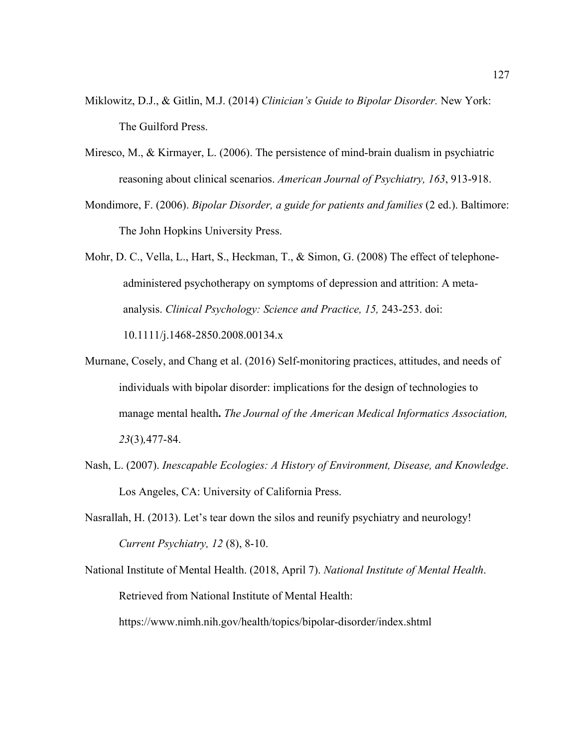Miklowitz, D.J., & Gitlin, M.J. (2014) *Clinician's Guide to Bipolar Disorder.* New York: The Guilford Press.

Miresco, M., & Kirmayer, L. (2006). The persistence of mind-brain dualism in psychiatric reasoning about clinical scenarios. *American Journal of Psychiatry, 163*, 913-918.

Mondimore, F. (2006). *Bipolar Disorder, a guide for patients and families* (2 ed.). Baltimore: The John Hopkins University Press.

Mohr, D. C., Vella, L., Hart, S., Heckman, T., & Simon, G. (2008) The effect of telephone-administered psychotherapy on symptoms of depression and attrition: A meta-analysis. *Clinical Psychology: Science and Practice, 15,* 243-253. doi: 10.1111/j.1468-2850.2008.00134.x

Murnane, Cosely, and Chang et al. (2016) Self-monitoring practices, attitudes, and needs of individuals with bipolar disorder: implications for the design of technologies to manage mental health**.** *The Journal of the American Medical Informatics Association, 23*(3)*,*477-84.

Nash, L. (2007). *Inescapable Ecologies: A History of Environment, Disease, and Knowledge*. Los Angeles, CA: University of California Press.

Nasrallah, H. (2013). Let's tear down the silos and reunify psychiatry and neurology! *Current Psychiatry, 12* (8), 8-10.

National Institute of Mental Health. (2018, April 7). *National Institute of Mental Health*. Retrieved from National Institute of Mental Health: https://www.nimh.nih.gov/health/topics/bipolar-disorder/index.shtml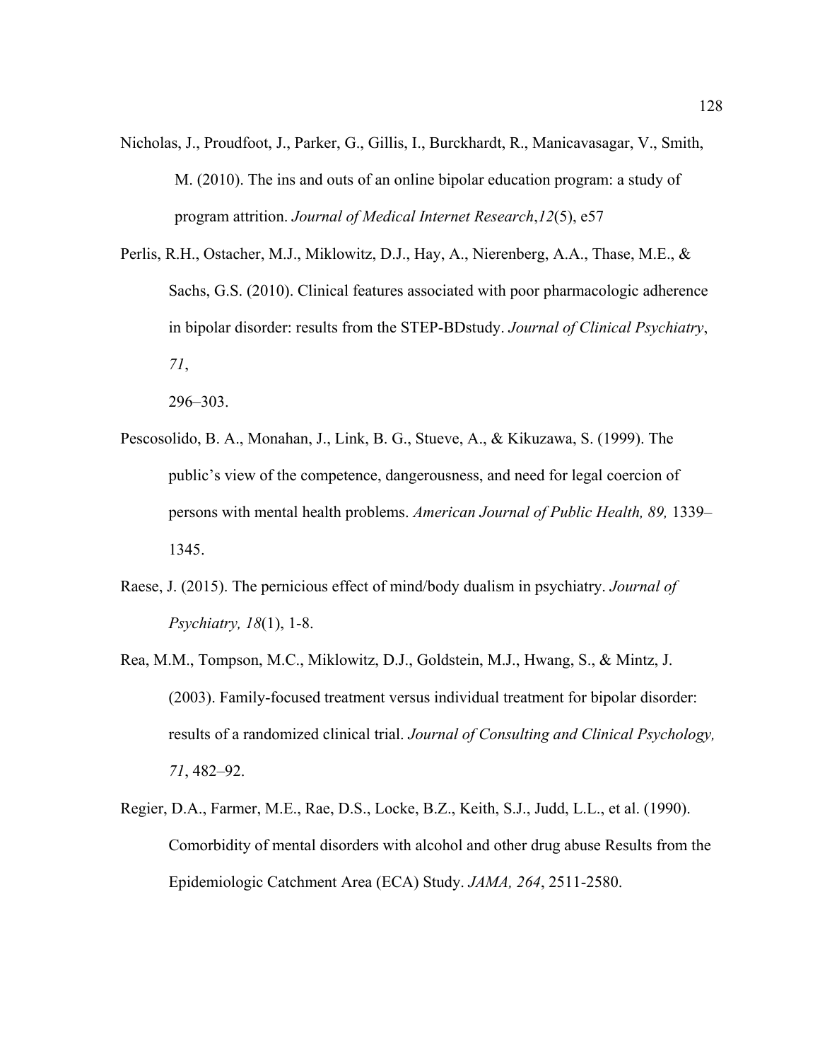Nicholas, J., Proudfoot, J., Parker, G., Gillis, I., Burckhardt, R., Manicavasagar, V., Smith, M. (2010). The ins and outs of an online bipolar education program: a study of program attrition. *Journal of Medical Internet Research*,*12*(5), e57

Perlis, R.H., Ostacher, M.J., Miklowitz, D.J., Hay, A., Nierenberg, A.A., Thase, M.E., & Sachs, G.S. (2010). Clinical features associated with poor pharmacologic adherence in bipolar disorder: results from the STEP-BDstudy. *Journal of Clinical Psychiatry*, *71*,

296–303.

Pescosolido, B. A., Monahan, J., Link, B. G., Stueve, A., & Kikuzawa, S. (1999). The public's view of the competence, dangerousness, and need for legal coercion of persons with mental health problems. *American Journal of Public Health, 89,* 1339–1345.

Raese, J. (2015). The pernicious effect of mind/body dualism in psychiatry. *Journal of Psychiatry, 18*(1), 1-8.

Rea, M.M., Tompson, M.C., Miklowitz, D.J., Goldstein, M.J., Hwang, S., & Mintz, J. (2003). Family-focused treatment versus individual treatment for bipolar disorder: results of a randomized clinical trial. *Journal of Consulting and Clinical Psychology, 71*, 482–92.

Regier, D.A., Farmer, M.E., Rae, D.S., Locke, B.Z., Keith, S.J., Judd, L.L., et al. (1990). Comorbidity of mental disorders with alcohol and other drug abuse Results from the Epidemiologic Catchment Area (ECA) Study. *JAMA, 264*, 2511-2580.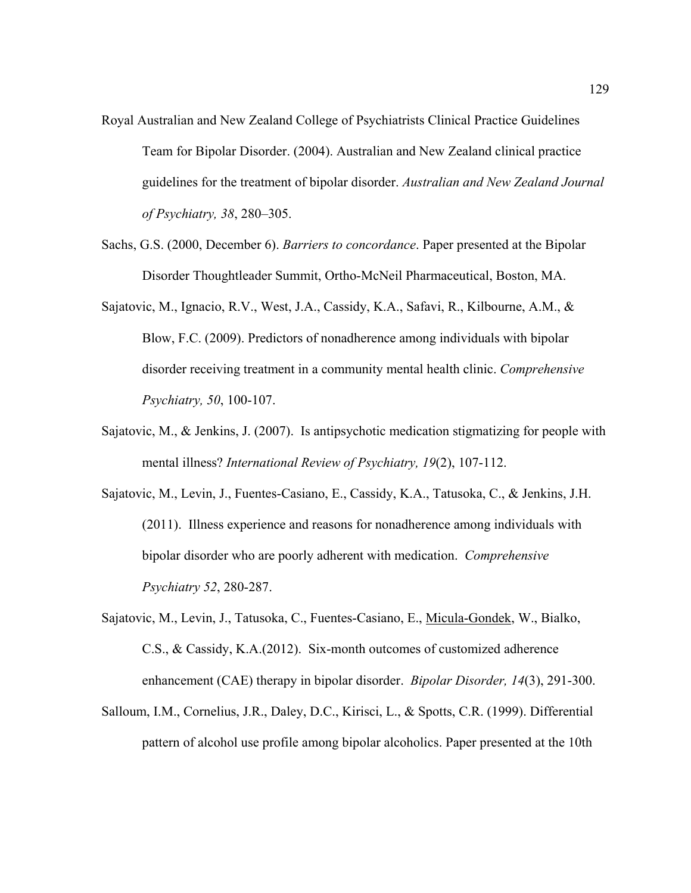Royal Australian and New Zealand College of Psychiatrists Clinical Practice Guidelines Team for Bipolar Disorder. (2004). Australian and New Zealand clinical practice guidelines for the treatment of bipolar disorder. *Australian and New Zealand Journal of Psychiatry, 38*, 280–305.

Sachs, G.S. (2000, December 6). *Barriers to concordance*. Paper presented at the Bipolar Disorder Thoughtleader Summit, Ortho-McNeil Pharmaceutical, Boston, MA.

Sajatovic, M., Ignacio, R.V., West, J.A., Cassidy, K.A., Safavi, R., Kilbourne, A.M., & Blow, F.C. (2009). Predictors of nonadherence among individuals with bipolar disorder receiving treatment in a community mental health clinic. *Comprehensive Psychiatry, 50*, 100-107.

Sajatovic, M., & Jenkins, J. (2007). Is antipsychotic medication stigmatizing for people with mental illness? *International Review of Psychiatry, 19*(2), 107-112.

Sajatovic, M., Levin, J., Fuentes-Casiano, E., Cassidy, K.A., Tatusoka, C., & Jenkins, J.H. (2011). Illness experience and reasons for nonadherence among individuals with bipolar disorder who are poorly adherent with medication. *Comprehensive Psychiatry 52*, 280-287.

Sajatovic, M., Levin, J., Tatusoka, C., Fuentes-Casiano, E., Micula-Gondek, W., Bialko, C.S., & Cassidy, K.A.(2012). Six-month outcomes of customized adherence enhancement (CAE) therapy in bipolar disorder. *Bipolar Disorder, 14*(3), 291-300.

Salloum, I.M., Cornelius, J.R., Daley, D.C., Kirisci, L., & Spotts, C.R. (1999). Differential pattern of alcohol use profile among bipolar alcoholics. Paper presented at the 10th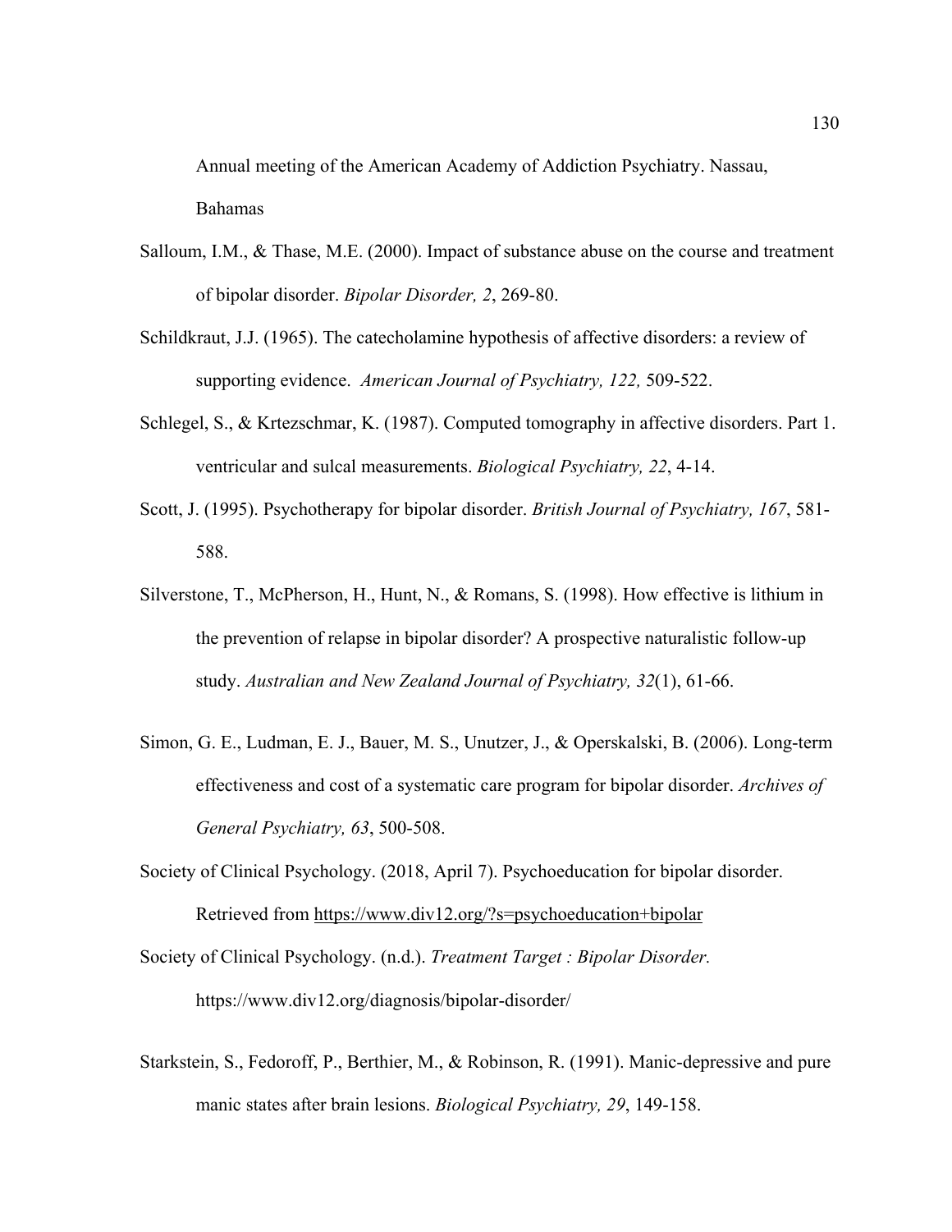Annual meeting of the American Academy of Addiction Psychiatry. Nassau, Bahamas

Salloum, I.M., & Thase, M.E. (2000). Impact of substance abuse on the course and treatment of bipolar disorder. *Bipolar Disorder, 2*, 269-80.

Schildkraut, J.J. (1965). The catecholamine hypothesis of affective disorders: a review of supporting evidence. *American Journal of Psychiatry, 122,* 509-522.

Schlegel, S., & Krtezschmar, K. (1987). Computed tomography in affective disorders. Part 1. ventricular and sulcal measurements. *Biological Psychiatry, 22*, 4-14.

Scott, J. (1995). Psychotherapy for bipolar disorder. *British Journal of Psychiatry, 167*, 581-588.

Silverstone, T., McPherson, H., Hunt, N., & Romans, S. (1998). How effective is lithium in the prevention of relapse in bipolar disorder? A prospective naturalistic follow-up study. *Australian and New Zealand Journal of Psychiatry, 32*(1), 61-66.

Simon, G. E., Ludman, E. J., Bauer, M. S., Unutzer, J., & Operskalski, B. (2006). Long-term effectiveness and cost of a systematic care program for bipolar disorder. *Archives of General Psychiatry, 63*, 500-508.

Society of Clinical Psychology. (2018, April 7). Psychoeducation for bipolar disorder. Retrieved from https://www.div12.org/?s=psychoeducation+bipolar

Society of Clinical Psychology. (n.d.). *Treatment Target : Bipolar Disorder.* https://www.div12.org/diagnosis/bipolar-disorder/

Starkstein, S., Fedoroff, P., Berthier, M., & Robinson, R. (1991). Manic-depressive and pure manic states after brain lesions. *Biological Psychiatry, 29*, 149-158.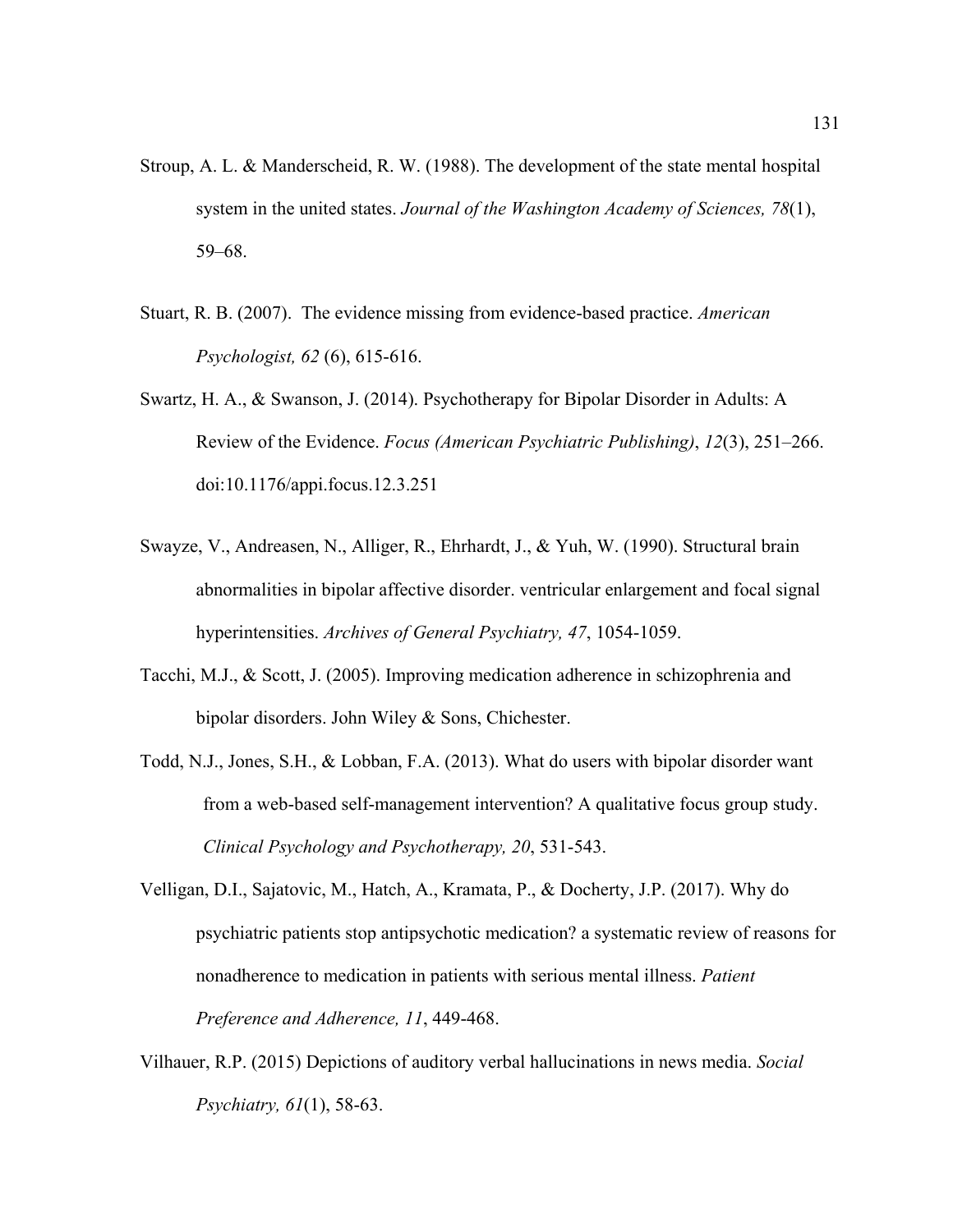Stroup, A. L. & Manderscheid, R. W. (1988). The development of the state mental hospital system in the united states. *Journal of the Washington Academy of Sciences, 78*(1), 59–68.

Stuart, R. B. (2007). The evidence missing from evidence-based practice. *American Psychologist, 62* (6), 615-616.

Swartz, H. A., & Swanson, J. (2014). Psychotherapy for Bipolar Disorder in Adults: A Review of the Evidence. *Focus (American Psychiatric Publishing)*, *12*(3), 251–266. doi:10.1176/appi.focus.12.3.251

Swayze, V., Andreasen, N., Alliger, R., Ehrhardt, J., & Yuh, W. (1990). Structural brain abnormalities in bipolar affective disorder. ventricular enlargement and focal signal hyperintensities. *Archives of General Psychiatry, 47*, 1054-1059.

Tacchi, M.J., & Scott, J. (2005). Improving medication adherence in schizophrenia and bipolar disorders. John Wiley & Sons, Chichester.

Todd, N.J., Jones, S.H., & Lobban, F.A. (2013). What do users with bipolar disorder want from a web-based self-management intervention? A qualitative focus group study. *Clinical Psychology and Psychotherapy, 20*, 531-543.

Velligan, D.I., Sajatovic, M., Hatch, A., Kramata, P., & Docherty, J.P. (2017). Why do psychiatric patients stop antipsychotic medication? a systematic review of reasons for nonadherence to medication in patients with serious mental illness. *Patient Preference and Adherence, 11*, 449-468.

Vilhauer, R.P. (2015) Depictions of auditory verbal hallucinations in news media. *Social Psychiatry, 61*(1), 58-63.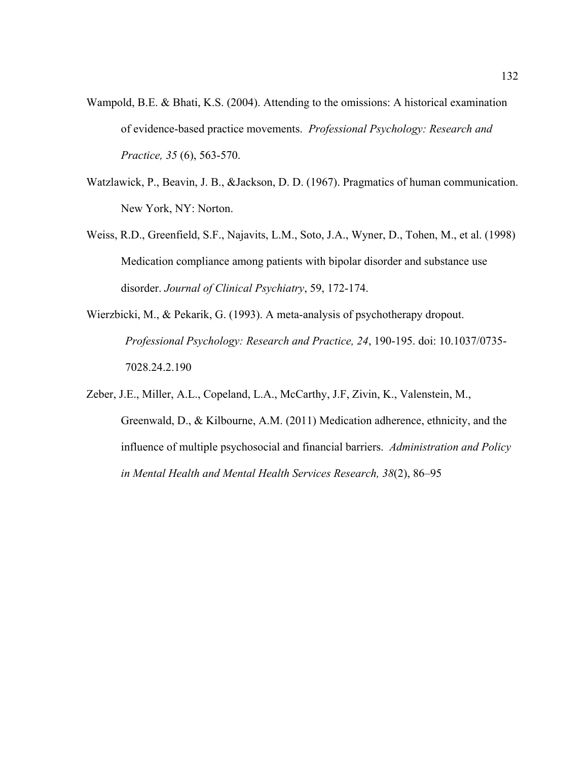Wampold, B.E. & Bhati, K.S. (2004). Attending to the omissions: A historical examination of evidence-based practice movements. *Professional Psychology: Research and Practice, 35* (6), 563-570.

Watzlawick, P., Beavin, J. B., &Jackson, D. D. (1967). Pragmatics of human communication. New York, NY: Norton.

Weiss, R.D., Greenfield, S.F., Najavits, L.M., Soto, J.A., Wyner, D., Tohen, M., et al. (1998) Medication compliance among patients with bipolar disorder and substance use disorder. *Journal of Clinical Psychiatry*, 59, 172-174.

Wierzbicki, M., & Pekarik, G. (1993). A meta-analysis of psychotherapy dropout. *Professional Psychology: Research and Practice, 24*, 190-195. doi: 10.1037/0735-7028.24.2.190

Zeber, J.E., Miller, A.L., Copeland, L.A., McCarthy, J.F, Zivin, K., Valenstein, M., Greenwald, D., & Kilbourne, A.M. (2011) Medication adherence, ethnicity, and the influence of multiple psychosocial and financial barriers. *Administration and Policy in Mental Health and Mental Health Services Research, 38*(2), 86–95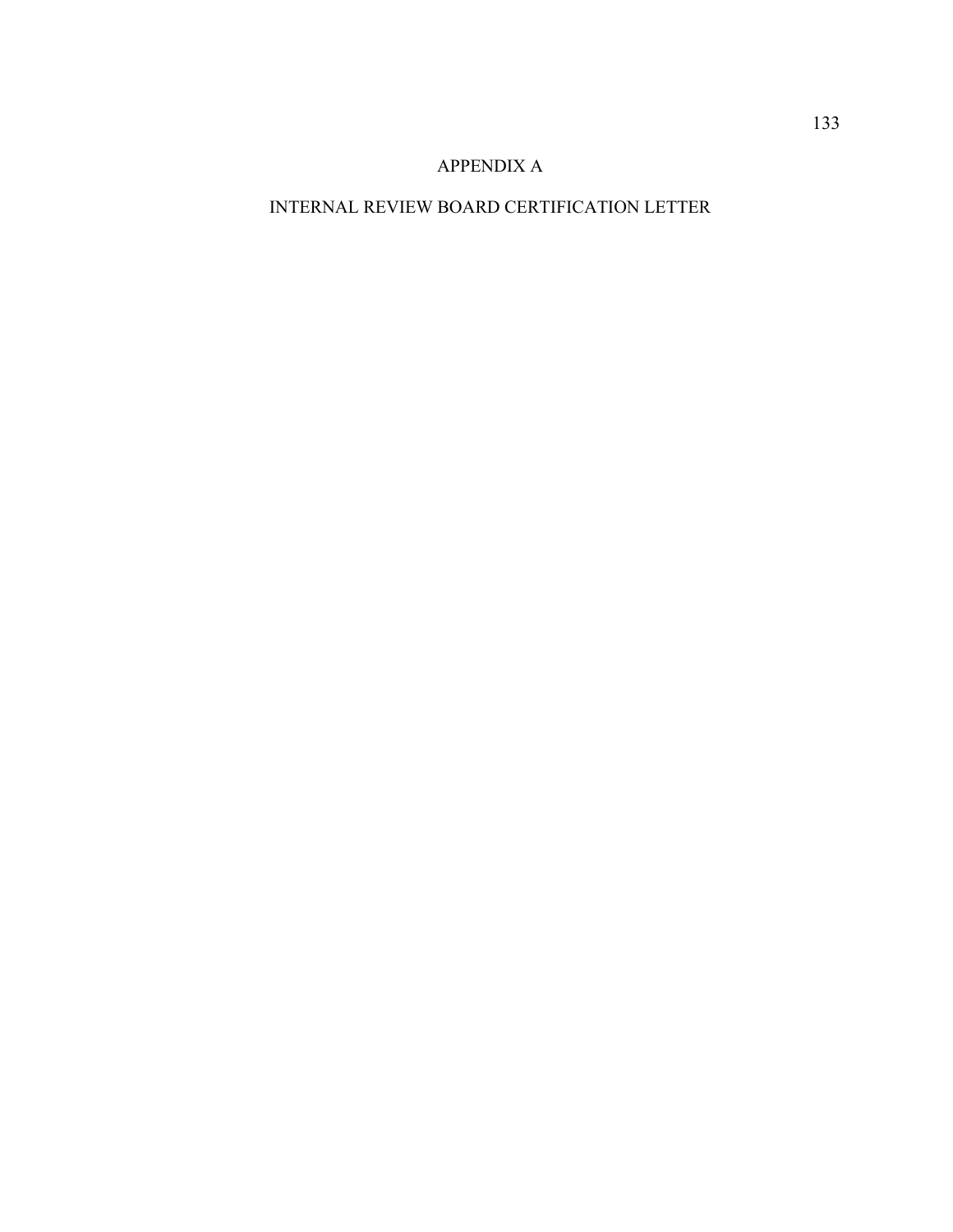# APPENDIX A

## INTERNAL REVIEW BOARD CERTIFICATION LETTER